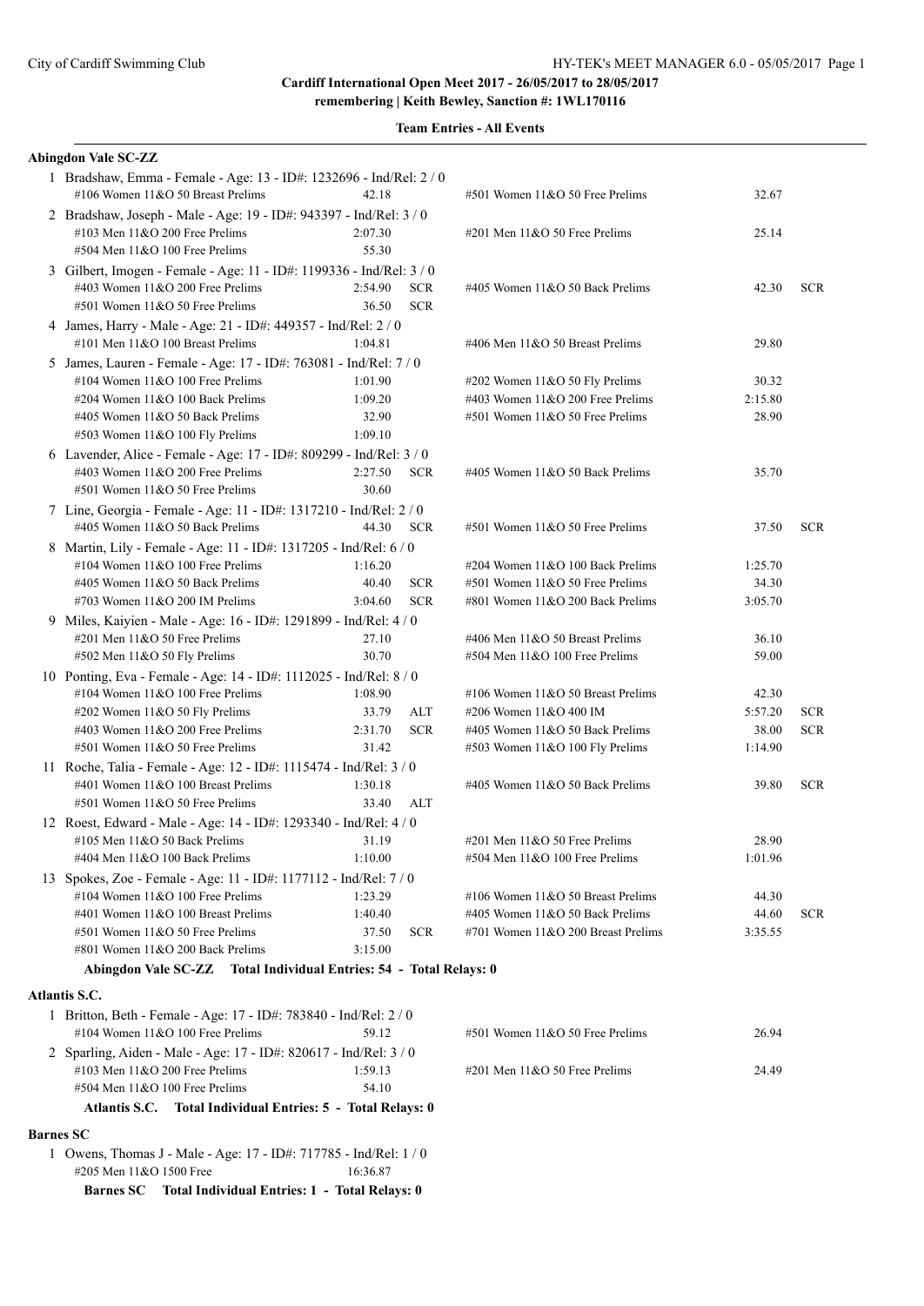**Cardiff International Open Meet 2017 - 26/05/2017 to 28/05/2017**
**remembering | Keith Bewley, Sanction #: 1WL170116**

**Team Entries - All Events**

### Abingdon Vale SC-ZZ

1 Bradshaw, Emma - Female - Age: 13 - ID#: 1232696 - Ind/Rel: 2 / 0

| Event | Time | | Event | Time | |
|---|---|---|---|---|---|
| #106 Women 11&O 50 Breast Prelims | 42.18 | | #501 Women 11&O 50 Free Prelims | 32.67 | |

2 Bradshaw, Joseph - Male - Age: 19 - ID#: 943397 - Ind/Rel: 3 / 0

| Event | Time | | Event | Time | |
|---|---|---|---|---|---|
| #103 Men 11&O 200 Free Prelims | 2:07.30 | | #201 Men 11&O 50 Free Prelims | 25.14 | |
| #504 Men 11&O 100 Free Prelims | 55.30 | | | | |

3 Gilbert, Imogen - Female - Age: 11 - ID#: 1199336 - Ind/Rel: 3 / 0

| Event | Time | | Event | Time | |
|---|---|---|---|---|---|
| #403 Women 11&O 200 Free Prelims | 2:54.90 | SCR | #405 Women 11&O 50 Back Prelims | 42.30 | SCR |
| #501 Women 11&O 50 Free Prelims | 36.50 | SCR | | | |

4 James, Harry - Male - Age: 21 - ID#: 449357 - Ind/Rel: 2 / 0

| Event | Time | | Event | Time | |
|---|---|---|---|---|---|
| #101 Men 11&O 100 Breast Prelims | 1:04.81 | | #406 Men 11&O 50 Breast Prelims | 29.80 | |

5 James, Lauren - Female - Age: 17 - ID#: 763081 - Ind/Rel: 7 / 0

| Event | Time | | Event | Time | |
|---|---|---|---|---|---|
| #104 Women 11&O 100 Free Prelims | 1:01.90 | | #202 Women 11&O 50 Fly Prelims | 30.32 | |
| #204 Women 11&O 100 Back Prelims | 1:09.20 | | #403 Women 11&O 200 Free Prelims | 2:15.80 | |
| #405 Women 11&O 50 Back Prelims | 32.90 | | #501 Women 11&O 50 Free Prelims | 28.90 | |
| #503 Women 11&O 100 Fly Prelims | 1:09.10 | | | | |

6 Lavender, Alice - Female - Age: 17 - ID#: 809299 - Ind/Rel: 3 / 0

| Event | Time | | Event | Time | |
|---|---|---|---|---|---|
| #403 Women 11&O 200 Free Prelims | 2:27.50 | SCR | #405 Women 11&O 50 Back Prelims | 35.70 | |
| #501 Women 11&O 50 Free Prelims | 30.60 | | | | |

7 Line, Georgia - Female - Age: 11 - ID#: 1317210 - Ind/Rel: 2 / 0

| Event | Time | | Event | Time | |
|---|---|---|---|---|---|
| #405 Women 11&O 50 Back Prelims | 44.30 | SCR | #501 Women 11&O 50 Free Prelims | 37.50 | SCR |

8 Martin, Lily - Female - Age: 11 - ID#: 1317205 - Ind/Rel: 6 / 0

| Event | Time | | Event | Time | |
|---|---|---|---|---|---|
| #104 Women 11&O 100 Free Prelims | 1:16.20 | | #204 Women 11&O 100 Back Prelims | 1:25.70 | |
| #405 Women 11&O 50 Back Prelims | 40.40 | SCR | #501 Women 11&O 50 Free Prelims | 34.30 | |
| #703 Women 11&O 200 IM Prelims | 3:04.60 | SCR | #801 Women 11&O 200 Back Prelims | 3:05.70 | |

9 Miles, Kaiyien - Male - Age: 16 - ID#: 1291899 - Ind/Rel: 4 / 0

| Event | Time | | Event | Time | |
|---|---|---|---|---|---|
| #201 Men 11&O 50 Free Prelims | 27.10 | | #406 Men 11&O 50 Breast Prelims | 36.10 | |
| #502 Men 11&O 50 Fly Prelims | 30.70 | | #504 Men 11&O 100 Free Prelims | 59.00 | |

10 Ponting, Eva - Female - Age: 14 - ID#: 1112025 - Ind/Rel: 8 / 0

| Event | Time | | Event | Time | |
|---|---|---|---|---|---|
| #104 Women 11&O 100 Free Prelims | 1:08.90 | | #106 Women 11&O 50 Breast Prelims | 42.30 | |
| #202 Women 11&O 50 Fly Prelims | 33.79 | ALT | #206 Women 11&O 400 IM | 5:57.20 | SCR |
| #403 Women 11&O 200 Free Prelims | 2:31.70 | SCR | #405 Women 11&O 50 Back Prelims | 38.00 | SCR |
| #501 Women 11&O 50 Free Prelims | 31.42 | | #503 Women 11&O 100 Fly Prelims | 1:14.90 | |

11 Roche, Talia - Female - Age: 12 - ID#: 1115474 - Ind/Rel: 3 / 0

| Event | Time | | Event | Time | |
|---|---|---|---|---|---|
| #401 Women 11&O 100 Breast Prelims | 1:30.18 | | #405 Women 11&O 50 Back Prelims | 39.80 | SCR |
| #501 Women 11&O 50 Free Prelims | 33.40 | ALT | | | |

12 Roest, Edward - Male - Age: 14 - ID#: 1293340 - Ind/Rel: 4 / 0

| Event | Time | | Event | Time | |
|---|---|---|---|---|---|
| #105 Men 11&O 50 Back Prelims | 31.19 | | #201 Men 11&O 50 Free Prelims | 28.90 | |
| #404 Men 11&O 100 Back Prelims | 1:10.00 | | #504 Men 11&O 100 Free Prelims | 1:01.96 | |

13 Spokes, Zoe - Female - Age: 11 - ID#: 1177112 - Ind/Rel: 7 / 0

| Event | Time | | Event | Time | |
|---|---|---|---|---|---|
| #104 Women 11&O 100 Free Prelims | 1:23.29 | | #106 Women 11&O 50 Breast Prelims | 44.30 | |
| #401 Women 11&O 100 Breast Prelims | 1:40.40 | | #405 Women 11&O 50 Back Prelims | 44.60 | SCR |
| #501 Women 11&O 50 Free Prelims | 37.50 | SCR | #701 Women 11&O 200 Breast Prelims | 3:35.55 | |
| #801 Women 11&O 200 Back Prelims | 3:15.00 | | | | |

**Abingdon Vale SC-ZZ Total Individual Entries: 54 - Total Relays: 0**

### Atlantis S.C.

1 Britton, Beth - Female - Age: 17 - ID#: 783840 - Ind/Rel: 2 / 0

| Event | Time | | Event | Time | |
|---|---|---|---|---|---|
| #104 Women 11&O 100 Free Prelims | 59.12 | | #501 Women 11&O 50 Free Prelims | 26.94 | |

2 Sparling, Aiden - Male - Age: 17 - ID#: 820617 - Ind/Rel: 3 / 0

| Event | Time | | Event | Time | |
|---|---|---|---|---|---|
| #103 Men 11&O 200 Free Prelims | 1:59.13 | | #201 Men 11&O 50 Free Prelims | 24.49 | |
| #504 Men 11&O 100 Free Prelims | 54.10 | | | | |

**Atlantis S.C. Total Individual Entries: 5 - Total Relays: 0**

### Barnes SC

1 Owens, Thomas J - Male - Age: 17 - ID#: 717785 - Ind/Rel: 1 / 0

| Event | Time | | Event | Time | |
|---|---|---|---|---|---|
| #205 Men 11&O 1500 Free | 16:36.87 | | | | |

**Barnes SC Total Individual Entries: 1 - Total Relays: 0**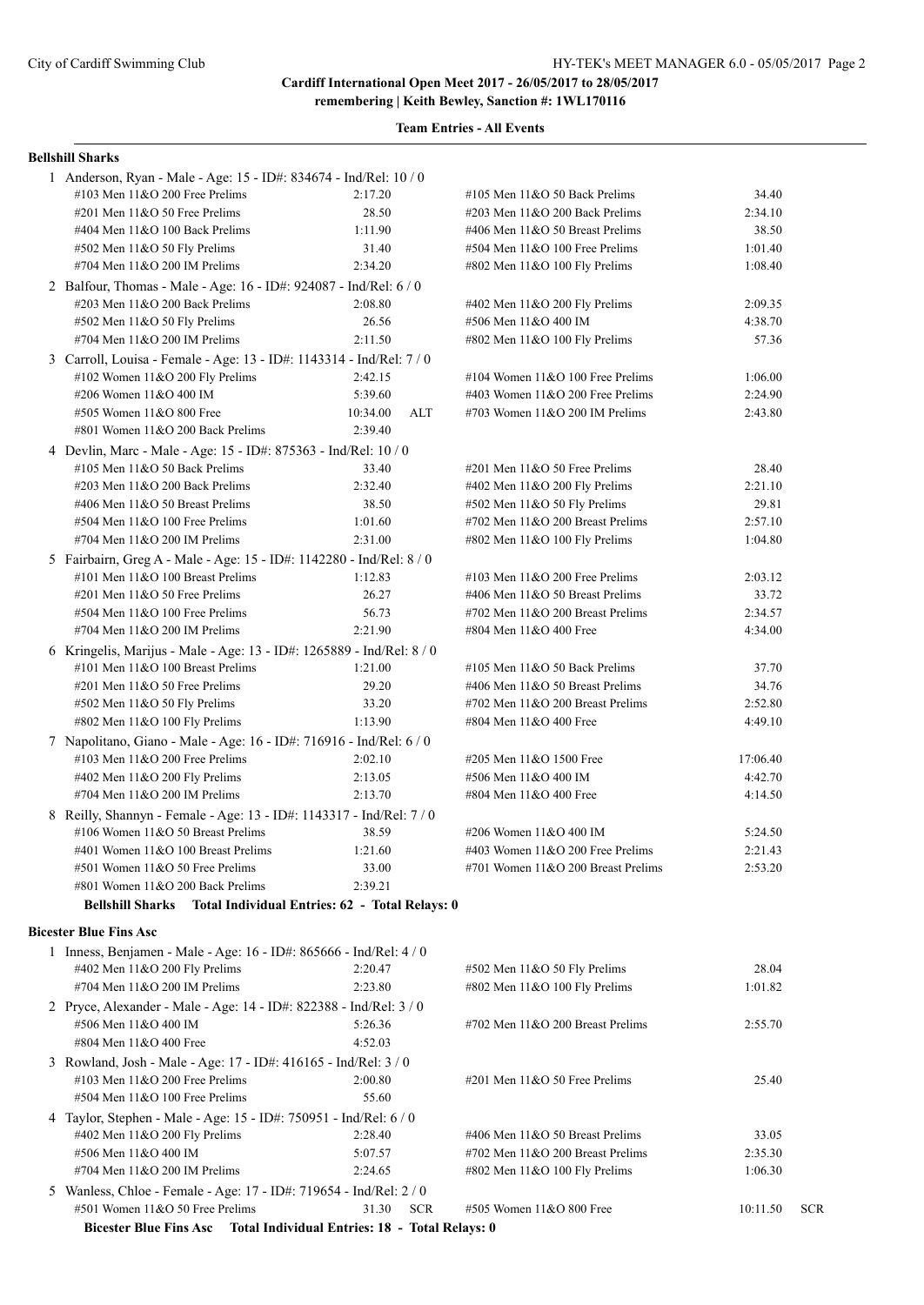**Cardiff International Open Meet 2017 - 26/05/2017 to 28/05/2017**
**remembering | Keith Bewley, Sanction #: 1WL170116**

**Team Entries - All Events**

**Bellshill Sharks**

1 Anderson, Ryan - Male - Age: 15 - ID#: 834674 - Ind/Rel: 10 / 0

| | | | |
|---|---|---|---|
| #103 Men 11&O 200 Free Prelims | 2:17.20 | #105 Men 11&O 50 Back Prelims | 34.40 |
| #201 Men 11&O 50 Free Prelims | 28.50 | #203 Men 11&O 200 Back Prelims | 2:34.10 |
| #404 Men 11&O 100 Back Prelims | 1:11.90 | #406 Men 11&O 50 Breast Prelims | 38.50 |
| #502 Men 11&O 50 Fly Prelims | 31.40 | #504 Men 11&O 100 Free Prelims | 1:01.40 |
| #704 Men 11&O 200 IM Prelims | 2:34.20 | #802 Men 11&O 100 Fly Prelims | 1:08.40 |

2 Balfour, Thomas - Male - Age: 16 - ID#: 924087 - Ind/Rel: 6 / 0

| | | | |
|---|---|---|---|
| #203 Men 11&O 200 Back Prelims | 2:08.80 | #402 Men 11&O 200 Fly Prelims | 2:09.35 |
| #502 Men 11&O 50 Fly Prelims | 26.56 | #506 Men 11&O 400 IM | 4:38.70 |
| #704 Men 11&O 200 IM Prelims | 2:11.50 | #802 Men 11&O 100 Fly Prelims | 57.36 |

3 Carroll, Louisa - Female - Age: 13 - ID#: 1143314 - Ind/Rel: 7 / 0

| | | | |
|---|---|---|---|
| #102 Women 11&O 200 Fly Prelims | 2:42.15 | #104 Women 11&O 100 Free Prelims | 1:06.00 |
| #206 Women 11&O 400 IM | 5:39.60 | #403 Women 11&O 200 Free Prelims | 2:24.90 |
| #505 Women 11&O 800 Free | 10:34.00 ALT | #703 Women 11&O 200 IM Prelims | 2:43.80 |
| #801 Women 11&O 200 Back Prelims | 2:39.40 | | |

4 Devlin, Marc - Male - Age: 15 - ID#: 875363 - Ind/Rel: 10 / 0

| | | | |
|---|---|---|---|
| #105 Men 11&O 50 Back Prelims | 33.40 | #201 Men 11&O 50 Free Prelims | 28.40 |
| #203 Men 11&O 200 Back Prelims | 2:32.40 | #402 Men 11&O 200 Fly Prelims | 2:21.10 |
| #406 Men 11&O 50 Breast Prelims | 38.50 | #502 Men 11&O 50 Fly Prelims | 29.81 |
| #504 Men 11&O 100 Free Prelims | 1:01.60 | #702 Men 11&O 200 Breast Prelims | 2:57.10 |
| #704 Men 11&O 200 IM Prelims | 2:31.00 | #802 Men 11&O 100 Fly Prelims | 1:04.80 |

5 Fairbairn, Greg A - Male - Age: 15 - ID#: 1142280 - Ind/Rel: 8 / 0

| | | | |
|---|---|---|---|
| #101 Men 11&O 100 Breast Prelims | 1:12.83 | #103 Men 11&O 200 Free Prelims | 2:03.12 |
| #201 Men 11&O 50 Free Prelims | 26.27 | #406 Men 11&O 50 Breast Prelims | 33.72 |
| #504 Men 11&O 100 Free Prelims | 56.73 | #702 Men 11&O 200 Breast Prelims | 2:34.57 |
| #704 Men 11&O 200 IM Prelims | 2:21.90 | #804 Men 11&O 400 Free | 4:34.00 |

6 Kringelis, Marijus - Male - Age: 13 - ID#: 1265889 - Ind/Rel: 8 / 0

| | | | |
|---|---|---|---|
| #101 Men 11&O 100 Breast Prelims | 1:21.00 | #105 Men 11&O 50 Back Prelims | 37.70 |
| #201 Men 11&O 50 Free Prelims | 29.20 | #406 Men 11&O 50 Breast Prelims | 34.76 |
| #502 Men 11&O 50 Fly Prelims | 33.20 | #702 Men 11&O 200 Breast Prelims | 2:52.80 |
| #802 Men 11&O 100 Fly Prelims | 1:13.90 | #804 Men 11&O 400 Free | 4:49.10 |

7 Napolitano, Giano - Male - Age: 16 - ID#: 716916 - Ind/Rel: 6 / 0

| | | | |
|---|---|---|---|
| #103 Men 11&O 200 Free Prelims | 2:02.10 | #205 Men 11&O 1500 Free | 17:06.40 |
| #402 Men 11&O 200 Fly Prelims | 2:13.05 | #506 Men 11&O 400 IM | 4:42.70 |
| #704 Men 11&O 200 IM Prelims | 2:13.70 | #804 Men 11&O 400 Free | 4:14.50 |

8 Reilly, Shannyn - Female - Age: 13 - ID#: 1143317 - Ind/Rel: 7 / 0

| | | | |
|---|---|---|---|
| #106 Women 11&O 50 Breast Prelims | 38.59 | #206 Women 11&O 400 IM | 5:24.50 |
| #401 Women 11&O 100 Breast Prelims | 1:21.60 | #403 Women 11&O 200 Free Prelims | 2:21.43 |
| #501 Women 11&O 50 Free Prelims | 33.00 | #701 Women 11&O 200 Breast Prelims | 2:53.20 |
| #801 Women 11&O 200 Back Prelims | 2:39.21 | | |

**Bellshill Sharks Total Individual Entries: 62 - Total Relays: 0**

**Bicester Blue Fins Asc**

1 Inness, Benjamen - Male - Age: 16 - ID#: 865666 - Ind/Rel: 4 / 0

| | | | |
|---|---|---|---|
| #402 Men 11&O 200 Fly Prelims | 2:20.47 | #502 Men 11&O 50 Fly Prelims | 28.04 |
| #704 Men 11&O 200 IM Prelims | 2:23.80 | #802 Men 11&O 100 Fly Prelims | 1:01.82 |

2 Pryce, Alexander - Male - Age: 14 - ID#: 822388 - Ind/Rel: 3 / 0

| | | | |
|---|---|---|---|
| #506 Men 11&O 400 IM | 5:26.36 | #702 Men 11&O 200 Breast Prelims | 2:55.70 |
| #804 Men 11&O 400 Free | 4:52.03 | | |

3 Rowland, Josh - Male - Age: 17 - ID#: 416165 - Ind/Rel: 3 / 0

| | | | |
|---|---|---|---|
| #103 Men 11&O 200 Free Prelims | 2:00.80 | #201 Men 11&O 50 Free Prelims | 25.40 |
| #504 Men 11&O 100 Free Prelims | 55.60 | | |

4 Taylor, Stephen - Male - Age: 15 - ID#: 750951 - Ind/Rel: 6 / 0

| | | | |
|---|---|---|---|
| #402 Men 11&O 200 Fly Prelims | 2:28.40 | #406 Men 11&O 50 Breast Prelims | 33.05 |
| #506 Men 11&O 400 IM | 5:07.57 | #702 Men 11&O 200 Breast Prelims | 2:35.30 |
| #704 Men 11&O 200 IM Prelims | 2:24.65 | #802 Men 11&O 100 Fly Prelims | 1:06.30 |

5 Wanless, Chloe - Female - Age: 17 - ID#: 719654 - Ind/Rel: 2 / 0

| | | | |
|---|---|---|---|
| #501 Women 11&O 50 Free Prelims | 31.30 SCR | #505 Women 11&O 800 Free | 10:11.50 SCR |

**Bicester Blue Fins Asc Total Individual Entries: 18 - Total Relays: 0**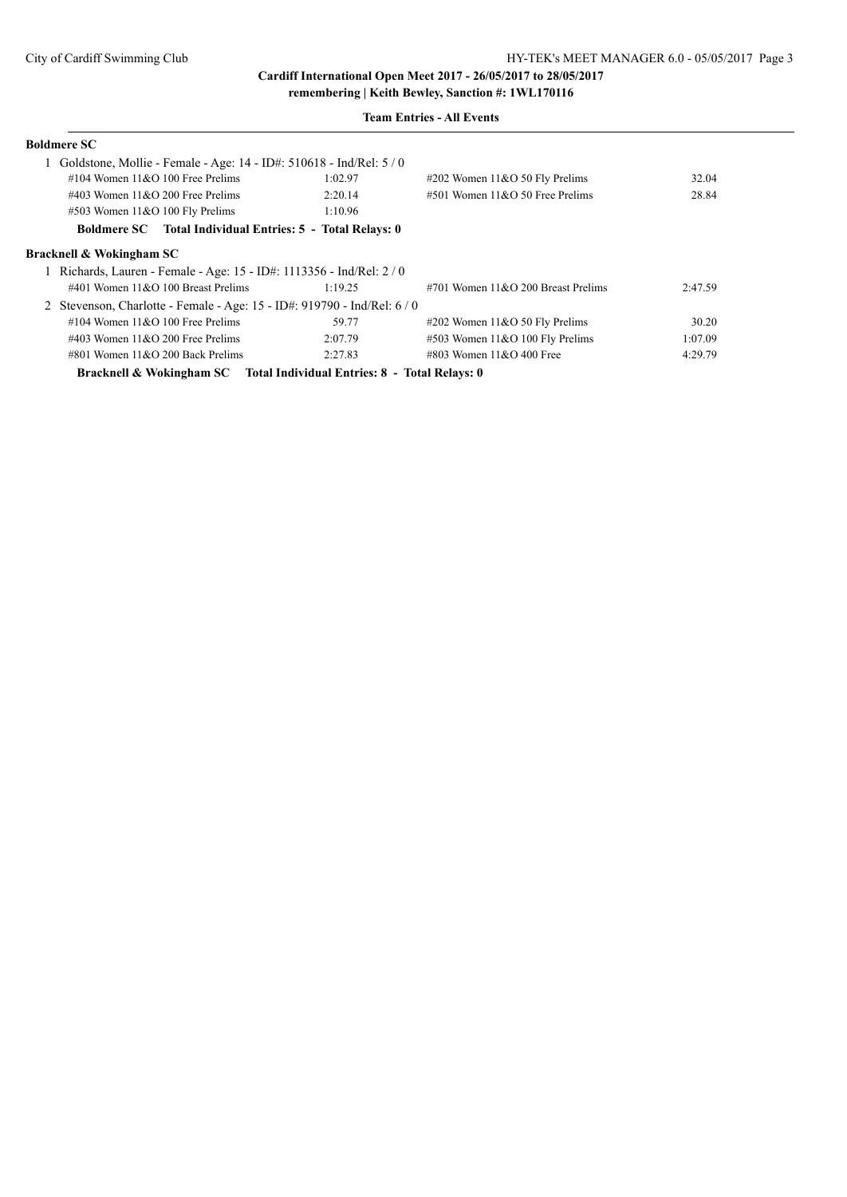**Cardiff International Open Meet 2017 - 26/05/2017 to 28/05/2017**
**remembering | Keith Bewley, Sanction #: 1WL170116**

**Team Entries - All Events**

**Boldmere SC**

1 Goldstone, Mollie - Female - Age: 14 - ID#: 510618 - Ind/Rel: 5 / 0

| Event | Time | Event | Time |
|---|---|---|---|
| #104 Women 11&O 100 Free Prelims | 1:02.97 | #202 Women 11&O 50 Fly Prelims | 32.04 |
| #403 Women 11&O 200 Free Prelims | 2:20.14 | #501 Women 11&O 50 Free Prelims | 28.84 |
| #503 Women 11&O 100 Fly Prelims | 1:10.96 | | |

**Boldmere SC Total Individual Entries: 5 - Total Relays: 0**

**Bracknell & Wokingham SC**

1 Richards, Lauren - Female - Age: 15 - ID#: 1113356 - Ind/Rel: 2 / 0

| Event | Time | Event | Time |
|---|---|---|---|
| #401 Women 11&O 100 Breast Prelims | 1:19.25 | #701 Women 11&O 200 Breast Prelims | 2:47.59 |

2 Stevenson, Charlotte - Female - Age: 15 - ID#: 919790 - Ind/Rel: 6 / 0

| Event | Time | Event | Time |
|---|---|---|---|
| #104 Women 11&O 100 Free Prelims | 59.77 | #202 Women 11&O 50 Fly Prelims | 30.20 |
| #403 Women 11&O 200 Free Prelims | 2:07.79 | #503 Women 11&O 100 Fly Prelims | 1:07.09 |
| #801 Women 11&O 200 Back Prelims | 2:27.83 | #803 Women 11&O 400 Free | 4:29.79 |

**Bracknell & Wokingham SC Total Individual Entries: 8 - Total Relays: 0**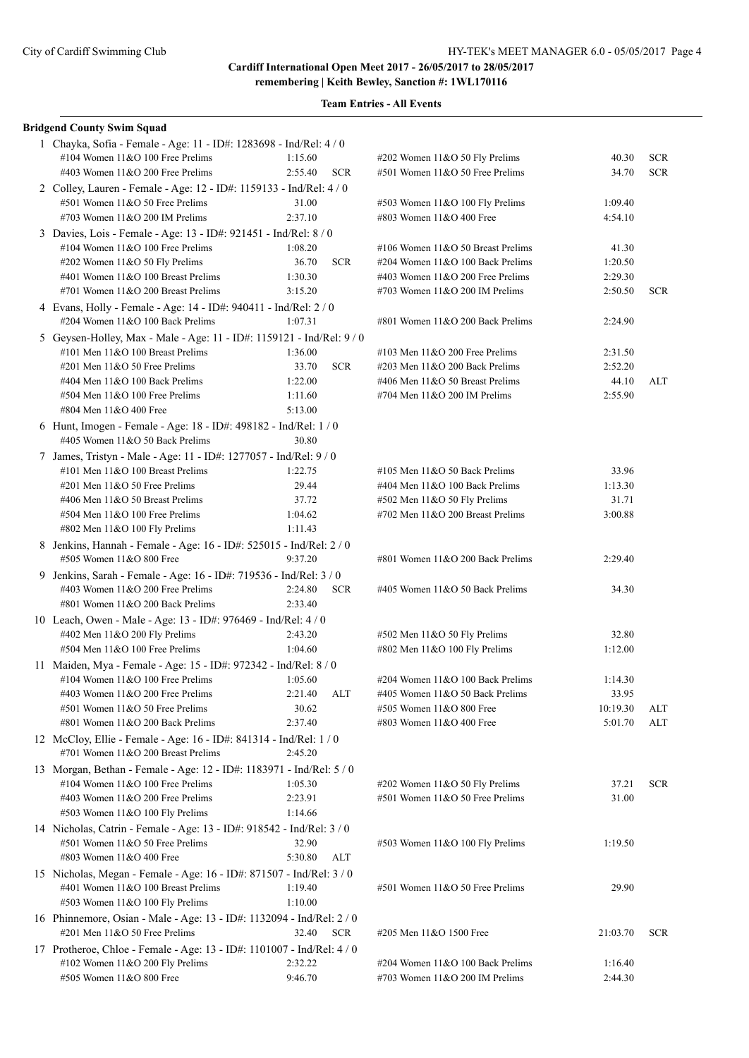**Cardiff International Open Meet 2017 - 26/05/2017 to 28/05/2017**
**remembering | Keith Bewley, Sanction #: 1WL170116**

**Team Entries - All Events**

**Bridgend County Swim Squad**

1 Chayka, Sofia - Female - Age: 11 - ID#: 1283698 - Ind/Rel: 4 / 0

| Event | Time | | Event | Time | |
|---|---|---|---|---|---|
| #104 Women 11&O 100 Free Prelims | 1:15.60 | | #202 Women 11&O 50 Fly Prelims | 40.30 | SCR |
| #403 Women 11&O 200 Free Prelims | 2:55.40 | SCR | #501 Women 11&O 50 Free Prelims | 34.70 | SCR |

2 Colley, Lauren - Female - Age: 12 - ID#: 1159133 - Ind/Rel: 4 / 0

| Event | Time | | Event | Time | |
|---|---|---|---|---|---|
| #501 Women 11&O 50 Free Prelims | 31.00 | | #503 Women 11&O 100 Fly Prelims | 1:09.40 | |
| #703 Women 11&O 200 IM Prelims | 2:37.10 | | #803 Women 11&O 400 Free | 4:54.10 | |

3 Davies, Lois - Female - Age: 13 - ID#: 921451 - Ind/Rel: 8 / 0

| Event | Time | | Event | Time | |
|---|---|---|---|---|---|
| #104 Women 11&O 100 Free Prelims | 1:08.20 | | #106 Women 11&O 50 Breast Prelims | 41.30 | |
| #202 Women 11&O 50 Fly Prelims | 36.70 | SCR | #204 Women 11&O 100 Back Prelims | 1:20.50 | |
| #401 Women 11&O 100 Breast Prelims | 1:30.30 | | #403 Women 11&O 200 Free Prelims | 2:29.30 | |
| #701 Women 11&O 200 Breast Prelims | 3:15.20 | | #703 Women 11&O 200 IM Prelims | 2:50.50 | SCR |

4 Evans, Holly - Female - Age: 14 - ID#: 940411 - Ind/Rel: 2 / 0

| Event | Time | | Event | Time | |
|---|---|---|---|---|---|
| #204 Women 11&O 100 Back Prelims | 1:07.31 | | #801 Women 11&O 200 Back Prelims | 2:24.90 | |

5 Geysen-Holley, Max - Male - Age: 11 - ID#: 1159121 - Ind/Rel: 9 / 0

| Event | Time | | Event | Time | |
|---|---|---|---|---|---|
| #101 Men 11&O 100 Breast Prelims | 1:36.00 | | #103 Men 11&O 200 Free Prelims | 2:31.50 | |
| #201 Men 11&O 50 Free Prelims | 33.70 | SCR | #203 Men 11&O 200 Back Prelims | 2:52.20 | |
| #404 Men 11&O 100 Back Prelims | 1:22.00 | | #406 Men 11&O 50 Breast Prelims | 44.10 | ALT |
| #504 Men 11&O 100 Free Prelims | 1:11.60 | | #704 Men 11&O 200 IM Prelims | 2:55.90 | |
| #804 Men 11&O 400 Free | 5:13.00 | | | | |

6 Hunt, Imogen - Female - Age: 18 - ID#: 498182 - Ind/Rel: 1 / 0

| Event | Time | | Event | Time | |
|---|---|---|---|---|---|
| #405 Women 11&O 50 Back Prelims | 30.80 | | | | |

7 James, Tristyn - Male - Age: 11 - ID#: 1277057 - Ind/Rel: 9 / 0

| Event | Time | | Event | Time | |
|---|---|---|---|---|---|
| #101 Men 11&O 100 Breast Prelims | 1:22.75 | | #105 Men 11&O 50 Back Prelims | 33.96 | |
| #201 Men 11&O 50 Free Prelims | 29.44 | | #404 Men 11&O 100 Back Prelims | 1:13.30 | |
| #406 Men 11&O 50 Breast Prelims | 37.72 | | #502 Men 11&O 50 Fly Prelims | 31.71 | |
| #504 Men 11&O 100 Free Prelims | 1:04.62 | | #702 Men 11&O 200 Breast Prelims | 3:00.88 | |
| #802 Men 11&O 100 Fly Prelims | 1:11.43 | | | | |

8 Jenkins, Hannah - Female - Age: 16 - ID#: 525015 - Ind/Rel: 2 / 0

| Event | Time | | Event | Time | |
|---|---|---|---|---|---|
| #505 Women 11&O 800 Free | 9:37.20 | | #801 Women 11&O 200 Back Prelims | 2:29.40 | |

9 Jenkins, Sarah - Female - Age: 16 - ID#: 719536 - Ind/Rel: 3 / 0

| Event | Time | | Event | Time | |
|---|---|---|---|---|---|
| #403 Women 11&O 200 Free Prelims | 2:24.80 | SCR | #405 Women 11&O 50 Back Prelims | 34.30 | |
| #801 Women 11&O 200 Back Prelims | 2:33.40 | | | | |

10 Leach, Owen - Male - Age: 13 - ID#: 976469 - Ind/Rel: 4 / 0

| Event | Time | | Event | Time | |
|---|---|---|---|---|---|
| #402 Men 11&O 200 Fly Prelims | 2:43.20 | | #502 Men 11&O 50 Fly Prelims | 32.80 | |
| #504 Men 11&O 100 Free Prelims | 1:04.60 | | #802 Men 11&O 100 Fly Prelims | 1:12.00 | |

11 Maiden, Mya - Female - Age: 15 - ID#: 972342 - Ind/Rel: 8 / 0

| Event | Time | | Event | Time | |
|---|---|---|---|---|---|
| #104 Women 11&O 100 Free Prelims | 1:05.60 | | #204 Women 11&O 100 Back Prelims | 1:14.30 | |
| #403 Women 11&O 200 Free Prelims | 2:21.40 | ALT | #405 Women 11&O 50 Back Prelims | 33.95 | |
| #501 Women 11&O 50 Free Prelims | 30.62 | | #505 Women 11&O 800 Free | 10:19.30 | ALT |
| #801 Women 11&O 200 Back Prelims | 2:37.40 | | #803 Women 11&O 400 Free | 5:01.70 | ALT |

12 McCloy, Ellie - Female - Age: 16 - ID#: 841314 - Ind/Rel: 1 / 0

| Event | Time | | Event | Time | |
|---|---|---|---|---|---|
| #701 Women 11&O 200 Breast Prelims | 2:45.20 | | | | |

13 Morgan, Bethan - Female - Age: 12 - ID#: 1183971 - Ind/Rel: 5 / 0

| Event | Time | | Event | Time | |
|---|---|---|---|---|---|
| #104 Women 11&O 100 Free Prelims | 1:05.30 | | #202 Women 11&O 50 Fly Prelims | 37.21 | SCR |
| #403 Women 11&O 200 Free Prelims | 2:23.91 | | #501 Women 11&O 50 Free Prelims | 31.00 | |
| #503 Women 11&O 100 Fly Prelims | 1:14.66 | | | | |

14 Nicholas, Catrin - Female - Age: 13 - ID#: 918542 - Ind/Rel: 3 / 0

| Event | Time | | Event | Time | |
|---|---|---|---|---|---|
| #501 Women 11&O 50 Free Prelims | 32.90 | | #503 Women 11&O 100 Fly Prelims | 1:19.50 | |
| #803 Women 11&O 400 Free | 5:30.80 | ALT | | | |

15 Nicholas, Megan - Female - Age: 16 - ID#: 871507 - Ind/Rel: 3 / 0

| Event | Time | | Event | Time | |
|---|---|---|---|---|---|
| #401 Women 11&O 100 Breast Prelims | 1:19.40 | | #501 Women 11&O 50 Free Prelims | 29.90 | |
| #503 Women 11&O 100 Fly Prelims | 1:10.00 | | | | |

16 Phinnemore, Osian - Male - Age: 13 - ID#: 1132094 - Ind/Rel: 2 / 0

| Event | Time | | Event | Time | |
|---|---|---|---|---|---|
| #201 Men 11&O 50 Free Prelims | 32.40 | SCR | #205 Men 11&O 1500 Free | 21:03.70 | SCR |

17 Protheroe, Chloe - Female - Age: 13 - ID#: 1101007 - Ind/Rel: 4 / 0

| Event | Time | | Event | Time | |
|---|---|---|---|---|---|
| #102 Women 11&O 200 Fly Prelims | 2:32.22 | | #204 Women 11&O 100 Back Prelims | 1:16.40 | |
| #505 Women 11&O 800 Free | 9:46.70 | | #703 Women 11&O 200 IM Prelims | 2:44.30 | |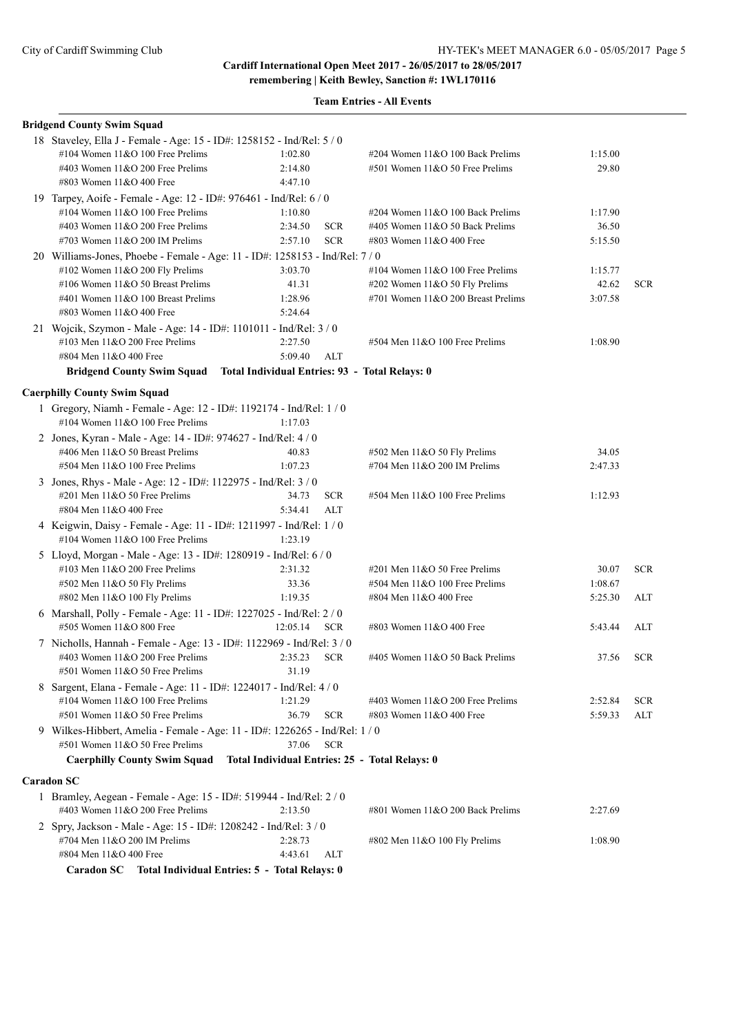**Cardiff International Open Meet 2017 - 26/05/2017 to 28/05/2017**
**remembering | Keith Bewley, Sanction #: 1WL170116**

**Team Entries - All Events**

### Bridgend County Swim Squad

18 Staveley, Ella J - Female - Age: 15 - ID#: 1258152 - Ind/Rel: 5 / 0

| Event | Time | | Event | Time | |
|---|---|---|---|---|---|
| #104 Women 11&O 100 Free Prelims | 1:02.80 | | #204 Women 11&O 100 Back Prelims | 1:15.00 | |
| #403 Women 11&O 200 Free Prelims | 2:14.80 | | #501 Women 11&O 50 Free Prelims | 29.80 | |
| #803 Women 11&O 400 Free | 4:47.10 | | | | |

19 Tarpey, Aoife - Female - Age: 12 - ID#: 976461 - Ind/Rel: 6 / 0

| Event | Time | | Event | Time | |
|---|---|---|---|---|---|
| #104 Women 11&O 100 Free Prelims | 1:10.80 | | #204 Women 11&O 100 Back Prelims | 1:17.90 | |
| #403 Women 11&O 200 Free Prelims | 2:34.50 | SCR | #405 Women 11&O 50 Back Prelims | 36.50 | |
| #703 Women 11&O 200 IM Prelims | 2:57.10 | SCR | #803 Women 11&O 400 Free | 5:15.50 | |

20 Williams-Jones, Phoebe - Female - Age: 11 - ID#: 1258153 - Ind/Rel: 7 / 0

| Event | Time | | Event | Time | |
|---|---|---|---|---|---|
| #102 Women 11&O 200 Fly Prelims | 3:03.70 | | #104 Women 11&O 100 Free Prelims | 1:15.77 | |
| #106 Women 11&O 50 Breast Prelims | 41.31 | | #202 Women 11&O 50 Fly Prelims | 42.62 | SCR |
| #401 Women 11&O 100 Breast Prelims | 1:28.96 | | #701 Women 11&O 200 Breast Prelims | 3:07.58 | |
| #803 Women 11&O 400 Free | 5:24.64 | | | | |

21 Wojcik, Szymon - Male - Age: 14 - ID#: 1101011 - Ind/Rel: 3 / 0

| Event | Time | | Event | Time | |
|---|---|---|---|---|---|
| #103 Men 11&O 200 Free Prelims | 2:27.50 | | #504 Men 11&O 100 Free Prelims | 1:08.90 | |
| #804 Men 11&O 400 Free | 5:09.40 | ALT | | | |

**Bridgend County Swim Squad Total Individual Entries: 93 - Total Relays: 0**

### Caerphilly County Swim Squad

1 Gregory, Niamh - Female - Age: 12 - ID#: 1192174 - Ind/Rel: 1 / 0

| Event | Time | |
|---|---|---|
| #104 Women 11&O 100 Free Prelims | 1:17.03 | |

2 Jones, Kyran - Male - Age: 14 - ID#: 974627 - Ind/Rel: 4 / 0

| Event | Time | | Event | Time | |
|---|---|---|---|---|---|
| #406 Men 11&O 50 Breast Prelims | 40.83 | | #502 Men 11&O 50 Fly Prelims | 34.05 | |
| #504 Men 11&O 100 Free Prelims | 1:07.23 | | #704 Men 11&O 200 IM Prelims | 2:47.33 | |

3 Jones, Rhys - Male - Age: 12 - ID#: 1122975 - Ind/Rel: 3 / 0

| Event | Time | | Event | Time | |
|---|---|---|---|---|---|
| #201 Men 11&O 50 Free Prelims | 34.73 | SCR | #504 Men 11&O 100 Free Prelims | 1:12.93 | |
| #804 Men 11&O 400 Free | 5:34.41 | ALT | | | |

4 Keigwin, Daisy - Female - Age: 11 - ID#: 1211997 - Ind/Rel: 1 / 0

| Event | Time | |
|---|---|---|
| #104 Women 11&O 100 Free Prelims | 1:23.19 | |

5 Lloyd, Morgan - Male - Age: 13 - ID#: 1280919 - Ind/Rel: 6 / 0

| Event | Time | | Event | Time | |
|---|---|---|---|---|---|
| #103 Men 11&O 200 Free Prelims | 2:31.32 | | #201 Men 11&O 50 Free Prelims | 30.07 | SCR |
| #502 Men 11&O 50 Fly Prelims | 33.36 | | #504 Men 11&O 100 Free Prelims | 1:08.67 | |
| #802 Men 11&O 100 Fly Prelims | 1:19.35 | | #804 Men 11&O 400 Free | 5:25.30 | ALT |

6 Marshall, Polly - Female - Age: 11 - ID#: 1227025 - Ind/Rel: 2 / 0

| Event | Time | | Event | Time | |
|---|---|---|---|---|---|
| #505 Women 11&O 800 Free | 12:05.14 | SCR | #803 Women 11&O 400 Free | 5:43.44 | ALT |

7 Nicholls, Hannah - Female - Age: 13 - ID#: 1122969 - Ind/Rel: 3 / 0

| Event | Time | | Event | Time | |
|---|---|---|---|---|---|
| #403 Women 11&O 200 Free Prelims | 2:35.23 | SCR | #405 Women 11&O 50 Back Prelims | 37.56 | SCR |
| #501 Women 11&O 50 Free Prelims | 31.19 | | | | |

8 Sargent, Elana - Female - Age: 11 - ID#: 1224017 - Ind/Rel: 4 / 0

| Event | Time | | Event | Time | |
|---|---|---|---|---|---|
| #104 Women 11&O 100 Free Prelims | 1:21.29 | | #403 Women 11&O 200 Free Prelims | 2:52.84 | SCR |
| #501 Women 11&O 50 Free Prelims | 36.79 | SCR | #803 Women 11&O 400 Free | 5:59.33 | ALT |

9 Wilkes-Hibbert, Amelia - Female - Age: 11 - ID#: 1226265 - Ind/Rel: 1 / 0

| Event | Time | |
|---|---|---|
| #501 Women 11&O 50 Free Prelims | 37.06 | SCR |

**Caerphilly County Swim Squad Total Individual Entries: 25 - Total Relays: 0**

### Caradon SC

1 Bramley, Aegean - Female - Age: 15 - ID#: 519944 - Ind/Rel: 2 / 0

| Event | Time | | Event | Time | |
|---|---|---|---|---|---|
| #403 Women 11&O 200 Free Prelims | 2:13.50 | | #801 Women 11&O 200 Back Prelims | 2:27.69 | |

2 Spry, Jackson - Male - Age: 15 - ID#: 1208242 - Ind/Rel: 3 / 0

| Event | Time | | Event | Time | |
|---|---|---|---|---|---|
| #704 Men 11&O 200 IM Prelims | 2:28.73 | | #802 Men 11&O 100 Fly Prelims | 1:08.90 | |
| #804 Men 11&O 400 Free | 4:43.61 | ALT | | | |

**Caradon SC Total Individual Entries: 5 - Total Relays: 0**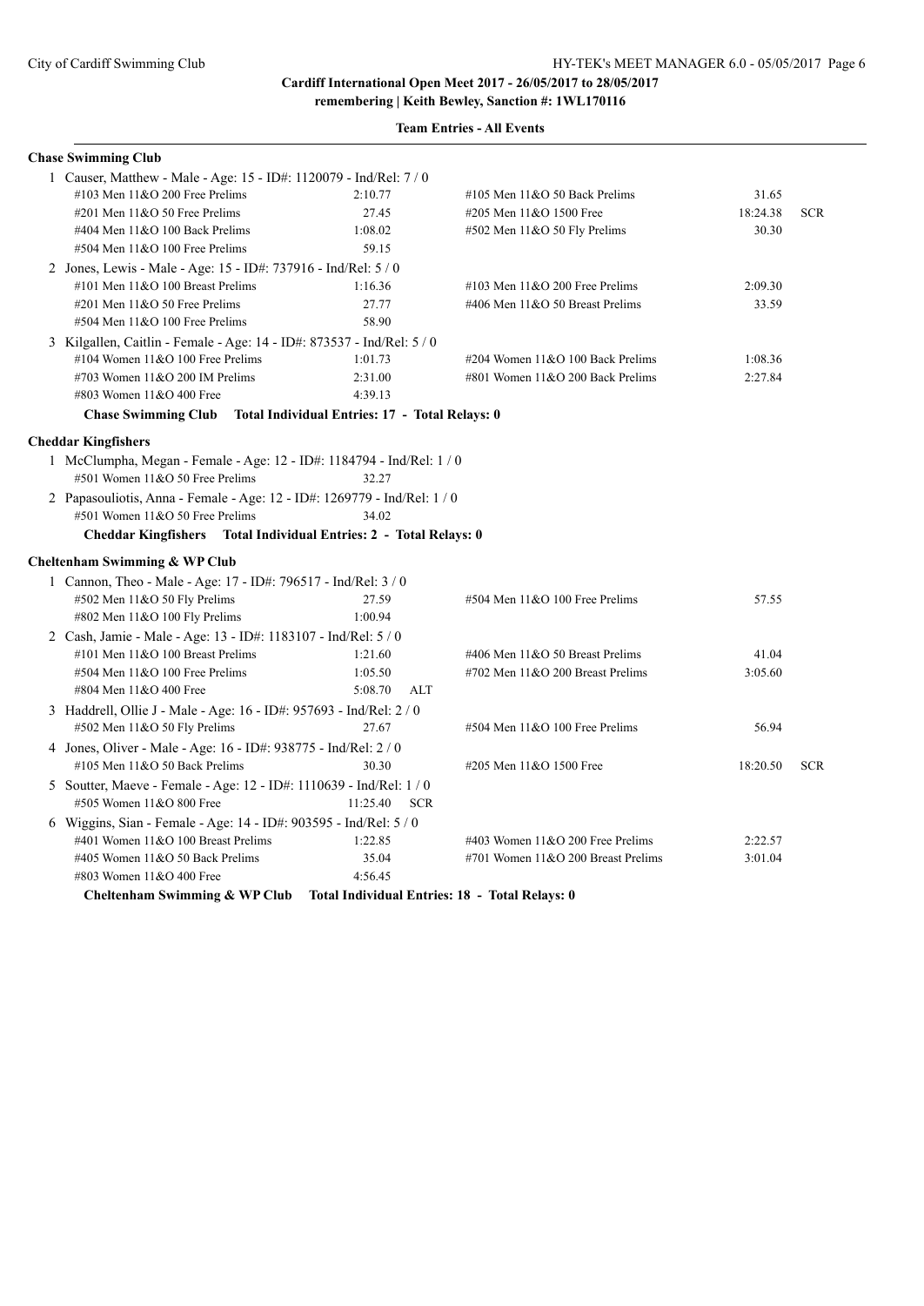**Cardiff International Open Meet 2017 - 26/05/2017 to 28/05/2017**
**remembering | Keith Bewley, Sanction #: 1WL170116**

**Team Entries - All Events**

### Chase Swimming Club

1 Causer, Matthew - Male - Age: 15 - ID#: 1120079 - Ind/Rel: 7 / 0

| Event | Time | Event | Time |
|---|---|---|---|
| #103 Men 11&O 200 Free Prelims | 2:10.77 | #105 Men 11&O 50 Back Prelims | 31.65 |
| #201 Men 11&O 50 Free Prelims | 27.45 | #205 Men 11&O 1500 Free | 18:24.38 SCR |
| #404 Men 11&O 100 Back Prelims | 1:08.02 | #502 Men 11&O 50 Fly Prelims | 30.30 |
| #504 Men 11&O 100 Free Prelims | 59.15 | | |

2 Jones, Lewis - Male - Age: 15 - ID#: 737916 - Ind/Rel: 5 / 0

| Event | Time | Event | Time |
|---|---|---|---|
| #101 Men 11&O 100 Breast Prelims | 1:16.36 | #103 Men 11&O 200 Free Prelims | 2:09.30 |
| #201 Men 11&O 50 Free Prelims | 27.77 | #406 Men 11&O 50 Breast Prelims | 33.59 |
| #504 Men 11&O 100 Free Prelims | 58.90 | | |

3 Kilgallen, Caitlin - Female - Age: 14 - ID#: 873537 - Ind/Rel: 5 / 0

| Event | Time | Event | Time |
|---|---|---|---|
| #104 Women 11&O 100 Free Prelims | 1:01.73 | #204 Women 11&O 100 Back Prelims | 1:08.36 |
| #703 Women 11&O 200 IM Prelims | 2:31.00 | #801 Women 11&O 200 Back Prelims | 2:27.84 |
| #803 Women 11&O 400 Free | 4:39.13 | | |

**Chase Swimming Club Total Individual Entries: 17 - Total Relays: 0**

### Cheddar Kingfishers

1 McClumpha, Megan - Female - Age: 12 - ID#: 1184794 - Ind/Rel: 1 / 0

| Event | Time |
|---|---|
| #501 Women 11&O 50 Free Prelims | 32.27 |

2 Papasouliotis, Anna - Female - Age: 12 - ID#: 1269779 - Ind/Rel: 1 / 0

| Event | Time |
|---|---|
| #501 Women 11&O 50 Free Prelims | 34.02 |

**Cheddar Kingfishers Total Individual Entries: 2 - Total Relays: 0**

### Cheltenham Swimming & WP Club

1 Cannon, Theo - Male - Age: 17 - ID#: 796517 - Ind/Rel: 3 / 0

| Event | Time | Event | Time |
|---|---|---|---|
| #502 Men 11&O 50 Fly Prelims | 27.59 | #504 Men 11&O 100 Free Prelims | 57.55 |
| #802 Men 11&O 100 Fly Prelims | 1:00.94 | | |

2 Cash, Jamie - Male - Age: 13 - ID#: 1183107 - Ind/Rel: 5 / 0

| Event | Time | Event | Time |
|---|---|---|---|
| #101 Men 11&O 100 Breast Prelims | 1:21.60 | #406 Men 11&O 50 Breast Prelims | 41.04 |
| #504 Men 11&O 100 Free Prelims | 1:05.50 | #702 Men 11&O 200 Breast Prelims | 3:05.60 |
| #804 Men 11&O 400 Free | 5:08.70 ALT | | |

3 Haddrell, Ollie J - Male - Age: 16 - ID#: 957693 - Ind/Rel: 2 / 0

| Event | Time | Event | Time |
|---|---|---|---|
| #502 Men 11&O 50 Fly Prelims | 27.67 | #504 Men 11&O 100 Free Prelims | 56.94 |

4 Jones, Oliver - Male - Age: 16 - ID#: 938775 - Ind/Rel: 2 / 0

| Event | Time | Event | Time |
|---|---|---|---|
| #105 Men 11&O 50 Back Prelims | 30.30 | #205 Men 11&O 1500 Free | 18:20.50 SCR |

5 Soutter, Maeve - Female - Age: 12 - ID#: 1110639 - Ind/Rel: 1 / 0

| Event | Time |
|---|---|
| #505 Women 11&O 800 Free | 11:25.40 SCR |

6 Wiggins, Sian - Female - Age: 14 - ID#: 903595 - Ind/Rel: 5 / 0

| Event | Time | Event | Time |
|---|---|---|---|
| #401 Women 11&O 100 Breast Prelims | 1:22.85 | #403 Women 11&O 200 Free Prelims | 2:22.57 |
| #405 Women 11&O 50 Back Prelims | 35.04 | #701 Women 11&O 200 Breast Prelims | 3:01.04 |
| #803 Women 11&O 400 Free | 4:56.45 | | |

**Cheltenham Swimming & WP Club Total Individual Entries: 18 - Total Relays: 0**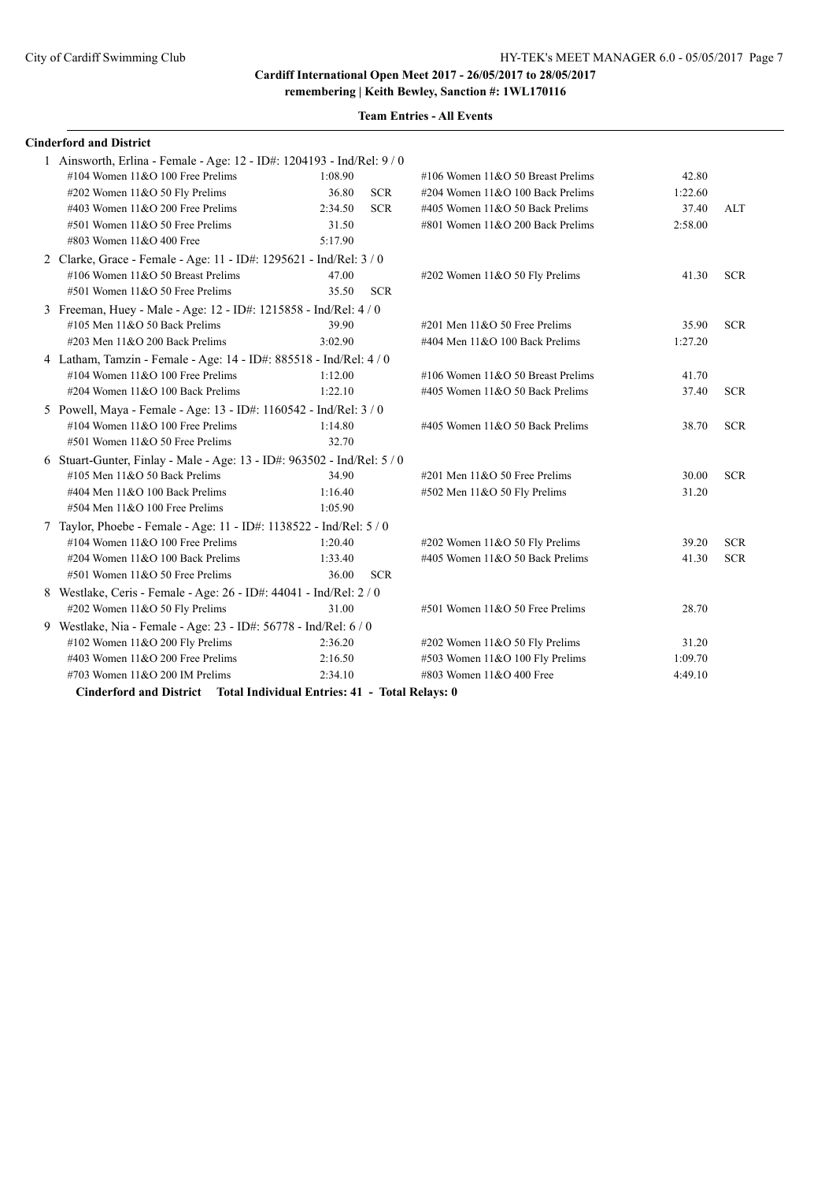**Cardiff International Open Meet 2017 - 26/05/2017 to 28/05/2017**
**remembering | Keith Bewley, Sanction #: 1WL170116**

**Team Entries - All Events**

### Cinderford and District

1 Ainsworth, Erlina - Female - Age: 12 - ID#: 1204193 - Ind/Rel: 9 / 0

| Event | Time | | Event | Time | |
|---|---|---|---|---|---|
| #104 Women 11&O 100 Free Prelims | 1:08.90 | | #106 Women 11&O 50 Breast Prelims | 42.80 | |
| #202 Women 11&O 50 Fly Prelims | 36.80 | SCR | #204 Women 11&O 100 Back Prelims | 1:22.60 | |
| #403 Women 11&O 200 Free Prelims | 2:34.50 | SCR | #405 Women 11&O 50 Back Prelims | 37.40 | ALT |
| #501 Women 11&O 50 Free Prelims | 31.50 | | #801 Women 11&O 200 Back Prelims | 2:58.00 | |
| #803 Women 11&O 400 Free | 5:17.90 | | | | |

2 Clarke, Grace - Female - Age: 11 - ID#: 1295621 - Ind/Rel: 3 / 0

| Event | Time | | Event | Time | |
|---|---|---|---|---|---|
| #106 Women 11&O 50 Breast Prelims | 47.00 | | #202 Women 11&O 50 Fly Prelims | 41.30 | SCR |
| #501 Women 11&O 50 Free Prelims | 35.50 | SCR | | | |

3 Freeman, Huey - Male - Age: 12 - ID#: 1215858 - Ind/Rel: 4 / 0

| Event | Time | | Event | Time | |
|---|---|---|---|---|---|
| #105 Men 11&O 50 Back Prelims | 39.90 | | #201 Men 11&O 50 Free Prelims | 35.90 | SCR |
| #203 Men 11&O 200 Back Prelims | 3:02.90 | | #404 Men 11&O 100 Back Prelims | 1:27.20 | |

4 Latham, Tamzin - Female - Age: 14 - ID#: 885518 - Ind/Rel: 4 / 0

| Event | Time | | Event | Time | |
|---|---|---|---|---|---|
| #104 Women 11&O 100 Free Prelims | 1:12.00 | | #106 Women 11&O 50 Breast Prelims | 41.70 | |
| #204 Women 11&O 100 Back Prelims | 1:22.10 | | #405 Women 11&O 50 Back Prelims | 37.40 | SCR |

5 Powell, Maya - Female - Age: 13 - ID#: 1160542 - Ind/Rel: 3 / 0

| Event | Time | | Event | Time | |
|---|---|---|---|---|---|
| #104 Women 11&O 100 Free Prelims | 1:14.80 | | #405 Women 11&O 50 Back Prelims | 38.70 | SCR |
| #501 Women 11&O 50 Free Prelims | 32.70 | | | | |

6 Stuart-Gunter, Finlay - Male - Age: 13 - ID#: 963502 - Ind/Rel: 5 / 0

| Event | Time | | Event | Time | |
|---|---|---|---|---|---|
| #105 Men 11&O 50 Back Prelims | 34.90 | | #201 Men 11&O 50 Free Prelims | 30.00 | SCR |
| #404 Men 11&O 100 Back Prelims | 1:16.40 | | #502 Men 11&O 50 Fly Prelims | 31.20 | |
| #504 Men 11&O 100 Free Prelims | 1:05.90 | | | | |

7 Taylor, Phoebe - Female - Age: 11 - ID#: 1138522 - Ind/Rel: 5 / 0

| Event | Time | | Event | Time | |
|---|---|---|---|---|---|
| #104 Women 11&O 100 Free Prelims | 1:20.40 | | #202 Women 11&O 50 Fly Prelims | 39.20 | SCR |
| #204 Women 11&O 100 Back Prelims | 1:33.40 | | #405 Women 11&O 50 Back Prelims | 41.30 | SCR |
| #501 Women 11&O 50 Free Prelims | 36.00 | SCR | | | |

8 Westlake, Ceris - Female - Age: 26 - ID#: 44041 - Ind/Rel: 2 / 0

| Event | Time | | Event | Time | |
|---|---|---|---|---|---|
| #202 Women 11&O 50 Fly Prelims | 31.00 | | #501 Women 11&O 50 Free Prelims | 28.70 | |

9 Westlake, Nia - Female - Age: 23 - ID#: 56778 - Ind/Rel: 6 / 0

| Event | Time | | Event | Time | |
|---|---|---|---|---|---|
| #102 Women 11&O 200 Fly Prelims | 2:36.20 | | #202 Women 11&O 50 Fly Prelims | 31.20 | |
| #403 Women 11&O 200 Free Prelims | 2:16.50 | | #503 Women 11&O 100 Fly Prelims | 1:09.70 | |
| #703 Women 11&O 200 IM Prelims | 2:34.10 | | #803 Women 11&O 400 Free | 4:49.10 | |

**Cinderford and District Total Individual Entries: 41 - Total Relays: 0**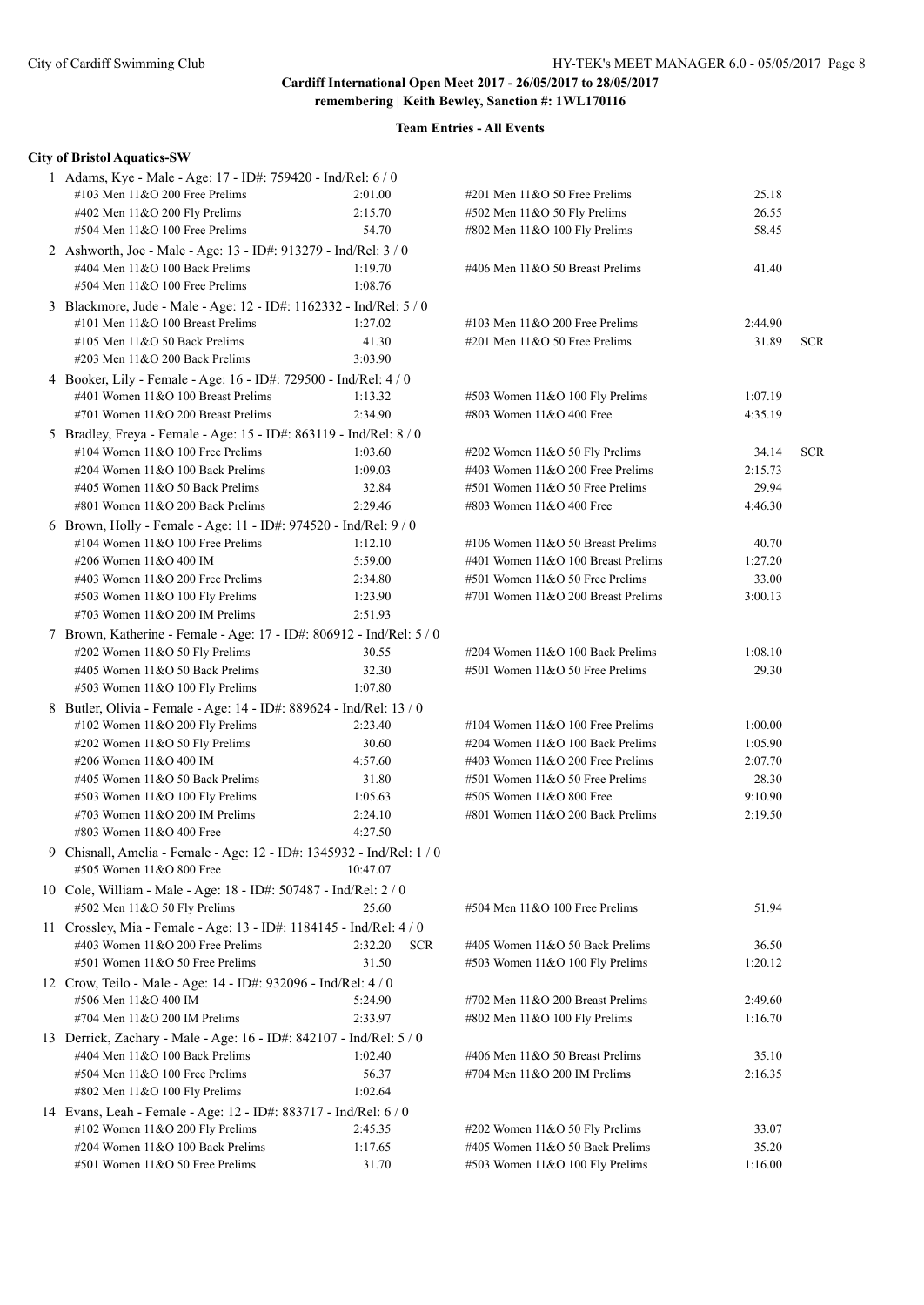**Cardiff International Open Meet 2017 - 26/05/2017 to 28/05/2017**
**remembering | Keith Bewley, Sanction #: 1WL170116**

**Team Entries - All Events**

**City of Bristol Aquatics-SW**

1 Adams, Kye - Male - Age: 17 - ID#: 759420 - Ind/Rel: 6 / 0

| Event | Time | Event | Time |
|---|---|---|---|
| #103 Men 11&O 200 Free Prelims | 2:01.00 | #201 Men 11&O 50 Free Prelims | 25.18 |
| #402 Men 11&O 200 Fly Prelims | 2:15.70 | #502 Men 11&O 50 Fly Prelims | 26.55 |
| #504 Men 11&O 100 Free Prelims | 54.70 | #802 Men 11&O 100 Fly Prelims | 58.45 |

2 Ashworth, Joe - Male - Age: 13 - ID#: 913279 - Ind/Rel: 3 / 0

| Event | Time | Event | Time |
|---|---|---|---|
| #404 Men 11&O 100 Back Prelims | 1:19.70 | #406 Men 11&O 50 Breast Prelims | 41.40 |
| #504 Men 11&O 100 Free Prelims | 1:08.76 | | |

3 Blackmore, Jude - Male - Age: 12 - ID#: 1162332 - Ind/Rel: 5 / 0

| Event | Time | Event | Time |
|---|---|---|---|
| #101 Men 11&O 100 Breast Prelims | 1:27.02 | #103 Men 11&O 200 Free Prelims | 2:44.90 |
| #105 Men 11&O 50 Back Prelims | 41.30 | #201 Men 11&O 50 Free Prelims | 31.89 SCR |
| #203 Men 11&O 200 Back Prelims | 3:03.90 | | |

4 Booker, Lily - Female - Age: 16 - ID#: 729500 - Ind/Rel: 4 / 0

| Event | Time | Event | Time |
|---|---|---|---|
| #401 Women 11&O 100 Breast Prelims | 1:13.32 | #503 Women 11&O 100 Fly Prelims | 1:07.19 |
| #701 Women 11&O 200 Breast Prelims | 2:34.90 | #803 Women 11&O 400 Free | 4:35.19 |

5 Bradley, Freya - Female - Age: 15 - ID#: 863119 - Ind/Rel: 8 / 0

| Event | Time | Event | Time |
|---|---|---|---|
| #104 Women 11&O 100 Free Prelims | 1:03.60 | #202 Women 11&O 50 Fly Prelims | 34.14 SCR |
| #204 Women 11&O 100 Back Prelims | 1:09.03 | #403 Women 11&O 200 Free Prelims | 2:15.73 |
| #405 Women 11&O 50 Back Prelims | 32.84 | #501 Women 11&O 50 Free Prelims | 29.94 |
| #801 Women 11&O 200 Back Prelims | 2:29.46 | #803 Women 11&O 400 Free | 4:46.30 |

6 Brown, Holly - Female - Age: 11 - ID#: 974520 - Ind/Rel: 9 / 0

| Event | Time | Event | Time |
|---|---|---|---|
| #104 Women 11&O 100 Free Prelims | 1:12.10 | #106 Women 11&O 50 Breast Prelims | 40.70 |
| #206 Women 11&O 400 IM | 5:59.00 | #401 Women 11&O 100 Breast Prelims | 1:27.20 |
| #403 Women 11&O 200 Free Prelims | 2:34.80 | #501 Women 11&O 50 Free Prelims | 33.00 |
| #503 Women 11&O 100 Fly Prelims | 1:23.90 | #701 Women 11&O 200 Breast Prelims | 3:00.13 |
| #703 Women 11&O 200 IM Prelims | 2:51.93 | | |

7 Brown, Katherine - Female - Age: 17 - ID#: 806912 - Ind/Rel: 5 / 0

| Event | Time | Event | Time |
|---|---|---|---|
| #202 Women 11&O 50 Fly Prelims | 30.55 | #204 Women 11&O 100 Back Prelims | 1:08.10 |
| #405 Women 11&O 50 Back Prelims | 32.30 | #501 Women 11&O 50 Free Prelims | 29.30 |
| #503 Women 11&O 100 Fly Prelims | 1:07.80 | | |

8 Butler, Olivia - Female - Age: 14 - ID#: 889624 - Ind/Rel: 13 / 0

| Event | Time | Event | Time |
|---|---|---|---|
| #102 Women 11&O 200 Fly Prelims | 2:23.40 | #104 Women 11&O 100 Free Prelims | 1:00.00 |
| #202 Women 11&O 50 Fly Prelims | 30.60 | #204 Women 11&O 100 Back Prelims | 1:05.90 |
| #206 Women 11&O 400 IM | 4:57.60 | #403 Women 11&O 200 Free Prelims | 2:07.70 |
| #405 Women 11&O 50 Back Prelims | 31.80 | #501 Women 11&O 50 Free Prelims | 28.30 |
| #503 Women 11&O 100 Fly Prelims | 1:05.63 | #505 Women 11&O 800 Free | 9:10.90 |
| #703 Women 11&O 200 IM Prelims | 2:24.10 | #801 Women 11&O 200 Back Prelims | 2:19.50 |
| #803 Women 11&O 400 Free | 4:27.50 | | |

9 Chisnall, Amelia - Female - Age: 12 - ID#: 1345932 - Ind/Rel: 1 / 0

| Event | Time | Event | Time |
|---|---|---|---|
| #505 Women 11&O 800 Free | 10:47.07 | | |

10 Cole, William - Male - Age: 18 - ID#: 507487 - Ind/Rel: 2 / 0

| Event | Time | Event | Time |
|---|---|---|---|
| #502 Men 11&O 50 Fly Prelims | 25.60 | #504 Men 11&O 100 Free Prelims | 51.94 |

11 Crossley, Mia - Female - Age: 13 - ID#: 1184145 - Ind/Rel: 4 / 0

| Event | Time | Event | Time |
|---|---|---|---|
| #403 Women 11&O 200 Free Prelims | 2:32.20 SCR | #405 Women 11&O 50 Back Prelims | 36.50 |
| #501 Women 11&O 50 Free Prelims | 31.50 | #503 Women 11&O 100 Fly Prelims | 1:20.12 |

12 Crow, Teilo - Male - Age: 14 - ID#: 932096 - Ind/Rel: 4 / 0

| Event | Time | Event | Time |
|---|---|---|---|
| #506 Men 11&O 400 IM | 5:24.90 | #702 Men 11&O 200 Breast Prelims | 2:49.60 |
| #704 Men 11&O 200 IM Prelims | 2:33.97 | #802 Men 11&O 100 Fly Prelims | 1:16.70 |

13 Derrick, Zachary - Male - Age: 16 - ID#: 842107 - Ind/Rel: 5 / 0

| Event | Time | Event | Time |
|---|---|---|---|
| #404 Men 11&O 100 Back Prelims | 1:02.40 | #406 Men 11&O 50 Breast Prelims | 35.10 |
| #504 Men 11&O 100 Free Prelims | 56.37 | #704 Men 11&O 200 IM Prelims | 2:16.35 |
| #802 Men 11&O 100 Fly Prelims | 1:02.64 | | |

14 Evans, Leah - Female - Age: 12 - ID#: 883717 - Ind/Rel: 6 / 0

| Event | Time | Event | Time |
|---|---|---|---|
| #102 Women 11&O 200 Fly Prelims | 2:45.35 | #202 Women 11&O 50 Fly Prelims | 33.07 |
| #204 Women 11&O 100 Back Prelims | 1:17.65 | #405 Women 11&O 50 Back Prelims | 35.20 |
| #501 Women 11&O 50 Free Prelims | 31.70 | #503 Women 11&O 100 Fly Prelims | 1:16.00 |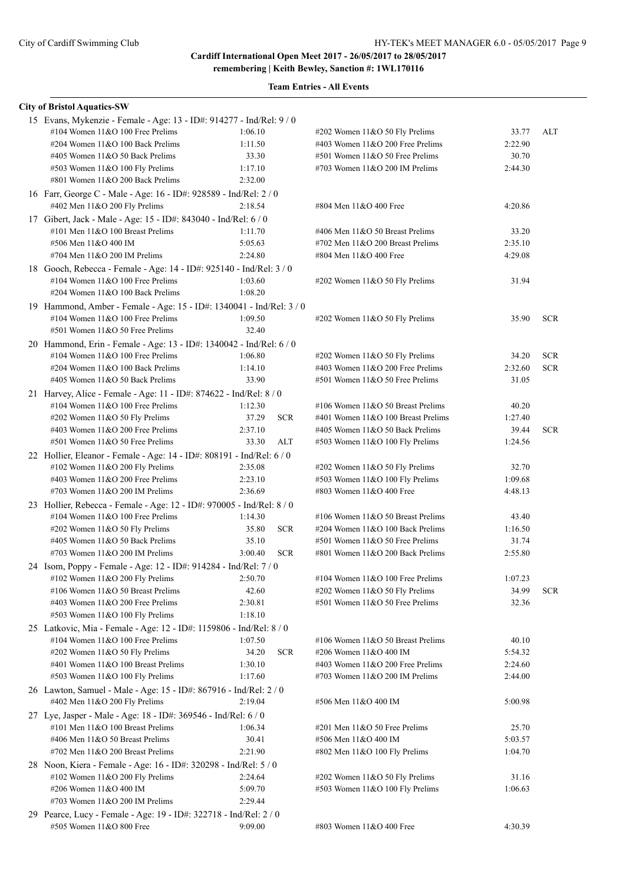**Cardiff International Open Meet 2017 - 26/05/2017 to 28/05/2017**
**remembering | Keith Bewley, Sanction #: 1WL170116**

**Team Entries - All Events**

**City of Bristol Aquatics-SW**

15 Evans, Mykenzie - Female - Age: 13 - ID#: 914277 - Ind/Rel: 9 / 0

| Event | Time | | Event | Time | |
|---|---|---|---|---|---|
| #104 Women 11&O 100 Free Prelims | 1:06.10 | | #202 Women 11&O 50 Fly Prelims | 33.77 | ALT |
| #204 Women 11&O 100 Back Prelims | 1:11.50 | | #403 Women 11&O 200 Free Prelims | 2:22.90 | |
| #405 Women 11&O 50 Back Prelims | 33.30 | | #501 Women 11&O 50 Free Prelims | 30.70 | |
| #503 Women 11&O 100 Fly Prelims | 1:17.10 | | #703 Women 11&O 200 IM Prelims | 2:44.30 | |
| #801 Women 11&O 200 Back Prelims | 2:32.00 | | | | |

16 Farr, George C - Male - Age: 16 - ID#: 928589 - Ind/Rel: 2 / 0

| Event | Time | | Event | Time | |
|---|---|---|---|---|---|
| #402 Men 11&O 200 Fly Prelims | 2:18.54 | | #804 Men 11&O 400 Free | 4:20.86 | |

17 Gibert, Jack - Male - Age: 15 - ID#: 843040 - Ind/Rel: 6 / 0

| Event | Time | | Event | Time | |
|---|---|---|---|---|---|
| #101 Men 11&O 100 Breast Prelims | 1:11.70 | | #406 Men 11&O 50 Breast Prelims | 33.20 | |
| #506 Men 11&O 400 IM | 5:05.63 | | #702 Men 11&O 200 Breast Prelims | 2:35.10 | |
| #704 Men 11&O 200 IM Prelims | 2:24.80 | | #804 Men 11&O 400 Free | 4:29.08 | |

18 Gooch, Rebecca - Female - Age: 14 - ID#: 925140 - Ind/Rel: 3 / 0

| Event | Time | | Event | Time | |
|---|---|---|---|---|---|
| #104 Women 11&O 100 Free Prelims | 1:03.60 | | #202 Women 11&O 50 Fly Prelims | 31.94 | |
| #204 Women 11&O 100 Back Prelims | 1:08.20 | | | | |

19 Hammond, Amber - Female - Age: 15 - ID#: 1340041 - Ind/Rel: 3 / 0

| Event | Time | | Event | Time | |
|---|---|---|---|---|---|
| #104 Women 11&O 100 Free Prelims | 1:09.50 | | #202 Women 11&O 50 Fly Prelims | 35.90 | SCR |
| #501 Women 11&O 50 Free Prelims | 32.40 | | | | |

20 Hammond, Erin - Female - Age: 13 - ID#: 1340042 - Ind/Rel: 6 / 0

| Event | Time | | Event | Time | |
|---|---|---|---|---|---|
| #104 Women 11&O 100 Free Prelims | 1:06.80 | | #202 Women 11&O 50 Fly Prelims | 34.20 | SCR |
| #204 Women 11&O 100 Back Prelims | 1:14.10 | | #403 Women 11&O 200 Free Prelims | 2:32.60 | SCR |
| #405 Women 11&O 50 Back Prelims | 33.90 | | #501 Women 11&O 50 Free Prelims | 31.05 | |

21 Harvey, Alice - Female - Age: 11 - ID#: 874622 - Ind/Rel: 8 / 0

| Event | Time | | Event | Time | |
|---|---|---|---|---|---|
| #104 Women 11&O 100 Free Prelims | 1:12.30 | | #106 Women 11&O 50 Breast Prelims | 40.20 | |
| #202 Women 11&O 50 Fly Prelims | 37.29 | SCR | #401 Women 11&O 100 Breast Prelims | 1:27.40 | |
| #403 Women 11&O 200 Free Prelims | 2:37.10 | | #405 Women 11&O 50 Back Prelims | 39.44 | SCR |
| #501 Women 11&O 50 Free Prelims | 33.30 | ALT | #503 Women 11&O 100 Fly Prelims | 1:24.56 | |

22 Hollier, Eleanor - Female - Age: 14 - ID#: 808191 - Ind/Rel: 6 / 0

| Event | Time | | Event | Time | |
|---|---|---|---|---|---|
| #102 Women 11&O 200 Fly Prelims | 2:35.08 | | #202 Women 11&O 50 Fly Prelims | 32.70 | |
| #403 Women 11&O 200 Free Prelims | 2:23.10 | | #503 Women 11&O 100 Fly Prelims | 1:09.68 | |
| #703 Women 11&O 200 IM Prelims | 2:36.69 | | #803 Women 11&O 400 Free | 4:48.13 | |

23 Hollier, Rebecca - Female - Age: 12 - ID#: 970005 - Ind/Rel: 8 / 0

| Event | Time | | Event | Time | |
|---|---|---|---|---|---|
| #104 Women 11&O 100 Free Prelims | 1:14.30 | | #106 Women 11&O 50 Breast Prelims | 43.40 | |
| #202 Women 11&O 50 Fly Prelims | 35.80 | SCR | #204 Women 11&O 100 Back Prelims | 1:16.50 | |
| #405 Women 11&O 50 Back Prelims | 35.10 | | #501 Women 11&O 50 Free Prelims | 31.74 | |
| #703 Women 11&O 200 IM Prelims | 3:00.40 | SCR | #801 Women 11&O 200 Back Prelims | 2:55.80 | |

24 Isom, Poppy - Female - Age: 12 - ID#: 914284 - Ind/Rel: 7 / 0

| Event | Time | | Event | Time | |
|---|---|---|---|---|---|
| #102 Women 11&O 200 Fly Prelims | 2:50.70 | | #104 Women 11&O 100 Free Prelims | 1:07.23 | |
| #106 Women 11&O 50 Breast Prelims | 42.60 | | #202 Women 11&O 50 Fly Prelims | 34.99 | SCR |
| #403 Women 11&O 200 Free Prelims | 2:30.81 | | #501 Women 11&O 50 Free Prelims | 32.36 | |
| #503 Women 11&O 100 Fly Prelims | 1:18.10 | | | | |

25 Latkovic, Mia - Female - Age: 12 - ID#: 1159806 - Ind/Rel: 8 / 0

| Event | Time | | Event | Time | |
|---|---|---|---|---|---|
| #104 Women 11&O 100 Free Prelims | 1:07.50 | | #106 Women 11&O 50 Breast Prelims | 40.10 | |
| #202 Women 11&O 50 Fly Prelims | 34.20 | SCR | #206 Women 11&O 400 IM | 5:54.32 | |
| #401 Women 11&O 100 Breast Prelims | 1:30.10 | | #403 Women 11&O 200 Free Prelims | 2:24.60 | |
| #503 Women 11&O 100 Fly Prelims | 1:17.60 | | #703 Women 11&O 200 IM Prelims | 2:44.00 | |

26 Lawton, Samuel - Male - Age: 15 - ID#: 867916 - Ind/Rel: 2 / 0

| Event | Time | | Event | Time | |
|---|---|---|---|---|---|
| #402 Men 11&O 200 Fly Prelims | 2:19.04 | | #506 Men 11&O 400 IM | 5:00.98 | |

27 Lye, Jasper - Male - Age: 18 - ID#: 369546 - Ind/Rel: 6 / 0

| Event | Time | | Event | Time | |
|---|---|---|---|---|---|
| #101 Men 11&O 100 Breast Prelims | 1:06.34 | | #201 Men 11&O 50 Free Prelims | 25.70 | |
| #406 Men 11&O 50 Breast Prelims | 30.41 | | #506 Men 11&O 400 IM | 5:03.57 | |
| #702 Men 11&O 200 Breast Prelims | 2:21.90 | | #802 Men 11&O 100 Fly Prelims | 1:04.70 | |

28 Noon, Kiera - Female - Age: 16 - ID#: 320298 - Ind/Rel: 5 / 0

| Event | Time | | Event | Time | |
|---|---|---|---|---|---|
| #102 Women 11&O 200 Fly Prelims | 2:24.64 | | #202 Women 11&O 50 Fly Prelims | 31.16 | |
| #206 Women 11&O 400 IM | 5:09.70 | | #503 Women 11&O 100 Fly Prelims | 1:06.63 | |
| #703 Women 11&O 200 IM Prelims | 2:29.44 | | | | |

29 Pearce, Lucy - Female - Age: 19 - ID#: 322718 - Ind/Rel: 2 / 0

| Event | Time | | Event | Time | |
|---|---|---|---|---|---|
| #505 Women 11&O 800 Free | 9:09.00 | | #803 Women 11&O 400 Free | 4:30.39 | |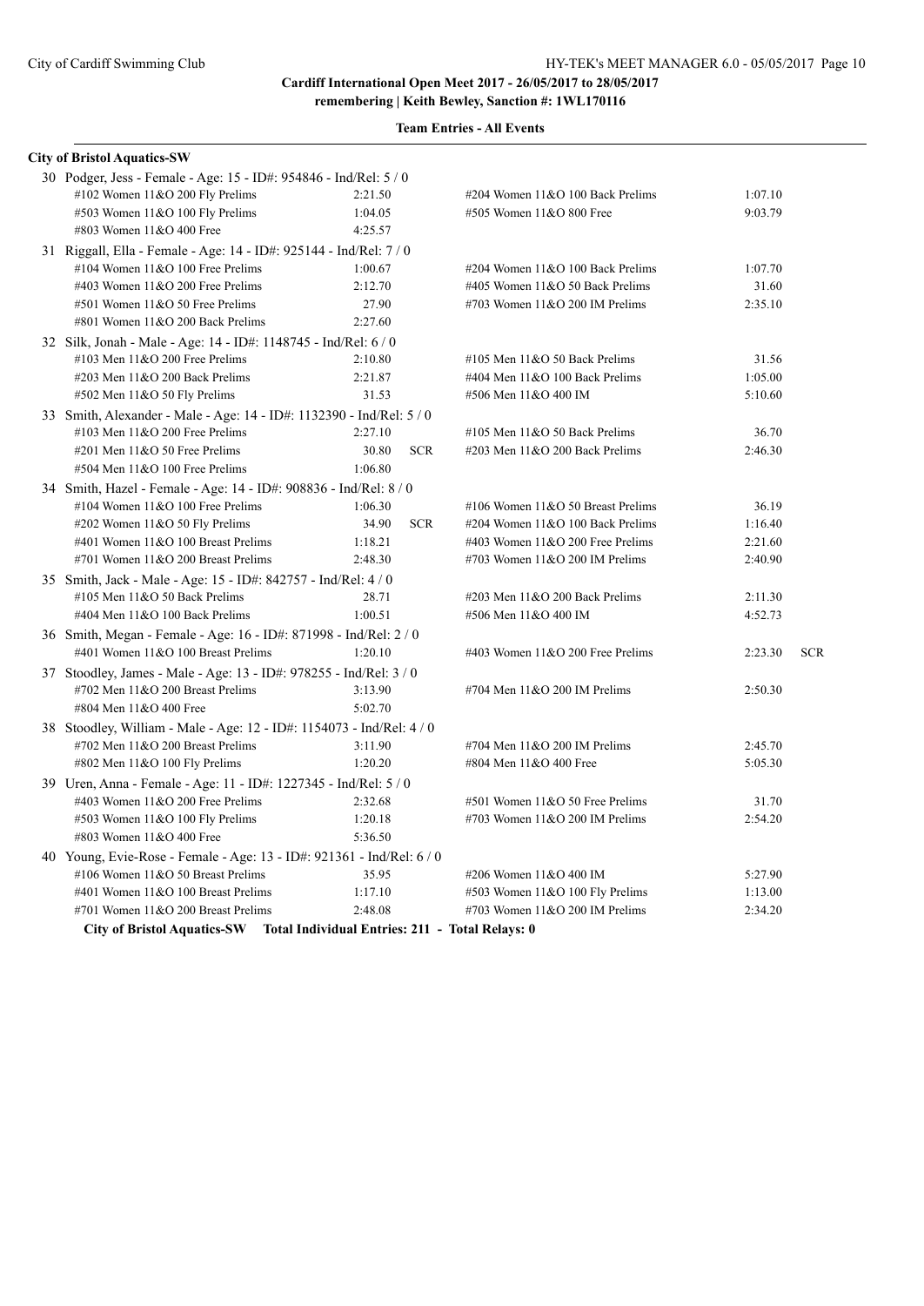**Cardiff International Open Meet 2017 - 26/05/2017 to 28/05/2017**
**remembering | Keith Bewley, Sanction #: 1WL170116**

**Team Entries - All Events**

### City of Bristol Aquatics-SW

**30 Podger, Jess - Female - Age: 15 - ID#: 954846 - Ind/Rel: 5 / 0**

| Event | Time | | Event | Time | |
|---|---|---|---|---|---|
| #102 Women 11&O 200 Fly Prelims | 2:21.50 | | #204 Women 11&O 100 Back Prelims | 1:07.10 | |
| #503 Women 11&O 100 Fly Prelims | 1:04.05 | | #505 Women 11&O 800 Free | 9:03.79 | |
| #803 Women 11&O 400 Free | 4:25.57 | | | | |

**31 Riggall, Ella - Female - Age: 14 - ID#: 925144 - Ind/Rel: 7 / 0**

| Event | Time | | Event | Time | |
|---|---|---|---|---|---|
| #104 Women 11&O 100 Free Prelims | 1:00.67 | | #204 Women 11&O 100 Back Prelims | 1:07.70 | |
| #403 Women 11&O 200 Free Prelims | 2:12.70 | | #405 Women 11&O 50 Back Prelims | 31.60 | |
| #501 Women 11&O 50 Free Prelims | 27.90 | | #703 Women 11&O 200 IM Prelims | 2:35.10 | |
| #801 Women 11&O 200 Back Prelims | 2:27.60 | | | | |

**32 Silk, Jonah - Male - Age: 14 - ID#: 1148745 - Ind/Rel: 6 / 0**

| Event | Time | | Event | Time | |
|---|---|---|---|---|---|
| #103 Men 11&O 200 Free Prelims | 2:10.80 | | #105 Men 11&O 50 Back Prelims | 31.56 | |
| #203 Men 11&O 200 Back Prelims | 2:21.87 | | #404 Men 11&O 100 Back Prelims | 1:05.00 | |
| #502 Men 11&O 50 Fly Prelims | 31.53 | | #506 Men 11&O 400 IM | 5:10.60 | |

**33 Smith, Alexander - Male - Age: 14 - ID#: 1132390 - Ind/Rel: 5 / 0**

| Event | Time | | Event | Time | |
|---|---|---|---|---|---|
| #103 Men 11&O 200 Free Prelims | 2:27.10 | | #105 Men 11&O 50 Back Prelims | 36.70 | |
| #201 Men 11&O 50 Free Prelims | 30.80 | SCR | #203 Men 11&O 200 Back Prelims | 2:46.30 | |
| #504 Men 11&O 100 Free Prelims | 1:06.80 | | | | |

**34 Smith, Hazel - Female - Age: 14 - ID#: 908836 - Ind/Rel: 8 / 0**

| Event | Time | | Event | Time | |
|---|---|---|---|---|---|
| #104 Women 11&O 100 Free Prelims | 1:06.30 | | #106 Women 11&O 50 Breast Prelims | 36.19 | |
| #202 Women 11&O 50 Fly Prelims | 34.90 | SCR | #204 Women 11&O 100 Back Prelims | 1:16.40 | |
| #401 Women 11&O 100 Breast Prelims | 1:18.21 | | #403 Women 11&O 200 Free Prelims | 2:21.60 | |
| #701 Women 11&O 200 Breast Prelims | 2:48.30 | | #703 Women 11&O 200 IM Prelims | 2:40.90 | |

**35 Smith, Jack - Male - Age: 15 - ID#: 842757 - Ind/Rel: 4 / 0**

| Event | Time | | Event | Time | |
|---|---|---|---|---|---|
| #105 Men 11&O 50 Back Prelims | 28.71 | | #203 Men 11&O 200 Back Prelims | 2:11.30 | |
| #404 Men 11&O 100 Back Prelims | 1:00.51 | | #506 Men 11&O 400 IM | 4:52.73 | |

**36 Smith, Megan - Female - Age: 16 - ID#: 871998 - Ind/Rel: 2 / 0**

| Event | Time | | Event | Time | |
|---|---|---|---|---|---|
| #401 Women 11&O 100 Breast Prelims | 1:20.10 | | #403 Women 11&O 200 Free Prelims | 2:23.30 | SCR |

**37 Stoodley, James - Male - Age: 13 - ID#: 978255 - Ind/Rel: 3 / 0**

| Event | Time | | Event | Time | |
|---|---|---|---|---|---|
| #702 Men 11&O 200 Breast Prelims | 3:13.90 | | #704 Men 11&O 200 IM Prelims | 2:50.30 | |
| #804 Men 11&O 400 Free | 5:02.70 | | | | |

**38 Stoodley, William - Male - Age: 12 - ID#: 1154073 - Ind/Rel: 4 / 0**

| Event | Time | | Event | Time | |
|---|---|---|---|---|---|
| #702 Men 11&O 200 Breast Prelims | 3:11.90 | | #704 Men 11&O 200 IM Prelims | 2:45.70 | |
| #802 Men 11&O 100 Fly Prelims | 1:20.20 | | #804 Men 11&O 400 Free | 5:05.30 | |

**39 Uren, Anna - Female - Age: 11 - ID#: 1227345 - Ind/Rel: 5 / 0**

| Event | Time | | Event | Time | |
|---|---|---|---|---|---|
| #403 Women 11&O 200 Free Prelims | 2:32.68 | | #501 Women 11&O 50 Free Prelims | 31.70 | |
| #503 Women 11&O 100 Fly Prelims | 1:20.18 | | #703 Women 11&O 200 IM Prelims | 2:54.20 | |
| #803 Women 11&O 400 Free | 5:36.50 | | | | |

**40 Young, Evie-Rose - Female - Age: 13 - ID#: 921361 - Ind/Rel: 6 / 0**

| Event | Time | | Event | Time | |
|---|---|---|---|---|---|
| #106 Women 11&O 50 Breast Prelims | 35.95 | | #206 Women 11&O 400 IM | 5:27.90 | |
| #401 Women 11&O 100 Breast Prelims | 1:17.10 | | #503 Women 11&O 100 Fly Prelims | 1:13.00 | |
| #701 Women 11&O 200 Breast Prelims | 2:48.08 | | #703 Women 11&O 200 IM Prelims | 2:34.20 | |

**City of Bristol Aquatics-SW Total Individual Entries: 211 - Total Relays: 0**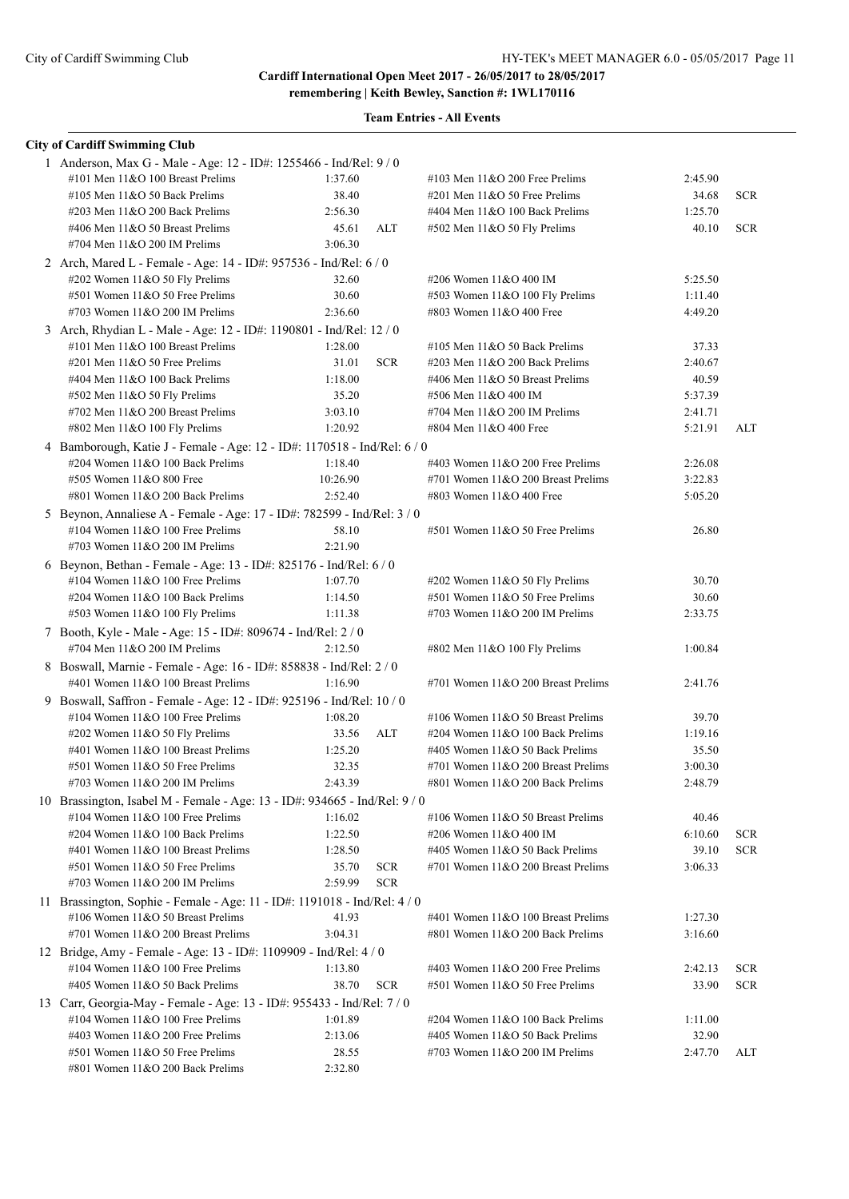**Cardiff International Open Meet 2017 - 26/05/2017 to 28/05/2017**
**remembering | Keith Bewley, Sanction #: 1WL170116**

**Team Entries - All Events**

**City of Cardiff Swimming Club**

1 Anderson, Max G - Male - Age: 12 - ID#: 1255466 - Ind/Rel: 9 / 0

| Event | Time | | Event | Time | |
|---|---|---|---|---|---|
| #101 Men 11&O 100 Breast Prelims | 1:37.60 | | #103 Men 11&O 200 Free Prelims | 2:45.90 | |
| #105 Men 11&O 50 Back Prelims | 38.40 | | #201 Men 11&O 50 Free Prelims | 34.68 | SCR |
| #203 Men 11&O 200 Back Prelims | 2:56.30 | | #404 Men 11&O 100 Back Prelims | 1:25.70 | |
| #406 Men 11&O 50 Breast Prelims | 45.61 | ALT | #502 Men 11&O 50 Fly Prelims | 40.10 | SCR |
| #704 Men 11&O 200 IM Prelims | 3:06.30 | | | | |

2 Arch, Mared L - Female - Age: 14 - ID#: 957536 - Ind/Rel: 6 / 0

| Event | Time | | Event | Time | |
|---|---|---|---|---|---|
| #202 Women 11&O 50 Fly Prelims | 32.60 | | #206 Women 11&O 400 IM | 5:25.50 | |
| #501 Women 11&O 50 Free Prelims | 30.60 | | #503 Women 11&O 100 Fly Prelims | 1:11.40 | |
| #703 Women 11&O 200 IM Prelims | 2:36.60 | | #803 Women 11&O 400 Free | 4:49.20 | |

3 Arch, Rhydian L - Male - Age: 12 - ID#: 1190801 - Ind/Rel: 12 / 0

| Event | Time | | Event | Time | |
|---|---|---|---|---|---|
| #101 Men 11&O 100 Breast Prelims | 1:28.00 | | #105 Men 11&O 50 Back Prelims | 37.33 | |
| #201 Men 11&O 50 Free Prelims | 31.01 | SCR | #203 Men 11&O 200 Back Prelims | 2:40.67 | |
| #404 Men 11&O 100 Back Prelims | 1:18.00 | | #406 Men 11&O 50 Breast Prelims | 40.59 | |
| #502 Men 11&O 50 Fly Prelims | 35.20 | | #506 Men 11&O 400 IM | 5:37.39 | |
| #702 Men 11&O 200 Breast Prelims | 3:03.10 | | #704 Men 11&O 200 IM Prelims | 2:41.71 | |
| #802 Men 11&O 100 Fly Prelims | 1:20.92 | | #804 Men 11&O 400 Free | 5:21.91 | ALT |

4 Bamborough, Katie J - Female - Age: 12 - ID#: 1170518 - Ind/Rel: 6 / 0

| Event | Time | | Event | Time | |
|---|---|---|---|---|---|
| #204 Women 11&O 100 Back Prelims | 1:18.40 | | #403 Women 11&O 200 Free Prelims | 2:26.08 | |
| #505 Women 11&O 800 Free | 10:26.90 | | #701 Women 11&O 200 Breast Prelims | 3:22.83 | |
| #801 Women 11&O 200 Back Prelims | 2:52.40 | | #803 Women 11&O 400 Free | 5:05.20 | |

5 Beynon, Annaliese A - Female - Age: 17 - ID#: 782599 - Ind/Rel: 3 / 0

| Event | Time | | Event | Time | |
|---|---|---|---|---|---|
| #104 Women 11&O 100 Free Prelims | 58.10 | | #501 Women 11&O 50 Free Prelims | 26.80 | |
| #703 Women 11&O 200 IM Prelims | 2:21.90 | | | | |

6 Beynon, Bethan - Female - Age: 13 - ID#: 825176 - Ind/Rel: 6 / 0

| Event | Time | | Event | Time | |
|---|---|---|---|---|---|
| #104 Women 11&O 100 Free Prelims | 1:07.70 | | #202 Women 11&O 50 Fly Prelims | 30.70 | |
| #204 Women 11&O 100 Back Prelims | 1:14.50 | | #501 Women 11&O 50 Free Prelims | 30.60 | |
| #503 Women 11&O 100 Fly Prelims | 1:11.38 | | #703 Women 11&O 200 IM Prelims | 2:33.75 | |

7 Booth, Kyle - Male - Age: 15 - ID#: 809674 - Ind/Rel: 2 / 0

| Event | Time | | Event | Time | |
|---|---|---|---|---|---|
| #704 Men 11&O 200 IM Prelims | 2:12.50 | | #802 Men 11&O 100 Fly Prelims | 1:00.84 | |

8 Boswall, Marnie - Female - Age: 16 - ID#: 858838 - Ind/Rel: 2 / 0

| Event | Time | | Event | Time | |
|---|---|---|---|---|---|
| #401 Women 11&O 100 Breast Prelims | 1:16.90 | | #701 Women 11&O 200 Breast Prelims | 2:41.76 | |

9 Boswall, Saffron - Female - Age: 12 - ID#: 925196 - Ind/Rel: 10 / 0

| Event | Time | | Event | Time | |
|---|---|---|---|---|---|
| #104 Women 11&O 100 Free Prelims | 1:08.20 | | #106 Women 11&O 50 Breast Prelims | 39.70 | |
| #202 Women 11&O 50 Fly Prelims | 33.56 | ALT | #204 Women 11&O 100 Back Prelims | 1:19.16 | |
| #401 Women 11&O 100 Breast Prelims | 1:25.20 | | #405 Women 11&O 50 Back Prelims | 35.50 | |
| #501 Women 11&O 50 Free Prelims | 32.35 | | #701 Women 11&O 200 Breast Prelims | 3:00.30 | |
| #703 Women 11&O 200 IM Prelims | 2:43.39 | | #801 Women 11&O 200 Back Prelims | 2:48.79 | |

10 Brassington, Isabel M - Female - Age: 13 - ID#: 934665 - Ind/Rel: 9 / 0

| Event | Time | | Event | Time | |
|---|---|---|---|---|---|
| #104 Women 11&O 100 Free Prelims | 1:16.02 | | #106 Women 11&O 50 Breast Prelims | 40.46 | |
| #204 Women 11&O 100 Back Prelims | 1:22.50 | | #206 Women 11&O 400 IM | 6:10.60 | SCR |
| #401 Women 11&O 100 Breast Prelims | 1:28.50 | | #405 Women 11&O 50 Back Prelims | 39.10 | SCR |
| #501 Women 11&O 50 Free Prelims | 35.70 | SCR | #701 Women 11&O 200 Breast Prelims | 3:06.33 | |
| #703 Women 11&O 200 IM Prelims | 2:59.99 | SCR | | | |

11 Brassington, Sophie - Female - Age: 11 - ID#: 1191018 - Ind/Rel: 4 / 0

| Event | Time | | Event | Time | |
|---|---|---|---|---|---|
| #106 Women 11&O 50 Breast Prelims | 41.93 | | #401 Women 11&O 100 Breast Prelims | 1:27.30 | |
| #701 Women 11&O 200 Breast Prelims | 3:04.31 | | #801 Women 11&O 200 Back Prelims | 3:16.60 | |

12 Bridge, Amy - Female - Age: 13 - ID#: 1109909 - Ind/Rel: 4 / 0

| Event | Time | | Event | Time | |
|---|---|---|---|---|---|
| #104 Women 11&O 100 Free Prelims | 1:13.80 | | #403 Women 11&O 200 Free Prelims | 2:42.13 | SCR |
| #405 Women 11&O 50 Back Prelims | 38.70 | SCR | #501 Women 11&O 50 Free Prelims | 33.90 | SCR |

13 Carr, Georgia-May - Female - Age: 13 - ID#: 955433 - Ind/Rel: 7 / 0

| Event | Time | | Event | Time | |
|---|---|---|---|---|---|
| #104 Women 11&O 100 Free Prelims | 1:01.89 | | #204 Women 11&O 100 Back Prelims | 1:11.00 | |
| #403 Women 11&O 200 Free Prelims | 2:13.06 | | #405 Women 11&O 50 Back Prelims | 32.90 | |
| #501 Women 11&O 50 Free Prelims | 28.55 | | #703 Women 11&O 200 IM Prelims | 2:47.70 | ALT |
| #801 Women 11&O 200 Back Prelims | 2:32.80 | | | | |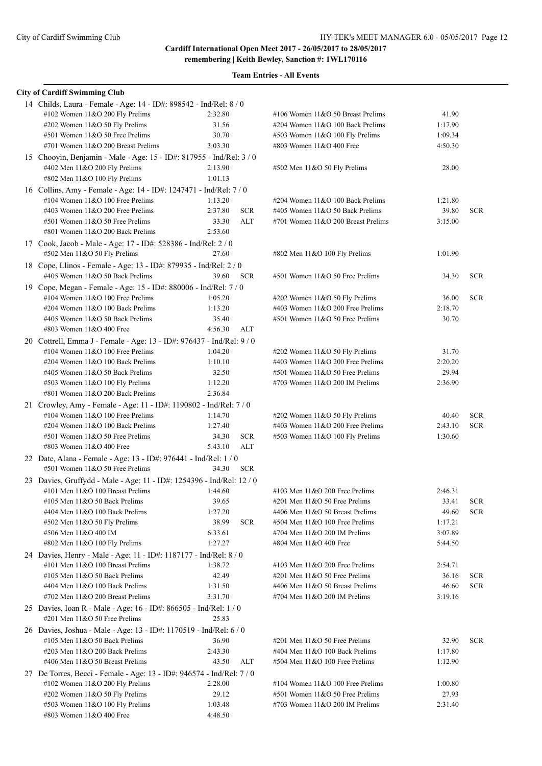**Cardiff International Open Meet 2017 - 26/05/2017 to 28/05/2017**
**remembering | Keith Bewley, Sanction #: 1WL170116**

**Team Entries - All Events**

**City of Cardiff Swimming Club**

14 Childs, Laura - Female - Age: 14 - ID#: 898542 - Ind/Rel: 8 / 0

| Event | Time | | Event | Time | |
|---|---|---|---|---|---|
| #102 Women 11&O 200 Fly Prelims | 2:32.80 | | #106 Women 11&O 50 Breast Prelims | 41.90 | |
| #202 Women 11&O 50 Fly Prelims | 31.56 | | #204 Women 11&O 100 Back Prelims | 1:17.90 | |
| #501 Women 11&O 50 Free Prelims | 30.70 | | #503 Women 11&O 100 Fly Prelims | 1:09.34 | |
| #701 Women 11&O 200 Breast Prelims | 3:03.30 | | #803 Women 11&O 400 Free | 4:50.30 | |

15 Chooyin, Benjamin - Male - Age: 15 - ID#: 817955 - Ind/Rel: 3 / 0

| Event | Time | | Event | Time | |
|---|---|---|---|---|---|
| #402 Men 11&O 200 Fly Prelims | 2:13.90 | | #502 Men 11&O 50 Fly Prelims | 28.00 | |
| #802 Men 11&O 100 Fly Prelims | 1:01.13 | | | | |

16 Collins, Amy - Female - Age: 14 - ID#: 1247471 - Ind/Rel: 7 / 0

| Event | Time | | Event | Time | |
|---|---|---|---|---|---|
| #104 Women 11&O 100 Free Prelims | 1:13.20 | | #204 Women 11&O 100 Back Prelims | 1:21.80 | |
| #403 Women 11&O 200 Free Prelims | 2:37.80 | SCR | #405 Women 11&O 50 Back Prelims | 39.80 | SCR |
| #501 Women 11&O 50 Free Prelims | 33.30 | ALT | #701 Women 11&O 200 Breast Prelims | 3:15.00 | |
| #801 Women 11&O 200 Back Prelims | 2:53.60 | | | | |

17 Cook, Jacob - Male - Age: 17 - ID#: 528386 - Ind/Rel: 2 / 0

| Event | Time | | Event | Time | |
|---|---|---|---|---|---|
| #502 Men 11&O 50 Fly Prelims | 27.60 | | #802 Men 11&O 100 Fly Prelims | 1:01.90 | |

18 Cope, Llinos - Female - Age: 13 - ID#: 879935 - Ind/Rel: 2 / 0

| Event | Time | | Event | Time | |
|---|---|---|---|---|---|
| #405 Women 11&O 50 Back Prelims | 39.60 | SCR | #501 Women 11&O 50 Free Prelims | 34.30 | SCR |

19 Cope, Megan - Female - Age: 15 - ID#: 880006 - Ind/Rel: 7 / 0

| Event | Time | | Event | Time | |
|---|---|---|---|---|---|
| #104 Women 11&O 100 Free Prelims | 1:05.20 | | #202 Women 11&O 50 Fly Prelims | 36.00 | SCR |
| #204 Women 11&O 100 Back Prelims | 1:13.20 | | #403 Women 11&O 200 Free Prelims | 2:18.70 | |
| #405 Women 11&O 50 Back Prelims | 35.40 | | #501 Women 11&O 50 Free Prelims | 30.70 | |
| #803 Women 11&O 400 Free | 4:56.30 | ALT | | | |

20 Cottrell, Emma J - Female - Age: 13 - ID#: 976437 - Ind/Rel: 9 / 0

| Event | Time | | Event | Time | |
|---|---|---|---|---|---|
| #104 Women 11&O 100 Free Prelims | 1:04.20 | | #202 Women 11&O 50 Fly Prelims | 31.70 | |
| #204 Women 11&O 100 Back Prelims | 1:10.10 | | #403 Women 11&O 200 Free Prelims | 2:20.20 | |
| #405 Women 11&O 50 Back Prelims | 32.50 | | #501 Women 11&O 50 Free Prelims | 29.94 | |
| #503 Women 11&O 100 Fly Prelims | 1:12.20 | | #703 Women 11&O 200 IM Prelims | 2:36.90 | |
| #801 Women 11&O 200 Back Prelims | 2:36.84 | | | | |

21 Crowley, Amy - Female - Age: 11 - ID#: 1190802 - Ind/Rel: 7 / 0

| Event | Time | | Event | Time | |
|---|---|---|---|---|---|
| #104 Women 11&O 100 Free Prelims | 1:14.70 | | #202 Women 11&O 50 Fly Prelims | 40.40 | SCR |
| #204 Women 11&O 100 Back Prelims | 1:27.40 | | #403 Women 11&O 200 Free Prelims | 2:43.10 | SCR |
| #501 Women 11&O 50 Free Prelims | 34.30 | SCR | #503 Women 11&O 100 Fly Prelims | 1:30.60 | |
| #803 Women 11&O 400 Free | 5:43.10 | ALT | | | |

22 Date, Alana - Female - Age: 13 - ID#: 976441 - Ind/Rel: 1 / 0

| Event | Time | |
|---|---|---|
| #501 Women 11&O 50 Free Prelims | 34.30 | SCR |

23 Davies, Gruffydd - Male - Age: 11 - ID#: 1254396 - Ind/Rel: 12 / 0

| Event | Time | | Event | Time | |
|---|---|---|---|---|---|
| #101 Men 11&O 100 Breast Prelims | 1:44.60 | | #103 Men 11&O 200 Free Prelims | 2:46.31 | |
| #105 Men 11&O 50 Back Prelims | 39.65 | | #201 Men 11&O 50 Free Prelims | 33.41 | SCR |
| #404 Men 11&O 100 Back Prelims | 1:27.20 | | #406 Men 11&O 50 Breast Prelims | 49.60 | SCR |
| #502 Men 11&O 50 Fly Prelims | 38.99 | SCR | #504 Men 11&O 100 Free Prelims | 1:17.21 | |
| #506 Men 11&O 400 IM | 6:33.61 | | #704 Men 11&O 200 IM Prelims | 3:07.89 | |
| #802 Men 11&O 100 Fly Prelims | 1:27.27 | | #804 Men 11&O 400 Free | 5:44.50 | |

24 Davies, Henry - Male - Age: 11 - ID#: 1187177 - Ind/Rel: 8 / 0

| Event | Time | | Event | Time | |
|---|---|---|---|---|---|
| #101 Men 11&O 100 Breast Prelims | 1:38.72 | | #103 Men 11&O 200 Free Prelims | 2:54.71 | |
| #105 Men 11&O 50 Back Prelims | 42.49 | | #201 Men 11&O 50 Free Prelims | 36.16 | SCR |
| #404 Men 11&O 100 Back Prelims | 1:31.50 | | #406 Men 11&O 50 Breast Prelims | 46.60 | SCR |
| #702 Men 11&O 200 Breast Prelims | 3:31.70 | | #704 Men 11&O 200 IM Prelims | 3:19.16 | |

25 Davies, Ioan R - Male - Age: 16 - ID#: 866505 - Ind/Rel: 1 / 0

| Event | Time | |
|---|---|---|
| #201 Men 11&O 50 Free Prelims | 25.83 | |

26 Davies, Joshua - Male - Age: 13 - ID#: 1170519 - Ind/Rel: 6 / 0

| Event | Time | | Event | Time | |
|---|---|---|---|---|---|
| #105 Men 11&O 50 Back Prelims | 36.90 | | #201 Men 11&O 50 Free Prelims | 32.90 | SCR |
| #203 Men 11&O 200 Back Prelims | 2:43.30 | | #404 Men 11&O 100 Back Prelims | 1:17.80 | |
| #406 Men 11&O 50 Breast Prelims | 43.50 | ALT | #504 Men 11&O 100 Free Prelims | 1:12.90 | |

27 De Torres, Becci - Female - Age: 13 - ID#: 946574 - Ind/Rel: 7 / 0

| Event | Time | | Event | Time | |
|---|---|---|---|---|---|
| #102 Women 11&O 200 Fly Prelims | 2:28.00 | | #104 Women 11&O 100 Free Prelims | 1:00.80 | |
| #202 Women 11&O 50 Fly Prelims | 29.12 | | #501 Women 11&O 50 Free Prelims | 27.93 | |
| #503 Women 11&O 100 Fly Prelims | 1:03.48 | | #703 Women 11&O 200 IM Prelims | 2:31.40 | |
| #803 Women 11&O 400 Free | 4:48.50 | | | | |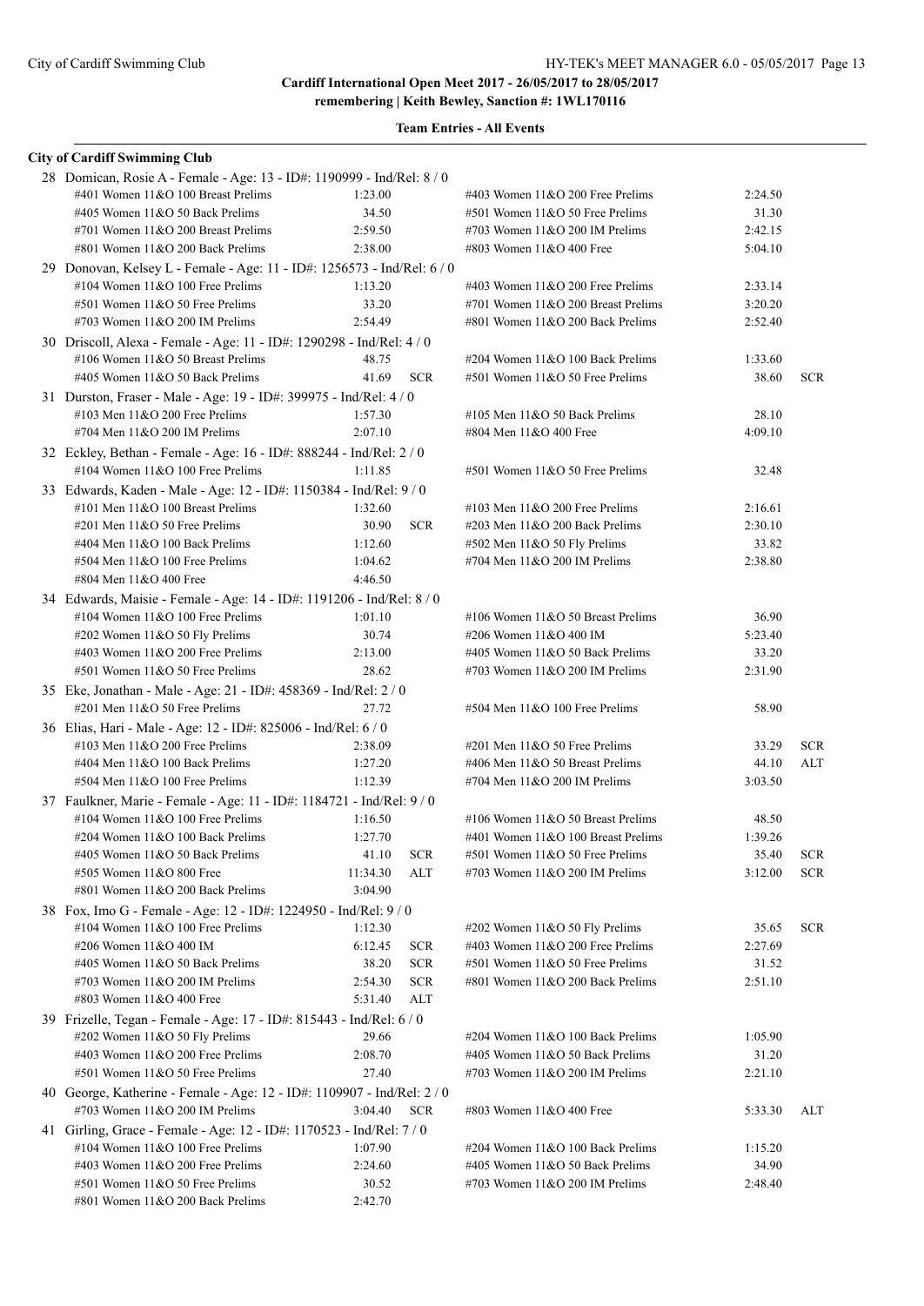**Cardiff International Open Meet 2017 - 26/05/2017 to 28/05/2017**
**remembering | Keith Bewley, Sanction #: 1WL170116**

**Team Entries - All Events**

## City of Cardiff Swimming Club

**28 Domican, Rosie A - Female - Age: 13 - ID#: 1190999 - Ind/Rel: 8 / 0**

| Event | Time | | Event | Time | |
|---|---|---|---|---|---|
| #401 Women 11&O 100 Breast Prelims | 1:23.00 | | #403 Women 11&O 200 Free Prelims | 2:24.50 | |
| #405 Women 11&O 50 Back Prelims | 34.50 | | #501 Women 11&O 50 Free Prelims | 31.30 | |
| #701 Women 11&O 200 Breast Prelims | 2:59.50 | | #703 Women 11&O 200 IM Prelims | 2:42.15 | |
| #801 Women 11&O 200 Back Prelims | 2:38.00 | | #803 Women 11&O 400 Free | 5:04.10 | |

**29 Donovan, Kelsey L - Female - Age: 11 - ID#: 1256573 - Ind/Rel: 6 / 0**

| Event | Time | | Event | Time | |
|---|---|---|---|---|---|
| #104 Women 11&O 100 Free Prelims | 1:13.20 | | #403 Women 11&O 200 Free Prelims | 2:33.14 | |
| #501 Women 11&O 50 Free Prelims | 33.20 | | #701 Women 11&O 200 Breast Prelims | 3:20.20 | |
| #703 Women 11&O 200 IM Prelims | 2:54.49 | | #801 Women 11&O 200 Back Prelims | 2:52.40 | |

**30 Driscoll, Alexa - Female - Age: 11 - ID#: 1290298 - Ind/Rel: 4 / 0**

| Event | Time | | Event | Time | |
|---|---|---|---|---|---|
| #106 Women 11&O 50 Breast Prelims | 48.75 | | #204 Women 11&O 100 Back Prelims | 1:33.60 | |
| #405 Women 11&O 50 Back Prelims | 41.69 | SCR | #501 Women 11&O 50 Free Prelims | 38.60 | SCR |

**31 Durston, Fraser - Male - Age: 19 - ID#: 399975 - Ind/Rel: 4 / 0**

| Event | Time | | Event | Time | |
|---|---|---|---|---|---|
| #103 Men 11&O 200 Free Prelims | 1:57.30 | | #105 Men 11&O 50 Back Prelims | 28.10 | |
| #704 Men 11&O 200 IM Prelims | 2:07.10 | | #804 Men 11&O 400 Free | 4:09.10 | |

**32 Eckley, Bethan - Female - Age: 16 - ID#: 888244 - Ind/Rel: 2 / 0**

| Event | Time | | Event | Time | |
|---|---|---|---|---|---|
| #104 Women 11&O 100 Free Prelims | 1:11.85 | | #501 Women 11&O 50 Free Prelims | 32.48 | |

**33 Edwards, Kaden - Male - Age: 12 - ID#: 1150384 - Ind/Rel: 9 / 0**

| Event | Time | | Event | Time | |
|---|---|---|---|---|---|
| #101 Men 11&O 100 Breast Prelims | 1:32.60 | | #103 Men 11&O 200 Free Prelims | 2:16.61 | |
| #201 Men 11&O 50 Free Prelims | 30.90 | SCR | #203 Men 11&O 200 Back Prelims | 2:30.10 | |
| #404 Men 11&O 100 Back Prelims | 1:12.60 | | #502 Men 11&O 50 Fly Prelims | 33.82 | |
| #504 Men 11&O 100 Free Prelims | 1:04.62 | | #704 Men 11&O 200 IM Prelims | 2:38.80 | |
| #804 Men 11&O 400 Free | 4:46.50 | | | | |

**34 Edwards, Maisie - Female - Age: 14 - ID#: 1191206 - Ind/Rel: 8 / 0**

| Event | Time | | Event | Time | |
|---|---|---|---|---|---|
| #104 Women 11&O 100 Free Prelims | 1:01.10 | | #106 Women 11&O 50 Breast Prelims | 36.90 | |
| #202 Women 11&O 50 Fly Prelims | 30.74 | | #206 Women 11&O 400 IM | 5:23.40 | |
| #403 Women 11&O 200 Free Prelims | 2:13.00 | | #405 Women 11&O 50 Back Prelims | 33.20 | |
| #501 Women 11&O 50 Free Prelims | 28.62 | | #703 Women 11&O 200 IM Prelims | 2:31.90 | |

**35 Eke, Jonathan - Male - Age: 21 - ID#: 458369 - Ind/Rel: 2 / 0**

| Event | Time | | Event | Time | |
|---|---|---|---|---|---|
| #201 Men 11&O 50 Free Prelims | 27.72 | | #504 Men 11&O 100 Free Prelims | 58.90 | |

**36 Elias, Hari - Male - Age: 12 - ID#: 825006 - Ind/Rel: 6 / 0**

| Event | Time | | Event | Time | |
|---|---|---|---|---|---|
| #103 Men 11&O 200 Free Prelims | 2:38.09 | | #201 Men 11&O 50 Free Prelims | 33.29 | SCR |
| #404 Men 11&O 100 Back Prelims | 1:27.20 | | #406 Men 11&O 50 Breast Prelims | 44.10 | ALT |
| #504 Men 11&O 100 Free Prelims | 1:12.39 | | #704 Men 11&O 200 IM Prelims | 3:03.50 | |

**37 Faulkner, Marie - Female - Age: 11 - ID#: 1184721 - Ind/Rel: 9 / 0**

| Event | Time | | Event | Time | |
|---|---|---|---|---|---|
| #104 Women 11&O 100 Free Prelims | 1:16.50 | | #106 Women 11&O 50 Breast Prelims | 48.50 | |
| #204 Women 11&O 100 Back Prelims | 1:27.70 | | #401 Women 11&O 100 Breast Prelims | 1:39.26 | |
| #405 Women 11&O 50 Back Prelims | 41.10 | SCR | #501 Women 11&O 50 Free Prelims | 35.40 | SCR |
| #505 Women 11&O 800 Free | 11:34.30 | ALT | #703 Women 11&O 200 IM Prelims | 3:12.00 | SCR |
| #801 Women 11&O 200 Back Prelims | 3:04.90 | | | | |

**38 Fox, Imo G - Female - Age: 12 - ID#: 1224950 - Ind/Rel: 9 / 0**

| Event | Time | | Event | Time | |
|---|---|---|---|---|---|
| #104 Women 11&O 100 Free Prelims | 1:12.30 | | #202 Women 11&O 50 Fly Prelims | 35.65 | SCR |
| #206 Women 11&O 400 IM | 6:12.45 | SCR | #403 Women 11&O 200 Free Prelims | 2:27.69 | |
| #405 Women 11&O 50 Back Prelims | 38.20 | SCR | #501 Women 11&O 50 Free Prelims | 31.52 | |
| #703 Women 11&O 200 IM Prelims | 2:54.30 | SCR | #801 Women 11&O 200 Back Prelims | 2:51.10 | |
| #803 Women 11&O 400 Free | 5:31.40 | ALT | | | |

**39 Frizelle, Tegan - Female - Age: 17 - ID#: 815443 - Ind/Rel: 6 / 0**

| Event | Time | | Event | Time | |
|---|---|---|---|---|---|
| #202 Women 11&O 50 Fly Prelims | 29.66 | | #204 Women 11&O 100 Back Prelims | 1:05.90 | |
| #403 Women 11&O 200 Free Prelims | 2:08.70 | | #405 Women 11&O 50 Back Prelims | 31.20 | |
| #501 Women 11&O 50 Free Prelims | 27.40 | | #703 Women 11&O 200 IM Prelims | 2:21.10 | |

**40 George, Katherine - Female - Age: 12 - ID#: 1109907 - Ind/Rel: 2 / 0**

| Event | Time | | Event | Time | |
|---|---|---|---|---|---|
| #703 Women 11&O 200 IM Prelims | 3:04.40 | SCR | #803 Women 11&O 400 Free | 5:33.30 | ALT |

**41 Girling, Grace - Female - Age: 12 - ID#: 1170523 - Ind/Rel: 7 / 0**

| Event | Time | | Event | Time | |
|---|---|---|---|---|---|
| #104 Women 11&O 100 Free Prelims | 1:07.90 | | #204 Women 11&O 100 Back Prelims | 1:15.20 | |
| #403 Women 11&O 200 Free Prelims | 2:24.60 | | #405 Women 11&O 50 Back Prelims | 34.90 | |
| #501 Women 11&O 50 Free Prelims | 30.52 | | #703 Women 11&O 200 IM Prelims | 2:48.40 | |
| #801 Women 11&O 200 Back Prelims | 2:42.70 | | | | |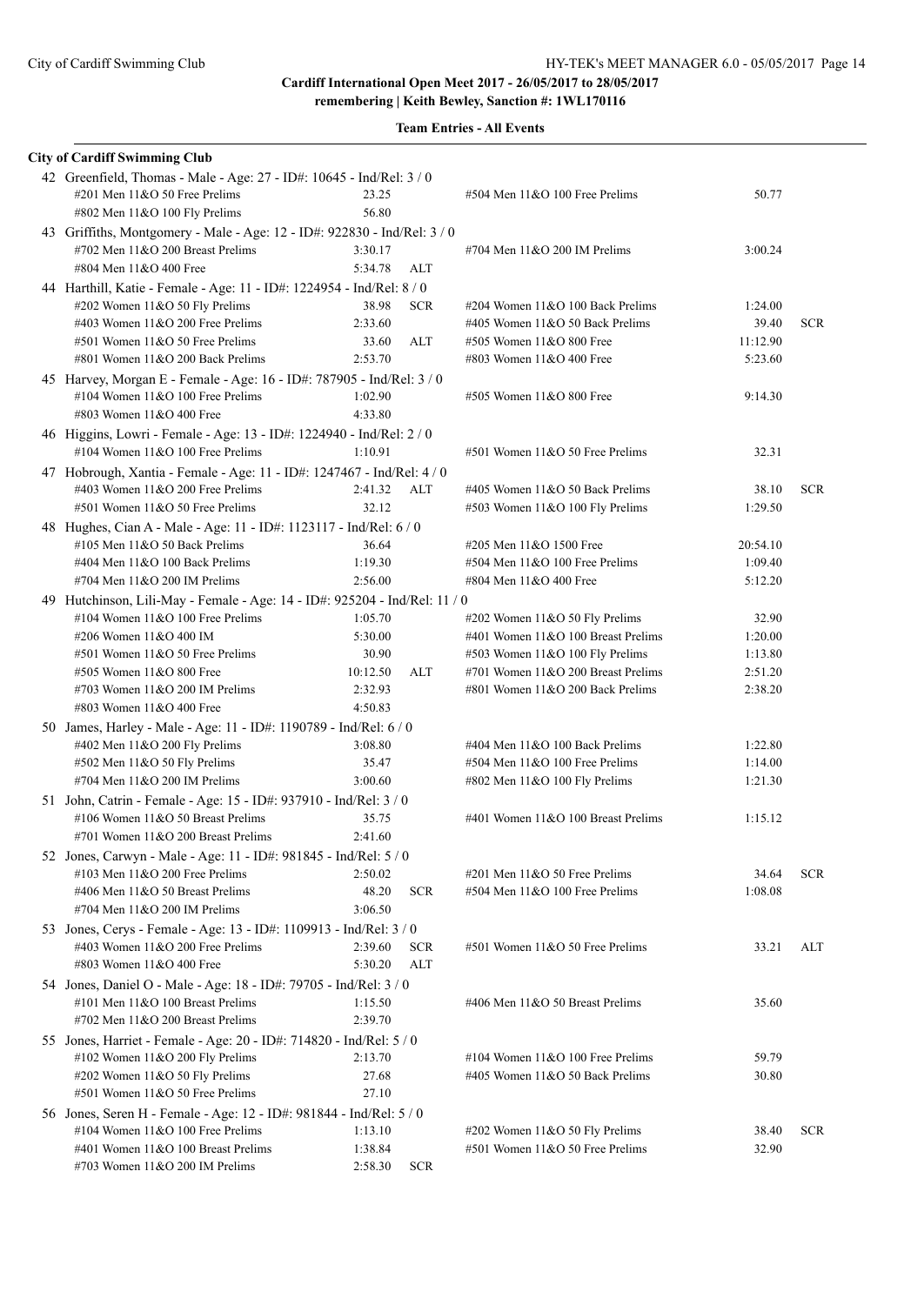**Cardiff International Open Meet 2017 - 26/05/2017 to 28/05/2017**
**remembering | Keith Bewley, Sanction #: 1WL170116**

## Team Entries - All Events

### City of Cardiff Swimming Club

42 Greenfield, Thomas - Male - Age: 27 - ID#: 10645 - Ind/Rel: 3 / 0

| Event | Time | | Event | Time | |
|---|---|---|---|---|---|
| #201 Men 11&O 50 Free Prelims | 23.25 | | #504 Men 11&O 100 Free Prelims | 50.77 | |
| #802 Men 11&O 100 Fly Prelims | 56.80 | | | | |

43 Griffiths, Montgomery - Male - Age: 12 - ID#: 922830 - Ind/Rel: 3 / 0

| Event | Time | | Event | Time | |
|---|---|---|---|---|---|
| #702 Men 11&O 200 Breast Prelims | 3:30.17 | | #704 Men 11&O 200 IM Prelims | 3:00.24 | |
| #804 Men 11&O 400 Free | 5:34.78 | ALT | | | |

44 Harthill, Katie - Female - Age: 11 - ID#: 1224954 - Ind/Rel: 8 / 0

| Event | Time | | Event | Time | |
|---|---|---|---|---|---|
| #202 Women 11&O 50 Fly Prelims | 38.98 | SCR | #204 Women 11&O 100 Back Prelims | 1:24.00 | |
| #403 Women 11&O 200 Free Prelims | 2:33.60 | | #405 Women 11&O 50 Back Prelims | 39.40 | SCR |
| #501 Women 11&O 50 Free Prelims | 33.60 | ALT | #505 Women 11&O 800 Free | 11:12.90 | |
| #801 Women 11&O 200 Back Prelims | 2:53.70 | | #803 Women 11&O 400 Free | 5:23.60 | |

45 Harvey, Morgan E - Female - Age: 16 - ID#: 787905 - Ind/Rel: 3 / 0

| Event | Time | | Event | Time | |
|---|---|---|---|---|---|
| #104 Women 11&O 100 Free Prelims | 1:02.90 | | #505 Women 11&O 800 Free | 9:14.30 | |
| #803 Women 11&O 400 Free | 4:33.80 | | | | |

46 Higgins, Lowri - Female - Age: 13 - ID#: 1224940 - Ind/Rel: 2 / 0

| Event | Time | | Event | Time | |
|---|---|---|---|---|---|
| #104 Women 11&O 100 Free Prelims | 1:10.91 | | #501 Women 11&O 50 Free Prelims | 32.31 | |

47 Hobrough, Xantia - Female - Age: 11 - ID#: 1247467 - Ind/Rel: 4 / 0

| Event | Time | | Event | Time | |
|---|---|---|---|---|---|
| #403 Women 11&O 200 Free Prelims | 2:41.32 | ALT | #405 Women 11&O 50 Back Prelims | 38.10 | SCR |
| #501 Women 11&O 50 Free Prelims | 32.12 | | #503 Women 11&O 100 Fly Prelims | 1:29.50 | |

48 Hughes, Cian A - Male - Age: 11 - ID#: 1123117 - Ind/Rel: 6 / 0

| Event | Time | | Event | Time | |
|---|---|---|---|---|---|
| #105 Men 11&O 50 Back Prelims | 36.64 | | #205 Men 11&O 1500 Free | 20:54.10 | |
| #404 Men 11&O 100 Back Prelims | 1:19.30 | | #504 Men 11&O 100 Free Prelims | 1:09.40 | |
| #704 Men 11&O 200 IM Prelims | 2:56.00 | | #804 Men 11&O 400 Free | 5:12.20 | |

49 Hutchinson, Lili-May - Female - Age: 14 - ID#: 925204 - Ind/Rel: 11 / 0

| Event | Time | | Event | Time | |
|---|---|---|---|---|---|
| #104 Women 11&O 100 Free Prelims | 1:05.70 | | #202 Women 11&O 50 Fly Prelims | 32.90 | |
| #206 Women 11&O 400 IM | 5:30.00 | | #401 Women 11&O 100 Breast Prelims | 1:20.00 | |
| #501 Women 11&O 50 Free Prelims | 30.90 | | #503 Women 11&O 100 Fly Prelims | 1:13.80 | |
| #505 Women 11&O 800 Free | 10:12.50 | ALT | #701 Women 11&O 200 Breast Prelims | 2:51.20 | |
| #703 Women 11&O 200 IM Prelims | 2:32.93 | | #801 Women 11&O 200 Back Prelims | 2:38.20 | |
| #803 Women 11&O 400 Free | 4:50.83 | | | | |

50 James, Harley - Male - Age: 11 - ID#: 1190789 - Ind/Rel: 6 / 0

| Event | Time | | Event | Time | |
|---|---|---|---|---|---|
| #402 Men 11&O 200 Fly Prelims | 3:08.80 | | #404 Men 11&O 100 Back Prelims | 1:22.80 | |
| #502 Men 11&O 50 Fly Prelims | 35.47 | | #504 Men 11&O 100 Free Prelims | 1:14.00 | |
| #704 Men 11&O 200 IM Prelims | 3:00.60 | | #802 Men 11&O 100 Fly Prelims | 1:21.30 | |

51 John, Catrin - Female - Age: 15 - ID#: 937910 - Ind/Rel: 3 / 0

| Event | Time | | Event | Time | |
|---|---|---|---|---|---|
| #106 Women 11&O 50 Breast Prelims | 35.75 | | #401 Women 11&O 100 Breast Prelims | 1:15.12 | |
| #701 Women 11&O 200 Breast Prelims | 2:41.60 | | | | |

52 Jones, Carwyn - Male - Age: 11 - ID#: 981845 - Ind/Rel: 5 / 0

| Event | Time | | Event | Time | |
|---|---|---|---|---|---|
| #103 Men 11&O 200 Free Prelims | 2:50.02 | | #201 Men 11&O 50 Free Prelims | 34.64 | SCR |
| #406 Men 11&O 50 Breast Prelims | 48.20 | SCR | #504 Men 11&O 100 Free Prelims | 1:08.08 | |
| #704 Men 11&O 200 IM Prelims | 3:06.50 | | | | |

53 Jones, Cerys - Female - Age: 13 - ID#: 1109913 - Ind/Rel: 3 / 0

| Event | Time | | Event | Time | |
|---|---|---|---|---|---|
| #403 Women 11&O 200 Free Prelims | 2:39.60 | SCR | #501 Women 11&O 50 Free Prelims | 33.21 | ALT |
| #803 Women 11&O 400 Free | 5:30.20 | ALT | | | |

54 Jones, Daniel O - Male - Age: 18 - ID#: 79705 - Ind/Rel: 3 / 0

| Event | Time | | Event | Time | |
|---|---|---|---|---|---|
| #101 Men 11&O 100 Breast Prelims | 1:15.50 | | #406 Men 11&O 50 Breast Prelims | 35.60 | |
| #702 Men 11&O 200 Breast Prelims | 2:39.70 | | | | |

55 Jones, Harriet - Female - Age: 20 - ID#: 714820 - Ind/Rel: 5 / 0

| Event | Time | | Event | Time | |
|---|---|---|---|---|---|
| #102 Women 11&O 200 Fly Prelims | 2:13.70 | | #104 Women 11&O 100 Free Prelims | 59.79 | |
| #202 Women 11&O 50 Fly Prelims | 27.68 | | #405 Women 11&O 50 Back Prelims | 30.80 | |
| #501 Women 11&O 50 Free Prelims | 27.10 | | | | |

56 Jones, Seren H - Female - Age: 12 - ID#: 981844 - Ind/Rel: 5 / 0

| Event | Time | | Event | Time | |
|---|---|---|---|---|---|
| #104 Women 11&O 100 Free Prelims | 1:13.10 | | #202 Women 11&O 50 Fly Prelims | 38.40 | SCR |
| #401 Women 11&O 100 Breast Prelims | 1:38.84 | | #501 Women 11&O 50 Free Prelims | 32.90 | |
| #703 Women 11&O 200 IM Prelims | 2:58.30 | SCR | | | |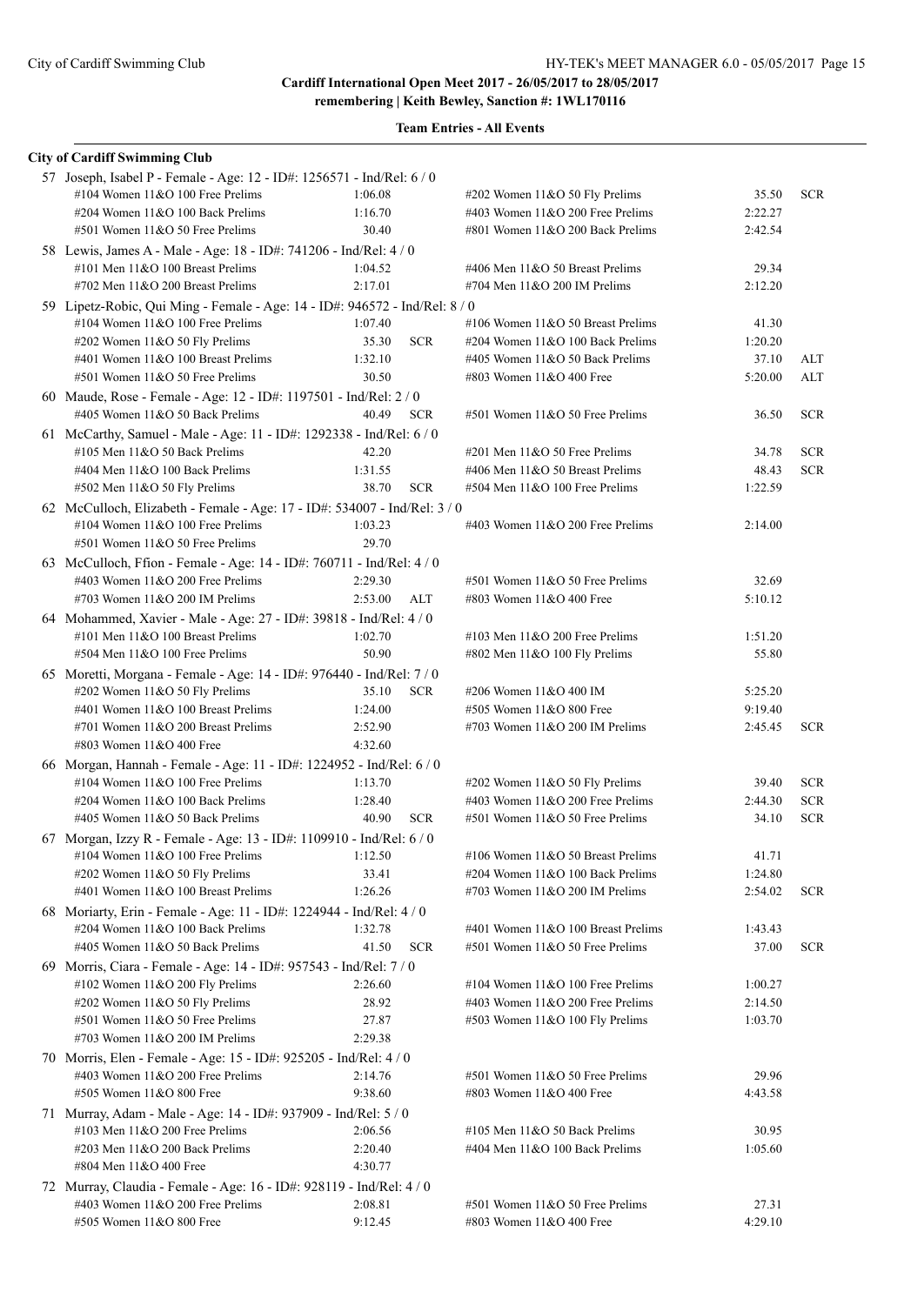**Cardiff International Open Meet 2017 - 26/05/2017 to 28/05/2017**
**remembering | Keith Bewley, Sanction #: 1WL170116**

**Team Entries - All Events**

**City of Cardiff Swimming Club**

57 Joseph, Isabel P - Female - Age: 12 - ID#: 1256571 - Ind/Rel: 6 / 0

| Event | Time | | Event | Time | |
|---|---|---|---|---|---|
| #104 Women 11&O 100 Free Prelims | 1:06.08 | | #202 Women 11&O 50 Fly Prelims | 35.50 | SCR |
| #204 Women 11&O 100 Back Prelims | 1:16.70 | | #403 Women 11&O 200 Free Prelims | 2:22.27 | |
| #501 Women 11&O 50 Free Prelims | 30.40 | | #801 Women 11&O 200 Back Prelims | 2:42.54 | |

58 Lewis, James A - Male - Age: 18 - ID#: 741206 - Ind/Rel: 4 / 0

| Event | Time | | Event | Time | |
|---|---|---|---|---|---|
| #101 Men 11&O 100 Breast Prelims | 1:04.52 | | #406 Men 11&O 50 Breast Prelims | 29.34 | |
| #702 Men 11&O 200 Breast Prelims | 2:17.01 | | #704 Men 11&O 200 IM Prelims | 2:12.20 | |

59 Lipetz-Robic, Qui Ming - Female - Age: 14 - ID#: 946572 - Ind/Rel: 8 / 0

| Event | Time | | Event | Time | |
|---|---|---|---|---|---|
| #104 Women 11&O 100 Free Prelims | 1:07.40 | | #106 Women 11&O 50 Breast Prelims | 41.30 | |
| #202 Women 11&O 50 Fly Prelims | 35.30 | SCR | #204 Women 11&O 100 Back Prelims | 1:20.20 | |
| #401 Women 11&O 100 Breast Prelims | 1:32.10 | | #405 Women 11&O 50 Back Prelims | 37.10 | ALT |
| #501 Women 11&O 50 Free Prelims | 30.50 | | #803 Women 11&O 400 Free | 5:20.00 | ALT |

60 Maude, Rose - Female - Age: 12 - ID#: 1197501 - Ind/Rel: 2 / 0

| Event | Time | | Event | Time | |
|---|---|---|---|---|---|
| #405 Women 11&O 50 Back Prelims | 40.49 | SCR | #501 Women 11&O 50 Free Prelims | 36.50 | SCR |

61 McCarthy, Samuel - Male - Age: 11 - ID#: 1292338 - Ind/Rel: 6 / 0

| Event | Time | | Event | Time | |
|---|---|---|---|---|---|
| #105 Men 11&O 50 Back Prelims | 42.20 | | #201 Men 11&O 50 Free Prelims | 34.78 | SCR |
| #404 Men 11&O 100 Back Prelims | 1:31.55 | | #406 Men 11&O 50 Breast Prelims | 48.43 | SCR |
| #502 Men 11&O 50 Fly Prelims | 38.70 | SCR | #504 Men 11&O 100 Free Prelims | 1:22.59 | |

62 McCulloch, Elizabeth - Female - Age: 17 - ID#: 534007 - Ind/Rel: 3 / 0

| Event | Time | | Event | Time | |
|---|---|---|---|---|---|
| #104 Women 11&O 100 Free Prelims | 1:03.23 | | #403 Women 11&O 200 Free Prelims | 2:14.00 | |
| #501 Women 11&O 50 Free Prelims | 29.70 | | | | |

63 McCulloch, Ffion - Female - Age: 14 - ID#: 760711 - Ind/Rel: 4 / 0

| Event | Time | | Event | Time | |
|---|---|---|---|---|---|
| #403 Women 11&O 200 Free Prelims | 2:29.30 | | #501 Women 11&O 50 Free Prelims | 32.69 | |
| #703 Women 11&O 200 IM Prelims | 2:53.00 | ALT | #803 Women 11&O 400 Free | 5:10.12 | |

64 Mohammed, Xavier - Male - Age: 27 - ID#: 39818 - Ind/Rel: 4 / 0

| Event | Time | | Event | Time | |
|---|---|---|---|---|---|
| #101 Men 11&O 100 Breast Prelims | 1:02.70 | | #103 Men 11&O 200 Free Prelims | 1:51.20 | |
| #504 Men 11&O 100 Free Prelims | 50.90 | | #802 Men 11&O 100 Fly Prelims | 55.80 | |

65 Moretti, Morgana - Female - Age: 14 - ID#: 976440 - Ind/Rel: 7 / 0

| Event | Time | | Event | Time | |
|---|---|---|---|---|---|
| #202 Women 11&O 50 Fly Prelims | 35.10 | SCR | #206 Women 11&O 400 IM | 5:25.20 | |
| #401 Women 11&O 100 Breast Prelims | 1:24.00 | | #505 Women 11&O 800 Free | 9:19.40 | |
| #701 Women 11&O 200 Breast Prelims | 2:52.90 | | #703 Women 11&O 200 IM Prelims | 2:45.45 | SCR |
| #803 Women 11&O 400 Free | 4:32.60 | | | | |

66 Morgan, Hannah - Female - Age: 11 - ID#: 1224952 - Ind/Rel: 6 / 0

| Event | Time | | Event | Time | |
|---|---|---|---|---|---|
| #104 Women 11&O 100 Free Prelims | 1:13.70 | | #202 Women 11&O 50 Fly Prelims | 39.40 | SCR |
| #204 Women 11&O 100 Back Prelims | 1:28.40 | | #403 Women 11&O 200 Free Prelims | 2:44.30 | SCR |
| #405 Women 11&O 50 Back Prelims | 40.90 | SCR | #501 Women 11&O 50 Free Prelims | 34.10 | SCR |

67 Morgan, Izzy R - Female - Age: 13 - ID#: 1109910 - Ind/Rel: 6 / 0

| Event | Time | | Event | Time | |
|---|---|---|---|---|---|
| #104 Women 11&O 100 Free Prelims | 1:12.50 | | #106 Women 11&O 50 Breast Prelims | 41.71 | |
| #202 Women 11&O 50 Fly Prelims | 33.41 | | #204 Women 11&O 100 Back Prelims | 1:24.80 | |
| #401 Women 11&O 100 Breast Prelims | 1:26.26 | | #703 Women 11&O 200 IM Prelims | 2:54.02 | SCR |

68 Moriarty, Erin - Female - Age: 11 - ID#: 1224944 - Ind/Rel: 4 / 0

| Event | Time | | Event | Time | |
|---|---|---|---|---|---|
| #204 Women 11&O 100 Back Prelims | 1:32.78 | | #401 Women 11&O 100 Breast Prelims | 1:43.43 | |
| #405 Women 11&O 50 Back Prelims | 41.50 | SCR | #501 Women 11&O 50 Free Prelims | 37.00 | SCR |

69 Morris, Ciara - Female - Age: 14 - ID#: 957543 - Ind/Rel: 7 / 0

| Event | Time | | Event | Time | |
|---|---|---|---|---|---|
| #102 Women 11&O 200 Fly Prelims | 2:26.60 | | #104 Women 11&O 100 Free Prelims | 1:00.27 | |
| #202 Women 11&O 50 Fly Prelims | 28.92 | | #403 Women 11&O 200 Free Prelims | 2:14.50 | |
| #501 Women 11&O 50 Free Prelims | 27.87 | | #503 Women 11&O 100 Fly Prelims | 1:03.70 | |
| #703 Women 11&O 200 IM Prelims | 2:29.38 | | | | |

70 Morris, Elen - Female - Age: 15 - ID#: 925205 - Ind/Rel: 4 / 0

| Event | Time | | Event | Time | |
|---|---|---|---|---|---|
| #403 Women 11&O 200 Free Prelims | 2:14.76 | | #501 Women 11&O 50 Free Prelims | 29.96 | |
| #505 Women 11&O 800 Free | 9:38.60 | | #803 Women 11&O 400 Free | 4:43.58 | |

71 Murray, Adam - Male - Age: 14 - ID#: 937909 - Ind/Rel: 5 / 0

| Event | Time | | Event | Time | |
|---|---|---|---|---|---|
| #103 Men 11&O 200 Free Prelims | 2:06.56 | | #105 Men 11&O 50 Back Prelims | 30.95 | |
| #203 Men 11&O 200 Back Prelims | 2:20.40 | | #404 Men 11&O 100 Back Prelims | 1:05.60 | |
| #804 Men 11&O 400 Free | 4:30.77 | | | | |

72 Murray, Claudia - Female - Age: 16 - ID#: 928119 - Ind/Rel: 4 / 0

| Event | Time | | Event | Time | |
|---|---|---|---|---|---|
| #403 Women 11&O 200 Free Prelims | 2:08.81 | | #501 Women 11&O 50 Free Prelims | 27.31 | |
| #505 Women 11&O 800 Free | 9:12.45 | | #803 Women 11&O 400 Free | 4:29.10 | |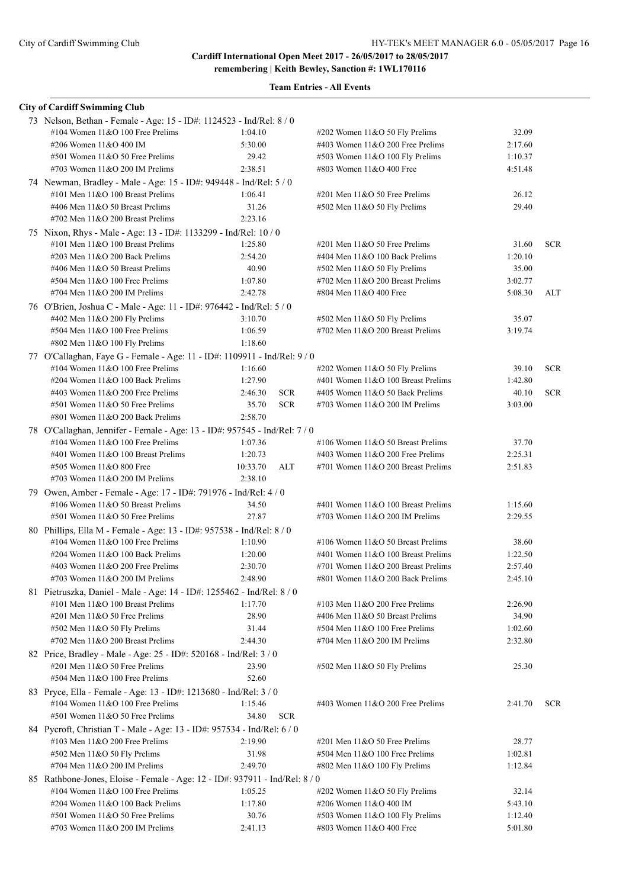**Cardiff International Open Meet 2017 - 26/05/2017 to 28/05/2017**
**remembering | Keith Bewley, Sanction #: 1WL170116**

**Team Entries - All Events**

**City of Cardiff Swimming Club**

73 Nelson, Bethan - Female - Age: 15 - ID#: 1124523 - Ind/Rel: 8 / 0

| Event | Time | | Event | Time | |
|---|---|---|---|---|---|
| #104 Women 11&O 100 Free Prelims | 1:04.10 | | #202 Women 11&O 50 Fly Prelims | 32.09 | |
| #206 Women 11&O 400 IM | 5:30.00 | | #403 Women 11&O 200 Free Prelims | 2:17.60 | |
| #501 Women 11&O 50 Free Prelims | 29.42 | | #503 Women 11&O 100 Fly Prelims | 1:10.37 | |
| #703 Women 11&O 200 IM Prelims | 2:38.51 | | #803 Women 11&O 400 Free | 4:51.48 | |

74 Newman, Bradley - Male - Age: 15 - ID#: 949448 - Ind/Rel: 5 / 0

| Event | Time | | Event | Time | |
|---|---|---|---|---|---|
| #101 Men 11&O 100 Breast Prelims | 1:06.41 | | #201 Men 11&O 50 Free Prelims | 26.12 | |
| #406 Men 11&O 50 Breast Prelims | 31.26 | | #502 Men 11&O 50 Fly Prelims | 29.40 | |
| #702 Men 11&O 200 Breast Prelims | 2:23.16 | | | | |

75 Nixon, Rhys - Male - Age: 13 - ID#: 1133299 - Ind/Rel: 10 / 0

| Event | Time | | Event | Time | |
|---|---|---|---|---|---|
| #101 Men 11&O 100 Breast Prelims | 1:25.80 | | #201 Men 11&O 50 Free Prelims | 31.60 | SCR |
| #203 Men 11&O 200 Back Prelims | 2:54.20 | | #404 Men 11&O 100 Back Prelims | 1:20.10 | |
| #406 Men 11&O 50 Breast Prelims | 40.90 | | #502 Men 11&O 50 Fly Prelims | 35.00 | |
| #504 Men 11&O 100 Free Prelims | 1:07.80 | | #702 Men 11&O 200 Breast Prelims | 3:02.77 | |
| #704 Men 11&O 200 IM Prelims | 2:42.78 | | #804 Men 11&O 400 Free | 5:08.30 | ALT |

76 O'Brien, Joshua C - Male - Age: 11 - ID#: 976442 - Ind/Rel: 5 / 0

| Event | Time | | Event | Time | |
|---|---|---|---|---|---|
| #402 Men 11&O 200 Fly Prelims | 3:10.70 | | #502 Men 11&O 50 Fly Prelims | 35.07 | |
| #504 Men 11&O 100 Free Prelims | 1:06.59 | | #702 Men 11&O 200 Breast Prelims | 3:19.74 | |
| #802 Men 11&O 100 Fly Prelims | 1:18.60 | | | | |

77 O'Callaghan, Faye G - Female - Age: 11 - ID#: 1109911 - Ind/Rel: 9 / 0

| Event | Time | | Event | Time | |
|---|---|---|---|---|---|
| #104 Women 11&O 100 Free Prelims | 1:16.60 | | #202 Women 11&O 50 Fly Prelims | 39.10 | SCR |
| #204 Women 11&O 100 Back Prelims | 1:27.90 | | #401 Women 11&O 100 Breast Prelims | 1:42.80 | |
| #403 Women 11&O 200 Free Prelims | 2:46.30 | SCR | #405 Women 11&O 50 Back Prelims | 40.10 | SCR |
| #501 Women 11&O 50 Free Prelims | 35.70 | SCR | #703 Women 11&O 200 IM Prelims | 3:03.00 | |
| #801 Women 11&O 200 Back Prelims | 2:58.70 | | | | |

78 O'Callaghan, Jennifer - Female - Age: 13 - ID#: 957545 - Ind/Rel: 7 / 0

| Event | Time | | Event | Time | |
|---|---|---|---|---|---|
| #104 Women 11&O 100 Free Prelims | 1:07.36 | | #106 Women 11&O 50 Breast Prelims | 37.70 | |
| #401 Women 11&O 100 Breast Prelims | 1:20.73 | | #403 Women 11&O 200 Free Prelims | 2:25.31 | |
| #505 Women 11&O 800 Free | 10:33.70 | ALT | #701 Women 11&O 200 Breast Prelims | 2:51.83 | |
| #703 Women 11&O 200 IM Prelims | 2:38.10 | | | | |

79 Owen, Amber - Female - Age: 17 - ID#: 791976 - Ind/Rel: 4 / 0

| Event | Time | | Event | Time | |
|---|---|---|---|---|---|
| #106 Women 11&O 50 Breast Prelims | 34.50 | | #401 Women 11&O 100 Breast Prelims | 1:15.60 | |
| #501 Women 11&O 50 Free Prelims | 27.87 | | #703 Women 11&O 200 IM Prelims | 2:29.55 | |

80 Phillips, Ella M - Female - Age: 13 - ID#: 957538 - Ind/Rel: 8 / 0

| Event | Time | | Event | Time | |
|---|---|---|---|---|---|
| #104 Women 11&O 100 Free Prelims | 1:10.90 | | #106 Women 11&O 50 Breast Prelims | 38.60 | |
| #204 Women 11&O 100 Back Prelims | 1:20.00 | | #401 Women 11&O 100 Breast Prelims | 1:22.50 | |
| #403 Women 11&O 200 Free Prelims | 2:30.70 | | #701 Women 11&O 200 Breast Prelims | 2:57.40 | |
| #703 Women 11&O 200 IM Prelims | 2:48.90 | | #801 Women 11&O 200 Back Prelims | 2:45.10 | |

81 Pietruszka, Daniel - Male - Age: 14 - ID#: 1255462 - Ind/Rel: 8 / 0

| Event | Time | | Event | Time | |
|---|---|---|---|---|---|
| #101 Men 11&O 100 Breast Prelims | 1:17.70 | | #103 Men 11&O 200 Free Prelims | 2:26.90 | |
| #201 Men 11&O 50 Free Prelims | 28.90 | | #406 Men 11&O 50 Breast Prelims | 34.90 | |
| #502 Men 11&O 50 Fly Prelims | 31.44 | | #504 Men 11&O 100 Free Prelims | 1:02.60 | |
| #702 Men 11&O 200 Breast Prelims | 2:44.30 | | #704 Men 11&O 200 IM Prelims | 2:32.80 | |

82 Price, Bradley - Male - Age: 25 - ID#: 520168 - Ind/Rel: 3 / 0

| Event | Time | | Event | Time | |
|---|---|---|---|---|---|
| #201 Men 11&O 50 Free Prelims | 23.90 | | #502 Men 11&O 50 Fly Prelims | 25.30 | |
| #504 Men 11&O 100 Free Prelims | 52.60 | | | | |

83 Pryce, Ella - Female - Age: 13 - ID#: 1213680 - Ind/Rel: 3 / 0

| Event | Time | | Event | Time | |
|---|---|---|---|---|---|
| #104 Women 11&O 100 Free Prelims | 1:15.46 | | #403 Women 11&O 200 Free Prelims | 2:41.70 | SCR |
| #501 Women 11&O 50 Free Prelims | 34.80 | SCR | | | |

84 Pycroft, Christian T - Male - Age: 13 - ID#: 957534 - Ind/Rel: 6 / 0

| Event | Time | | Event | Time | |
|---|---|---|---|---|---|
| #103 Men 11&O 200 Free Prelims | 2:19.90 | | #201 Men 11&O 50 Free Prelims | 28.77 | |
| #502 Men 11&O 50 Fly Prelims | 31.98 | | #504 Men 11&O 100 Free Prelims | 1:02.81 | |
| #704 Men 11&O 200 IM Prelims | 2:49.70 | | #802 Men 11&O 100 Fly Prelims | 1:12.84 | |

85 Rathbone-Jones, Eloise - Female - Age: 12 - ID#: 937911 - Ind/Rel: 8 / 0

| Event | Time | | Event | Time | |
|---|---|---|---|---|---|
| #104 Women 11&O 100 Free Prelims | 1:05.25 | | #202 Women 11&O 50 Fly Prelims | 32.14 | |
| #204 Women 11&O 100 Back Prelims | 1:17.80 | | #206 Women 11&O 400 IM | 5:43.10 | |
| #501 Women 11&O 50 Free Prelims | 30.76 | | #503 Women 11&O 100 Fly Prelims | 1:12.40 | |
| #703 Women 11&O 200 IM Prelims | 2:41.13 | | #803 Women 11&O 400 Free | 5:01.80 | |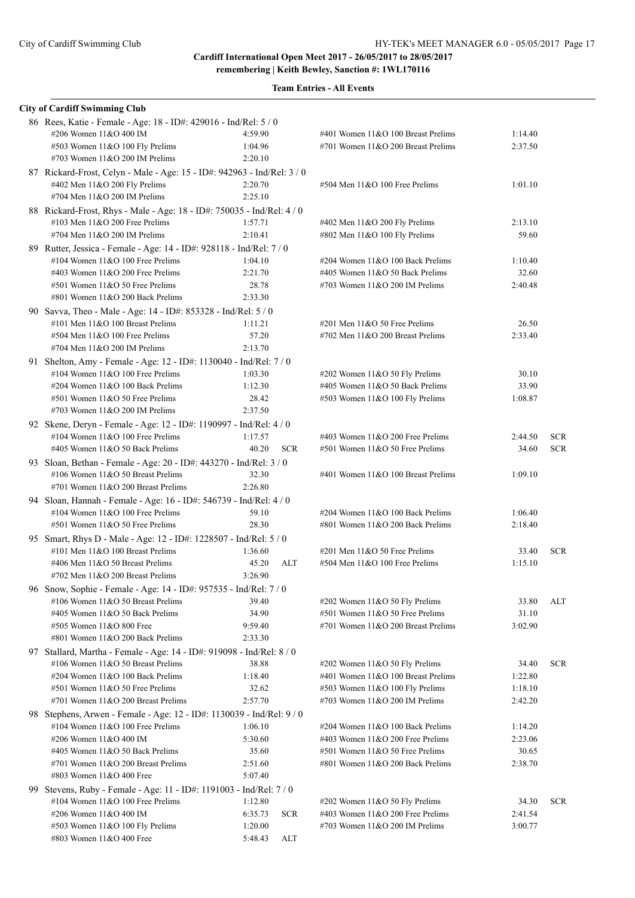## Cardiff International Open Meet 2017 - 26/05/2017 to 28/05/2017
### remembering | Keith Bewley, Sanction #: 1WL170116

### Team Entries - All Events

**City of Cardiff Swimming Club**

86 Rees, Katie - Female - Age: 18 - ID#: 429016 - Ind/Rel: 5 / 0

| Event | Time | | Event | Time | |
|---|---|---|---|---|---|
| #206 Women 11&O 400 IM | 4:59.90 | | #401 Women 11&O 100 Breast Prelims | 1:14.40 | |
| #503 Women 11&O 100 Fly Prelims | 1:04.96 | | #701 Women 11&O 200 Breast Prelims | 2:37.50 | |
| #703 Women 11&O 200 IM Prelims | 2:20.10 | | | | |

87 Rickard-Frost, Celyn - Male - Age: 15 - ID#: 942963 - Ind/Rel: 3 / 0

| Event | Time | | Event | Time | |
|---|---|---|---|---|---|
| #402 Men 11&O 200 Fly Prelims | 2:20.70 | | #504 Men 11&O 100 Free Prelims | 1:01.10 | |
| #704 Men 11&O 200 IM Prelims | 2:25.10 | | | | |

88 Rickard-Frost, Rhys - Male - Age: 18 - ID#: 750035 - Ind/Rel: 4 / 0

| Event | Time | | Event | Time | |
|---|---|---|---|---|---|
| #103 Men 11&O 200 Free Prelims | 1:57.71 | | #402 Men 11&O 200 Fly Prelims | 2:13.10 | |
| #704 Men 11&O 200 IM Prelims | 2:10.41 | | #802 Men 11&O 100 Fly Prelims | 59.60 | |

89 Rutter, Jessica - Female - Age: 14 - ID#: 928118 - Ind/Rel: 7 / 0

| Event | Time | | Event | Time | |
|---|---|---|---|---|---|
| #104 Women 11&O 100 Free Prelims | 1:04.10 | | #204 Women 11&O 100 Back Prelims | 1:10.40 | |
| #403 Women 11&O 200 Free Prelims | 2:21.70 | | #405 Women 11&O 50 Back Prelims | 32.60 | |
| #501 Women 11&O 50 Free Prelims | 28.78 | | #703 Women 11&O 200 IM Prelims | 2:40.48 | |
| #801 Women 11&O 200 Back Prelims | 2:33.30 | | | | |

90 Savva, Theo - Male - Age: 14 - ID#: 853328 - Ind/Rel: 5 / 0

| Event | Time | | Event | Time | |
|---|---|---|---|---|---|
| #101 Men 11&O 100 Breast Prelims | 1:11.21 | | #201 Men 11&O 50 Free Prelims | 26.50 | |
| #504 Men 11&O 100 Free Prelims | 57.20 | | #702 Men 11&O 200 Breast Prelims | 2:33.40 | |
| #704 Men 11&O 200 IM Prelims | 2:13.70 | | | | |

91 Shelton, Amy - Female - Age: 12 - ID#: 1130040 - Ind/Rel: 7 / 0

| Event | Time | | Event | Time | |
|---|---|---|---|---|---|
| #104 Women 11&O 100 Free Prelims | 1:03.30 | | #202 Women 11&O 50 Fly Prelims | 30.10 | |
| #204 Women 11&O 100 Back Prelims | 1:12.30 | | #405 Women 11&O 50 Back Prelims | 33.90 | |
| #501 Women 11&O 50 Free Prelims | 28.42 | | #503 Women 11&O 100 Fly Prelims | 1:08.87 | |
| #703 Women 11&O 200 IM Prelims | 2:37.50 | | | | |

92 Skene, Deryn - Female - Age: 12 - ID#: 1190997 - Ind/Rel: 4 / 0

| Event | Time | | Event | Time | |
|---|---|---|---|---|---|
| #104 Women 11&O 100 Free Prelims | 1:17.57 | | #403 Women 11&O 200 Free Prelims | 2:44.50 | SCR |
| #405 Women 11&O 50 Back Prelims | 40.20 | SCR | #501 Women 11&O 50 Free Prelims | 34.60 | SCR |

93 Sloan, Bethan - Female - Age: 20 - ID#: 443270 - Ind/Rel: 3 / 0

| Event | Time | | Event | Time | |
|---|---|---|---|---|---|
| #106 Women 11&O 50 Breast Prelims | 32.30 | | #401 Women 11&O 100 Breast Prelims | 1:09.10 | |
| #701 Women 11&O 200 Breast Prelims | 2:26.80 | | | | |

94 Sloan, Hannah - Female - Age: 16 - ID#: 546739 - Ind/Rel: 4 / 0

| Event | Time | | Event | Time | |
|---|---|---|---|---|---|
| #104 Women 11&O 100 Free Prelims | 59.10 | | #204 Women 11&O 100 Back Prelims | 1:06.40 | |
| #501 Women 11&O 50 Free Prelims | 28.30 | | #801 Women 11&O 200 Back Prelims | 2:18.40 | |

95 Smart, Rhys D - Male - Age: 12 - ID#: 1228507 - Ind/Rel: 5 / 0

| Event | Time | | Event | Time | |
|---|---|---|---|---|---|
| #101 Men 11&O 100 Breast Prelims | 1:36.60 | | #201 Men 11&O 50 Free Prelims | 33.40 | SCR |
| #406 Men 11&O 50 Breast Prelims | 45.20 | ALT | #504 Men 11&O 100 Free Prelims | 1:15.10 | |
| #702 Men 11&O 200 Breast Prelims | 3:26.90 | | | | |

96 Snow, Sophie - Female - Age: 14 - ID#: 957535 - Ind/Rel: 7 / 0

| Event | Time | | Event | Time | |
|---|---|---|---|---|---|
| #106 Women 11&O 50 Breast Prelims | 39.40 | | #202 Women 11&O 50 Fly Prelims | 33.80 | ALT |
| #405 Women 11&O 50 Back Prelims | 34.90 | | #501 Women 11&O 50 Free Prelims | 31.10 | |
| #505 Women 11&O 800 Free | 9:59.40 | | #701 Women 11&O 200 Breast Prelims | 3:02.90 | |
| #801 Women 11&O 200 Back Prelims | 2:33.30 | | | | |

97 Stallard, Martha - Female - Age: 14 - ID#: 919098 - Ind/Rel: 8 / 0

| Event | Time | | Event | Time | |
|---|---|---|---|---|---|
| #106 Women 11&O 50 Breast Prelims | 38.88 | | #202 Women 11&O 50 Fly Prelims | 34.40 | SCR |
| #204 Women 11&O 100 Back Prelims | 1:18.40 | | #401 Women 11&O 100 Breast Prelims | 1:22.80 | |
| #501 Women 11&O 50 Free Prelims | 32.62 | | #503 Women 11&O 100 Fly Prelims | 1:18.10 | |
| #701 Women 11&O 200 Breast Prelims | 2:57.70 | | #703 Women 11&O 200 IM Prelims | 2:42.20 | |

98 Stephens, Arwen - Female - Age: 12 - ID#: 1130039 - Ind/Rel: 9 / 0

| Event | Time | | Event | Time | |
|---|---|---|---|---|---|
| #104 Women 11&O 100 Free Prelims | 1:06.10 | | #204 Women 11&O 100 Back Prelims | 1:14.20 | |
| #206 Women 11&O 400 IM | 5:30.60 | | #403 Women 11&O 200 Free Prelims | 2:23.06 | |
| #405 Women 11&O 50 Back Prelims | 35.60 | | #501 Women 11&O 50 Free Prelims | 30.65 | |
| #701 Women 11&O 200 Breast Prelims | 2:51.60 | | #801 Women 11&O 200 Back Prelims | 2:38.70 | |
| #803 Women 11&O 400 Free | 5:07.40 | | | | |

99 Stevens, Ruby - Female - Age: 11 - ID#: 1191003 - Ind/Rel: 7 / 0

| Event | Time | | Event | Time | |
|---|---|---|---|---|---|
| #104 Women 11&O 100 Free Prelims | 1:12.80 | | #202 Women 11&O 50 Fly Prelims | 34.30 | SCR |
| #206 Women 11&O 400 IM | 6:35.73 | SCR | #403 Women 11&O 200 Free Prelims | 2:41.54 | |
| #503 Women 11&O 100 Fly Prelims | 1:20.00 | | #703 Women 11&O 200 IM Prelims | 3:00.77 | |
| #803 Women 11&O 400 Free | 5:48.43 | ALT | | | |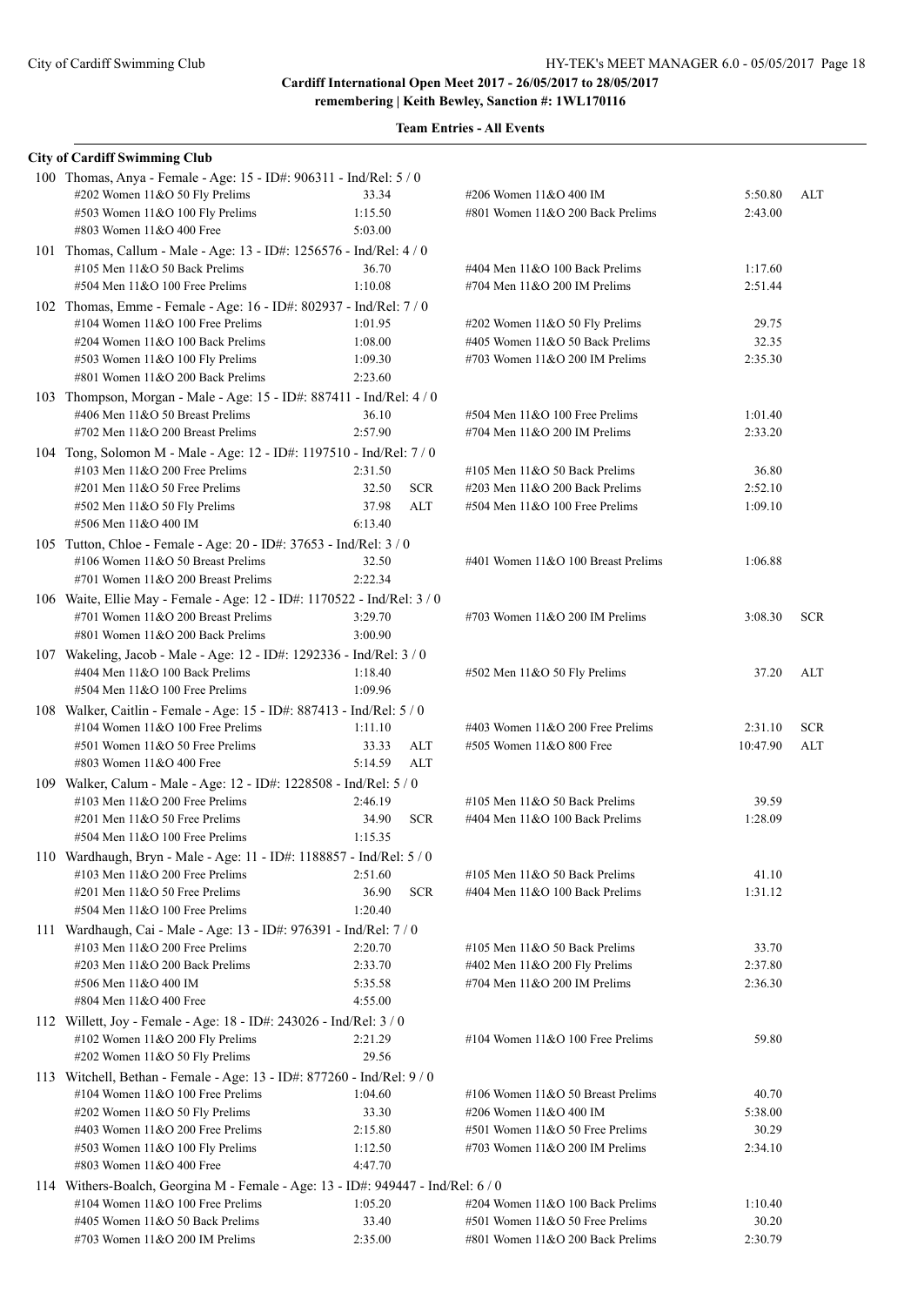## Cardiff International Open Meet 2017 - 26/05/2017 to 28/05/2017

**remembering | Keith Bewley, Sanction #: 1WL170116**

### Team Entries - All Events

**City of Cardiff Swimming Club**

100 Thomas, Anya - Female - Age: 15 - ID#: 906311 - Ind/Rel: 5 / 0

| Event | Time | | Event | Time | |
|---|---|---|---|---|---|
| #202 Women 11&O 50 Fly Prelims | 33.34 | | #206 Women 11&O 400 IM | 5:50.80 | ALT |
| #503 Women 11&O 100 Fly Prelims | 1:15.50 | | #801 Women 11&O 200 Back Prelims | 2:43.00 | |
| #803 Women 11&O 400 Free | 5:03.00 | | | | |

101 Thomas, Callum - Male - Age: 13 - ID#: 1256576 - Ind/Rel: 4 / 0

| Event | Time | | Event | Time | |
|---|---|---|---|---|---|
| #105 Men 11&O 50 Back Prelims | 36.70 | | #404 Men 11&O 100 Back Prelims | 1:17.60 | |
| #504 Men 11&O 100 Free Prelims | 1:10.08 | | #704 Men 11&O 200 IM Prelims | 2:51.44 | |

102 Thomas, Emme - Female - Age: 16 - ID#: 802937 - Ind/Rel: 7 / 0

| Event | Time | | Event | Time | |
|---|---|---|---|---|---|
| #104 Women 11&O 100 Free Prelims | 1:01.95 | | #202 Women 11&O 50 Fly Prelims | 29.75 | |
| #204 Women 11&O 100 Back Prelims | 1:08.00 | | #405 Women 11&O 50 Back Prelims | 32.35 | |
| #503 Women 11&O 100 Fly Prelims | 1:09.30 | | #703 Women 11&O 200 IM Prelims | 2:35.30 | |
| #801 Women 11&O 200 Back Prelims | 2:23.60 | | | | |

103 Thompson, Morgan - Male - Age: 15 - ID#: 887411 - Ind/Rel: 4 / 0

| Event | Time | | Event | Time | |
|---|---|---|---|---|---|
| #406 Men 11&O 50 Breast Prelims | 36.10 | | #504 Men 11&O 100 Free Prelims | 1:01.40 | |
| #702 Men 11&O 200 Breast Prelims | 2:57.90 | | #704 Men 11&O 200 IM Prelims | 2:33.20 | |

104 Tong, Solomon M - Male - Age: 12 - ID#: 1197510 - Ind/Rel: 7 / 0

| Event | Time | | Event | Time | |
|---|---|---|---|---|---|
| #103 Men 11&O 200 Free Prelims | 2:31.50 | | #105 Men 11&O 50 Back Prelims | 36.80 | |
| #201 Men 11&O 50 Free Prelims | 32.50 | SCR | #203 Men 11&O 200 Back Prelims | 2:52.10 | |
| #502 Men 11&O 50 Fly Prelims | 37.98 | ALT | #504 Men 11&O 100 Free Prelims | 1:09.10 | |
| #506 Men 11&O 400 IM | 6:13.40 | | | | |

105 Tutton, Chloe - Female - Age: 20 - ID#: 37653 - Ind/Rel: 3 / 0

| Event | Time | | Event | Time | |
|---|---|---|---|---|---|
| #106 Women 11&O 50 Breast Prelims | 32.50 | | #401 Women 11&O 100 Breast Prelims | 1:06.88 | |
| #701 Women 11&O 200 Breast Prelims | 2:22.34 | | | | |

106 Waite, Ellie May - Female - Age: 12 - ID#: 1170522 - Ind/Rel: 3 / 0

| Event | Time | | Event | Time | |
|---|---|---|---|---|---|
| #701 Women 11&O 200 Breast Prelims | 3:29.70 | | #703 Women 11&O 200 IM Prelims | 3:08.30 | SCR |
| #801 Women 11&O 200 Back Prelims | 3:00.90 | | | | |

107 Wakeling, Jacob - Male - Age: 12 - ID#: 1292336 - Ind/Rel: 3 / 0

| Event | Time | | Event | Time | |
|---|---|---|---|---|---|
| #404 Men 11&O 100 Back Prelims | 1:18.40 | | #502 Men 11&O 50 Fly Prelims | 37.20 | ALT |
| #504 Men 11&O 100 Free Prelims | 1:09.96 | | | | |

108 Walker, Caitlin - Female - Age: 15 - ID#: 887413 - Ind/Rel: 5 / 0

| Event | Time | | Event | Time | |
|---|---|---|---|---|---|
| #104 Women 11&O 100 Free Prelims | 1:11.10 | | #403 Women 11&O 200 Free Prelims | 2:31.10 | SCR |
| #501 Women 11&O 50 Free Prelims | 33.33 | ALT | #505 Women 11&O 800 Free | 10:47.90 | ALT |
| #803 Women 11&O 400 Free | 5:14.59 | ALT | | | |

109 Walker, Calum - Male - Age: 12 - ID#: 1228508 - Ind/Rel: 5 / 0

| Event | Time | | Event | Time | |
|---|---|---|---|---|---|
| #103 Men 11&O 200 Free Prelims | 2:46.19 | | #105 Men 11&O 50 Back Prelims | 39.59 | |
| #201 Men 11&O 50 Free Prelims | 34.90 | SCR | #404 Men 11&O 100 Back Prelims | 1:28.09 | |
| #504 Men 11&O 100 Free Prelims | 1:15.35 | | | | |

110 Wardhaugh, Bryn - Male - Age: 11 - ID#: 1188857 - Ind/Rel: 5 / 0

| Event | Time | | Event | Time | |
|---|---|---|---|---|---|
| #103 Men 11&O 200 Free Prelims | 2:51.60 | | #105 Men 11&O 50 Back Prelims | 41.10 | |
| #201 Men 11&O 50 Free Prelims | 36.90 | SCR | #404 Men 11&O 100 Back Prelims | 1:31.12 | |
| #504 Men 11&O 100 Free Prelims | 1:20.40 | | | | |

111 Wardhaugh, Cai - Male - Age: 13 - ID#: 976391 - Ind/Rel: 7 / 0

| Event | Time | | Event | Time | |
|---|---|---|---|---|---|
| #103 Men 11&O 200 Free Prelims | 2:20.70 | | #105 Men 11&O 50 Back Prelims | 33.70 | |
| #203 Men 11&O 200 Back Prelims | 2:33.70 | | #402 Men 11&O 200 Fly Prelims | 2:37.80 | |
| #506 Men 11&O 400 IM | 5:35.58 | | #704 Men 11&O 200 IM Prelims | 2:36.30 | |
| #804 Men 11&O 400 Free | 4:55.00 | | | | |

112 Willett, Joy - Female - Age: 18 - ID#: 243026 - Ind/Rel: 3 / 0

| Event | Time | | Event | Time | |
|---|---|---|---|---|---|
| #102 Women 11&O 200 Fly Prelims | 2:21.29 | | #104 Women 11&O 100 Free Prelims | 59.80 | |
| #202 Women 11&O 50 Fly Prelims | 29.56 | | | | |

113 Witchell, Bethan - Female - Age: 13 - ID#: 877260 - Ind/Rel: 9 / 0

| Event | Time | | Event | Time | |
|---|---|---|---|---|---|
| #104 Women 11&O 100 Free Prelims | 1:04.60 | | #106 Women 11&O 50 Breast Prelims | 40.70 | |
| #202 Women 11&O 50 Fly Prelims | 33.30 | | #206 Women 11&O 400 IM | 5:38.00 | |
| #403 Women 11&O 200 Free Prelims | 2:15.80 | | #501 Women 11&O 50 Free Prelims | 30.29 | |
| #503 Women 11&O 100 Fly Prelims | 1:12.50 | | #703 Women 11&O 200 IM Prelims | 2:34.10 | |
| #803 Women 11&O 400 Free | 4:47.70 | | | | |

114 Withers-Boalch, Georgina M - Female - Age: 13 - ID#: 949447 - Ind/Rel: 6 / 0

| Event | Time | | Event | Time | |
|---|---|---|---|---|---|
| #104 Women 11&O 100 Free Prelims | 1:05.20 | | #204 Women 11&O 100 Back Prelims | 1:10.40 | |
| #405 Women 11&O 50 Back Prelims | 33.40 | | #501 Women 11&O 50 Free Prelims | 30.20 | |
| #703 Women 11&O 200 IM Prelims | 2:35.00 | | #801 Women 11&O 200 Back Prelims | 2:30.79 | |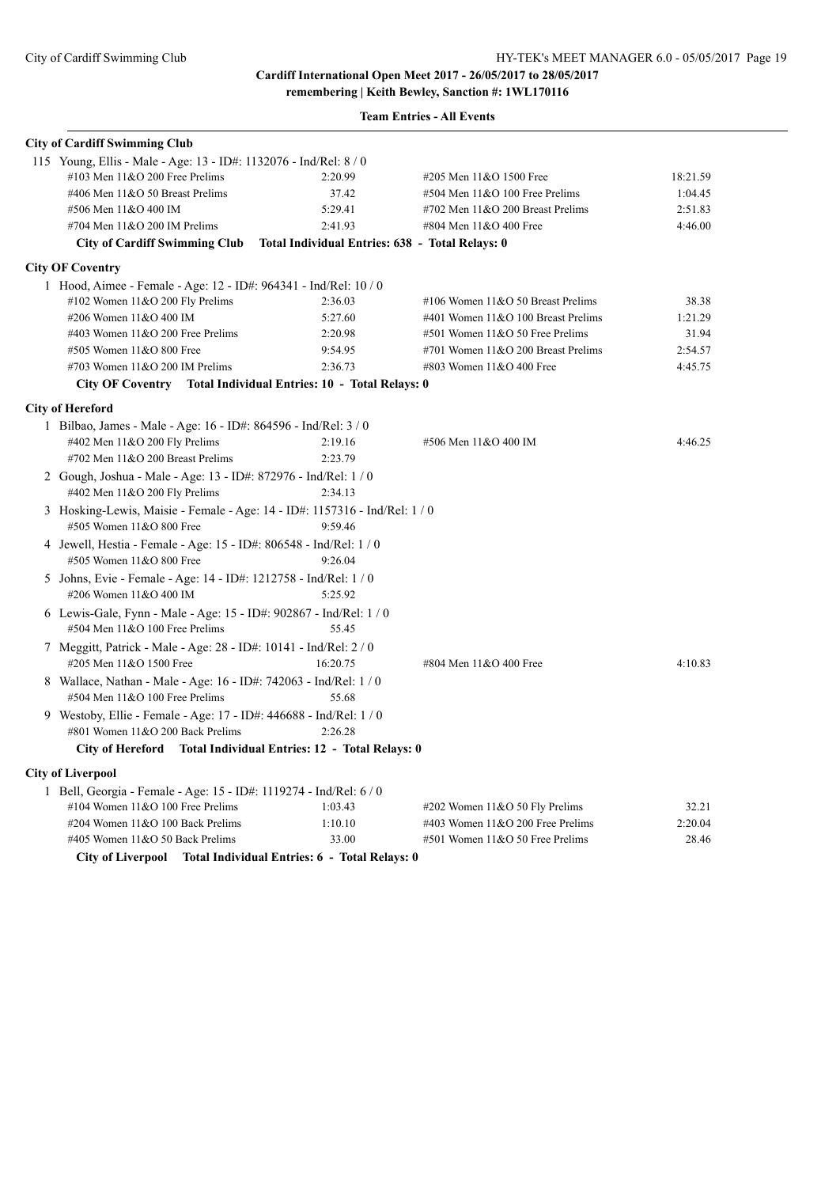**Cardiff International Open Meet 2017 - 26/05/2017 to 28/05/2017**
**remembering | Keith Bewley, Sanction #: 1WL170116**

**Team Entries - All Events**

### City of Cardiff Swimming Club

115 Young, Ellis - Male - Age: 13 - ID#: 1132076 - Ind/Rel: 8 / 0

| Event | Time | Event | Time |
|---|---|---|---|
| #103 Men 11&O 200 Free Prelims | 2:20.99 | #205 Men 11&O 1500 Free | 18:21.59 |
| #406 Men 11&O 50 Breast Prelims | 37.42 | #504 Men 11&O 100 Free Prelims | 1:04.45 |
| #506 Men 11&O 400 IM | 5:29.41 | #702 Men 11&O 200 Breast Prelims | 2:51.83 |
| #704 Men 11&O 200 IM Prelims | 2:41.93 | #804 Men 11&O 400 Free | 4:46.00 |

**City of Cardiff Swimming Club Total Individual Entries: 638 - Total Relays: 0**

### City OF Coventry

1 Hood, Aimee - Female - Age: 12 - ID#: 964341 - Ind/Rel: 10 / 0

| Event | Time | Event | Time |
|---|---|---|---|
| #102 Women 11&O 200 Fly Prelims | 2:36.03 | #106 Women 11&O 50 Breast Prelims | 38.38 |
| #206 Women 11&O 400 IM | 5:27.60 | #401 Women 11&O 100 Breast Prelims | 1:21.29 |
| #403 Women 11&O 200 Free Prelims | 2:20.98 | #501 Women 11&O 50 Free Prelims | 31.94 |
| #505 Women 11&O 800 Free | 9:54.95 | #701 Women 11&O 200 Breast Prelims | 2:54.57 |
| #703 Women 11&O 200 IM Prelims | 2:36.73 | #803 Women 11&O 400 Free | 4:45.75 |

**City OF Coventry Total Individual Entries: 10 - Total Relays: 0**

### City of Hereford

1 Bilbao, James - Male - Age: 16 - ID#: 864596 - Ind/Rel: 3 / 0

| Event | Time | Event | Time |
|---|---|---|---|
| #402 Men 11&O 200 Fly Prelims | 2:19.16 | #506 Men 11&O 400 IM | 4:46.25 |
| #702 Men 11&O 200 Breast Prelims | 2:23.79 | | |

2 Gough, Joshua - Male - Age: 13 - ID#: 872976 - Ind/Rel: 1 / 0

| Event | Time |
|---|---|
| #402 Men 11&O 200 Fly Prelims | 2:34.13 |

3 Hosking-Lewis, Maisie - Female - Age: 14 - ID#: 1157316 - Ind/Rel: 1 / 0

| Event | Time |
|---|---|
| #505 Women 11&O 800 Free | 9:59.46 |

4 Jewell, Hestia - Female - Age: 15 - ID#: 806548 - Ind/Rel: 1 / 0

| Event | Time |
|---|---|
| #505 Women 11&O 800 Free | 9:26.04 |

5 Johns, Evie - Female - Age: 14 - ID#: 1212758 - Ind/Rel: 1 / 0

| Event | Time |
|---|---|
| #206 Women 11&O 400 IM | 5:25.92 |

6 Lewis-Gale, Fynn - Male - Age: 15 - ID#: 902867 - Ind/Rel: 1 / 0

| Event | Time |
|---|---|
| #504 Men 11&O 100 Free Prelims | 55.45 |

7 Meggitt, Patrick - Male - Age: 28 - ID#: 10141 - Ind/Rel: 2 / 0

| Event | Time | Event | Time |
|---|---|---|---|
| #205 Men 11&O 1500 Free | 16:20.75 | #804 Men 11&O 400 Free | 4:10.83 |

8 Wallace, Nathan - Male - Age: 16 - ID#: 742063 - Ind/Rel: 1 / 0

| Event | Time |
|---|---|
| #504 Men 11&O 100 Free Prelims | 55.68 |

9 Westoby, Ellie - Female - Age: 17 - ID#: 446688 - Ind/Rel: 1 / 0

| Event | Time |
|---|---|
| #801 Women 11&O 200 Back Prelims | 2:26.28 |

**City of Hereford Total Individual Entries: 12 - Total Relays: 0**

### City of Liverpool

1 Bell, Georgia - Female - Age: 15 - ID#: 1119274 - Ind/Rel: 6 / 0

| Event | Time | Event | Time |
|---|---|---|---|
| #104 Women 11&O 100 Free Prelims | 1:03.43 | #202 Women 11&O 50 Fly Prelims | 32.21 |
| #204 Women 11&O 100 Back Prelims | 1:10.10 | #403 Women 11&O 200 Free Prelims | 2:20.04 |
| #405 Women 11&O 50 Back Prelims | 33.00 | #501 Women 11&O 50 Free Prelims | 28.46 |

**City of Liverpool Total Individual Entries: 6 - Total Relays: 0**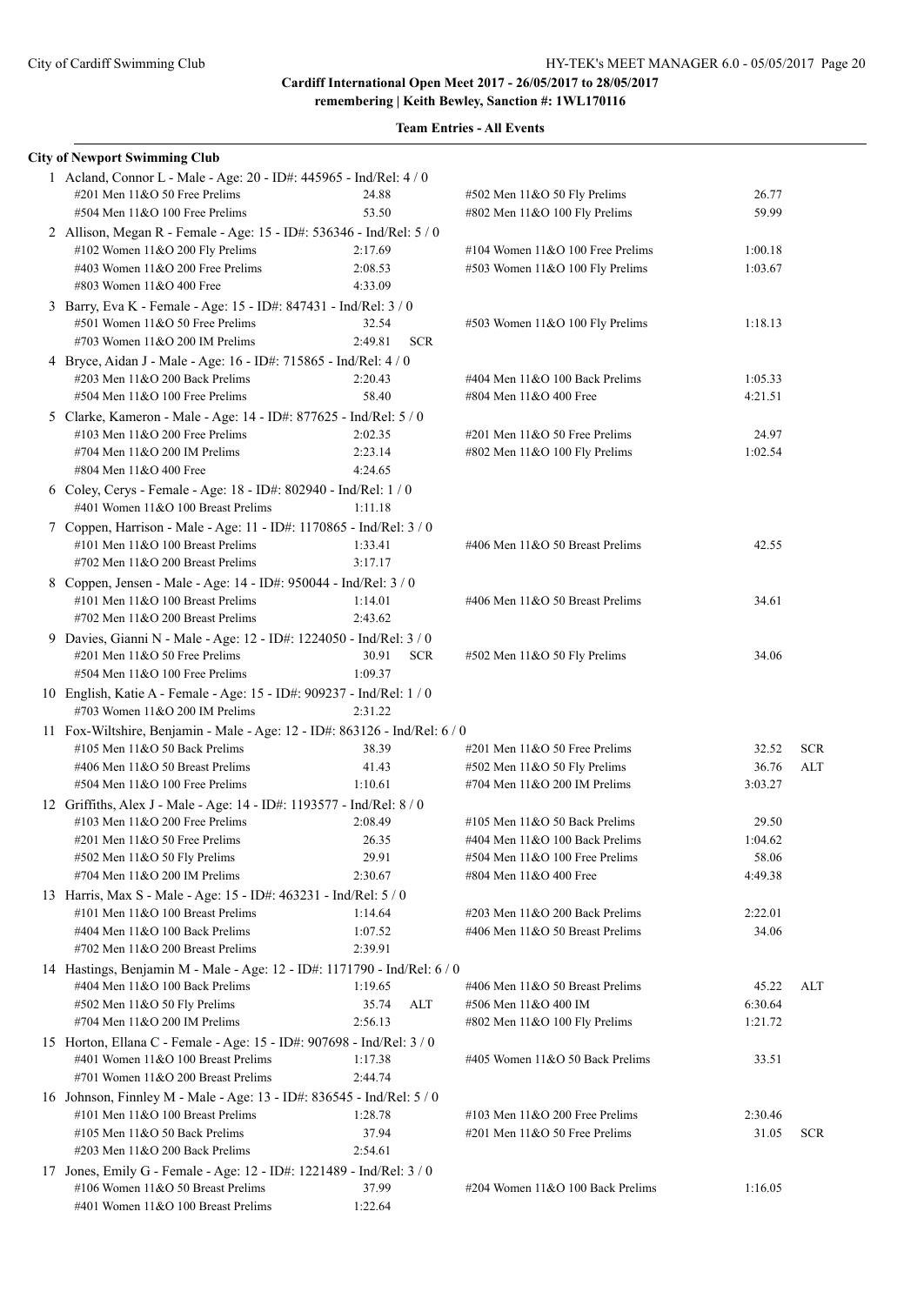**Cardiff International Open Meet 2017 - 26/05/2017 to 28/05/2017**
**remembering | Keith Bewley, Sanction #: 1WL170116**

**Team Entries - All Events**

**City of Newport Swimming Club**

1 Acland, Connor L - Male - Age: 20 - ID#: 445965 - Ind/Rel: 4 / 0

| Event | Time | | Event | Time | |
|---|---|---|---|---|---|
| #201 Men 11&O 50 Free Prelims | 24.88 | | #502 Men 11&O 50 Fly Prelims | 26.77 | |
| #504 Men 11&O 100 Free Prelims | 53.50 | | #802 Men 11&O 100 Fly Prelims | 59.99 | |

2 Allison, Megan R - Female - Age: 15 - ID#: 536346 - Ind/Rel: 5 / 0

| Event | Time | | Event | Time | |
|---|---|---|---|---|---|
| #102 Women 11&O 200 Fly Prelims | 2:17.69 | | #104 Women 11&O 100 Free Prelims | 1:00.18 | |
| #403 Women 11&O 200 Free Prelims | 2:08.53 | | #503 Women 11&O 100 Fly Prelims | 1:03.67 | |
| #803 Women 11&O 400 Free | 4:33.09 | | | | |

3 Barry, Eva K - Female - Age: 15 - ID#: 847431 - Ind/Rel: 3 / 0

| Event | Time | | Event | Time | |
|---|---|---|---|---|---|
| #501 Women 11&O 50 Free Prelims | 32.54 | | #503 Women 11&O 100 Fly Prelims | 1:18.13 | |
| #703 Women 11&O 200 IM Prelims | 2:49.81 | SCR | | | |

4 Bryce, Aidan J - Male - Age: 16 - ID#: 715865 - Ind/Rel: 4 / 0

| Event | Time | | Event | Time | |
|---|---|---|---|---|---|
| #203 Men 11&O 200 Back Prelims | 2:20.43 | | #404 Men 11&O 100 Back Prelims | 1:05.33 | |
| #504 Men 11&O 100 Free Prelims | 58.40 | | #804 Men 11&O 400 Free | 4:21.51 | |

5 Clarke, Kameron - Male - Age: 14 - ID#: 877625 - Ind/Rel: 5 / 0

| Event | Time | | Event | Time | |
|---|---|---|---|---|---|
| #103 Men 11&O 200 Free Prelims | 2:02.35 | | #201 Men 11&O 50 Free Prelims | 24.97 | |
| #704 Men 11&O 200 IM Prelims | 2:23.14 | | #802 Men 11&O 100 Fly Prelims | 1:02.54 | |
| #804 Men 11&O 400 Free | 4:24.65 | | | | |

6 Coley, Cerys - Female - Age: 18 - ID#: 802940 - Ind/Rel: 1 / 0

| Event | Time | | Event | Time | |
|---|---|---|---|---|---|
| #401 Women 11&O 100 Breast Prelims | 1:11.18 | | | | |

7 Coppen, Harrison - Male - Age: 11 - ID#: 1170865 - Ind/Rel: 3 / 0

| Event | Time | | Event | Time | |
|---|---|---|---|---|---|
| #101 Men 11&O 100 Breast Prelims | 1:33.41 | | #406 Men 11&O 50 Breast Prelims | 42.55 | |
| #702 Men 11&O 200 Breast Prelims | 3:17.17 | | | | |

8 Coppen, Jensen - Male - Age: 14 - ID#: 950044 - Ind/Rel: 3 / 0

| Event | Time | | Event | Time | |
|---|---|---|---|---|---|
| #101 Men 11&O 100 Breast Prelims | 1:14.01 | | #406 Men 11&O 50 Breast Prelims | 34.61 | |
| #702 Men 11&O 200 Breast Prelims | 2:43.62 | | | | |

9 Davies, Gianni N - Male - Age: 12 - ID#: 1224050 - Ind/Rel: 3 / 0

| Event | Time | | Event | Time | |
|---|---|---|---|---|---|
| #201 Men 11&O 50 Free Prelims | 30.91 | SCR | #502 Men 11&O 50 Fly Prelims | 34.06 | |
| #504 Men 11&O 100 Free Prelims | 1:09.37 | | | | |

10 English, Katie A - Female - Age: 15 - ID#: 909237 - Ind/Rel: 1 / 0

| Event | Time | | Event | Time | |
|---|---|---|---|---|---|
| #703 Women 11&O 200 IM Prelims | 2:31.22 | | | | |

11 Fox-Wiltshire, Benjamin - Male - Age: 12 - ID#: 863126 - Ind/Rel: 6 / 0

| Event | Time | | Event | Time | |
|---|---|---|---|---|---|
| #105 Men 11&O 50 Back Prelims | 38.39 | | #201 Men 11&O 50 Free Prelims | 32.52 | SCR |
| #406 Men 11&O 50 Breast Prelims | 41.43 | | #502 Men 11&O 50 Fly Prelims | 36.76 | ALT |
| #504 Men 11&O 100 Free Prelims | 1:10.61 | | #704 Men 11&O 200 IM Prelims | 3:03.27 | |

12 Griffiths, Alex J - Male - Age: 14 - ID#: 1193577 - Ind/Rel: 8 / 0

| Event | Time | | Event | Time | |
|---|---|---|---|---|---|
| #103 Men 11&O 200 Free Prelims | 2:08.49 | | #105 Men 11&O 50 Back Prelims | 29.50 | |
| #201 Men 11&O 50 Free Prelims | 26.35 | | #404 Men 11&O 100 Back Prelims | 1:04.62 | |
| #502 Men 11&O 50 Fly Prelims | 29.91 | | #504 Men 11&O 100 Free Prelims | 58.06 | |
| #704 Men 11&O 200 IM Prelims | 2:30.67 | | #804 Men 11&O 400 Free | 4:49.38 | |

13 Harris, Max S - Male - Age: 15 - ID#: 463231 - Ind/Rel: 5 / 0

| Event | Time | | Event | Time | |
|---|---|---|---|---|---|
| #101 Men 11&O 100 Breast Prelims | 1:14.64 | | #203 Men 11&O 200 Back Prelims | 2:22.01 | |
| #404 Men 11&O 100 Back Prelims | 1:07.52 | | #406 Men 11&O 50 Breast Prelims | 34.06 | |
| #702 Men 11&O 200 Breast Prelims | 2:39.91 | | | | |

14 Hastings, Benjamin M - Male - Age: 12 - ID#: 1171790 - Ind/Rel: 6 / 0

| Event | Time | | Event | Time | |
|---|---|---|---|---|---|
| #404 Men 11&O 100 Back Prelims | 1:19.65 | | #406 Men 11&O 50 Breast Prelims | 45.22 | ALT |
| #502 Men 11&O 50 Fly Prelims | 35.74 | ALT | #506 Men 11&O 400 IM | 6:30.64 | |
| #704 Men 11&O 200 IM Prelims | 2:56.13 | | #802 Men 11&O 100 Fly Prelims | 1:21.72 | |

15 Horton, Ellana C - Female - Age: 15 - ID#: 907698 - Ind/Rel: 3 / 0

| Event | Time | | Event | Time | |
|---|---|---|---|---|---|
| #401 Women 11&O 100 Breast Prelims | 1:17.38 | | #405 Women 11&O 50 Back Prelims | 33.51 | |
| #701 Women 11&O 200 Breast Prelims | 2:44.74 | | | | |

16 Johnson, Finnley M - Male - Age: 13 - ID#: 836545 - Ind/Rel: 5 / 0

| Event | Time | | Event | Time | |
|---|---|---|---|---|---|
| #101 Men 11&O 100 Breast Prelims | 1:28.78 | | #103 Men 11&O 200 Free Prelims | 2:30.46 | |
| #105 Men 11&O 50 Back Prelims | 37.94 | | #201 Men 11&O 50 Free Prelims | 31.05 | SCR |
| #203 Men 11&O 200 Back Prelims | 2:54.61 | | | | |

17 Jones, Emily G - Female - Age: 12 - ID#: 1221489 - Ind/Rel: 3 / 0

| Event | Time | | Event | Time | |
|---|---|---|---|---|---|
| #106 Women 11&O 50 Breast Prelims | 37.99 | | #204 Women 11&O 100 Back Prelims | 1:16.05 | |
| #401 Women 11&O 100 Breast Prelims | 1:22.64 | | | | |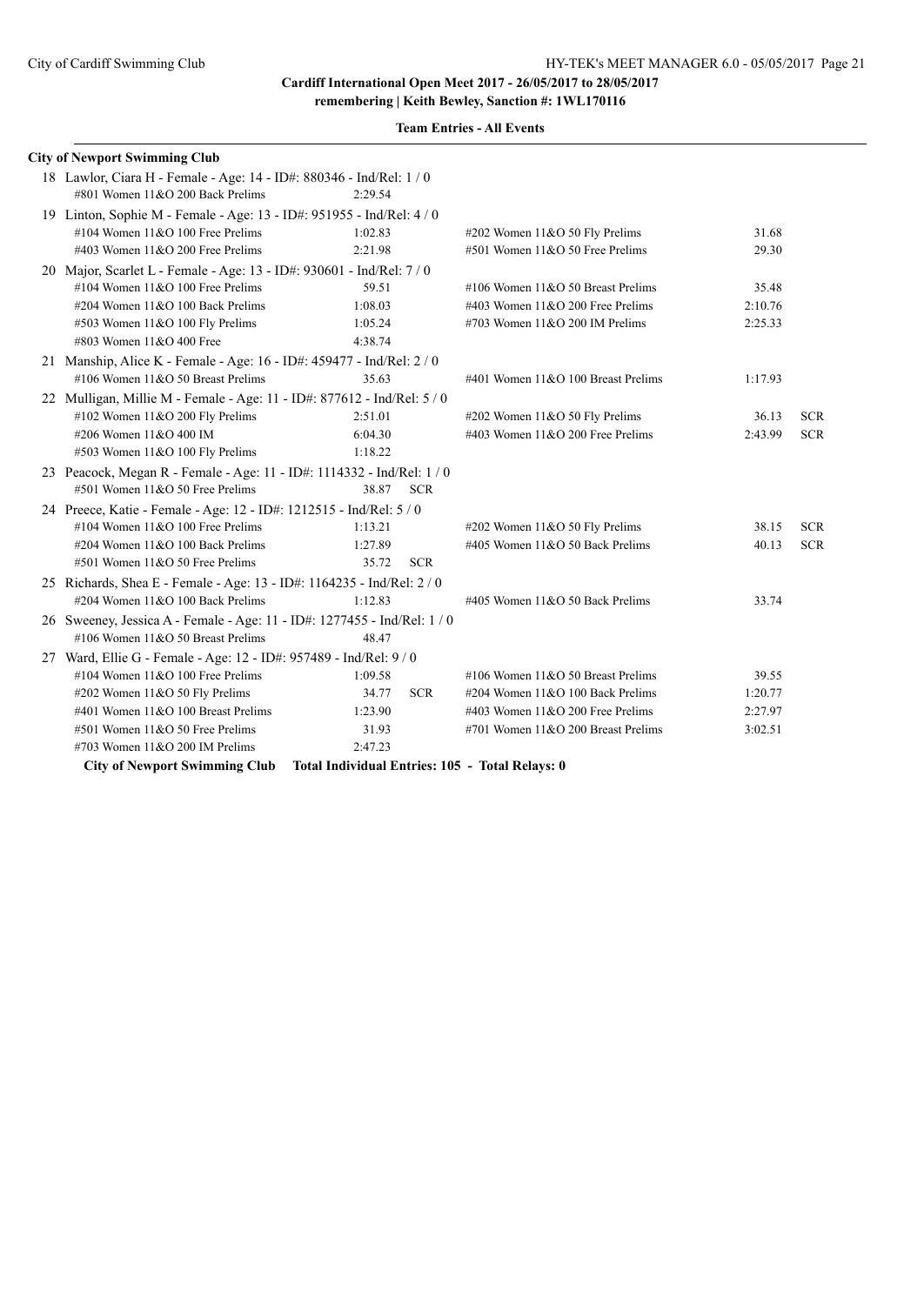**Cardiff International Open Meet 2017 - 26/05/2017 to 28/05/2017**
**remembering | Keith Bewley, Sanction #: 1WL170116**

**Team Entries - All Events**

**City of Newport Swimming Club**

18 Lawlor, Ciara H - Female - Age: 14 - ID#: 880346 - Ind/Rel: 1 / 0

| Event | Time | | Event | Time | |
|---|---|---|---|---|---|
| #801 Women 11&O 200 Back Prelims | 2:29.54 | | | | |

19 Linton, Sophie M - Female - Age: 13 - ID#: 951955 - Ind/Rel: 4 / 0

| Event | Time | | Event | Time | |
|---|---|---|---|---|---|
| #104 Women 11&O 100 Free Prelims | 1:02.83 | | #202 Women 11&O 50 Fly Prelims | 31.68 | |
| #403 Women 11&O 200 Free Prelims | 2:21.98 | | #501 Women 11&O 50 Free Prelims | 29.30 | |

20 Major, Scarlet L - Female - Age: 13 - ID#: 930601 - Ind/Rel: 7 / 0

| Event | Time | | Event | Time | |
|---|---|---|---|---|---|
| #104 Women 11&O 100 Free Prelims | 59.51 | | #106 Women 11&O 50 Breast Prelims | 35.48 | |
| #204 Women 11&O 100 Back Prelims | 1:08.03 | | #403 Women 11&O 200 Free Prelims | 2:10.76 | |
| #503 Women 11&O 100 Fly Prelims | 1:05.24 | | #703 Women 11&O 200 IM Prelims | 2:25.33 | |
| #803 Women 11&O 400 Free | 4:38.74 | | | | |

21 Manship, Alice K - Female - Age: 16 - ID#: 459477 - Ind/Rel: 2 / 0

| Event | Time | | Event | Time | |
|---|---|---|---|---|---|
| #106 Women 11&O 50 Breast Prelims | 35.63 | | #401 Women 11&O 100 Breast Prelims | 1:17.93 | |

22 Mulligan, Millie M - Female - Age: 11 - ID#: 877612 - Ind/Rel: 5 / 0

| Event | Time | | Event | Time | |
|---|---|---|---|---|---|
| #102 Women 11&O 200 Fly Prelims | 2:51.01 | | #202 Women 11&O 50 Fly Prelims | 36.13 | SCR |
| #206 Women 11&O 400 IM | 6:04.30 | | #403 Women 11&O 200 Free Prelims | 2:43.99 | SCR |
| #503 Women 11&O 100 Fly Prelims | 1:18.22 | | | | |

23 Peacock, Megan R - Female - Age: 11 - ID#: 1114332 - Ind/Rel: 1 / 0

| Event | Time | | Event | Time | |
|---|---|---|---|---|---|
| #501 Women 11&O 50 Free Prelims | 38.87 | SCR | | | |

24 Preece, Katie - Female - Age: 12 - ID#: 1212515 - Ind/Rel: 5 / 0

| Event | Time | | Event | Time | |
|---|---|---|---|---|---|
| #104 Women 11&O 100 Free Prelims | 1:13.21 | | #202 Women 11&O 50 Fly Prelims | 38.15 | SCR |
| #204 Women 11&O 100 Back Prelims | 1:27.89 | | #405 Women 11&O 50 Back Prelims | 40.13 | SCR |
| #501 Women 11&O 50 Free Prelims | 35.72 | SCR | | | |

25 Richards, Shea E - Female - Age: 13 - ID#: 1164235 - Ind/Rel: 2 / 0

| Event | Time | | Event | Time | |
|---|---|---|---|---|---|
| #204 Women 11&O 100 Back Prelims | 1:12.83 | | #405 Women 11&O 50 Back Prelims | 33.74 | |

26 Sweeney, Jessica A - Female - Age: 11 - ID#: 1277455 - Ind/Rel: 1 / 0

| Event | Time | | Event | Time | |
|---|---|---|---|---|---|
| #106 Women 11&O 50 Breast Prelims | 48.47 | | | | |

27 Ward, Ellie G - Female - Age: 12 - ID#: 957489 - Ind/Rel: 9 / 0

| Event | Time | | Event | Time | |
|---|---|---|---|---|---|
| #104 Women 11&O 100 Free Prelims | 1:09.58 | | #106 Women 11&O 50 Breast Prelims | 39.55 | |
| #202 Women 11&O 50 Fly Prelims | 34.77 | SCR | #204 Women 11&O 100 Back Prelims | 1:20.77 | |
| #401 Women 11&O 100 Breast Prelims | 1:23.90 | | #403 Women 11&O 200 Free Prelims | 2:27.97 | |
| #501 Women 11&O 50 Free Prelims | 31.93 | | #701 Women 11&O 200 Breast Prelims | 3:02.51 | |
| #703 Women 11&O 200 IM Prelims | 2:47.23 | | | | |

**City of Newport Swimming Club Total Individual Entries: 105 - Total Relays: 0**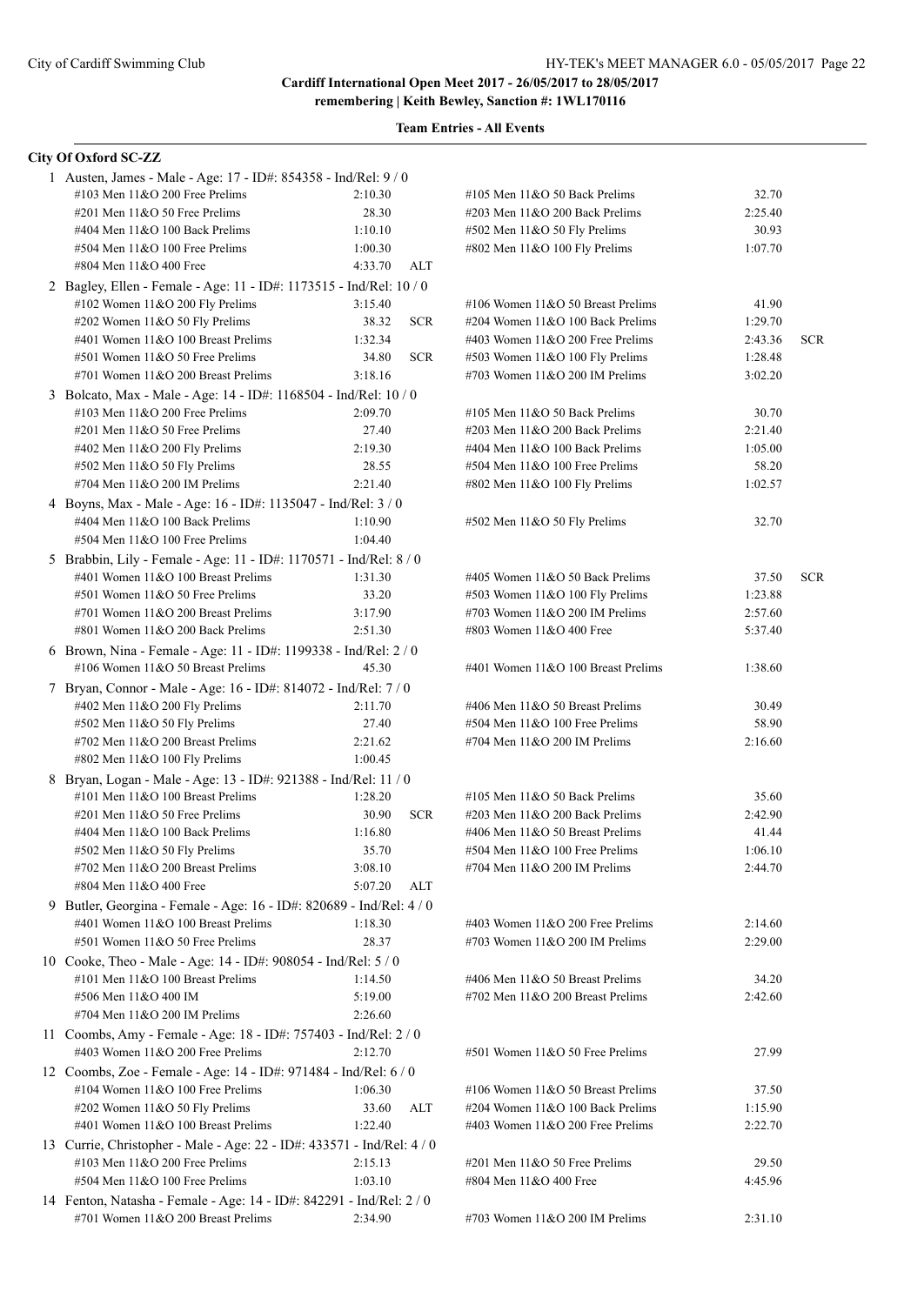**Cardiff International Open Meet 2017 - 26/05/2017 to 28/05/2017**
**remembering | Keith Bewley, Sanction #: 1WL170116**

**Team Entries - All Events**

## City Of Oxford SC-ZZ

1 Austen, James - Male - Age: 17 - ID#: 854358 - Ind/Rel: 9 / 0

| Event | Time | | Event | Time | |
|---|---|---|---|---|---|
| #103 Men 11&O 200 Free Prelims | 2:10.30 | | #105 Men 11&O 50 Back Prelims | 32.70 | |
| #201 Men 11&O 50 Free Prelims | 28.30 | | #203 Men 11&O 200 Back Prelims | 2:25.40 | |
| #404 Men 11&O 100 Back Prelims | 1:10.10 | | #502 Men 11&O 50 Fly Prelims | 30.93 | |
| #504 Men 11&O 100 Free Prelims | 1:00.30 | | #802 Men 11&O 100 Fly Prelims | 1:07.70 | |
| #804 Men 11&O 400 Free | 4:33.70 | ALT | | | |

2 Bagley, Ellen - Female - Age: 11 - ID#: 1173515 - Ind/Rel: 10 / 0

| Event | Time | | Event | Time | |
|---|---|---|---|---|---|
| #102 Women 11&O 200 Fly Prelims | 3:15.40 | | #106 Women 11&O 50 Breast Prelims | 41.90 | |
| #202 Women 11&O 50 Fly Prelims | 38.32 | SCR | #204 Women 11&O 100 Back Prelims | 1:29.70 | |
| #401 Women 11&O 100 Breast Prelims | 1:32.34 | | #403 Women 11&O 200 Free Prelims | 2:43.36 | SCR |
| #501 Women 11&O 50 Free Prelims | 34.80 | SCR | #503 Women 11&O 100 Fly Prelims | 1:28.48 | |
| #701 Women 11&O 200 Breast Prelims | 3:18.16 | | #703 Women 11&O 200 IM Prelims | 3:02.20 | |

3 Bolcato, Max - Male - Age: 14 - ID#: 1168504 - Ind/Rel: 10 / 0

| Event | Time | | Event | Time | |
|---|---|---|---|---|---|
| #103 Men 11&O 200 Free Prelims | 2:09.70 | | #105 Men 11&O 50 Back Prelims | 30.70 | |
| #201 Men 11&O 50 Free Prelims | 27.40 | | #203 Men 11&O 200 Back Prelims | 2:21.40 | |
| #402 Men 11&O 200 Fly Prelims | 2:19.30 | | #404 Men 11&O 100 Back Prelims | 1:05.00 | |
| #502 Men 11&O 50 Fly Prelims | 28.55 | | #504 Men 11&O 100 Free Prelims | 58.20 | |
| #704 Men 11&O 200 IM Prelims | 2:21.40 | | #802 Men 11&O 100 Fly Prelims | 1:02.57 | |

4 Boyns, Max - Male - Age: 16 - ID#: 1135047 - Ind/Rel: 3 / 0

| Event | Time | | Event | Time | |
|---|---|---|---|---|---|
| #404 Men 11&O 100 Back Prelims | 1:10.90 | | #502 Men 11&O 50 Fly Prelims | 32.70 | |
| #504 Men 11&O 100 Free Prelims | 1:04.40 | | | | |

5 Brabbin, Lily - Female - Age: 11 - ID#: 1170571 - Ind/Rel: 8 / 0

| Event | Time | | Event | Time | |
|---|---|---|---|---|---|
| #401 Women 11&O 100 Breast Prelims | 1:31.30 | | #405 Women 11&O 50 Back Prelims | 37.50 | SCR |
| #501 Women 11&O 50 Free Prelims | 33.20 | | #503 Women 11&O 100 Fly Prelims | 1:23.88 | |
| #701 Women 11&O 200 Breast Prelims | 3:17.90 | | #703 Women 11&O 200 IM Prelims | 2:57.60 | |
| #801 Women 11&O 200 Back Prelims | 2:51.30 | | #803 Women 11&O 400 Free | 5:37.40 | |

6 Brown, Nina - Female - Age: 11 - ID#: 1199338 - Ind/Rel: 2 / 0

| Event | Time | | Event | Time | |
|---|---|---|---|---|---|
| #106 Women 11&O 50 Breast Prelims | 45.30 | | #401 Women 11&O 100 Breast Prelims | 1:38.60 | |

7 Bryan, Connor - Male - Age: 16 - ID#: 814072 - Ind/Rel: 7 / 0

| Event | Time | | Event | Time | |
|---|---|---|---|---|---|
| #402 Men 11&O 200 Fly Prelims | 2:11.70 | | #406 Men 11&O 50 Breast Prelims | 30.49 | |
| #502 Men 11&O 50 Fly Prelims | 27.40 | | #504 Men 11&O 100 Free Prelims | 58.90 | |
| #702 Men 11&O 200 Breast Prelims | 2:21.62 | | #704 Men 11&O 200 IM Prelims | 2:16.60 | |
| #802 Men 11&O 100 Fly Prelims | 1:00.45 | | | | |

8 Bryan, Logan - Male - Age: 13 - ID#: 921388 - Ind/Rel: 11 / 0

| Event | Time | | Event | Time | |
|---|---|---|---|---|---|
| #101 Men 11&O 100 Breast Prelims | 1:28.20 | | #105 Men 11&O 50 Back Prelims | 35.60 | |
| #201 Men 11&O 50 Free Prelims | 30.90 | SCR | #203 Men 11&O 200 Back Prelims | 2:42.90 | |
| #404 Men 11&O 100 Back Prelims | 1:16.80 | | #406 Men 11&O 50 Breast Prelims | 41.44 | |
| #502 Men 11&O 50 Fly Prelims | 35.70 | | #504 Men 11&O 100 Free Prelims | 1:06.10 | |
| #702 Men 11&O 200 Breast Prelims | 3:08.10 | | #704 Men 11&O 200 IM Prelims | 2:44.70 | |
| #804 Men 11&O 400 Free | 5:07.20 | ALT | | | |

9 Butler, Georgina - Female - Age: 16 - ID#: 820689 - Ind/Rel: 4 / 0

| Event | Time | | Event | Time | |
|---|---|---|---|---|---|
| #401 Women 11&O 100 Breast Prelims | 1:18.30 | | #403 Women 11&O 200 Free Prelims | 2:14.60 | |
| #501 Women 11&O 50 Free Prelims | 28.37 | | #703 Women 11&O 200 IM Prelims | 2:29.00 | |

10 Cooke, Theo - Male - Age: 14 - ID#: 908054 - Ind/Rel: 5 / 0

| Event | Time | | Event | Time | |
|---|---|---|---|---|---|
| #101 Men 11&O 100 Breast Prelims | 1:14.50 | | #406 Men 11&O 50 Breast Prelims | 34.20 | |
| #506 Men 11&O 400 IM | 5:19.00 | | #702 Men 11&O 200 Breast Prelims | 2:42.60 | |
| #704 Men 11&O 200 IM Prelims | 2:26.60 | | | | |

11 Coombs, Amy - Female - Age: 18 - ID#: 757403 - Ind/Rel: 2 / 0

| Event | Time | | Event | Time | |
|---|---|---|---|---|---|
| #403 Women 11&O 200 Free Prelims | 2:12.70 | | #501 Women 11&O 50 Free Prelims | 27.99 | |

12 Coombs, Zoe - Female - Age: 14 - ID#: 971484 - Ind/Rel: 6 / 0

| Event | Time | | Event | Time | |
|---|---|---|---|---|---|
| #104 Women 11&O 100 Free Prelims | 1:06.30 | | #106 Women 11&O 50 Breast Prelims | 37.50 | |
| #202 Women 11&O 50 Fly Prelims | 33.60 | ALT | #204 Women 11&O 100 Back Prelims | 1:15.90 | |
| #401 Women 11&O 100 Breast Prelims | 1:22.40 | | #403 Women 11&O 200 Free Prelims | 2:22.70 | |

13 Currie, Christopher - Male - Age: 22 - ID#: 433571 - Ind/Rel: 4 / 0

| Event | Time | | Event | Time | |
|---|---|---|---|---|---|
| #103 Men 11&O 200 Free Prelims | 2:15.13 | | #201 Men 11&O 50 Free Prelims | 29.50 | |
| #504 Men 11&O 100 Free Prelims | 1:03.10 | | #804 Men 11&O 400 Free | 4:45.96 | |

14 Fenton, Natasha - Female - Age: 14 - ID#: 842291 - Ind/Rel: 2 / 0

| Event | Time | | Event | Time | |
|---|---|---|---|---|---|
| #701 Women 11&O 200 Breast Prelims | 2:34.90 | | #703 Women 11&O 200 IM Prelims | 2:31.10 | |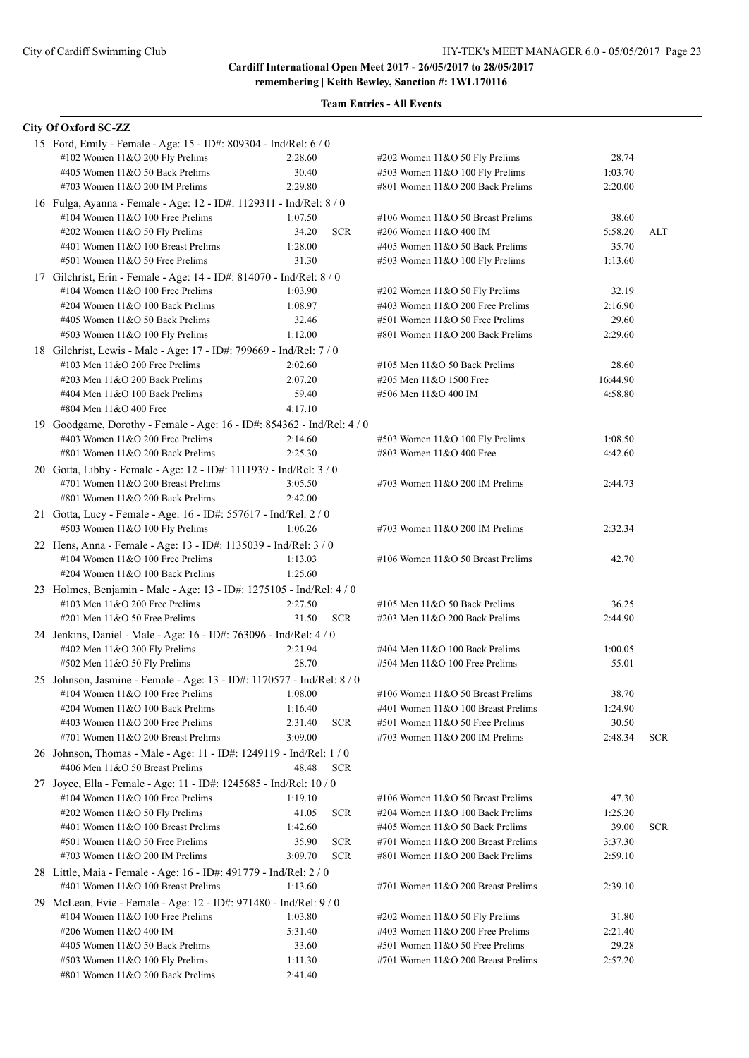**Cardiff International Open Meet 2017 - 26/05/2017 to 28/05/2017**
**remembering | Keith Bewley, Sanction #: 1WL170116**

### Team Entries - All Events

#### City Of Oxford SC-ZZ

15 Ford, Emily - Female - Age: 15 - ID#: 809304 - Ind/Rel: 6 / 0

| Event | Time | | Event | Time | |
|---|---|---|---|---|---|
| #102 Women 11&O 200 Fly Prelims | 2:28.60 | | #202 Women 11&O 50 Fly Prelims | 28.74 | |
| #405 Women 11&O 50 Back Prelims | 30.40 | | #503 Women 11&O 100 Fly Prelims | 1:03.70 | |
| #703 Women 11&O 200 IM Prelims | 2:29.80 | | #801 Women 11&O 200 Back Prelims | 2:20.00 | |

16 Fulga, Ayanna - Female - Age: 12 - ID#: 1129311 - Ind/Rel: 8 / 0

| Event | Time | | Event | Time | |
|---|---|---|---|---|---|
| #104 Women 11&O 100 Free Prelims | 1:07.50 | | #106 Women 11&O 50 Breast Prelims | 38.60 | |
| #202 Women 11&O 50 Fly Prelims | 34.20 | SCR | #206 Women 11&O 400 IM | 5:58.20 | ALT |
| #401 Women 11&O 100 Breast Prelims | 1:28.00 | | #405 Women 11&O 50 Back Prelims | 35.70 | |
| #501 Women 11&O 50 Free Prelims | 31.30 | | #503 Women 11&O 100 Fly Prelims | 1:13.60 | |

17 Gilchrist, Erin - Female - Age: 14 - ID#: 814070 - Ind/Rel: 8 / 0

| Event | Time | | Event | Time | |
|---|---|---|---|---|---|
| #104 Women 11&O 100 Free Prelims | 1:03.90 | | #202 Women 11&O 50 Fly Prelims | 32.19 | |
| #204 Women 11&O 100 Back Prelims | 1:08.97 | | #403 Women 11&O 200 Free Prelims | 2:16.90 | |
| #405 Women 11&O 50 Back Prelims | 32.46 | | #501 Women 11&O 50 Free Prelims | 29.60 | |
| #503 Women 11&O 100 Fly Prelims | 1:12.00 | | #801 Women 11&O 200 Back Prelims | 2:29.60 | |

18 Gilchrist, Lewis - Male - Age: 17 - ID#: 799669 - Ind/Rel: 7 / 0

| Event | Time | | Event | Time | |
|---|---|---|---|---|---|
| #103 Men 11&O 200 Free Prelims | 2:02.60 | | #105 Men 11&O 50 Back Prelims | 28.60 | |
| #203 Men 11&O 200 Back Prelims | 2:07.20 | | #205 Men 11&O 1500 Free | 16:44.90 | |
| #404 Men 11&O 100 Back Prelims | 59.40 | | #506 Men 11&O 400 IM | 4:58.80 | |
| #804 Men 11&O 400 Free | 4:17.10 | | | | |

19 Goodgame, Dorothy - Female - Age: 16 - ID#: 854362 - Ind/Rel: 4 / 0

| Event | Time | | Event | Time | |
|---|---|---|---|---|---|
| #403 Women 11&O 200 Free Prelims | 2:14.60 | | #503 Women 11&O 100 Fly Prelims | 1:08.50 | |
| #801 Women 11&O 200 Back Prelims | 2:25.30 | | #803 Women 11&O 400 Free | 4:42.60 | |

20 Gotta, Libby - Female - Age: 12 - ID#: 1111939 - Ind/Rel: 3 / 0

| Event | Time | | Event | Time | |
|---|---|---|---|---|---|
| #701 Women 11&O 200 Breast Prelims | 3:05.50 | | #703 Women 11&O 200 IM Prelims | 2:44.73 | |
| #801 Women 11&O 200 Back Prelims | 2:42.00 | | | | |

21 Gotta, Lucy - Female - Age: 16 - ID#: 557617 - Ind/Rel: 2 / 0

| Event | Time | | Event | Time | |
|---|---|---|---|---|---|
| #503 Women 11&O 100 Fly Prelims | 1:06.26 | | #703 Women 11&O 200 IM Prelims | 2:32.34 | |

22 Hens, Anna - Female - Age: 13 - ID#: 1135039 - Ind/Rel: 3 / 0

| Event | Time | | Event | Time | |
|---|---|---|---|---|---|
| #104 Women 11&O 100 Free Prelims | 1:13.03 | | #106 Women 11&O 50 Breast Prelims | 42.70 | |
| #204 Women 11&O 100 Back Prelims | 1:25.60 | | | | |

23 Holmes, Benjamin - Male - Age: 13 - ID#: 1275105 - Ind/Rel: 4 / 0

| Event | Time | | Event | Time | |
|---|---|---|---|---|---|
| #103 Men 11&O 200 Free Prelims | 2:27.50 | | #105 Men 11&O 50 Back Prelims | 36.25 | |
| #201 Men 11&O 50 Free Prelims | 31.50 | SCR | #203 Men 11&O 200 Back Prelims | 2:44.90 | |

24 Jenkins, Daniel - Male - Age: 16 - ID#: 763096 - Ind/Rel: 4 / 0

| Event | Time | | Event | Time | |
|---|---|---|---|---|---|
| #402 Men 11&O 200 Fly Prelims | 2:21.94 | | #404 Men 11&O 100 Back Prelims | 1:00.05 | |
| #502 Men 11&O 50 Fly Prelims | 28.70 | | #504 Men 11&O 100 Free Prelims | 55.01 | |

25 Johnson, Jasmine - Female - Age: 13 - ID#: 1170577 - Ind/Rel: 8 / 0

| Event | Time | | Event | Time | |
|---|---|---|---|---|---|
| #104 Women 11&O 100 Free Prelims | 1:08.00 | | #106 Women 11&O 50 Breast Prelims | 38.70 | |
| #204 Women 11&O 100 Back Prelims | 1:16.40 | | #401 Women 11&O 100 Breast Prelims | 1:24.90 | |
| #403 Women 11&O 200 Free Prelims | 2:31.40 | SCR | #501 Women 11&O 50 Free Prelims | 30.50 | |
| #701 Women 11&O 200 Breast Prelims | 3:09.00 | | #703 Women 11&O 200 IM Prelims | 2:48.34 | SCR |

26 Johnson, Thomas - Male - Age: 11 - ID#: 1249119 - Ind/Rel: 1 / 0

| Event | Time | |
|---|---|---|
| #406 Men 11&O 50 Breast Prelims | 48.48 | SCR |

27 Joyce, Ella - Female - Age: 11 - ID#: 1245685 - Ind/Rel: 10 / 0

| Event | Time | | Event | Time | |
|---|---|---|---|---|---|
| #104 Women 11&O 100 Free Prelims | 1:19.10 | | #106 Women 11&O 50 Breast Prelims | 47.30 | |
| #202 Women 11&O 50 Fly Prelims | 41.05 | SCR | #204 Women 11&O 100 Back Prelims | 1:25.20 | |
| #401 Women 11&O 100 Breast Prelims | 1:42.60 | | #405 Women 11&O 50 Back Prelims | 39.00 | SCR |
| #501 Women 11&O 50 Free Prelims | 35.90 | SCR | #701 Women 11&O 200 Breast Prelims | 3:37.30 | |
| #703 Women 11&O 200 IM Prelims | 3:09.70 | SCR | #801 Women 11&O 200 Back Prelims | 2:59.10 | |

28 Little, Maia - Female - Age: 16 - ID#: 491779 - Ind/Rel: 2 / 0

| Event | Time | | Event | Time | |
|---|---|---|---|---|---|
| #401 Women 11&O 100 Breast Prelims | 1:13.60 | | #701 Women 11&O 200 Breast Prelims | 2:39.10 | |

29 McLean, Evie - Female - Age: 12 - ID#: 971480 - Ind/Rel: 9 / 0

| Event | Time | | Event | Time | |
|---|---|---|---|---|---|
| #104 Women 11&O 100 Free Prelims | 1:03.80 | | #202 Women 11&O 50 Fly Prelims | 31.80 | |
| #206 Women 11&O 400 IM | 5:31.40 | | #403 Women 11&O 200 Free Prelims | 2:21.40 | |
| #405 Women 11&O 50 Back Prelims | 33.60 | | #501 Women 11&O 50 Free Prelims | 29.28 | |
| #503 Women 11&O 100 Fly Prelims | 1:11.30 | | #701 Women 11&O 200 Breast Prelims | 2:57.20 | |
| #801 Women 11&O 200 Back Prelims | 2:41.40 | | | | |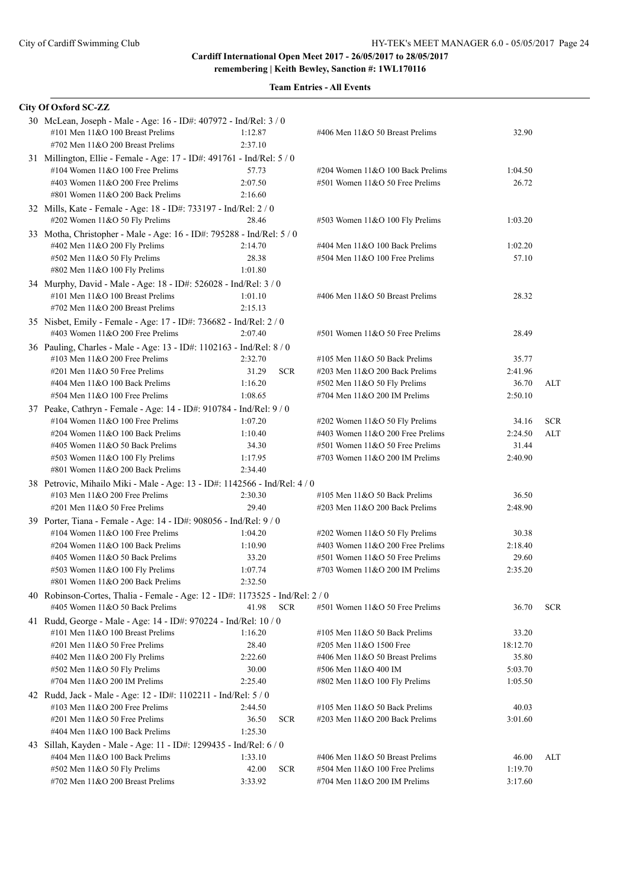**Cardiff International Open Meet 2017 - 26/05/2017 to 28/05/2017**
**remembering | Keith Bewley, Sanction #: 1WL170116**

**Team Entries - All Events**

**City Of Oxford SC-ZZ**

30 McLean, Joseph - Male - Age: 16 - ID#: 407972 - Ind/Rel: 3 / 0

| Event | Time | | Event | Time | |
|---|---|---|---|---|---|
| #101 Men 11&O 100 Breast Prelims | 1:12.87 | | #406 Men 11&O 50 Breast Prelims | 32.90 | |
| #702 Men 11&O 200 Breast Prelims | 2:37.10 | | | | |

31 Millington, Ellie - Female - Age: 17 - ID#: 491761 - Ind/Rel: 5 / 0

| Event | Time | | Event | Time | |
|---|---|---|---|---|---|
| #104 Women 11&O 100 Free Prelims | 57.73 | | #204 Women 11&O 100 Back Prelims | 1:04.50 | |
| #403 Women 11&O 200 Free Prelims | 2:07.50 | | #501 Women 11&O 50 Free Prelims | 26.72 | |
| #801 Women 11&O 200 Back Prelims | 2:16.60 | | | | |

32 Mills, Kate - Female - Age: 18 - ID#: 733197 - Ind/Rel: 2 / 0

| Event | Time | | Event | Time | |
|---|---|---|---|---|---|
| #202 Women 11&O 50 Fly Prelims | 28.46 | | #503 Women 11&O 100 Fly Prelims | 1:03.20 | |

33 Motha, Christopher - Male - Age: 16 - ID#: 795288 - Ind/Rel: 5 / 0

| Event | Time | | Event | Time | |
|---|---|---|---|---|---|
| #402 Men 11&O 200 Fly Prelims | 2:14.70 | | #404 Men 11&O 100 Back Prelims | 1:02.20 | |
| #502 Men 11&O 50 Fly Prelims | 28.38 | | #504 Men 11&O 100 Free Prelims | 57.10 | |
| #802 Men 11&O 100 Fly Prelims | 1:01.80 | | | | |

34 Murphy, David - Male - Age: 18 - ID#: 526028 - Ind/Rel: 3 / 0

| Event | Time | | Event | Time | |
|---|---|---|---|---|---|
| #101 Men 11&O 100 Breast Prelims | 1:01.10 | | #406 Men 11&O 50 Breast Prelims | 28.32 | |
| #702 Men 11&O 200 Breast Prelims | 2:15.13 | | | | |

35 Nisbet, Emily - Female - Age: 17 - ID#: 736682 - Ind/Rel: 2 / 0

| Event | Time | | Event | Time | |
|---|---|---|---|---|---|
| #403 Women 11&O 200 Free Prelims | 2:07.40 | | #501 Women 11&O 50 Free Prelims | 28.49 | |

36 Pauling, Charles - Male - Age: 13 - ID#: 1102163 - Ind/Rel: 8 / 0

| Event | Time | | Event | Time | |
|---|---|---|---|---|---|
| #103 Men 11&O 200 Free Prelims | 2:32.70 | | #105 Men 11&O 50 Back Prelims | 35.77 | |
| #201 Men 11&O 50 Free Prelims | 31.29 | SCR | #203 Men 11&O 200 Back Prelims | 2:41.96 | |
| #404 Men 11&O 100 Back Prelims | 1:16.20 | | #502 Men 11&O 50 Fly Prelims | 36.70 | ALT |
| #504 Men 11&O 100 Free Prelims | 1:08.65 | | #704 Men 11&O 200 IM Prelims | 2:50.10 | |

37 Peake, Cathryn - Female - Age: 14 - ID#: 910784 - Ind/Rel: 9 / 0

| Event | Time | | Event | Time | |
|---|---|---|---|---|---|
| #104 Women 11&O 100 Free Prelims | 1:07.20 | | #202 Women 11&O 50 Fly Prelims | 34.16 | SCR |
| #204 Women 11&O 100 Back Prelims | 1:10.40 | | #403 Women 11&O 200 Free Prelims | 2:24.50 | ALT |
| #405 Women 11&O 50 Back Prelims | 34.30 | | #501 Women 11&O 50 Free Prelims | 31.44 | |
| #503 Women 11&O 100 Fly Prelims | 1:17.95 | | #703 Women 11&O 200 IM Prelims | 2:40.90 | |
| #801 Women 11&O 200 Back Prelims | 2:34.40 | | | | |

38 Petrovic, Mihailo Miki - Male - Age: 13 - ID#: 1142566 - Ind/Rel: 4 / 0

| Event | Time | | Event | Time | |
|---|---|---|---|---|---|
| #103 Men 11&O 200 Free Prelims | 2:30.30 | | #105 Men 11&O 50 Back Prelims | 36.50 | |
| #201 Men 11&O 50 Free Prelims | 29.40 | | #203 Men 11&O 200 Back Prelims | 2:48.90 | |

39 Porter, Tiana - Female - Age: 14 - ID#: 908056 - Ind/Rel: 9 / 0

| Event | Time | | Event | Time | |
|---|---|---|---|---|---|
| #104 Women 11&O 100 Free Prelims | 1:04.20 | | #202 Women 11&O 50 Fly Prelims | 30.38 | |
| #204 Women 11&O 100 Back Prelims | 1:10.90 | | #403 Women 11&O 200 Free Prelims | 2:18.40 | |
| #405 Women 11&O 50 Back Prelims | 33.20 | | #501 Women 11&O 50 Free Prelims | 29.60 | |
| #503 Women 11&O 100 Fly Prelims | 1:07.74 | | #703 Women 11&O 200 IM Prelims | 2:35.20 | |
| #801 Women 11&O 200 Back Prelims | 2:32.50 | | | | |

40 Robinson-Cortes, Thalia - Female - Age: 12 - ID#: 1173525 - Ind/Rel: 2 / 0

| Event | Time | | Event | Time | |
|---|---|---|---|---|---|
| #405 Women 11&O 50 Back Prelims | 41.98 | SCR | #501 Women 11&O 50 Free Prelims | 36.70 | SCR |

41 Rudd, George - Male - Age: 14 - ID#: 970224 - Ind/Rel: 10 / 0

| Event | Time | | Event | Time | |
|---|---|---|---|---|---|
| #101 Men 11&O 100 Breast Prelims | 1:16.20 | | #105 Men 11&O 50 Back Prelims | 33.20 | |
| #201 Men 11&O 50 Free Prelims | 28.40 | | #205 Men 11&O 1500 Free | 18:12.70 | |
| #402 Men 11&O 200 Fly Prelims | 2:22.60 | | #406 Men 11&O 50 Breast Prelims | 35.80 | |
| #502 Men 11&O 50 Fly Prelims | 30.00 | | #506 Men 11&O 400 IM | 5:03.70 | |
| #704 Men 11&O 200 IM Prelims | 2:25.40 | | #802 Men 11&O 100 Fly Prelims | 1:05.50 | |

42 Rudd, Jack - Male - Age: 12 - ID#: 1102211 - Ind/Rel: 5 / 0

| Event | Time | | Event | Time | |
|---|---|---|---|---|---|
| #103 Men 11&O 200 Free Prelims | 2:44.50 | | #105 Men 11&O 50 Back Prelims | 40.03 | |
| #201 Men 11&O 50 Free Prelims | 36.50 | SCR | #203 Men 11&O 200 Back Prelims | 3:01.60 | |
| #404 Men 11&O 100 Back Prelims | 1:25.30 | | | | |

43 Sillah, Kayden - Male - Age: 11 - ID#: 1299435 - Ind/Rel: 6 / 0

| Event | Time | | Event | Time | |
|---|---|---|---|---|---|
| #404 Men 11&O 100 Back Prelims | 1:33.10 | | #406 Men 11&O 50 Breast Prelims | 46.00 | ALT |
| #502 Men 11&O 50 Fly Prelims | 42.00 | SCR | #504 Men 11&O 100 Free Prelims | 1:19.70 | |
| #702 Men 11&O 200 Breast Prelims | 3:33.92 | | #704 Men 11&O 200 IM Prelims | 3:17.60 | |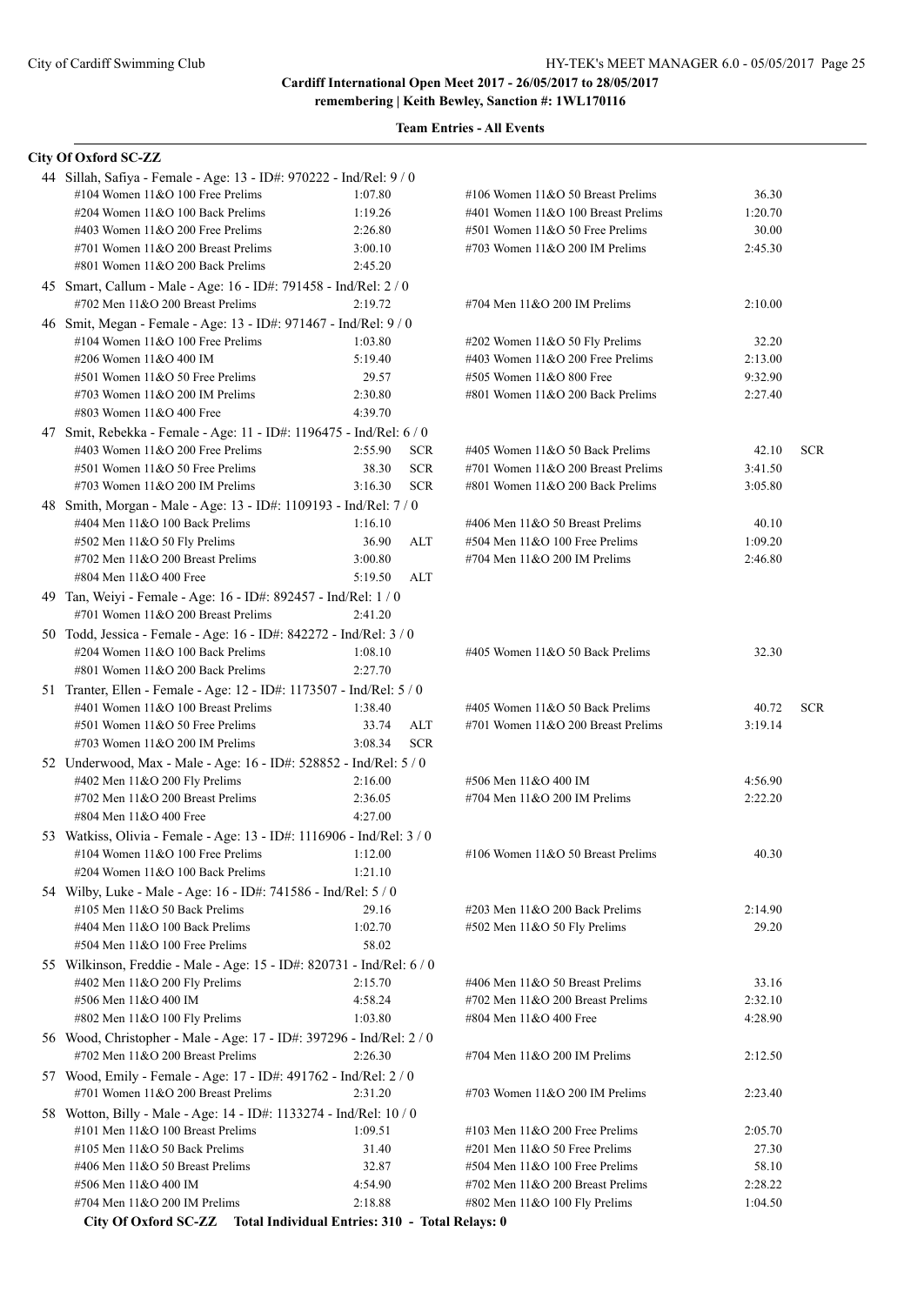Cardiff International Open Meet 2017 - 26/05/2017 to 28/05/2017
remembering | Keith Bewley, Sanction #: 1WL170116

## Team Entries - All Events

### City Of Oxford SC-ZZ

44 Sillah, Safiya - Female - Age: 13 - ID#: 970222 - Ind/Rel: 9 / 0

| Event | Time | | Event | Time | |
|---|---|---|---|---|---|
| #104 Women 11&O 100 Free Prelims | 1:07.80 | | #106 Women 11&O 50 Breast Prelims | 36.30 | |
| #204 Women 11&O 100 Back Prelims | 1:19.26 | | #401 Women 11&O 100 Breast Prelims | 1:20.70 | |
| #403 Women 11&O 200 Free Prelims | 2:26.80 | | #501 Women 11&O 50 Free Prelims | 30.00 | |
| #701 Women 11&O 200 Breast Prelims | 3:00.10 | | #703 Women 11&O 200 IM Prelims | 2:45.30 | |
| #801 Women 11&O 200 Back Prelims | 2:45.20 | | | | |

45 Smart, Callum - Male - Age: 16 - ID#: 791458 - Ind/Rel: 2 / 0

| Event | Time | | Event | Time | |
|---|---|---|---|---|---|
| #702 Men 11&O 200 Breast Prelims | 2:19.72 | | #704 Men 11&O 200 IM Prelims | 2:10.00 | |

46 Smit, Megan - Female - Age: 13 - ID#: 971467 - Ind/Rel: 9 / 0

| Event | Time | | Event | Time | |
|---|---|---|---|---|---|
| #104 Women 11&O 100 Free Prelims | 1:03.80 | | #202 Women 11&O 50 Fly Prelims | 32.20 | |
| #206 Women 11&O 400 IM | 5:19.40 | | #403 Women 11&O 200 Free Prelims | 2:13.00 | |
| #501 Women 11&O 50 Free Prelims | 29.57 | | #505 Women 11&O 800 Free | 9:32.90 | |
| #703 Women 11&O 200 IM Prelims | 2:30.80 | | #801 Women 11&O 200 Back Prelims | 2:27.40 | |
| #803 Women 11&O 400 Free | 4:39.70 | | | | |

47 Smit, Rebekka - Female - Age: 11 - ID#: 1196475 - Ind/Rel: 6 / 0

| Event | Time | | Event | Time | |
|---|---|---|---|---|---|
| #403 Women 11&O 200 Free Prelims | 2:55.90 | SCR | #405 Women 11&O 50 Back Prelims | 42.10 | SCR |
| #501 Women 11&O 50 Free Prelims | 38.30 | SCR | #701 Women 11&O 200 Breast Prelims | 3:41.50 | |
| #703 Women 11&O 200 IM Prelims | 3:16.30 | SCR | #801 Women 11&O 200 Back Prelims | 3:05.80 | |

48 Smith, Morgan - Male - Age: 13 - ID#: 1109193 - Ind/Rel: 7 / 0

| Event | Time | | Event | Time | |
|---|---|---|---|---|---|
| #404 Men 11&O 100 Back Prelims | 1:16.10 | | #406 Men 11&O 50 Breast Prelims | 40.10 | |
| #502 Men 11&O 50 Fly Prelims | 36.90 | ALT | #504 Men 11&O 100 Free Prelims | 1:09.20 | |
| #702 Men 11&O 200 Breast Prelims | 3:00.80 | | #704 Men 11&O 200 IM Prelims | 2:46.80 | |
| #804 Men 11&O 400 Free | 5:19.50 | ALT | | | |

49 Tan, Weiyi - Female - Age: 16 - ID#: 892457 - Ind/Rel: 1 / 0

| Event | Time | | Event | Time | |
|---|---|---|---|---|---|
| #701 Women 11&O 200 Breast Prelims | 2:41.20 | | | | |

50 Todd, Jessica - Female - Age: 16 - ID#: 842272 - Ind/Rel: 3 / 0

| Event | Time | | Event | Time | |
|---|---|---|---|---|---|
| #204 Women 11&O 100 Back Prelims | 1:08.10 | | #405 Women 11&O 50 Back Prelims | 32.30 | |
| #801 Women 11&O 200 Back Prelims | 2:27.70 | | | | |

51 Tranter, Ellen - Female - Age: 12 - ID#: 1173507 - Ind/Rel: 5 / 0

| Event | Time | | Event | Time | |
|---|---|---|---|---|---|
| #401 Women 11&O 100 Breast Prelims | 1:38.40 | | #405 Women 11&O 50 Back Prelims | 40.72 | SCR |
| #501 Women 11&O 50 Free Prelims | 33.74 | ALT | #701 Women 11&O 200 Breast Prelims | 3:19.14 | |
| #703 Women 11&O 200 IM Prelims | 3:08.34 | SCR | | | |

52 Underwood, Max - Male - Age: 16 - ID#: 528852 - Ind/Rel: 5 / 0

| Event | Time | | Event | Time | |
|---|---|---|---|---|---|
| #402 Men 11&O 200 Fly Prelims | 2:16.00 | | #506 Men 11&O 400 IM | 4:56.90 | |
| #702 Men 11&O 200 Breast Prelims | 2:36.05 | | #704 Men 11&O 200 IM Prelims | 2:22.20 | |
| #804 Men 11&O 400 Free | 4:27.00 | | | | |

53 Watkiss, Olivia - Female - Age: 13 - ID#: 1116906 - Ind/Rel: 3 / 0

| Event | Time | | Event | Time | |
|---|---|---|---|---|---|
| #104 Women 11&O 100 Free Prelims | 1:12.00 | | #106 Women 11&O 50 Breast Prelims | 40.30 | |
| #204 Women 11&O 100 Back Prelims | 1:21.10 | | | | |

54 Wilby, Luke - Male - Age: 16 - ID#: 741586 - Ind/Rel: 5 / 0

| Event | Time | | Event | Time | |
|---|---|---|---|---|---|
| #105 Men 11&O 50 Back Prelims | 29.16 | | #203 Men 11&O 200 Back Prelims | 2:14.90 | |
| #404 Men 11&O 100 Back Prelims | 1:02.70 | | #502 Men 11&O 50 Fly Prelims | 29.20 | |
| #504 Men 11&O 100 Free Prelims | 58.02 | | | | |

55 Wilkinson, Freddie - Male - Age: 15 - ID#: 820731 - Ind/Rel: 6 / 0

| Event | Time | | Event | Time | |
|---|---|---|---|---|---|
| #402 Men 11&O 200 Fly Prelims | 2:15.70 | | #406 Men 11&O 50 Breast Prelims | 33.16 | |
| #506 Men 11&O 400 IM | 4:58.24 | | #702 Men 11&O 200 Breast Prelims | 2:32.10 | |
| #802 Men 11&O 100 Fly Prelims | 1:03.80 | | #804 Men 11&O 400 Free | 4:28.90 | |

56 Wood, Christopher - Male - Age: 17 - ID#: 397296 - Ind/Rel: 2 / 0

| Event | Time | | Event | Time | |
|---|---|---|---|---|---|
| #702 Men 11&O 200 Breast Prelims | 2:26.30 | | #704 Men 11&O 200 IM Prelims | 2:12.50 | |

57 Wood, Emily - Female - Age: 17 - ID#: 491762 - Ind/Rel: 2 / 0

| Event | Time | | Event | Time | |
|---|---|---|---|---|---|
| #701 Women 11&O 200 Breast Prelims | 2:31.20 | | #703 Women 11&O 200 IM Prelims | 2:23.40 | |

58 Wotton, Billy - Male - Age: 14 - ID#: 1133274 - Ind/Rel: 10 / 0

| Event | Time | | Event | Time | |
|---|---|---|---|---|---|
| #101 Men 11&O 100 Breast Prelims | 1:09.51 | | #103 Men 11&O 200 Free Prelims | 2:05.70 | |
| #105 Men 11&O 50 Back Prelims | 31.40 | | #201 Men 11&O 50 Free Prelims | 27.30 | |
| #406 Men 11&O 50 Breast Prelims | 32.87 | | #504 Men 11&O 100 Free Prelims | 58.10 | |
| #506 Men 11&O 400 IM | 4:54.90 | | #702 Men 11&O 200 Breast Prelims | 2:28.22 | |
| #704 Men 11&O 200 IM Prelims | 2:18.88 | | #802 Men 11&O 100 Fly Prelims | 1:04.50 | |

**City Of Oxford SC-ZZ Total Individual Entries: 310 - Total Relays: 0**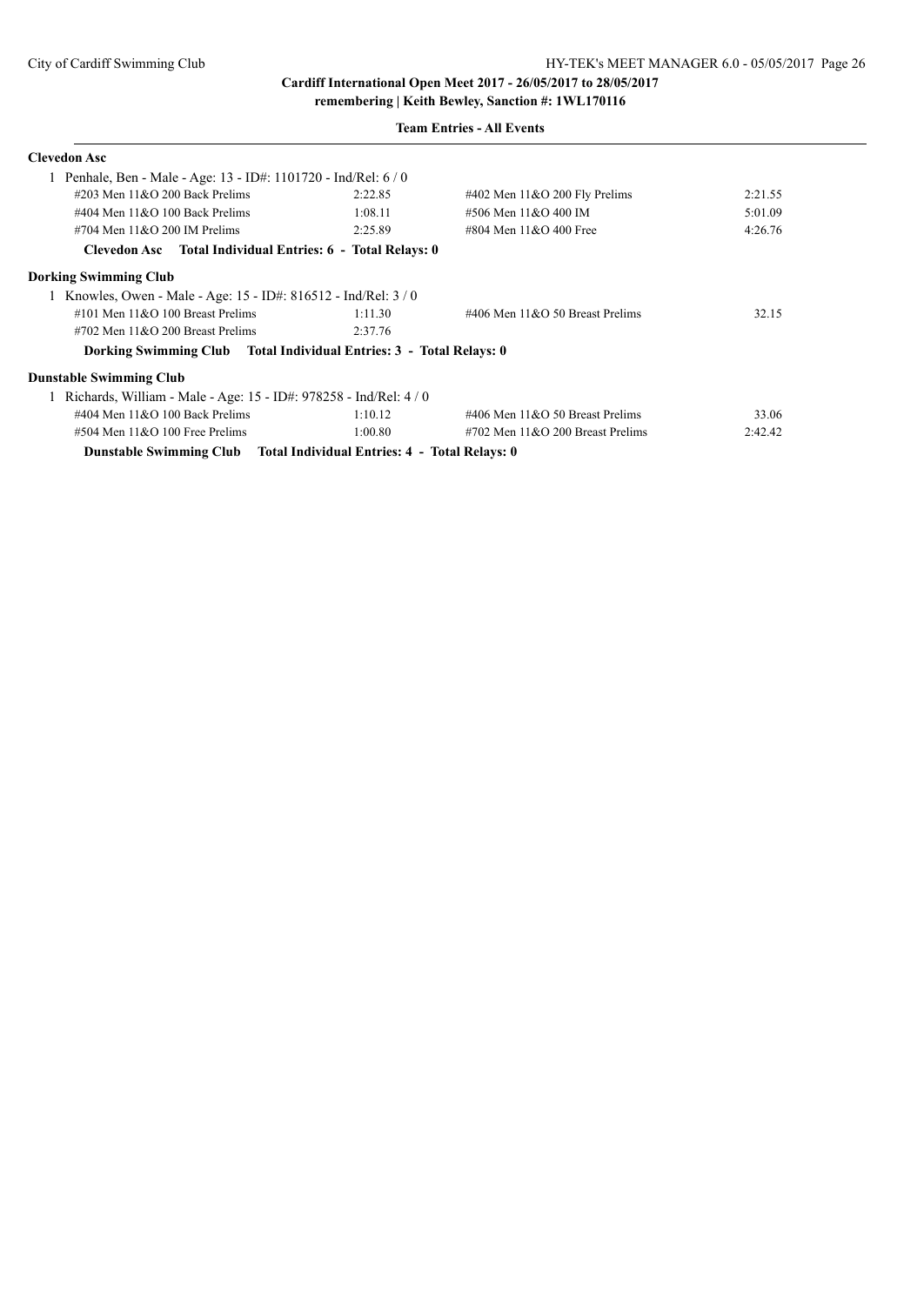**Cardiff International Open Meet 2017 - 26/05/2017 to 28/05/2017**

**remembering | Keith Bewley, Sanction #: 1WL170116**

**Team Entries - All Events**

**Clevedon Asc**

1 Penhale, Ben - Male - Age: 13 - ID#: 1101720 - Ind/Rel: 6 / 0

| Event | Time | Event | Time |
|---|---|---|---|
| #203 Men 11&O 200 Back Prelims | 2:22.85 | #402 Men 11&O 200 Fly Prelims | 2:21.55 |
| #404 Men 11&O 100 Back Prelims | 1:08.11 | #506 Men 11&O 400 IM | 5:01.09 |
| #704 Men 11&O 200 IM Prelims | 2:25.89 | #804 Men 11&O 400 Free | 4:26.76 |

**Clevedon Asc Total Individual Entries: 6 - Total Relays: 0**

**Dorking Swimming Club**

1 Knowles, Owen - Male - Age: 15 - ID#: 816512 - Ind/Rel: 3 / 0

| Event | Time | Event | Time |
|---|---|---|---|
| #101 Men 11&O 100 Breast Prelims | 1:11.30 | #406 Men 11&O 50 Breast Prelims | 32.15 |
| #702 Men 11&O 200 Breast Prelims | 2:37.76 | | |

**Dorking Swimming Club Total Individual Entries: 3 - Total Relays: 0**

**Dunstable Swimming Club**

1 Richards, William - Male - Age: 15 - ID#: 978258 - Ind/Rel: 4 / 0

| Event | Time | Event | Time |
|---|---|---|---|
| #404 Men 11&O 100 Back Prelims | 1:10.12 | #406 Men 11&O 50 Breast Prelims | 33.06 |
| #504 Men 11&O 100 Free Prelims | 1:00.80 | #702 Men 11&O 200 Breast Prelims | 2:42.42 |

**Dunstable Swimming Club Total Individual Entries: 4 - Total Relays: 0**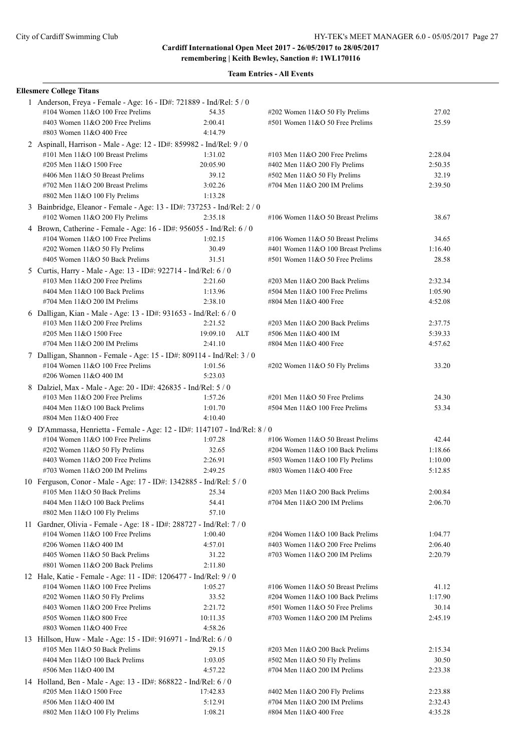**Cardiff International Open Meet 2017 - 26/05/2017 to 28/05/2017**
**remembering | Keith Bewley, Sanction #: 1WL170116**

**Team Entries - All Events**

**Ellesmere College Titans**

1 Anderson, Freya - Female - Age: 16 - ID#: 721889 - Ind/Rel: 5 / 0

| | | | |
|---|---|---|---|
| #104 Women 11&O 100 Free Prelims | 54.35 | #202 Women 11&O 50 Fly Prelims | 27.02 |
| #403 Women 11&O 200 Free Prelims | 2:00.41 | #501 Women 11&O 50 Free Prelims | 25.59 |
| #803 Women 11&O 400 Free | 4:14.79 | | |

2 Aspinall, Harrison - Male - Age: 12 - ID#: 859982 - Ind/Rel: 9 / 0

| | | | |
|---|---|---|---|
| #101 Men 11&O 100 Breast Prelims | 1:31.02 | #103 Men 11&O 200 Free Prelims | 2:28.04 |
| #205 Men 11&O 1500 Free | 20:05.90 | #402 Men 11&O 200 Fly Prelims | 2:50.35 |
| #406 Men 11&O 50 Breast Prelims | 39.12 | #502 Men 11&O 50 Fly Prelims | 32.19 |
| #702 Men 11&O 200 Breast Prelims | 3:02.26 | #704 Men 11&O 200 IM Prelims | 2:39.50 |
| #802 Men 11&O 100 Fly Prelims | 1:13.28 | | |

3 Bainbridge, Eleanor - Female - Age: 13 - ID#: 737253 - Ind/Rel: 2 / 0

| | | | |
|---|---|---|---|
| #102 Women 11&O 200 Fly Prelims | 2:35.18 | #106 Women 11&O 50 Breast Prelims | 38.67 |

4 Brown, Catherine - Female - Age: 16 - ID#: 956055 - Ind/Rel: 6 / 0

| | | | |
|---|---|---|---|
| #104 Women 11&O 100 Free Prelims | 1:02.15 | #106 Women 11&O 50 Breast Prelims | 34.65 |
| #202 Women 11&O 50 Fly Prelims | 30.49 | #401 Women 11&O 100 Breast Prelims | 1:16.40 |
| #405 Women 11&O 50 Back Prelims | 31.51 | #501 Women 11&O 50 Free Prelims | 28.58 |

5 Curtis, Harry - Male - Age: 13 - ID#: 922714 - Ind/Rel: 6 / 0

| | | | |
|---|---|---|---|
| #103 Men 11&O 200 Free Prelims | 2:21.60 | #203 Men 11&O 200 Back Prelims | 2:32.34 |
| #404 Men 11&O 100 Back Prelims | 1:13.96 | #504 Men 11&O 100 Free Prelims | 1:05.90 |
| #704 Men 11&O 200 IM Prelims | 2:38.10 | #804 Men 11&O 400 Free | 4:52.08 |

6 Dalligan, Kian - Male - Age: 13 - ID#: 931653 - Ind/Rel: 6 / 0

| | | | |
|---|---|---|---|
| #103 Men 11&O 200 Free Prelims | 2:21.52 | #203 Men 11&O 200 Back Prelims | 2:37.75 |
| #205 Men 11&O 1500 Free | 19:09.10 ALT | #506 Men 11&O 400 IM | 5:39.33 |
| #704 Men 11&O 200 IM Prelims | 2:41.10 | #804 Men 11&O 400 Free | 4:57.62 |

7 Dalligan, Shannon - Female - Age: 15 - ID#: 809114 - Ind/Rel: 3 / 0

| | | | |
|---|---|---|---|
| #104 Women 11&O 100 Free Prelims | 1:01.56 | #202 Women 11&O 50 Fly Prelims | 33.20 |
| #206 Women 11&O 400 IM | 5:23.03 | | |

8 Dalziel, Max - Male - Age: 20 - ID#: 426835 - Ind/Rel: 5 / 0

| | | | |
|---|---|---|---|
| #103 Men 11&O 200 Free Prelims | 1:57.26 | #201 Men 11&O 50 Free Prelims | 24.30 |
| #404 Men 11&O 100 Back Prelims | 1:01.70 | #504 Men 11&O 100 Free Prelims | 53.34 |
| #804 Men 11&O 400 Free | 4:10.40 | | |

9 D'Ammassa, Henrietta - Female - Age: 12 - ID#: 1147107 - Ind/Rel: 8 / 0

| | | | |
|---|---|---|---|
| #104 Women 11&O 100 Free Prelims | 1:07.28 | #106 Women 11&O 50 Breast Prelims | 42.44 |
| #202 Women 11&O 50 Fly Prelims | 32.65 | #204 Women 11&O 100 Back Prelims | 1:18.66 |
| #403 Women 11&O 200 Free Prelims | 2:26.91 | #503 Women 11&O 100 Fly Prelims | 1:10.00 |
| #703 Women 11&O 200 IM Prelims | 2:49.25 | #803 Women 11&O 400 Free | 5:12.85 |

10 Ferguson, Conor - Male - Age: 17 - ID#: 1342885 - Ind/Rel: 5 / 0

| | | | |
|---|---|---|---|
| #105 Men 11&O 50 Back Prelims | 25.34 | #203 Men 11&O 200 Back Prelims | 2:00.84 |
| #404 Men 11&O 100 Back Prelims | 54.41 | #704 Men 11&O 200 IM Prelims | 2:06.70 |
| #802 Men 11&O 100 Fly Prelims | 57.10 | | |

11 Gardner, Olivia - Female - Age: 18 - ID#: 288727 - Ind/Rel: 7 / 0

| | | | |
|---|---|---|---|
| #104 Women 11&O 100 Free Prelims | 1:00.40 | #204 Women 11&O 100 Back Prelims | 1:04.77 |
| #206 Women 11&O 400 IM | 4:57.01 | #403 Women 11&O 200 Free Prelims | 2:06.40 |
| #405 Women 11&O 50 Back Prelims | 31.22 | #703 Women 11&O 200 IM Prelims | 2:20.79 |
| #801 Women 11&O 200 Back Prelims | 2:11.80 | | |

12 Hale, Katie - Female - Age: 11 - ID#: 1206477 - Ind/Rel: 9 / 0

| | | | |
|---|---|---|---|
| #104 Women 11&O 100 Free Prelims | 1:05.27 | #106 Women 11&O 50 Breast Prelims | 41.12 |
| #202 Women 11&O 50 Fly Prelims | 33.52 | #204 Women 11&O 100 Back Prelims | 1:17.90 |
| #403 Women 11&O 200 Free Prelims | 2:21.72 | #501 Women 11&O 50 Free Prelims | 30.14 |
| #505 Women 11&O 800 Free | 10:11.35 | #703 Women 11&O 200 IM Prelims | 2:45.19 |
| #803 Women 11&O 400 Free | 4:58.26 | | |

13 Hillson, Huw - Male - Age: 15 - ID#: 916971 - Ind/Rel: 6 / 0

| | | | |
|---|---|---|---|
| #105 Men 11&O 50 Back Prelims | 29.15 | #203 Men 11&O 200 Back Prelims | 2:15.34 |
| #404 Men 11&O 100 Back Prelims | 1:03.05 | #502 Men 11&O 50 Fly Prelims | 30.50 |
| #506 Men 11&O 400 IM | 4:57.22 | #704 Men 11&O 200 IM Prelims | 2:23.38 |

14 Holland, Ben - Male - Age: 13 - ID#: 868822 - Ind/Rel: 6 / 0

| | | | |
|---|---|---|---|
| #205 Men 11&O 1500 Free | 17:42.83 | #402 Men 11&O 200 Fly Prelims | 2:23.88 |
| #506 Men 11&O 400 IM | 5:12.91 | #704 Men 11&O 200 IM Prelims | 2:32.43 |
| #802 Men 11&O 100 Fly Prelims | 1:08.21 | #804 Men 11&O 400 Free | 4:35.28 |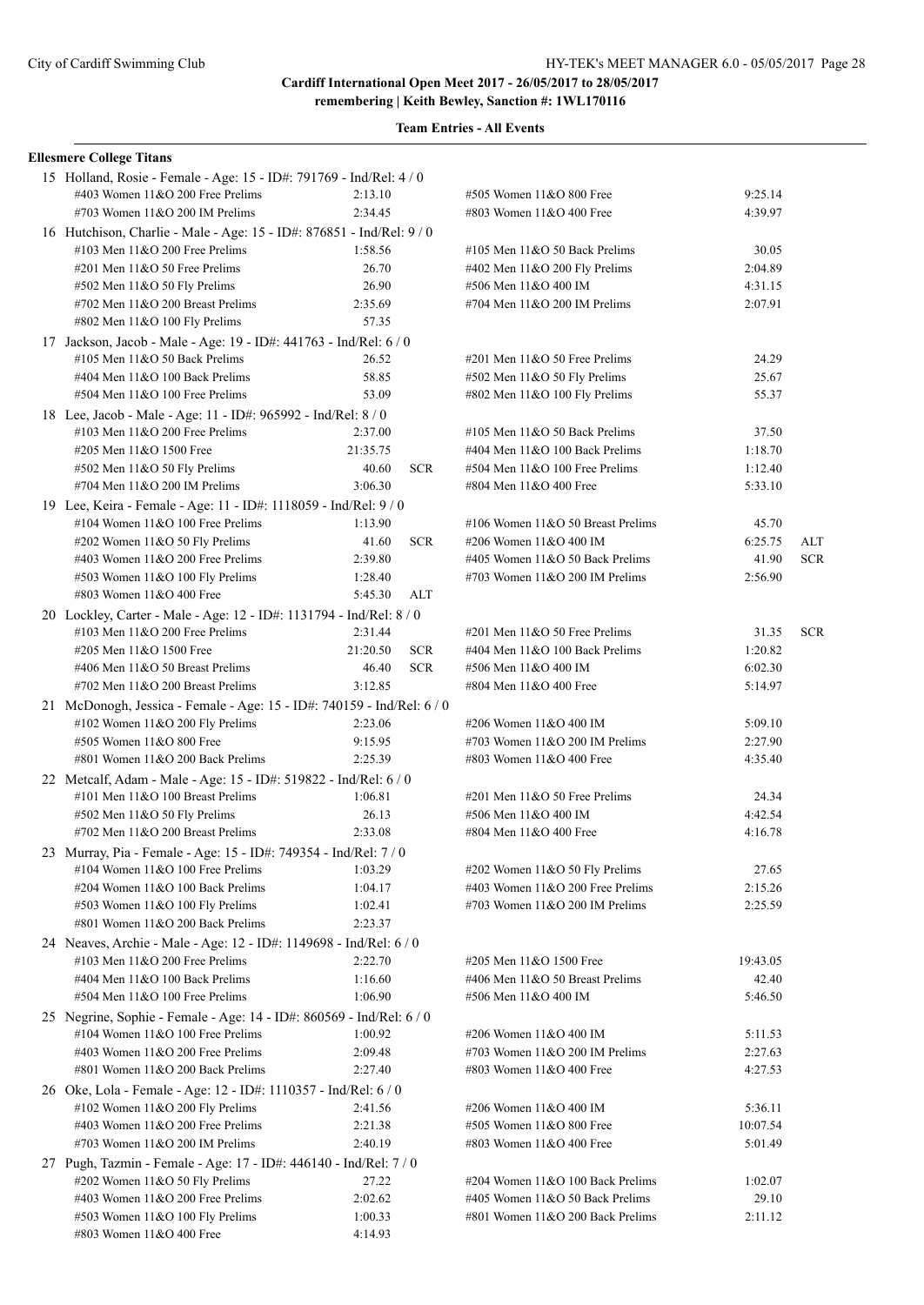**Cardiff International Open Meet 2017 - 26/05/2017 to 28/05/2017**
**remembering | Keith Bewley, Sanction #: 1WL170116**

**Team Entries - All Events**

**Ellesmere College Titans**

15 Holland, Rosie - Female - Age: 15 - ID#: 791769 - Ind/Rel: 4 / 0

| Event | Time | | Event | Time | |
|---|---|---|---|---|---|
| #403 Women 11&O 200 Free Prelims | 2:13.10 | | #505 Women 11&O 800 Free | 9:25.14 | |
| #703 Women 11&O 200 IM Prelims | 2:34.45 | | #803 Women 11&O 400 Free | 4:39.97 | |

16 Hutchison, Charlie - Male - Age: 15 - ID#: 876851 - Ind/Rel: 9 / 0

| Event | Time | | Event | Time | |
|---|---|---|---|---|---|
| #103 Men 11&O 200 Free Prelims | 1:58.56 | | #105 Men 11&O 50 Back Prelims | 30.05 | |
| #201 Men 11&O 50 Free Prelims | 26.70 | | #402 Men 11&O 200 Fly Prelims | 2:04.89 | |
| #502 Men 11&O 50 Fly Prelims | 26.90 | | #506 Men 11&O 400 IM | 4:31.15 | |
| #702 Men 11&O 200 Breast Prelims | 2:35.69 | | #704 Men 11&O 200 IM Prelims | 2:07.91 | |
| #802 Men 11&O 100 Fly Prelims | 57.35 | | | | |

17 Jackson, Jacob - Male - Age: 19 - ID#: 441763 - Ind/Rel: 6 / 0

| Event | Time | | Event | Time | |
|---|---|---|---|---|---|
| #105 Men 11&O 50 Back Prelims | 26.52 | | #201 Men 11&O 50 Free Prelims | 24.29 | |
| #404 Men 11&O 100 Back Prelims | 58.85 | | #502 Men 11&O 50 Fly Prelims | 25.67 | |
| #504 Men 11&O 100 Free Prelims | 53.09 | | #802 Men 11&O 100 Fly Prelims | 55.37 | |

18 Lee, Jacob - Male - Age: 11 - ID#: 965992 - Ind/Rel: 8 / 0

| Event | Time | | Event | Time | |
|---|---|---|---|---|---|
| #103 Men 11&O 200 Free Prelims | 2:37.00 | | #105 Men 11&O 50 Back Prelims | 37.50 | |
| #205 Men 11&O 1500 Free | 21:35.75 | | #404 Men 11&O 100 Back Prelims | 1:18.70 | |
| #502 Men 11&O 50 Fly Prelims | 40.60 | SCR | #504 Men 11&O 100 Free Prelims | 1:12.40 | |
| #704 Men 11&O 200 IM Prelims | 3:06.30 | | #804 Men 11&O 400 Free | 5:33.10 | |

19 Lee, Keira - Female - Age: 11 - ID#: 1118059 - Ind/Rel: 9 / 0

| Event | Time | | Event | Time | |
|---|---|---|---|---|---|
| #104 Women 11&O 100 Free Prelims | 1:13.90 | | #106 Women 11&O 50 Breast Prelims | 45.70 | |
| #202 Women 11&O 50 Fly Prelims | 41.60 | SCR | #206 Women 11&O 400 IM | 6:25.75 | ALT |
| #403 Women 11&O 200 Free Prelims | 2:39.80 | | #405 Women 11&O 50 Back Prelims | 41.90 | SCR |
| #503 Women 11&O 100 Fly Prelims | 1:28.40 | | #703 Women 11&O 200 IM Prelims | 2:56.90 | |
| #803 Women 11&O 400 Free | 5:45.30 | ALT | | | |

20 Lockley, Carter - Male - Age: 12 - ID#: 1131794 - Ind/Rel: 8 / 0

| Event | Time | | Event | Time | |
|---|---|---|---|---|---|
| #103 Men 11&O 200 Free Prelims | 2:31.44 | | #201 Men 11&O 50 Free Prelims | 31.35 | SCR |
| #205 Men 11&O 1500 Free | 21:20.50 | SCR | #404 Men 11&O 100 Back Prelims | 1:20.82 | |
| #406 Men 11&O 50 Breast Prelims | 46.40 | SCR | #506 Men 11&O 400 IM | 6:02.30 | |
| #702 Men 11&O 200 Breast Prelims | 3:12.85 | | #804 Men 11&O 400 Free | 5:14.97 | |

21 McDonogh, Jessica - Female - Age: 15 - ID#: 740159 - Ind/Rel: 6 / 0

| Event | Time | | Event | Time | |
|---|---|---|---|---|---|
| #102 Women 11&O 200 Fly Prelims | 2:23.06 | | #206 Women 11&O 400 IM | 5:09.10 | |
| #505 Women 11&O 800 Free | 9:15.95 | | #703 Women 11&O 200 IM Prelims | 2:27.90 | |
| #801 Women 11&O 200 Back Prelims | 2:25.39 | | #803 Women 11&O 400 Free | 4:35.40 | |

22 Metcalf, Adam - Male - Age: 15 - ID#: 519822 - Ind/Rel: 6 / 0

| Event | Time | | Event | Time | |
|---|---|---|---|---|---|
| #101 Men 11&O 100 Breast Prelims | 1:06.81 | | #201 Men 11&O 50 Free Prelims | 24.34 | |
| #502 Men 11&O 50 Fly Prelims | 26.13 | | #506 Men 11&O 400 IM | 4:42.54 | |
| #702 Men 11&O 200 Breast Prelims | 2:33.08 | | #804 Men 11&O 400 Free | 4:16.78 | |

23 Murray, Pia - Female - Age: 15 - ID#: 749354 - Ind/Rel: 7 / 0

| Event | Time | | Event | Time | |
|---|---|---|---|---|---|
| #104 Women 11&O 100 Free Prelims | 1:03.29 | | #202 Women 11&O 50 Fly Prelims | 27.65 | |
| #204 Women 11&O 100 Back Prelims | 1:04.17 | | #403 Women 11&O 200 Free Prelims | 2:15.26 | |
| #503 Women 11&O 100 Fly Prelims | 1:02.41 | | #703 Women 11&O 200 IM Prelims | 2:25.59 | |
| #801 Women 11&O 200 Back Prelims | 2:23.37 | | | | |

24 Neaves, Archie - Male - Age: 12 - ID#: 1149698 - Ind/Rel: 6 / 0

| Event | Time | | Event | Time | |
|---|---|---|---|---|---|
| #103 Men 11&O 200 Free Prelims | 2:22.70 | | #205 Men 11&O 1500 Free | 19:43.05 | |
| #404 Men 11&O 100 Back Prelims | 1:16.60 | | #406 Men 11&O 50 Breast Prelims | 42.40 | |
| #504 Men 11&O 100 Free Prelims | 1:06.90 | | #506 Men 11&O 400 IM | 5:46.50 | |

25 Negrine, Sophie - Female - Age: 14 - ID#: 860569 - Ind/Rel: 6 / 0

| Event | Time | | Event | Time | |
|---|---|---|---|---|---|
| #104 Women 11&O 100 Free Prelims | 1:00.92 | | #206 Women 11&O 400 IM | 5:11.53 | |
| #403 Women 11&O 200 Free Prelims | 2:09.48 | | #703 Women 11&O 200 IM Prelims | 2:27.63 | |
| #801 Women 11&O 200 Back Prelims | 2:27.40 | | #803 Women 11&O 400 Free | 4:27.53 | |

26 Oke, Lola - Female - Age: 12 - ID#: 1110357 - Ind/Rel: 6 / 0

| Event | Time | | Event | Time | |
|---|---|---|---|---|---|
| #102 Women 11&O 200 Fly Prelims | 2:41.56 | | #206 Women 11&O 400 IM | 5:36.11 | |
| #403 Women 11&O 200 Free Prelims | 2:21.38 | | #505 Women 11&O 800 Free | 10:07.54 | |
| #703 Women 11&O 200 IM Prelims | 2:40.19 | | #803 Women 11&O 400 Free | 5:01.49 | |

27 Pugh, Tazmin - Female - Age: 17 - ID#: 446140 - Ind/Rel: 7 / 0

| Event | Time | | Event | Time | |
|---|---|---|---|---|---|
| #202 Women 11&O 50 Fly Prelims | 27.22 | | #204 Women 11&O 100 Back Prelims | 1:02.07 | |
| #403 Women 11&O 200 Free Prelims | 2:02.62 | | #405 Women 11&O 50 Back Prelims | 29.10 | |
| #503 Women 11&O 100 Fly Prelims | 1:00.33 | | #801 Women 11&O 200 Back Prelims | 2:11.12 | |
| #803 Women 11&O 400 Free | 4:14.93 | | | | |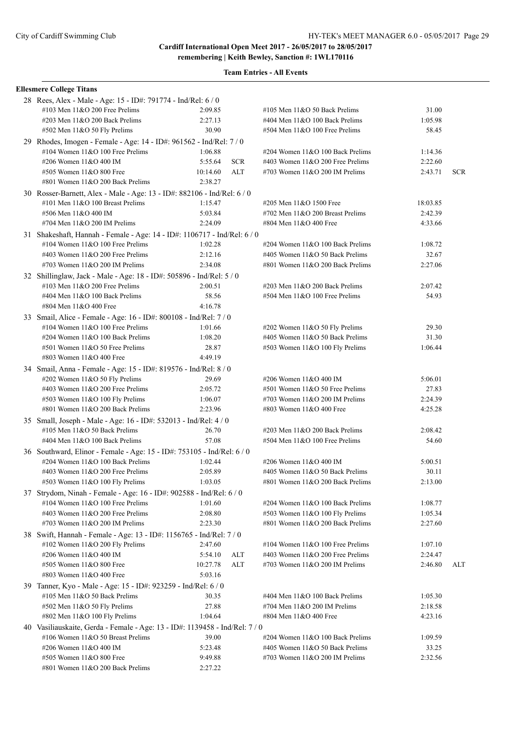## Cardiff International Open Meet 2017 - 26/05/2017 to 28/05/2017

**remembering | Keith Bewley, Sanction #: 1WL170116**

### Team Entries - All Events

#### Ellesmere College Titans

28 Rees, Alex - Male - Age: 15 - ID#: 791774 - Ind/Rel: 6 / 0

| Event | Time | | Event | Time | |
|---|---|---|---|---|---|
| #103 Men 11&O 200 Free Prelims | 2:09.85 | | #105 Men 11&O 50 Back Prelims | 31.00 | |
| #203 Men 11&O 200 Back Prelims | 2:27.13 | | #404 Men 11&O 100 Back Prelims | 1:05.98 | |
| #502 Men 11&O 50 Fly Prelims | 30.90 | | #504 Men 11&O 100 Free Prelims | 58.45 | |

29 Rhodes, Imogen - Female - Age: 14 - ID#: 961562 - Ind/Rel: 7 / 0

| Event | Time | | Event | Time | |
|---|---|---|---|---|---|
| #104 Women 11&O 100 Free Prelims | 1:06.88 | | #204 Women 11&O 100 Back Prelims | 1:14.36 | |
| #206 Women 11&O 400 IM | 5:55.64 | SCR | #403 Women 11&O 200 Free Prelims | 2:22.60 | |
| #505 Women 11&O 800 Free | 10:14.60 | ALT | #703 Women 11&O 200 IM Prelims | 2:43.71 | SCR |
| #801 Women 11&O 200 Back Prelims | 2:38.27 | | | | |

30 Rosser-Barnett, Alex - Male - Age: 13 - ID#: 882106 - Ind/Rel: 6 / 0

| Event | Time | | Event | Time | |
|---|---|---|---|---|---|
| #101 Men 11&O 100 Breast Prelims | 1:15.47 | | #205 Men 11&O 1500 Free | 18:03.85 | |
| #506 Men 11&O 400 IM | 5:03.84 | | #702 Men 11&O 200 Breast Prelims | 2:42.39 | |
| #704 Men 11&O 200 IM Prelims | 2:24.09 | | #804 Men 11&O 400 Free | 4:33.66 | |

31 Shakeshaft, Hannah - Female - Age: 14 - ID#: 1106717 - Ind/Rel: 6 / 0

| Event | Time | | Event | Time | |
|---|---|---|---|---|---|
| #104 Women 11&O 100 Free Prelims | 1:02.28 | | #204 Women 11&O 100 Back Prelims | 1:08.72 | |
| #403 Women 11&O 200 Free Prelims | 2:12.16 | | #405 Women 11&O 50 Back Prelims | 32.67 | |
| #703 Women 11&O 200 IM Prelims | 2:34.08 | | #801 Women 11&O 200 Back Prelims | 2:27.06 | |

32 Shillinglaw, Jack - Male - Age: 18 - ID#: 505896 - Ind/Rel: 5 / 0

| Event | Time | | Event | Time | |
|---|---|---|---|---|---|
| #103 Men 11&O 200 Free Prelims | 2:00.51 | | #203 Men 11&O 200 Back Prelims | 2:07.42 | |
| #404 Men 11&O 100 Back Prelims | 58.56 | | #504 Men 11&O 100 Free Prelims | 54.93 | |
| #804 Men 11&O 400 Free | 4:16.78 | | | | |

33 Smail, Alice - Female - Age: 16 - ID#: 800108 - Ind/Rel: 7 / 0

| Event | Time | | Event | Time | |
|---|---|---|---|---|---|
| #104 Women 11&O 100 Free Prelims | 1:01.66 | | #202 Women 11&O 50 Fly Prelims | 29.30 | |
| #204 Women 11&O 100 Back Prelims | 1:08.20 | | #405 Women 11&O 50 Back Prelims | 31.30 | |
| #501 Women 11&O 50 Free Prelims | 28.87 | | #503 Women 11&O 100 Fly Prelims | 1:06.44 | |
| #803 Women 11&O 400 Free | 4:49.19 | | | | |

34 Smail, Anna - Female - Age: 15 - ID#: 819576 - Ind/Rel: 8 / 0

| Event | Time | | Event | Time | |
|---|---|---|---|---|---|
| #202 Women 11&O 50 Fly Prelims | 29.69 | | #206 Women 11&O 400 IM | 5:06.01 | |
| #403 Women 11&O 200 Free Prelims | 2:05.72 | | #501 Women 11&O 50 Free Prelims | 27.83 | |
| #503 Women 11&O 100 Fly Prelims | 1:06.07 | | #703 Women 11&O 200 IM Prelims | 2:24.39 | |
| #801 Women 11&O 200 Back Prelims | 2:23.96 | | #803 Women 11&O 400 Free | 4:25.28 | |

35 Small, Joseph - Male - Age: 16 - ID#: 532013 - Ind/Rel: 4 / 0

| Event | Time | | Event | Time | |
|---|---|---|---|---|---|
| #105 Men 11&O 50 Back Prelims | 26.70 | | #203 Men 11&O 200 Back Prelims | 2:08.42 | |
| #404 Men 11&O 100 Back Prelims | 57.08 | | #504 Men 11&O 100 Free Prelims | 54.60 | |

36 Southward, Elinor - Female - Age: 15 - ID#: 753105 - Ind/Rel: 6 / 0

| Event | Time | | Event | Time | |
|---|---|---|---|---|---|
| #204 Women 11&O 100 Back Prelims | 1:02.44 | | #206 Women 11&O 400 IM | 5:00.51 | |
| #403 Women 11&O 200 Free Prelims | 2:05.89 | | #405 Women 11&O 50 Back Prelims | 30.11 | |
| #503 Women 11&O 100 Fly Prelims | 1:03.05 | | #801 Women 11&O 200 Back Prelims | 2:13.00 | |

37 Strydom, Ninah - Female - Age: 16 - ID#: 902588 - Ind/Rel: 6 / 0

| Event | Time | | Event | Time | |
|---|---|---|---|---|---|
| #104 Women 11&O 100 Free Prelims | 1:01.60 | | #204 Women 11&O 100 Back Prelims | 1:08.77 | |
| #403 Women 11&O 200 Free Prelims | 2:08.80 | | #503 Women 11&O 100 Fly Prelims | 1:05.34 | |
| #703 Women 11&O 200 IM Prelims | 2:23.30 | | #801 Women 11&O 200 Back Prelims | 2:27.60 | |

38 Swift, Hannah - Female - Age: 13 - ID#: 1156765 - Ind/Rel: 7 / 0

| Event | Time | | Event | Time | |
|---|---|---|---|---|---|
| #102 Women 11&O 200 Fly Prelims | 2:47.60 | | #104 Women 11&O 100 Free Prelims | 1:07.10 | |
| #206 Women 11&O 400 IM | 5:54.10 | ALT | #403 Women 11&O 200 Free Prelims | 2:24.47 | |
| #505 Women 11&O 800 Free | 10:27.78 | ALT | #703 Women 11&O 200 IM Prelims | 2:46.80 | ALT |
| #803 Women 11&O 400 Free | 5:03.16 | | | | |

39 Tanner, Kyo - Male - Age: 15 - ID#: 923259 - Ind/Rel: 6 / 0

| Event | Time | | Event | Time | |
|---|---|---|---|---|---|
| #105 Men 11&O 50 Back Prelims | 30.35 | | #404 Men 11&O 100 Back Prelims | 1:05.30 | |
| #502 Men 11&O 50 Fly Prelims | 27.88 | | #704 Men 11&O 200 IM Prelims | 2:18.58 | |
| #802 Men 11&O 100 Fly Prelims | 1:04.64 | | #804 Men 11&O 400 Free | 4:23.16 | |

40 Vasiliauskaite, Gerda - Female - Age: 13 - ID#: 1139458 - Ind/Rel: 7 / 0

| Event | Time | | Event | Time | |
|---|---|---|---|---|---|
| #106 Women 11&O 50 Breast Prelims | 39.00 | | #204 Women 11&O 100 Back Prelims | 1:09.59 | |
| #206 Women 11&O 400 IM | 5:23.48 | | #405 Women 11&O 50 Back Prelims | 33.25 | |
| #505 Women 11&O 800 Free | 9:49.88 | | #703 Women 11&O 200 IM Prelims | 2:32.56 | |
| #801 Women 11&O 200 Back Prelims | 2:27.22 | | | | |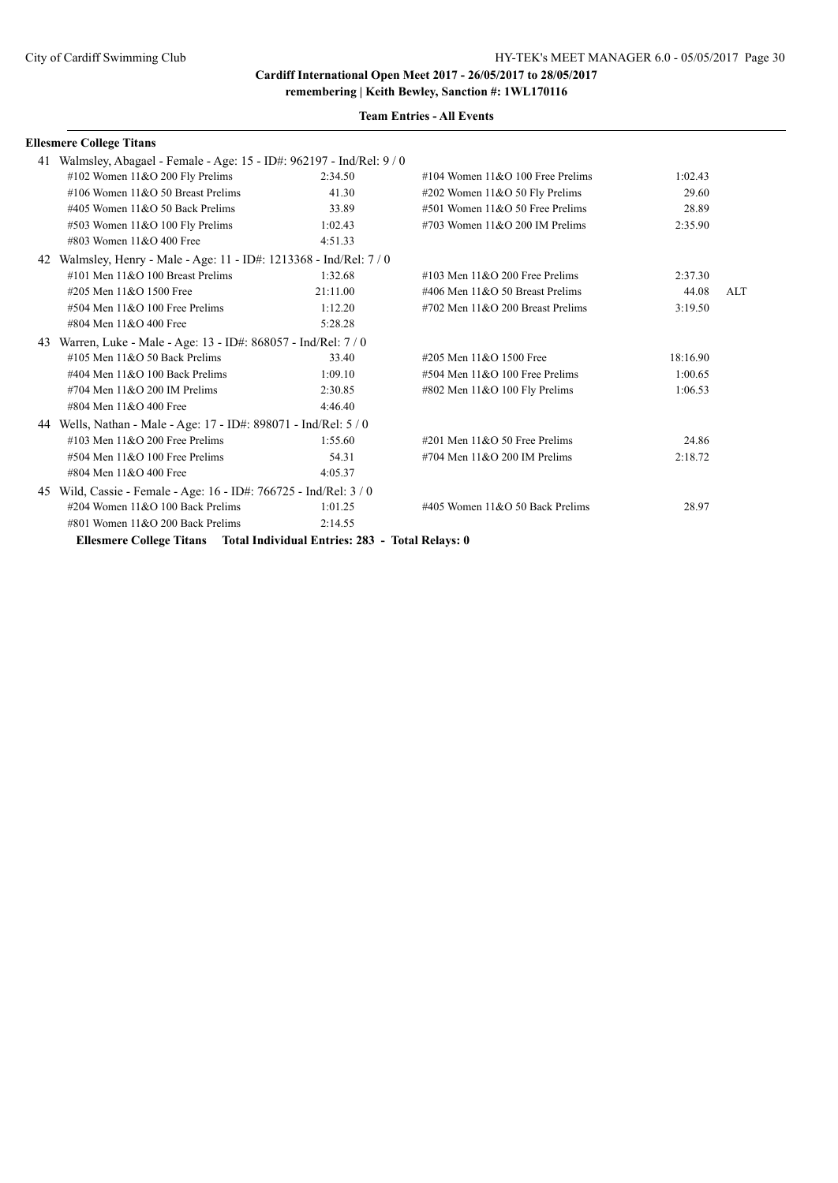**Cardiff International Open Meet 2017 - 26/05/2017 to 28/05/2017**
**remembering | Keith Bewley, Sanction #: 1WL170116**

**Team Entries - All Events**

**Ellesmere College Titans**

41 Walmsley, Abagael - Female - Age: 15 - ID#: 962197 - Ind/Rel: 9 / 0

| Event | Time | Event | Time | |
|---|---|---|---|---|
| #102 Women 11&O 200 Fly Prelims | 2:34.50 | #104 Women 11&O 100 Free Prelims | 1:02.43 | |
| #106 Women 11&O 50 Breast Prelims | 41.30 | #202 Women 11&O 50 Fly Prelims | 29.60 | |
| #405 Women 11&O 50 Back Prelims | 33.89 | #501 Women 11&O 50 Free Prelims | 28.89 | |
| #503 Women 11&O 100 Fly Prelims | 1:02.43 | #703 Women 11&O 200 IM Prelims | 2:35.90 | |
| #803 Women 11&O 400 Free | 4:51.33 | | | |

42 Walmsley, Henry - Male - Age: 11 - ID#: 1213368 - Ind/Rel: 7 / 0

| Event | Time | Event | Time | |
|---|---|---|---|---|
| #101 Men 11&O 100 Breast Prelims | 1:32.68 | #103 Men 11&O 200 Free Prelims | 2:37.30 | |
| #205 Men 11&O 1500 Free | 21:11.00 | #406 Men 11&O 50 Breast Prelims | 44.08 | ALT |
| #504 Men 11&O 100 Free Prelims | 1:12.20 | #702 Men 11&O 200 Breast Prelims | 3:19.50 | |
| #804 Men 11&O 400 Free | 5:28.28 | | | |

43 Warren, Luke - Male - Age: 13 - ID#: 868057 - Ind/Rel: 7 / 0

| Event | Time | Event | Time | |
|---|---|---|---|---|
| #105 Men 11&O 50 Back Prelims | 33.40 | #205 Men 11&O 1500 Free | 18:16.90 | |
| #404 Men 11&O 100 Back Prelims | 1:09.10 | #504 Men 11&O 100 Free Prelims | 1:00.65 | |
| #704 Men 11&O 200 IM Prelims | 2:30.85 | #802 Men 11&O 100 Fly Prelims | 1:06.53 | |
| #804 Men 11&O 400 Free | 4:46.40 | | | |

44 Wells, Nathan - Male - Age: 17 - ID#: 898071 - Ind/Rel: 5 / 0

| Event | Time | Event | Time | |
|---|---|---|---|---|
| #103 Men 11&O 200 Free Prelims | 1:55.60 | #201 Men 11&O 50 Free Prelims | 24.86 | |
| #504 Men 11&O 100 Free Prelims | 54.31 | #704 Men 11&O 200 IM Prelims | 2:18.72 | |
| #804 Men 11&O 400 Free | 4:05.37 | | | |

45 Wild, Cassie - Female - Age: 16 - ID#: 766725 - Ind/Rel: 3 / 0

| Event | Time | Event | Time | |
|---|---|---|---|---|
| #204 Women 11&O 100 Back Prelims | 1:01.25 | #405 Women 11&O 50 Back Prelims | 28.97 | |
| #801 Women 11&O 200 Back Prelims | 2:14.55 | | | |

**Ellesmere College Titans Total Individual Entries: 283 - Total Relays: 0**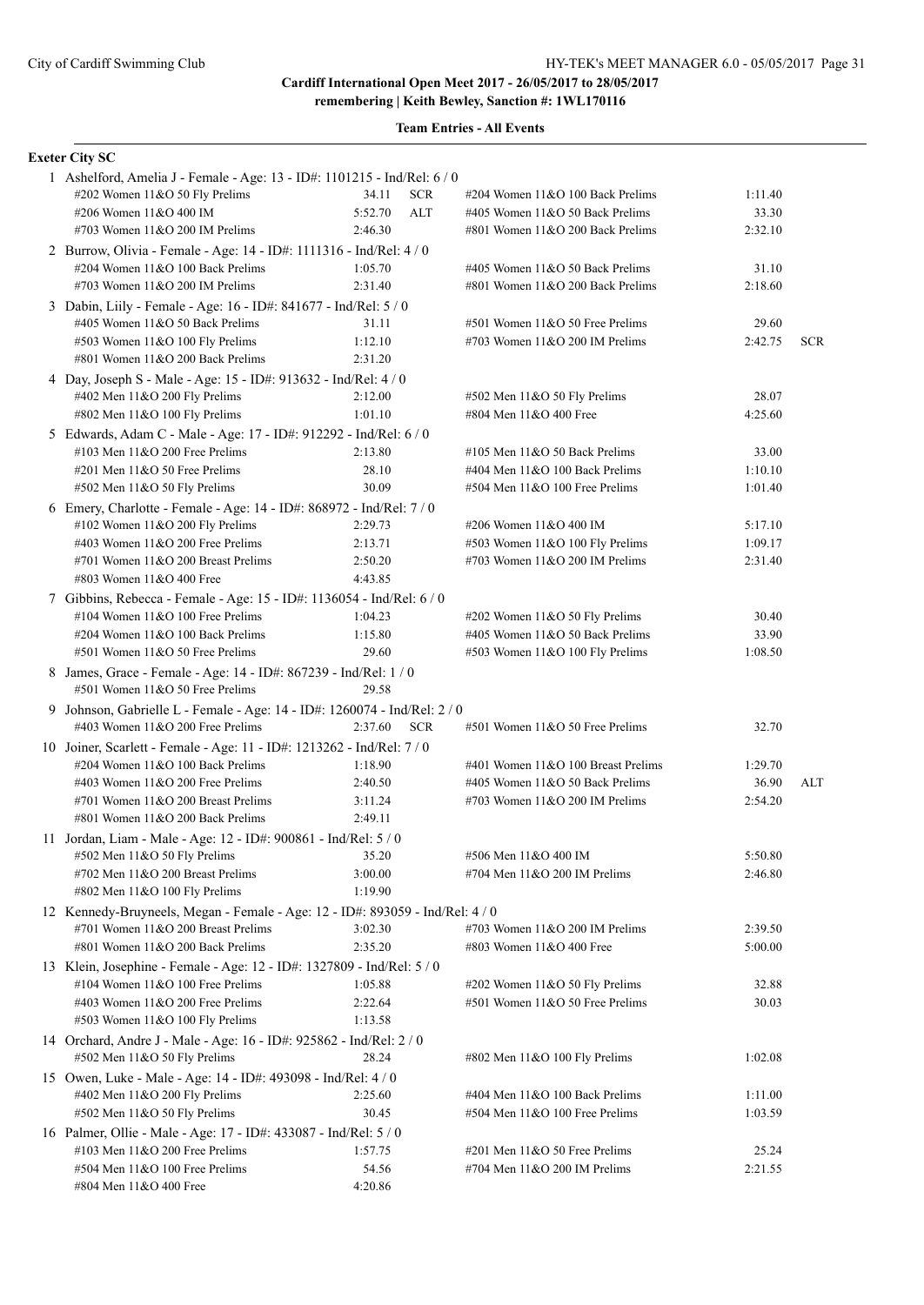**Cardiff International Open Meet 2017 - 26/05/2017 to 28/05/2017**
**remembering | Keith Bewley, Sanction #: 1WL170116**

**Team Entries - All Events**

**Exeter City SC**

1 Ashelford, Amelia J - Female - Age: 13 - ID#: 1101215 - Ind/Rel: 6 / 0

| Event | Time | | Event | Time | |
|---|---|---|---|---|---|
| #202 Women 11&O 50 Fly Prelims | 34.11 | SCR | #204 Women 11&O 100 Back Prelims | 1:11.40 | |
| #206 Women 11&O 400 IM | 5:52.70 | ALT | #405 Women 11&O 50 Back Prelims | 33.30 | |
| #703 Women 11&O 200 IM Prelims | 2:46.30 | | #801 Women 11&O 200 Back Prelims | 2:32.10 | |

2 Burrow, Olivia - Female - Age: 14 - ID#: 1111316 - Ind/Rel: 4 / 0

| Event | Time | | Event | Time | |
|---|---|---|---|---|---|
| #204 Women 11&O 100 Back Prelims | 1:05.70 | | #405 Women 11&O 50 Back Prelims | 31.10 | |
| #703 Women 11&O 200 IM Prelims | 2:31.40 | | #801 Women 11&O 200 Back Prelims | 2:18.60 | |

3 Dabin, Liily - Female - Age: 16 - ID#: 841677 - Ind/Rel: 5 / 0

| Event | Time | | Event | Time | |
|---|---|---|---|---|---|
| #405 Women 11&O 50 Back Prelims | 31.11 | | #501 Women 11&O 50 Free Prelims | 29.60 | |
| #503 Women 11&O 100 Fly Prelims | 1:12.10 | | #703 Women 11&O 200 IM Prelims | 2:42.75 | SCR |
| #801 Women 11&O 200 Back Prelims | 2:31.20 | | | | |

4 Day, Joseph S - Male - Age: 15 - ID#: 913632 - Ind/Rel: 4 / 0

| Event | Time | | Event | Time | |
|---|---|---|---|---|---|
| #402 Men 11&O 200 Fly Prelims | 2:12.00 | | #502 Men 11&O 50 Fly Prelims | 28.07 | |
| #802 Men 11&O 100 Fly Prelims | 1:01.10 | | #804 Men 11&O 400 Free | 4:25.60 | |

5 Edwards, Adam C - Male - Age: 17 - ID#: 912292 - Ind/Rel: 6 / 0

| Event | Time | | Event | Time | |
|---|---|---|---|---|---|
| #103 Men 11&O 200 Free Prelims | 2:13.80 | | #105 Men 11&O 50 Back Prelims | 33.00 | |
| #201 Men 11&O 50 Free Prelims | 28.10 | | #404 Men 11&O 100 Back Prelims | 1:10.10 | |
| #502 Men 11&O 50 Fly Prelims | 30.09 | | #504 Men 11&O 100 Free Prelims | 1:01.40 | |

6 Emery, Charlotte - Female - Age: 14 - ID#: 868972 - Ind/Rel: 7 / 0

| Event | Time | | Event | Time | |
|---|---|---|---|---|---|
| #102 Women 11&O 200 Fly Prelims | 2:29.73 | | #206 Women 11&O 400 IM | 5:17.10 | |
| #403 Women 11&O 200 Free Prelims | 2:13.71 | | #503 Women 11&O 100 Fly Prelims | 1:09.17 | |
| #701 Women 11&O 200 Breast Prelims | 2:50.20 | | #703 Women 11&O 200 IM Prelims | 2:31.40 | |
| #803 Women 11&O 400 Free | 4:43.85 | | | | |

7 Gibbins, Rebecca - Female - Age: 15 - ID#: 1136054 - Ind/Rel: 6 / 0

| Event | Time | | Event | Time | |
|---|---|---|---|---|---|
| #104 Women 11&O 100 Free Prelims | 1:04.23 | | #202 Women 11&O 50 Fly Prelims | 30.40 | |
| #204 Women 11&O 100 Back Prelims | 1:15.80 | | #405 Women 11&O 50 Back Prelims | 33.90 | |
| #501 Women 11&O 50 Free Prelims | 29.60 | | #503 Women 11&O 100 Fly Prelims | 1:08.50 | |

8 James, Grace - Female - Age: 14 - ID#: 867239 - Ind/Rel: 1 / 0

| Event | Time | | Event | Time | |
|---|---|---|---|---|---|
| #501 Women 11&O 50 Free Prelims | 29.58 | | | | |

9 Johnson, Gabrielle L - Female - Age: 14 - ID#: 1260074 - Ind/Rel: 2 / 0

| Event | Time | | Event | Time | |
|---|---|---|---|---|---|
| #403 Women 11&O 200 Free Prelims | 2:37.60 | SCR | #501 Women 11&O 50 Free Prelims | 32.70 | |

10 Joiner, Scarlett - Female - Age: 11 - ID#: 1213262 - Ind/Rel: 7 / 0

| Event | Time | | Event | Time | |
|---|---|---|---|---|---|
| #204 Women 11&O 100 Back Prelims | 1:18.90 | | #401 Women 11&O 100 Breast Prelims | 1:29.70 | |
| #403 Women 11&O 200 Free Prelims | 2:40.50 | | #405 Women 11&O 50 Back Prelims | 36.90 | ALT |
| #701 Women 11&O 200 Breast Prelims | 3:11.24 | | #703 Women 11&O 200 IM Prelims | 2:54.20 | |
| #801 Women 11&O 200 Back Prelims | 2:49.11 | | | | |

11 Jordan, Liam - Male - Age: 12 - ID#: 900861 - Ind/Rel: 5 / 0

| Event | Time | | Event | Time | |
|---|---|---|---|---|---|
| #502 Men 11&O 50 Fly Prelims | 35.20 | | #506 Men 11&O 400 IM | 5:50.80 | |
| #702 Men 11&O 200 Breast Prelims | 3:00.00 | | #704 Men 11&O 200 IM Prelims | 2:46.80 | |
| #802 Men 11&O 100 Fly Prelims | 1:19.90 | | | | |

12 Kennedy-Bruyneels, Megan - Female - Age: 12 - ID#: 893059 - Ind/Rel: 4 / 0

| Event | Time | | Event | Time | |
|---|---|---|---|---|---|
| #701 Women 11&O 200 Breast Prelims | 3:02.30 | | #703 Women 11&O 200 IM Prelims | 2:39.50 | |
| #801 Women 11&O 200 Back Prelims | 2:35.20 | | #803 Women 11&O 400 Free | 5:00.00 | |

13 Klein, Josephine - Female - Age: 12 - ID#: 1327809 - Ind/Rel: 5 / 0

| Event | Time | | Event | Time | |
|---|---|---|---|---|---|
| #104 Women 11&O 100 Free Prelims | 1:05.88 | | #202 Women 11&O 50 Fly Prelims | 32.88 | |
| #403 Women 11&O 200 Free Prelims | 2:22.64 | | #501 Women 11&O 50 Free Prelims | 30.03 | |
| #503 Women 11&O 100 Fly Prelims | 1:13.58 | | | | |

14 Orchard, Andre J - Male - Age: 16 - ID#: 925862 - Ind/Rel: 2 / 0

| Event | Time | | Event | Time | |
|---|---|---|---|---|---|
| #502 Men 11&O 50 Fly Prelims | 28.24 | | #802 Men 11&O 100 Fly Prelims | 1:02.08 | |

15 Owen, Luke - Male - Age: 14 - ID#: 493098 - Ind/Rel: 4 / 0

| Event | Time | | Event | Time | |
|---|---|---|---|---|---|
| #402 Men 11&O 200 Fly Prelims | 2:25.60 | | #404 Men 11&O 100 Back Prelims | 1:11.00 | |
| #502 Men 11&O 50 Fly Prelims | 30.45 | | #504 Men 11&O 100 Free Prelims | 1:03.59 | |

16 Palmer, Ollie - Male - Age: 17 - ID#: 433087 - Ind/Rel: 5 / 0

| Event | Time | | Event | Time | |
|---|---|---|---|---|---|
| #103 Men 11&O 200 Free Prelims | 1:57.75 | | #201 Men 11&O 50 Free Prelims | 25.24 | |
| #504 Men 11&O 100 Free Prelims | 54.56 | | #704 Men 11&O 200 IM Prelims | 2:21.55 | |
| #804 Men 11&O 400 Free | 4:20.86 | | | | |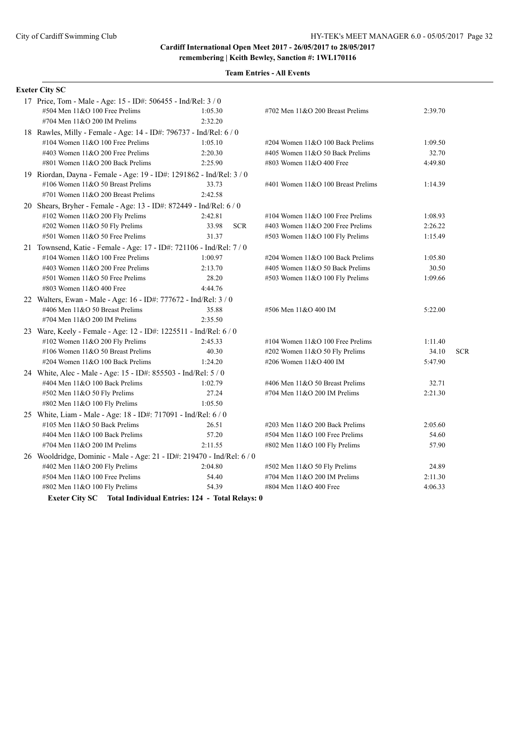**Cardiff International Open Meet 2017 - 26/05/2017 to 28/05/2017**
**remembering | Keith Bewley, Sanction #: 1WL170116**

**Team Entries - All Events**

**Exeter City SC**

17 Price, Tom - Male - Age: 15 - ID#: 506455 - Ind/Rel: 3 / 0

| Event | Time | | Event | Time | |
|---|---|---|---|---|---|
| #504 Men 11&O 100 Free Prelims | 1:05.30 | | #702 Men 11&O 200 Breast Prelims | 2:39.70 | |
| #704 Men 11&O 200 IM Prelims | 2:32.20 | | | | |

18 Rawles, Milly - Female - Age: 14 - ID#: 796737 - Ind/Rel: 6 / 0

| Event | Time | | Event | Time | |
|---|---|---|---|---|---|
| #104 Women 11&O 100 Free Prelims | 1:05.10 | | #204 Women 11&O 100 Back Prelims | 1:09.50 | |
| #403 Women 11&O 200 Free Prelims | 2:20.30 | | #405 Women 11&O 50 Back Prelims | 32.70 | |
| #801 Women 11&O 200 Back Prelims | 2:25.90 | | #803 Women 11&O 400 Free | 4:49.80 | |

19 Riordan, Dayna - Female - Age: 19 - ID#: 1291862 - Ind/Rel: 3 / 0

| Event | Time | | Event | Time | |
|---|---|---|---|---|---|
| #106 Women 11&O 50 Breast Prelims | 33.73 | | #401 Women 11&O 100 Breast Prelims | 1:14.39 | |
| #701 Women 11&O 200 Breast Prelims | 2:42.58 | | | | |

20 Shears, Bryher - Female - Age: 13 - ID#: 872449 - Ind/Rel: 6 / 0

| Event | Time | | Event | Time | |
|---|---|---|---|---|---|
| #102 Women 11&O 200 Fly Prelims | 2:42.81 | | #104 Women 11&O 100 Free Prelims | 1:08.93 | |
| #202 Women 11&O 50 Fly Prelims | 33.98 | SCR | #403 Women 11&O 200 Free Prelims | 2:26.22 | |
| #501 Women 11&O 50 Free Prelims | 31.37 | | #503 Women 11&O 100 Fly Prelims | 1:15.49 | |

21 Townsend, Katie - Female - Age: 17 - ID#: 721106 - Ind/Rel: 7 / 0

| Event | Time | | Event | Time | |
|---|---|---|---|---|---|
| #104 Women 11&O 100 Free Prelims | 1:00.97 | | #204 Women 11&O 100 Back Prelims | 1:05.80 | |
| #403 Women 11&O 200 Free Prelims | 2:13.70 | | #405 Women 11&O 50 Back Prelims | 30.50 | |
| #501 Women 11&O 50 Free Prelims | 28.20 | | #503 Women 11&O 100 Fly Prelims | 1:09.66 | |
| #803 Women 11&O 400 Free | 4:44.76 | | | | |

22 Walters, Ewan - Male - Age: 16 - ID#: 777672 - Ind/Rel: 3 / 0

| Event | Time | | Event | Time | |
|---|---|---|---|---|---|
| #406 Men 11&O 50 Breast Prelims | 35.88 | | #506 Men 11&O 400 IM | 5:22.00 | |
| #704 Men 11&O 200 IM Prelims | 2:35.50 | | | | |

23 Ware, Keely - Female - Age: 12 - ID#: 1225511 - Ind/Rel: 6 / 0

| Event | Time | | Event | Time | |
|---|---|---|---|---|---|
| #102 Women 11&O 200 Fly Prelims | 2:45.33 | | #104 Women 11&O 100 Free Prelims | 1:11.40 | |
| #106 Women 11&O 50 Breast Prelims | 40.30 | | #202 Women 11&O 50 Fly Prelims | 34.10 | SCR |
| #204 Women 11&O 100 Back Prelims | 1:24.20 | | #206 Women 11&O 400 IM | 5:47.90 | |

24 White, Alec - Male - Age: 15 - ID#: 855503 - Ind/Rel: 5 / 0

| Event | Time | | Event | Time | |
|---|---|---|---|---|---|
| #404 Men 11&O 100 Back Prelims | 1:02.79 | | #406 Men 11&O 50 Breast Prelims | 32.71 | |
| #502 Men 11&O 50 Fly Prelims | 27.24 | | #704 Men 11&O 200 IM Prelims | 2:21.30 | |
| #802 Men 11&O 100 Fly Prelims | 1:05.50 | | | | |

25 White, Liam - Male - Age: 18 - ID#: 717091 - Ind/Rel: 6 / 0

| Event | Time | | Event | Time | |
|---|---|---|---|---|---|
| #105 Men 11&O 50 Back Prelims | 26.51 | | #203 Men 11&O 200 Back Prelims | 2:05.60 | |
| #404 Men 11&O 100 Back Prelims | 57.20 | | #504 Men 11&O 100 Free Prelims | 54.60 | |
| #704 Men 11&O 200 IM Prelims | 2:11.55 | | #802 Men 11&O 100 Fly Prelims | 57.90 | |

26 Wooldridge, Dominic - Male - Age: 21 - ID#: 219470 - Ind/Rel: 6 / 0

| Event | Time | | Event | Time | |
|---|---|---|---|---|---|
| #402 Men 11&O 200 Fly Prelims | 2:04.80 | | #502 Men 11&O 50 Fly Prelims | 24.89 | |
| #504 Men 11&O 100 Free Prelims | 54.40 | | #704 Men 11&O 200 IM Prelims | 2:11.30 | |
| #802 Men 11&O 100 Fly Prelims | 54.39 | | #804 Men 11&O 400 Free | 4:06.33 | |

**Exeter City SC Total Individual Entries: 124 - Total Relays: 0**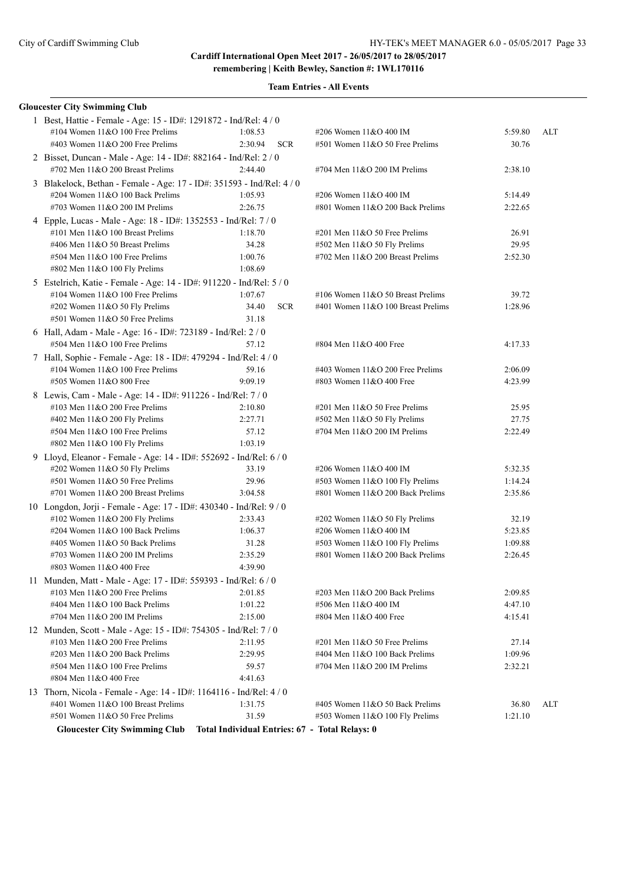**Cardiff International Open Meet 2017 - 26/05/2017 to 28/05/2017**
**remembering | Keith Bewley, Sanction #: 1WL170116**

**Team Entries - All Events**

**Gloucester City Swimming Club**

1 Best, Hattie - Female - Age: 15 - ID#: 1291872 - Ind/Rel: 4 / 0

| Event | Time | | Event | Time | |
|---|---|---|---|---|---|
| #104 Women 11&O 100 Free Prelims | 1:08.53 | | #206 Women 11&O 400 IM | 5:59.80 | ALT |
| #403 Women 11&O 200 Free Prelims | 2:30.94 | SCR | #501 Women 11&O 50 Free Prelims | 30.76 | |

2 Bisset, Duncan - Male - Age: 14 - ID#: 882164 - Ind/Rel: 2 / 0

| Event | Time | | Event | Time | |
|---|---|---|---|---|---|
| #702 Men 11&O 200 Breast Prelims | 2:44.40 | | #704 Men 11&O 200 IM Prelims | 2:38.10 | |

3 Blakelock, Bethan - Female - Age: 17 - ID#: 351593 - Ind/Rel: 4 / 0

| Event | Time | | Event | Time | |
|---|---|---|---|---|---|
| #204 Women 11&O 100 Back Prelims | 1:05.93 | | #206 Women 11&O 400 IM | 5:14.49 | |
| #703 Women 11&O 200 IM Prelims | 2:26.75 | | #801 Women 11&O 200 Back Prelims | 2:22.65 | |

4 Epple, Lucas - Male - Age: 18 - ID#: 1352553 - Ind/Rel: 7 / 0

| Event | Time | | Event | Time | |
|---|---|---|---|---|---|
| #101 Men 11&O 100 Breast Prelims | 1:18.70 | | #201 Men 11&O 50 Free Prelims | 26.91 | |
| #406 Men 11&O 50 Breast Prelims | 34.28 | | #502 Men 11&O 50 Fly Prelims | 29.95 | |
| #504 Men 11&O 100 Free Prelims | 1:00.76 | | #702 Men 11&O 200 Breast Prelims | 2:52.30 | |
| #802 Men 11&O 100 Fly Prelims | 1:08.69 | | | | |

5 Estelrich, Katie - Female - Age: 14 - ID#: 911220 - Ind/Rel: 5 / 0

| Event | Time | | Event | Time | |
|---|---|---|---|---|---|
| #104 Women 11&O 100 Free Prelims | 1:07.67 | | #106 Women 11&O 50 Breast Prelims | 39.72 | |
| #202 Women 11&O 50 Fly Prelims | 34.40 | SCR | #401 Women 11&O 100 Breast Prelims | 1:28.96 | |
| #501 Women 11&O 50 Free Prelims | 31.18 | | | | |

6 Hall, Adam - Male - Age: 16 - ID#: 723189 - Ind/Rel: 2 / 0

| Event | Time | | Event | Time | |
|---|---|---|---|---|---|
| #504 Men 11&O 100 Free Prelims | 57.12 | | #804 Men 11&O 400 Free | 4:17.33 | |

7 Hall, Sophie - Female - Age: 18 - ID#: 479294 - Ind/Rel: 4 / 0

| Event | Time | | Event | Time | |
|---|---|---|---|---|---|
| #104 Women 11&O 100 Free Prelims | 59.16 | | #403 Women 11&O 200 Free Prelims | 2:06.09 | |
| #505 Women 11&O 800 Free | 9:09.19 | | #803 Women 11&O 400 Free | 4:23.99 | |

8 Lewis, Cam - Male - Age: 14 - ID#: 911226 - Ind/Rel: 7 / 0

| Event | Time | | Event | Time | |
|---|---|---|---|---|---|
| #103 Men 11&O 200 Free Prelims | 2:10.80 | | #201 Men 11&O 50 Free Prelims | 25.95 | |
| #402 Men 11&O 200 Fly Prelims | 2:27.71 | | #502 Men 11&O 50 Fly Prelims | 27.75 | |
| #504 Men 11&O 100 Free Prelims | 57.12 | | #704 Men 11&O 200 IM Prelims | 2:22.49 | |
| #802 Men 11&O 100 Fly Prelims | 1:03.19 | | | | |

9 Lloyd, Eleanor - Female - Age: 14 - ID#: 552692 - Ind/Rel: 6 / 0

| Event | Time | | Event | Time | |
|---|---|---|---|---|---|
| #202 Women 11&O 50 Fly Prelims | 33.19 | | #206 Women 11&O 400 IM | 5:32.35 | |
| #501 Women 11&O 50 Free Prelims | 29.96 | | #503 Women 11&O 100 Fly Prelims | 1:14.24 | |
| #701 Women 11&O 200 Breast Prelims | 3:04.58 | | #801 Women 11&O 200 Back Prelims | 2:35.86 | |

10 Longdon, Jorji - Female - Age: 17 - ID#: 430340 - Ind/Rel: 9 / 0

| Event | Time | | Event | Time | |
|---|---|---|---|---|---|
| #102 Women 11&O 200 Fly Prelims | 2:33.43 | | #202 Women 11&O 50 Fly Prelims | 32.19 | |
| #204 Women 11&O 100 Back Prelims | 1:06.37 | | #206 Women 11&O 400 IM | 5:23.85 | |
| #405 Women 11&O 50 Back Prelims | 31.28 | | #503 Women 11&O 100 Fly Prelims | 1:09.88 | |
| #703 Women 11&O 200 IM Prelims | 2:35.29 | | #801 Women 11&O 200 Back Prelims | 2:26.45 | |
| #803 Women 11&O 400 Free | 4:39.90 | | | | |

11 Munden, Matt - Male - Age: 17 - ID#: 559393 - Ind/Rel: 6 / 0

| Event | Time | | Event | Time | |
|---|---|---|---|---|---|
| #103 Men 11&O 200 Free Prelims | 2:01.85 | | #203 Men 11&O 200 Back Prelims | 2:09.85 | |
| #404 Men 11&O 100 Back Prelims | 1:01.22 | | #506 Men 11&O 400 IM | 4:47.10 | |
| #704 Men 11&O 200 IM Prelims | 2:15.00 | | #804 Men 11&O 400 Free | 4:15.41 | |

12 Munden, Scott - Male - Age: 15 - ID#: 754305 - Ind/Rel: 7 / 0

| Event | Time | | Event | Time | |
|---|---|---|---|---|---|
| #103 Men 11&O 200 Free Prelims | 2:11.95 | | #201 Men 11&O 50 Free Prelims | 27.14 | |
| #203 Men 11&O 200 Back Prelims | 2:29.95 | | #404 Men 11&O 100 Back Prelims | 1:09.96 | |
| #504 Men 11&O 100 Free Prelims | 59.57 | | #704 Men 11&O 200 IM Prelims | 2:32.21 | |
| #804 Men 11&O 400 Free | 4:41.63 | | | | |

13 Thorn, Nicola - Female - Age: 14 - ID#: 1164116 - Ind/Rel: 4 / 0

| Event | Time | | Event | Time | |
|---|---|---|---|---|---|
| #401 Women 11&O 100 Breast Prelims | 1:31.75 | | #405 Women 11&O 50 Back Prelims | 36.80 | ALT |
| #501 Women 11&O 50 Free Prelims | 31.59 | | #503 Women 11&O 100 Fly Prelims | 1:21.10 | |

**Gloucester City Swimming Club Total Individual Entries: 67 - Total Relays: 0**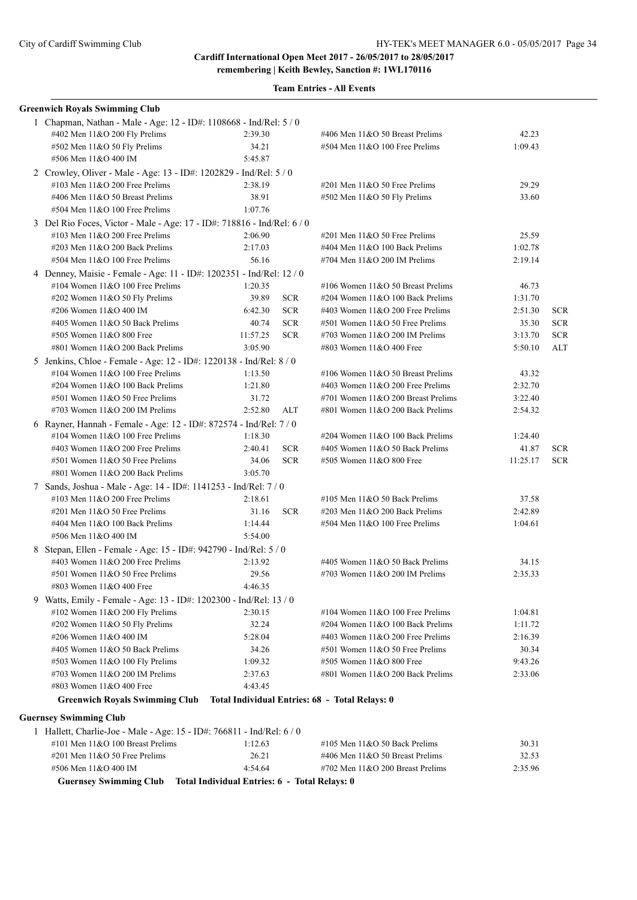**Cardiff International Open Meet 2017 - 26/05/2017 to 28/05/2017**
**remembering | Keith Bewley, Sanction #: 1WL170116**

**Team Entries - All Events**

**Greenwich Royals Swimming Club**

1 Chapman, Nathan - Male - Age: 12 - ID#: 1108668 - Ind/Rel: 5 / 0

| Event | Time | | Event | Time | |
|---|---|---|---|---|---|
| #402 Men 11&O 200 Fly Prelims | 2:39.30 | | #406 Men 11&O 50 Breast Prelims | 42.23 | |
| #502 Men 11&O 50 Fly Prelims | 34.21 | | #504 Men 11&O 100 Free Prelims | 1:09.43 | |
| #506 Men 11&O 400 IM | 5:45.87 | | | | |

2 Crowley, Oliver - Male - Age: 13 - ID#: 1202829 - Ind/Rel: 5 / 0

| Event | Time | | Event | Time | |
|---|---|---|---|---|---|
| #103 Men 11&O 200 Free Prelims | 2:38.19 | | #201 Men 11&O 50 Free Prelims | 29.29 | |
| #406 Men 11&O 50 Breast Prelims | 38.91 | | #502 Men 11&O 50 Fly Prelims | 33.60 | |
| #504 Men 11&O 100 Free Prelims | 1:07.76 | | | | |

3 Del Rio Foces, Victor - Male - Age: 17 - ID#: 718816 - Ind/Rel: 6 / 0

| Event | Time | | Event | Time | |
|---|---|---|---|---|---|
| #103 Men 11&O 200 Free Prelims | 2:06.90 | | #201 Men 11&O 50 Free Prelims | 25.59 | |
| #203 Men 11&O 200 Back Prelims | 2:17.03 | | #404 Men 11&O 100 Back Prelims | 1:02.78 | |
| #504 Men 11&O 100 Free Prelims | 56.16 | | #704 Men 11&O 200 IM Prelims | 2:19.14 | |

4 Denney, Maisie - Female - Age: 11 - ID#: 1202351 - Ind/Rel: 12 / 0

| Event | Time | | Event | Time | |
|---|---|---|---|---|---|
| #104 Women 11&O 100 Free Prelims | 1:20.35 | | #106 Women 11&O 50 Breast Prelims | 46.73 | |
| #202 Women 11&O 50 Fly Prelims | 39.89 | SCR | #204 Women 11&O 100 Back Prelims | 1:31.70 | |
| #206 Women 11&O 400 IM | 6:42.30 | SCR | #403 Women 11&O 200 Free Prelims | 2:51.30 | SCR |
| #405 Women 11&O 50 Back Prelims | 40.74 | SCR | #501 Women 11&O 50 Free Prelims | 35.30 | SCR |
| #505 Women 11&O 800 Free | 11:57.25 | SCR | #703 Women 11&O 200 IM Prelims | 3:13.70 | SCR |
| #801 Women 11&O 200 Back Prelims | 3:05.90 | | #803 Women 11&O 400 Free | 5:50.10 | ALT |

5 Jenkins, Chloe - Female - Age: 12 - ID#: 1220138 - Ind/Rel: 8 / 0

| Event | Time | | Event | Time | |
|---|---|---|---|---|---|
| #104 Women 11&O 100 Free Prelims | 1:13.50 | | #106 Women 11&O 50 Breast Prelims | 43.32 | |
| #204 Women 11&O 100 Back Prelims | 1:21.80 | | #403 Women 11&O 200 Free Prelims | 2:32.70 | |
| #501 Women 11&O 50 Free Prelims | 31.72 | | #701 Women 11&O 200 Breast Prelims | 3:22.40 | |
| #703 Women 11&O 200 IM Prelims | 2:52.80 | ALT | #801 Women 11&O 200 Back Prelims | 2:54.32 | |

6 Rayner, Hannah - Female - Age: 12 - ID#: 872574 - Ind/Rel: 7 / 0

| Event | Time | | Event | Time | |
|---|---|---|---|---|---|
| #104 Women 11&O 100 Free Prelims | 1:18.30 | | #204 Women 11&O 100 Back Prelims | 1:24.40 | |
| #403 Women 11&O 200 Free Prelims | 2:40.41 | SCR | #405 Women 11&O 50 Back Prelims | 41.87 | SCR |
| #501 Women 11&O 50 Free Prelims | 34.06 | SCR | #505 Women 11&O 800 Free | 11:25.17 | SCR |
| #801 Women 11&O 200 Back Prelims | 3:05.70 | | | | |

7 Sands, Joshua - Male - Age: 14 - ID#: 1141253 - Ind/Rel: 7 / 0

| Event | Time | | Event | Time | |
|---|---|---|---|---|---|
| #103 Men 11&O 200 Free Prelims | 2:18.61 | | #105 Men 11&O 50 Back Prelims | 37.58 | |
| #201 Men 11&O 50 Free Prelims | 31.16 | SCR | #203 Men 11&O 200 Back Prelims | 2:42.89 | |
| #404 Men 11&O 100 Back Prelims | 1:14.44 | | #504 Men 11&O 100 Free Prelims | 1:04.61 | |
| #506 Men 11&O 400 IM | 5:54.00 | | | | |

8 Stepan, Ellen - Female - Age: 15 - ID#: 942790 - Ind/Rel: 5 / 0

| Event | Time | | Event | Time | |
|---|---|---|---|---|---|
| #403 Women 11&O 200 Free Prelims | 2:13.92 | | #405 Women 11&O 50 Back Prelims | 34.15 | |
| #501 Women 11&O 50 Free Prelims | 29.56 | | #703 Women 11&O 200 IM Prelims | 2:35.33 | |
| #803 Women 11&O 400 Free | 4:46.35 | | | | |

9 Watts, Emily - Female - Age: 13 - ID#: 1202300 - Ind/Rel: 13 / 0

| Event | Time | | Event | Time | |
|---|---|---|---|---|---|
| #102 Women 11&O 200 Fly Prelims | 2:30.15 | | #104 Women 11&O 100 Free Prelims | 1:04.81 | |
| #202 Women 11&O 50 Fly Prelims | 32.24 | | #204 Women 11&O 100 Back Prelims | 1:11.72 | |
| #206 Women 11&O 400 IM | 5:28.04 | | #403 Women 11&O 200 Free Prelims | 2:16.39 | |
| #405 Women 11&O 50 Back Prelims | 34.26 | | #501 Women 11&O 50 Free Prelims | 30.34 | |
| #503 Women 11&O 100 Fly Prelims | 1:09.32 | | #505 Women 11&O 800 Free | 9:43.26 | |
| #703 Women 11&O 200 IM Prelims | 2:37.63 | | #801 Women 11&O 200 Back Prelims | 2:33.06 | |
| #803 Women 11&O 400 Free | 4:43.45 | | | | |

**Greenwich Royals Swimming Club Total Individual Entries: 68 - Total Relays: 0**

**Guernsey Swimming Club**

1 Hallett, Charlie-Joe - Male - Age: 15 - ID#: 766811 - Ind/Rel: 6 / 0

| Event | Time | | Event | Time | |
|---|---|---|---|---|---|
| #101 Men 11&O 100 Breast Prelims | 1:12.63 | | #105 Men 11&O 50 Back Prelims | 30.31 | |
| #201 Men 11&O 50 Free Prelims | 26.21 | | #406 Men 11&O 50 Breast Prelims | 32.53 | |
| #506 Men 11&O 400 IM | 4:54.64 | | #702 Men 11&O 200 Breast Prelims | 2:35.96 | |

**Guernsey Swimming Club Total Individual Entries: 6 - Total Relays: 0**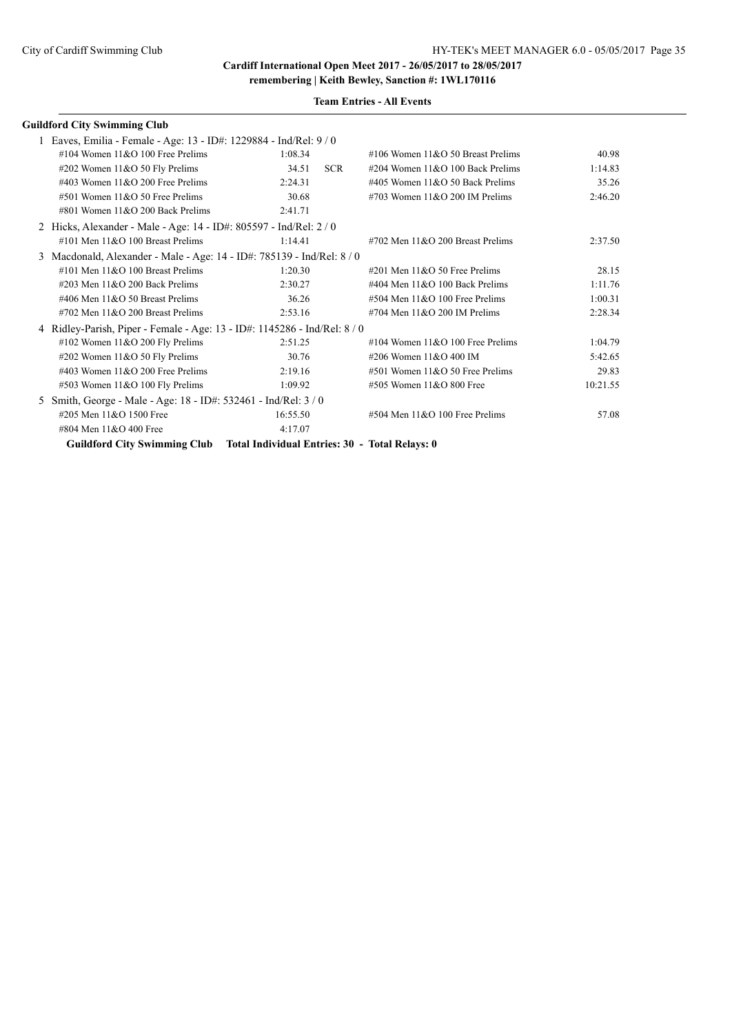**Cardiff International Open Meet 2017 - 26/05/2017 to 28/05/2017**
**remembering | Keith Bewley, Sanction #: 1WL170116**

**Team Entries - All Events**

## Guildford City Swimming Club

1 Eaves, Emilia - Female - Age: 13 - ID#: 1229884 - Ind/Rel: 9 / 0

| Event | Time | | Event | Time |
|---|---|---|---|---|
| #104 Women 11&O 100 Free Prelims | 1:08.34 | | #106 Women 11&O 50 Breast Prelims | 40.98 |
| #202 Women 11&O 50 Fly Prelims | 34.51 | SCR | #204 Women 11&O 100 Back Prelims | 1:14.83 |
| #403 Women 11&O 200 Free Prelims | 2:24.31 | | #405 Women 11&O 50 Back Prelims | 35.26 |
| #501 Women 11&O 50 Free Prelims | 30.68 | | #703 Women 11&O 200 IM Prelims | 2:46.20 |
| #801 Women 11&O 200 Back Prelims | 2:41.71 | | | |

2 Hicks, Alexander - Male - Age: 14 - ID#: 805597 - Ind/Rel: 2 / 0

| Event | Time | | Event | Time |
|---|---|---|---|---|
| #101 Men 11&O 100 Breast Prelims | 1:14.41 | | #702 Men 11&O 200 Breast Prelims | 2:37.50 |

3 Macdonald, Alexander - Male - Age: 14 - ID#: 785139 - Ind/Rel: 8 / 0

| Event | Time | | Event | Time |
|---|---|---|---|---|
| #101 Men 11&O 100 Breast Prelims | 1:20.30 | | #201 Men 11&O 50 Free Prelims | 28.15 |
| #203 Men 11&O 200 Back Prelims | 2:30.27 | | #404 Men 11&O 100 Back Prelims | 1:11.76 |
| #406 Men 11&O 50 Breast Prelims | 36.26 | | #504 Men 11&O 100 Free Prelims | 1:00.31 |
| #702 Men 11&O 200 Breast Prelims | 2:53.16 | | #704 Men 11&O 200 IM Prelims | 2:28.34 |

4 Ridley-Parish, Piper - Female - Age: 13 - ID#: 1145286 - Ind/Rel: 8 / 0

| Event | Time | | Event | Time |
|---|---|---|---|---|
| #102 Women 11&O 200 Fly Prelims | 2:51.25 | | #104 Women 11&O 100 Free Prelims | 1:04.79 |
| #202 Women 11&O 50 Fly Prelims | 30.76 | | #206 Women 11&O 400 IM | 5:42.65 |
| #403 Women 11&O 200 Free Prelims | 2:19.16 | | #501 Women 11&O 50 Free Prelims | 29.83 |
| #503 Women 11&O 100 Fly Prelims | 1:09.92 | | #505 Women 11&O 800 Free | 10:21.55 |

5 Smith, George - Male - Age: 18 - ID#: 532461 - Ind/Rel: 3 / 0

| Event | Time | | Event | Time |
|---|---|---|---|---|
| #205 Men 11&O 1500 Free | 16:55.50 | | #504 Men 11&O 100 Free Prelims | 57.08 |
| #804 Men 11&O 400 Free | 4:17.07 | | | |

**Guildford City Swimming Club Total Individual Entries: 30 - Total Relays: 0**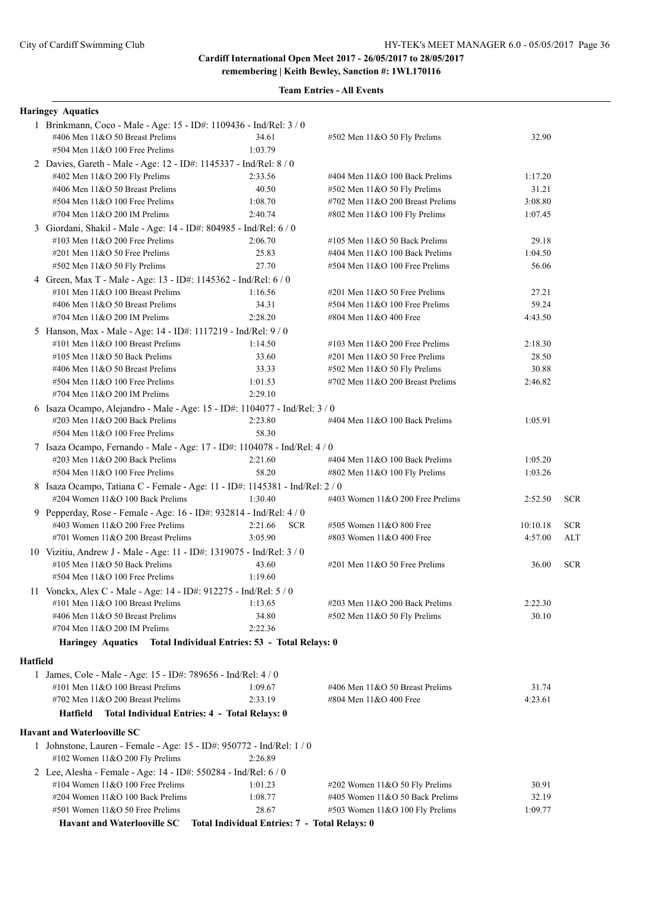**Cardiff International Open Meet 2017 - 26/05/2017 to 28/05/2017**
**remembering | Keith Bewley, Sanction #: 1WL170116**

**Team Entries - All Events**

### Haringey Aquatics

1 Brinkmann, Coco - Male - Age: 15 - ID#: 1109436 - Ind/Rel: 3 / 0

| | | | |
|---|---|---|---|
| #406 Men 11&O 50 Breast Prelims | 34.61 | #502 Men 11&O 50 Fly Prelims | 32.90 |
| #504 Men 11&O 100 Free Prelims | 1:03.79 | | |

2 Davies, Gareth - Male - Age: 12 - ID#: 1145337 - Ind/Rel: 8 / 0

| | | | |
|---|---|---|---|
| #402 Men 11&O 200 Fly Prelims | 2:33.56 | #404 Men 11&O 100 Back Prelims | 1:17.20 |
| #406 Men 11&O 50 Breast Prelims | 40.50 | #502 Men 11&O 50 Fly Prelims | 31.21 |
| #504 Men 11&O 100 Free Prelims | 1:08.70 | #702 Men 11&O 200 Breast Prelims | 3:08.80 |
| #704 Men 11&O 200 IM Prelims | 2:40.74 | #802 Men 11&O 100 Fly Prelims | 1:07.45 |

3 Giordani, Shakil - Male - Age: 14 - ID#: 804985 - Ind/Rel: 6 / 0

| | | | |
|---|---|---|---|
| #103 Men 11&O 200 Free Prelims | 2:06.70 | #105 Men 11&O 50 Back Prelims | 29.18 |
| #201 Men 11&O 50 Free Prelims | 25.83 | #404 Men 11&O 100 Back Prelims | 1:04.50 |
| #502 Men 11&O 50 Fly Prelims | 27.70 | #504 Men 11&O 100 Free Prelims | 56.06 |

4 Green, Max T - Male - Age: 13 - ID#: 1145362 - Ind/Rel: 6 / 0

| | | | |
|---|---|---|---|
| #101 Men 11&O 100 Breast Prelims | 1:16.56 | #201 Men 11&O 50 Free Prelims | 27.21 |
| #406 Men 11&O 50 Breast Prelims | 34.31 | #504 Men 11&O 100 Free Prelims | 59.24 |
| #704 Men 11&O 200 IM Prelims | 2:28.20 | #804 Men 11&O 400 Free | 4:43.50 |

5 Hanson, Max - Male - Age: 14 - ID#: 1117219 - Ind/Rel: 9 / 0

| | | | |
|---|---|---|---|
| #101 Men 11&O 100 Breast Prelims | 1:14.50 | #103 Men 11&O 200 Free Prelims | 2:18.30 |
| #105 Men 11&O 50 Back Prelims | 33.60 | #201 Men 11&O 50 Free Prelims | 28.50 |
| #406 Men 11&O 50 Breast Prelims | 33.33 | #502 Men 11&O 50 Fly Prelims | 30.88 |
| #504 Men 11&O 100 Free Prelims | 1:01.53 | #702 Men 11&O 200 Breast Prelims | 2:46.82 |
| #704 Men 11&O 200 IM Prelims | 2:29.10 | | |

6 Isaza Ocampo, Alejandro - Male - Age: 15 - ID#: 1104077 - Ind/Rel: 3 / 0

| | | | |
|---|---|---|---|
| #203 Men 11&O 200 Back Prelims | 2:23.80 | #404 Men 11&O 100 Back Prelims | 1:05.91 |
| #504 Men 11&O 100 Free Prelims | 58.30 | | |

7 Isaza Ocampo, Fernando - Male - Age: 17 - ID#: 1104078 - Ind/Rel: 4 / 0

| | | | |
|---|---|---|---|
| #203 Men 11&O 200 Back Prelims | 2:21.60 | #404 Men 11&O 100 Back Prelims | 1:05.20 |
| #504 Men 11&O 100 Free Prelims | 58.20 | #802 Men 11&O 100 Fly Prelims | 1:03.26 |

8 Isaza Ocampo, Tatiana C - Female - Age: 11 - ID#: 1145381 - Ind/Rel: 2 / 0

| | | | |
|---|---|---|---|
| #204 Women 11&O 100 Back Prelims | 1:30.40 | #403 Women 11&O 200 Free Prelims | 2:52.50 SCR |

9 Pepperday, Rose - Female - Age: 16 - ID#: 932814 - Ind/Rel: 4 / 0

| | | | |
|---|---|---|---|
| #403 Women 11&O 200 Free Prelims | 2:21.66 SCR | #505 Women 11&O 800 Free | 10:10.18 SCR |
| #701 Women 11&O 200 Breast Prelims | 3:05.90 | #803 Women 11&O 400 Free | 4:57.00 ALT |

10 Vizitiu, Andrew J - Male - Age: 11 - ID#: 1319075 - Ind/Rel: 3 / 0

| | | | |
|---|---|---|---|
| #105 Men 11&O 50 Back Prelims | 43.60 | #201 Men 11&O 50 Free Prelims | 36.00 SCR |
| #504 Men 11&O 100 Free Prelims | 1:19.60 | | |

11 Vonckx, Alex C - Male - Age: 14 - ID#: 912275 - Ind/Rel: 5 / 0

| | | | |
|---|---|---|---|
| #101 Men 11&O 100 Breast Prelims | 1:13.65 | #203 Men 11&O 200 Back Prelims | 2:22.30 |
| #406 Men 11&O 50 Breast Prelims | 34.80 | #502 Men 11&O 50 Fly Prelims | 30.10 |
| #704 Men 11&O 200 IM Prelims | 2:22.36 | | |

**Haringey Aquatics Total Individual Entries: 53 - Total Relays: 0**

### Hatfield

1 James, Cole - Male - Age: 15 - ID#: 789656 - Ind/Rel: 4 / 0

| | | | |
|---|---|---|---|
| #101 Men 11&O 100 Breast Prelims | 1:09.67 | #406 Men 11&O 50 Breast Prelims | 31.74 |
| #702 Men 11&O 200 Breast Prelims | 2:33.19 | #804 Men 11&O 400 Free | 4:23.61 |

**Hatfield Total Individual Entries: 4 - Total Relays: 0**

### Havant and Waterlooville SC

1 Johnstone, Lauren - Female - Age: 15 - ID#: 950772 - Ind/Rel: 1 / 0

| | | | |
|---|---|---|---|
| #102 Women 11&O 200 Fly Prelims | 2:26.89 | | |

2 Lee, Alesha - Female - Age: 14 - ID#: 550284 - Ind/Rel: 6 / 0

| | | | |
|---|---|---|---|
| #104 Women 11&O 100 Free Prelims | 1:01.23 | #202 Women 11&O 50 Fly Prelims | 30.91 |
| #204 Women 11&O 100 Back Prelims | 1:08.77 | #405 Women 11&O 50 Back Prelims | 32.19 |
| #501 Women 11&O 50 Free Prelims | 28.67 | #503 Women 11&O 100 Fly Prelims | 1:09.77 |

**Havant and Waterlooville SC Total Individual Entries: 7 - Total Relays: 0**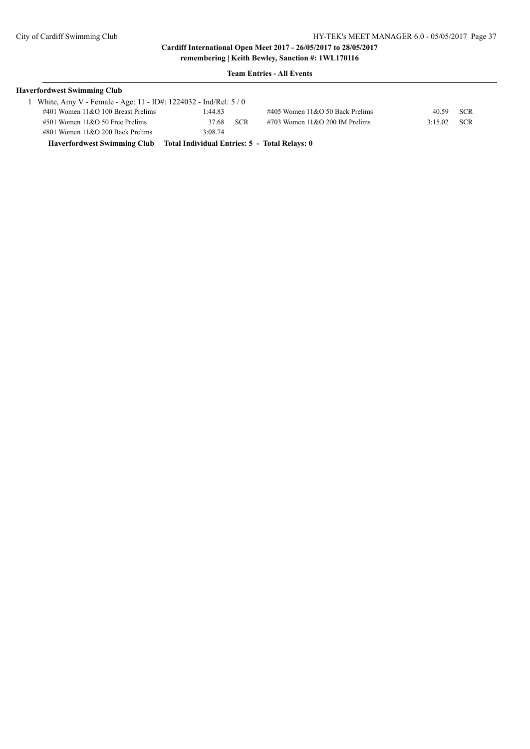**Cardiff International Open Meet 2017 - 26/05/2017 to 28/05/2017**
**remembering | Keith Bewley, Sanction #: 1WL170116**

**Team Entries - All Events**

**Haverfordwest Swimming Club**

1 White, Amy V - Female - Age: 11 - ID#: 1224032 - Ind/Rel: 5 / 0

| Event | Time | | Event | Time | |
|---|---|---|---|---|---|
| #401 Women 11&O 100 Breast Prelims | 1:44.83 | | #405 Women 11&O 50 Back Prelims | 40.59 | SCR |
| #501 Women 11&O 50 Free Prelims | 37.68 | SCR | #703 Women 11&O 200 IM Prelims | 3:15.02 | SCR |
| #801 Women 11&O 200 Back Prelims | 3:08.74 | | | | |

**Haverfordwest Swimming Club Total Individual Entries: 5 - Total Relays: 0**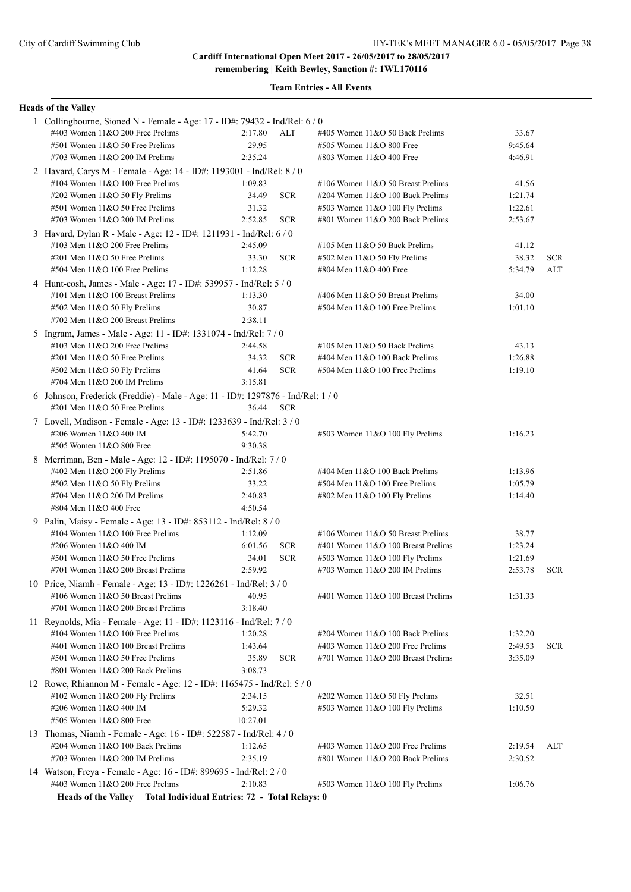**Cardiff International Open Meet 2017 - 26/05/2017 to 28/05/2017**
**remembering | Keith Bewley, Sanction #: 1WL170116**

**Team Entries - All Events**

**Heads of the Valley**

1 Collingbourne, Sioned N - Female - Age: 17 - ID#: 79432 - Ind/Rel: 6 / 0

| Event | Time | | Event | Time | |
|---|---|---|---|---|---|
| #403 Women 11&O 200 Free Prelims | 2:17.80 | ALT | #405 Women 11&O 50 Back Prelims | 33.67 | |
| #501 Women 11&O 50 Free Prelims | 29.95 | | #505 Women 11&O 800 Free | 9:45.64 | |
| #703 Women 11&O 200 IM Prelims | 2:35.24 | | #803 Women 11&O 400 Free | 4:46.91 | |

2 Havard, Carys M - Female - Age: 14 - ID#: 1193001 - Ind/Rel: 8 / 0

| Event | Time | | Event | Time | |
|---|---|---|---|---|---|
| #104 Women 11&O 100 Free Prelims | 1:09.83 | | #106 Women 11&O 50 Breast Prelims | 41.56 | |
| #202 Women 11&O 50 Fly Prelims | 34.49 | SCR | #204 Women 11&O 100 Back Prelims | 1:21.74 | |
| #501 Women 11&O 50 Free Prelims | 31.32 | | #503 Women 11&O 100 Fly Prelims | 1:22.61 | |
| #703 Women 11&O 200 IM Prelims | 2:52.85 | SCR | #801 Women 11&O 200 Back Prelims | 2:53.67 | |

3 Havard, Dylan R - Male - Age: 12 - ID#: 1211931 - Ind/Rel: 6 / 0

| Event | Time | | Event | Time | |
|---|---|---|---|---|---|
| #103 Men 11&O 200 Free Prelims | 2:45.09 | | #105 Men 11&O 50 Back Prelims | 41.12 | |
| #201 Men 11&O 50 Free Prelims | 33.30 | SCR | #502 Men 11&O 50 Fly Prelims | 38.32 | SCR |
| #504 Men 11&O 100 Free Prelims | 1:12.28 | | #804 Men 11&O 400 Free | 5:34.79 | ALT |

4 Hunt-cosh, James - Male - Age: 17 - ID#: 539957 - Ind/Rel: 5 / 0

| Event | Time | | Event | Time | |
|---|---|---|---|---|---|
| #101 Men 11&O 100 Breast Prelims | 1:13.30 | | #406 Men 11&O 50 Breast Prelims | 34.00 | |
| #502 Men 11&O 50 Fly Prelims | 30.87 | | #504 Men 11&O 100 Free Prelims | 1:01.10 | |
| #702 Men 11&O 200 Breast Prelims | 2:38.11 | | | | |

5 Ingram, James - Male - Age: 11 - ID#: 1331074 - Ind/Rel: 7 / 0

| Event | Time | | Event | Time | |
|---|---|---|---|---|---|
| #103 Men 11&O 200 Free Prelims | 2:44.58 | | #105 Men 11&O 50 Back Prelims | 43.13 | |
| #201 Men 11&O 50 Free Prelims | 34.32 | SCR | #404 Men 11&O 100 Back Prelims | 1:26.88 | |
| #502 Men 11&O 50 Fly Prelims | 41.64 | SCR | #504 Men 11&O 100 Free Prelims | 1:19.10 | |
| #704 Men 11&O 200 IM Prelims | 3:15.81 | | | | |

6 Johnson, Frederick (Freddie) - Male - Age: 11 - ID#: 1297876 - Ind/Rel: 1 / 0

| Event | Time | |
|---|---|---|
| #201 Men 11&O 50 Free Prelims | 36.44 | SCR |

7 Lovell, Madison - Female - Age: 13 - ID#: 1233639 - Ind/Rel: 3 / 0

| Event | Time | | Event | Time | |
|---|---|---|---|---|---|
| #206 Women 11&O 400 IM | 5:42.70 | | #503 Women 11&O 100 Fly Prelims | 1:16.23 | |
| #505 Women 11&O 800 Free | 9:30.38 | | | | |

8 Merriman, Ben - Male - Age: 12 - ID#: 1195070 - Ind/Rel: 7 / 0

| Event | Time | | Event | Time | |
|---|---|---|---|---|---|
| #402 Men 11&O 200 Fly Prelims | 2:51.86 | | #404 Men 11&O 100 Back Prelims | 1:13.96 | |
| #502 Men 11&O 50 Fly Prelims | 33.22 | | #504 Men 11&O 100 Free Prelims | 1:05.79 | |
| #704 Men 11&O 200 IM Prelims | 2:40.83 | | #802 Men 11&O 100 Fly Prelims | 1:14.40 | |
| #804 Men 11&O 400 Free | 4:50.54 | | | | |

9 Palin, Maisy - Female - Age: 13 - ID#: 853112 - Ind/Rel: 8 / 0

| Event | Time | | Event | Time | |
|---|---|---|---|---|---|
| #104 Women 11&O 100 Free Prelims | 1:12.09 | | #106 Women 11&O 50 Breast Prelims | 38.77 | |
| #206 Women 11&O 400 IM | 6:01.56 | SCR | #401 Women 11&O 100 Breast Prelims | 1:23.24 | |
| #501 Women 11&O 50 Free Prelims | 34.01 | SCR | #503 Women 11&O 100 Fly Prelims | 1:21.69 | |
| #701 Women 11&O 200 Breast Prelims | 2:59.92 | | #703 Women 11&O 200 IM Prelims | 2:53.78 | SCR |

10 Price, Niamh - Female - Age: 13 - ID#: 1226261 - Ind/Rel: 3 / 0

| Event | Time | | Event | Time | |
|---|---|---|---|---|---|
| #106 Women 11&O 50 Breast Prelims | 40.95 | | #401 Women 11&O 100 Breast Prelims | 1:31.33 | |
| #701 Women 11&O 200 Breast Prelims | 3:18.40 | | | | |

11 Reynolds, Mia - Female - Age: 11 - ID#: 1123116 - Ind/Rel: 7 / 0

| Event | Time | | Event | Time | |
|---|---|---|---|---|---|
| #104 Women 11&O 100 Free Prelims | 1:20.28 | | #204 Women 11&O 100 Back Prelims | 1:32.20 | |
| #401 Women 11&O 100 Breast Prelims | 1:43.64 | | #403 Women 11&O 200 Free Prelims | 2:49.53 | SCR |
| #501 Women 11&O 50 Free Prelims | 35.89 | SCR | #701 Women 11&O 200 Breast Prelims | 3:35.09 | |
| #801 Women 11&O 200 Back Prelims | 3:08.73 | | | | |

12 Rowe, Rhiannon M - Female - Age: 12 - ID#: 1165475 - Ind/Rel: 5 / 0

| Event | Time | | Event | Time | |
|---|---|---|---|---|---|
| #102 Women 11&O 200 Fly Prelims | 2:34.15 | | #202 Women 11&O 50 Fly Prelims | 32.51 | |
| #206 Women 11&O 400 IM | 5:29.32 | | #503 Women 11&O 100 Fly Prelims | 1:10.50 | |
| #505 Women 11&O 800 Free | 10:27.01 | | | | |

13 Thomas, Niamh - Female - Age: 16 - ID#: 522587 - Ind/Rel: 4 / 0

| Event | Time | | Event | Time | |
|---|---|---|---|---|---|
| #204 Women 11&O 100 Back Prelims | 1:12.65 | | #403 Women 11&O 200 Free Prelims | 2:19.54 | ALT |
| #703 Women 11&O 200 IM Prelims | 2:35.19 | | #801 Women 11&O 200 Back Prelims | 2:30.52 | |

14 Watson, Freya - Female - Age: 16 - ID#: 899695 - Ind/Rel: 2 / 0

| Event | Time | | Event | Time | |
|---|---|---|---|---|---|
| #403 Women 11&O 200 Free Prelims | 2:10.83 | | #503 Women 11&O 100 Fly Prelims | 1:06.76 | |

**Heads of the Valley Total Individual Entries: 72 - Total Relays: 0**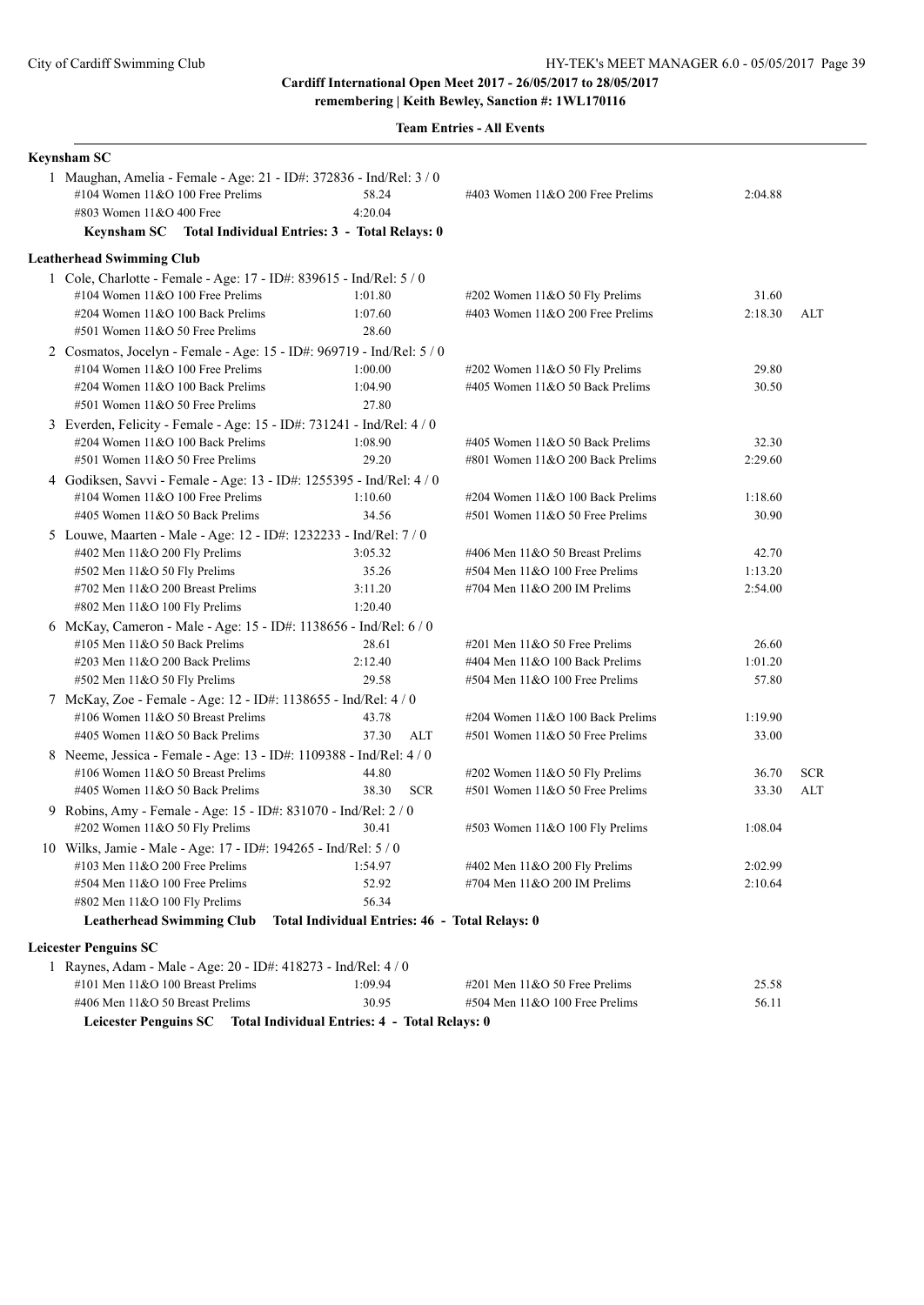**Cardiff International Open Meet 2017 - 26/05/2017 to 28/05/2017**
**remembering | Keith Bewley, Sanction #: 1WL170116**

**Team Entries - All Events**

**Keynsham SC**

1 Maughan, Amelia - Female - Age: 21 - ID#: 372836 - Ind/Rel: 3 / 0

| Event | Time | | Event | Time | |
|---|---|---|---|---|---|
| #104 Women 11&O 100 Free Prelims | 58.24 | | #403 Women 11&O 200 Free Prelims | 2:04.88 | |
| #803 Women 11&O 400 Free | 4:20.04 | | | | |

**Keynsham SC Total Individual Entries: 3 - Total Relays: 0**

**Leatherhead Swimming Club**

1 Cole, Charlotte - Female - Age: 17 - ID#: 839615 - Ind/Rel: 5 / 0

| Event | Time | | Event | Time | |
|---|---|---|---|---|---|
| #104 Women 11&O 100 Free Prelims | 1:01.80 | | #202 Women 11&O 50 Fly Prelims | 31.60 | |
| #204 Women 11&O 100 Back Prelims | 1:07.60 | | #403 Women 11&O 200 Free Prelims | 2:18.30 | ALT |
| #501 Women 11&O 50 Free Prelims | 28.60 | | | | |

2 Cosmatos, Jocelyn - Female - Age: 15 - ID#: 969719 - Ind/Rel: 5 / 0

| Event | Time | | Event | Time | |
|---|---|---|---|---|---|
| #104 Women 11&O 100 Free Prelims | 1:00.00 | | #202 Women 11&O 50 Fly Prelims | 29.80 | |
| #204 Women 11&O 100 Back Prelims | 1:04.90 | | #405 Women 11&O 50 Back Prelims | 30.50 | |
| #501 Women 11&O 50 Free Prelims | 27.80 | | | | |

3 Everden, Felicity - Female - Age: 15 - ID#: 731241 - Ind/Rel: 4 / 0

| Event | Time | | Event | Time | |
|---|---|---|---|---|---|
| #204 Women 11&O 100 Back Prelims | 1:08.90 | | #405 Women 11&O 50 Back Prelims | 32.30 | |
| #501 Women 11&O 50 Free Prelims | 29.20 | | #801 Women 11&O 200 Back Prelims | 2:29.60 | |

4 Godiksen, Savvi - Female - Age: 13 - ID#: 1255395 - Ind/Rel: 4 / 0

| Event | Time | | Event | Time | |
|---|---|---|---|---|---|
| #104 Women 11&O 100 Free Prelims | 1:10.60 | | #204 Women 11&O 100 Back Prelims | 1:18.60 | |
| #405 Women 11&O 50 Back Prelims | 34.56 | | #501 Women 11&O 50 Free Prelims | 30.90 | |

5 Louwe, Maarten - Male - Age: 12 - ID#: 1232233 - Ind/Rel: 7 / 0

| Event | Time | | Event | Time | |
|---|---|---|---|---|---|
| #402 Men 11&O 200 Fly Prelims | 3:05.32 | | #406 Men 11&O 50 Breast Prelims | 42.70 | |
| #502 Men 11&O 50 Fly Prelims | 35.26 | | #504 Men 11&O 100 Free Prelims | 1:13.20 | |
| #702 Men 11&O 200 Breast Prelims | 3:11.20 | | #704 Men 11&O 200 IM Prelims | 2:54.00 | |
| #802 Men 11&O 100 Fly Prelims | 1:20.40 | | | | |

6 McKay, Cameron - Male - Age: 15 - ID#: 1138656 - Ind/Rel: 6 / 0

| Event | Time | | Event | Time | |
|---|---|---|---|---|---|
| #105 Men 11&O 50 Back Prelims | 28.61 | | #201 Men 11&O 50 Free Prelims | 26.60 | |
| #203 Men 11&O 200 Back Prelims | 2:12.40 | | #404 Men 11&O 100 Back Prelims | 1:01.20 | |
| #502 Men 11&O 50 Fly Prelims | 29.58 | | #504 Men 11&O 100 Free Prelims | 57.80 | |

7 McKay, Zoe - Female - Age: 12 - ID#: 1138655 - Ind/Rel: 4 / 0

| Event | Time | | Event | Time | |
|---|---|---|---|---|---|
| #106 Women 11&O 50 Breast Prelims | 43.78 | | #204 Women 11&O 100 Back Prelims | 1:19.90 | |
| #405 Women 11&O 50 Back Prelims | 37.30 | ALT | #501 Women 11&O 50 Free Prelims | 33.00 | |

8 Neeme, Jessica - Female - Age: 13 - ID#: 1109388 - Ind/Rel: 4 / 0

| Event | Time | | Event | Time | |
|---|---|---|---|---|---|
| #106 Women 11&O 50 Breast Prelims | 44.80 | | #202 Women 11&O 50 Fly Prelims | 36.70 | SCR |
| #405 Women 11&O 50 Back Prelims | 38.30 | SCR | #501 Women 11&O 50 Free Prelims | 33.30 | ALT |

9 Robins, Amy - Female - Age: 15 - ID#: 831070 - Ind/Rel: 2 / 0

| Event | Time | | Event | Time | |
|---|---|---|---|---|---|
| #202 Women 11&O 50 Fly Prelims | 30.41 | | #503 Women 11&O 100 Fly Prelims | 1:08.04 | |

10 Wilks, Jamie - Male - Age: 17 - ID#: 194265 - Ind/Rel: 5 / 0

| Event | Time | | Event | Time | |
|---|---|---|---|---|---|
| #103 Men 11&O 200 Free Prelims | 1:54.97 | | #402 Men 11&O 200 Fly Prelims | 2:02.99 | |
| #504 Men 11&O 100 Free Prelims | 52.92 | | #704 Men 11&O 200 IM Prelims | 2:10.64 | |
| #802 Men 11&O 100 Fly Prelims | 56.34 | | | | |

**Leatherhead Swimming Club Total Individual Entries: 46 - Total Relays: 0**

**Leicester Penguins SC**

1 Raynes, Adam - Male - Age: 20 - ID#: 418273 - Ind/Rel: 4 / 0

| Event | Time | | Event | Time | |
|---|---|---|---|---|---|
| #101 Men 11&O 100 Breast Prelims | 1:09.94 | | #201 Men 11&O 50 Free Prelims | 25.58 | |
| #406 Men 11&O 50 Breast Prelims | 30.95 | | #504 Men 11&O 100 Free Prelims | 56.11 | |

**Leicester Penguins SC Total Individual Entries: 4 - Total Relays: 0**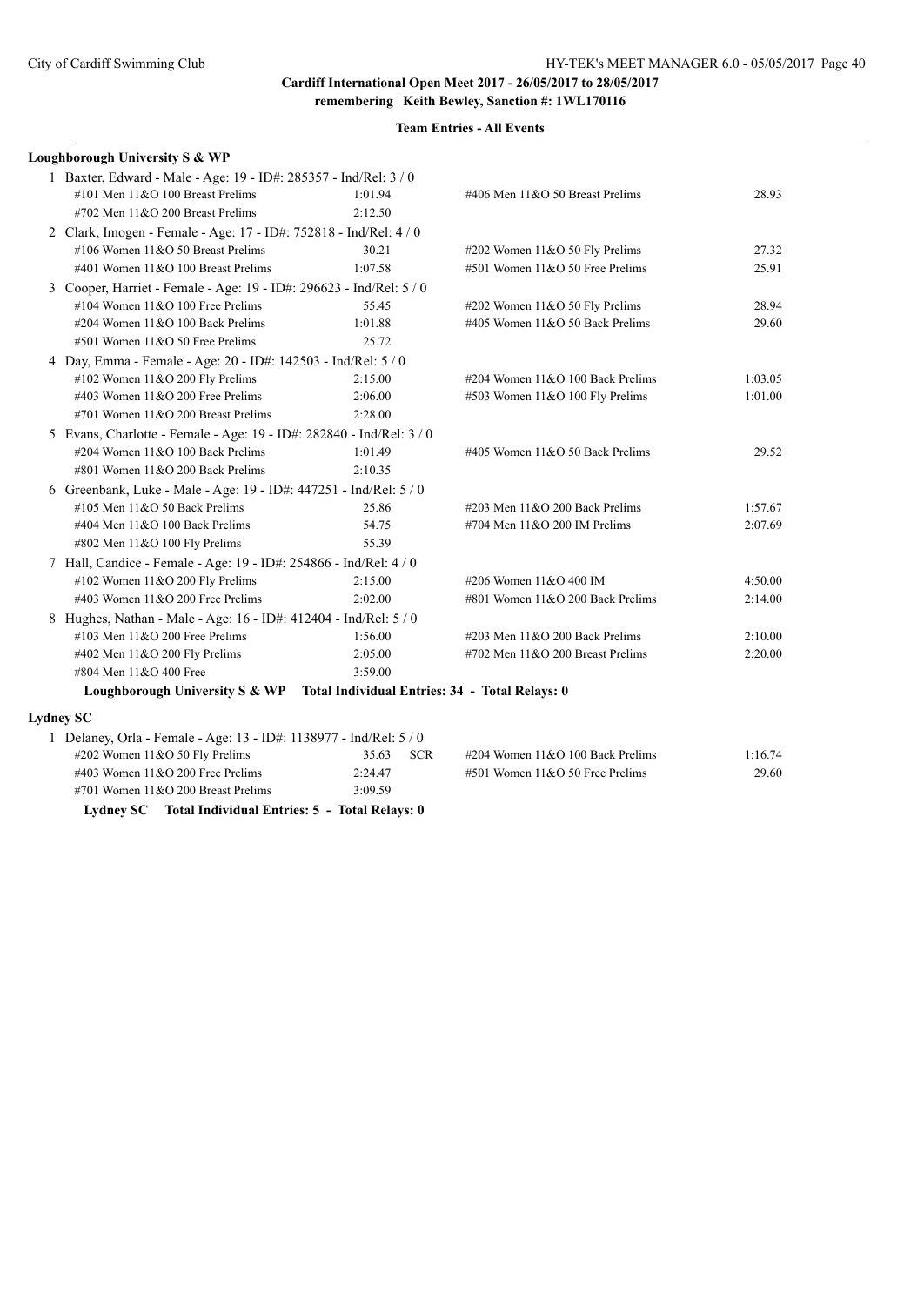**Cardiff International Open Meet 2017 - 26/05/2017 to 28/05/2017**
**remembering | Keith Bewley, Sanction #: 1WL170116**

**Team Entries - All Events**

**Loughborough University S & WP**

1 Baxter, Edward - Male - Age: 19 - ID#: 285357 - Ind/Rel: 3 / 0

| Event | Time | Event | Time |
|---|---|---|---|
| #101 Men 11&O 100 Breast Prelims | 1:01.94 | #406 Men 11&O 50 Breast Prelims | 28.93 |
| #702 Men 11&O 200 Breast Prelims | 2:12.50 | | |

2 Clark, Imogen - Female - Age: 17 - ID#: 752818 - Ind/Rel: 4 / 0

| Event | Time | Event | Time |
|---|---|---|---|
| #106 Women 11&O 50 Breast Prelims | 30.21 | #202 Women 11&O 50 Fly Prelims | 27.32 |
| #401 Women 11&O 100 Breast Prelims | 1:07.58 | #501 Women 11&O 50 Free Prelims | 25.91 |

3 Cooper, Harriet - Female - Age: 19 - ID#: 296623 - Ind/Rel: 5 / 0

| Event | Time | Event | Time |
|---|---|---|---|
| #104 Women 11&O 100 Free Prelims | 55.45 | #202 Women 11&O 50 Fly Prelims | 28.94 |
| #204 Women 11&O 100 Back Prelims | 1:01.88 | #405 Women 11&O 50 Back Prelims | 29.60 |
| #501 Women 11&O 50 Free Prelims | 25.72 | | |

4 Day, Emma - Female - Age: 20 - ID#: 142503 - Ind/Rel: 5 / 0

| Event | Time | Event | Time |
|---|---|---|---|
| #102 Women 11&O 200 Fly Prelims | 2:15.00 | #204 Women 11&O 100 Back Prelims | 1:03.05 |
| #403 Women 11&O 200 Free Prelims | 2:06.00 | #503 Women 11&O 100 Fly Prelims | 1:01.00 |
| #701 Women 11&O 200 Breast Prelims | 2:28.00 | | |

5 Evans, Charlotte - Female - Age: 19 - ID#: 282840 - Ind/Rel: 3 / 0

| Event | Time | Event | Time |
|---|---|---|---|
| #204 Women 11&O 100 Back Prelims | 1:01.49 | #405 Women 11&O 50 Back Prelims | 29.52 |
| #801 Women 11&O 200 Back Prelims | 2:10.35 | | |

6 Greenbank, Luke - Male - Age: 19 - ID#: 447251 - Ind/Rel: 5 / 0

| Event | Time | Event | Time |
|---|---|---|---|
| #105 Men 11&O 50 Back Prelims | 25.86 | #203 Men 11&O 200 Back Prelims | 1:57.67 |
| #404 Men 11&O 100 Back Prelims | 54.75 | #704 Men 11&O 200 IM Prelims | 2:07.69 |
| #802 Men 11&O 100 Fly Prelims | 55.39 | | |

7 Hall, Candice - Female - Age: 19 - ID#: 254866 - Ind/Rel: 4 / 0

| Event | Time | Event | Time |
|---|---|---|---|
| #102 Women 11&O 200 Fly Prelims | 2:15.00 | #206 Women 11&O 400 IM | 4:50.00 |
| #403 Women 11&O 200 Free Prelims | 2:02.00 | #801 Women 11&O 200 Back Prelims | 2:14.00 |

8 Hughes, Nathan - Male - Age: 16 - ID#: 412404 - Ind/Rel: 5 / 0

| Event | Time | Event | Time |
|---|---|---|---|
| #103 Men 11&O 200 Free Prelims | 1:56.00 | #203 Men 11&O 200 Back Prelims | 2:10.00 |
| #402 Men 11&O 200 Fly Prelims | 2:05.00 | #702 Men 11&O 200 Breast Prelims | 2:20.00 |
| #804 Men 11&O 400 Free | 3:59.00 | | |

**Loughborough University S & WP   Total Individual Entries: 34 - Total Relays: 0**

**Lydney SC**

1 Delaney, Orla - Female - Age: 13 - ID#: 1138977 - Ind/Rel: 5 / 0

| Event | Time | Event | Time |
|---|---|---|---|
| #202 Women 11&O 50 Fly Prelims | 35.63 SCR | #204 Women 11&O 100 Back Prelims | 1:16.74 |
| #403 Women 11&O 200 Free Prelims | 2:24.47 | #501 Women 11&O 50 Free Prelims | 29.60 |
| #701 Women 11&O 200 Breast Prelims | 3:09.59 | | |

**Lydney SC   Total Individual Entries: 5 - Total Relays: 0**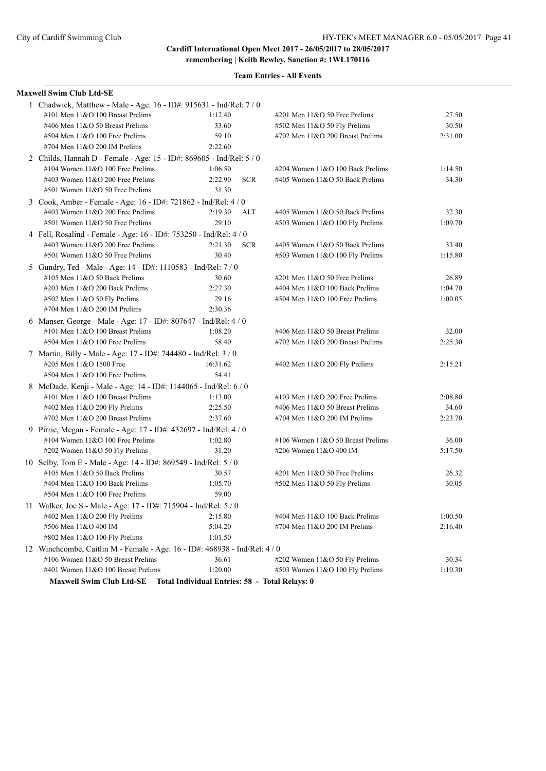**Cardiff International Open Meet 2017 - 26/05/2017 to 28/05/2017**
**remembering | Keith Bewley, Sanction #: 1WL170116**

**Team Entries - All Events**

**Maxwell Swim Club Ltd-SE**

1 Chadwick, Matthew - Male - Age: 16 - ID#: 915631 - Ind/Rel: 7 / 0

| Event | Time | | Event | Time |
|---|---|---|---|---|
| #101 Men 11&O 100 Breast Prelims | 1:12.40 | | #201 Men 11&O 50 Free Prelims | 27.50 |
| #406 Men 11&O 50 Breast Prelims | 33.60 | | #502 Men 11&O 50 Fly Prelims | 30.50 |
| #504 Men 11&O 100 Free Prelims | 59.10 | | #702 Men 11&O 200 Breast Prelims | 2:31.00 |
| #704 Men 11&O 200 IM Prelims | 2:22.60 | | | |

2 Childs, Hannah D - Female - Age: 15 - ID#: 869605 - Ind/Rel: 5 / 0

| Event | Time | | Event | Time |
|---|---|---|---|---|
| #104 Women 11&O 100 Free Prelims | 1:06.50 | | #204 Women 11&O 100 Back Prelims | 1:14.50 |
| #403 Women 11&O 200 Free Prelims | 2:22.90 | SCR | #405 Women 11&O 50 Back Prelims | 34.30 |
| #501 Women 11&O 50 Free Prelims | 31.30 | | | |

3 Cook, Amber - Female - Age: 16 - ID#: 721862 - Ind/Rel: 4 / 0

| Event | Time | | Event | Time |
|---|---|---|---|---|
| #403 Women 11&O 200 Free Prelims | 2:19.30 | ALT | #405 Women 11&O 50 Back Prelims | 32.30 |
| #501 Women 11&O 50 Free Prelims | 29.10 | | #503 Women 11&O 100 Fly Prelims | 1:09.70 |

4 Fell, Rosalind - Female - Age: 16 - ID#: 753250 - Ind/Rel: 4 / 0

| Event | Time | | Event | Time |
|---|---|---|---|---|
| #403 Women 11&O 200 Free Prelims | 2:21.30 | SCR | #405 Women 11&O 50 Back Prelims | 33.40 |
| #501 Women 11&O 50 Free Prelims | 30.40 | | #503 Women 11&O 100 Fly Prelims | 1:15.80 |

5 Gundry, Ted - Male - Age: 14 - ID#: 1110583 - Ind/Rel: 7 / 0

| Event | Time | | Event | Time |
|---|---|---|---|---|
| #105 Men 11&O 50 Back Prelims | 30.60 | | #201 Men 11&O 50 Free Prelims | 26.89 |
| #203 Men 11&O 200 Back Prelims | 2:27.30 | | #404 Men 11&O 100 Back Prelims | 1:04.70 |
| #502 Men 11&O 50 Fly Prelims | 29.16 | | #504 Men 11&O 100 Free Prelims | 1:00.05 |
| #704 Men 11&O 200 IM Prelims | 2:30.36 | | | |

6 Manser, George - Male - Age: 17 - ID#: 807647 - Ind/Rel: 4 / 0

| Event | Time | | Event | Time |
|---|---|---|---|---|
| #101 Men 11&O 100 Breast Prelims | 1:08.20 | | #406 Men 11&O 50 Breast Prelims | 32.00 |
| #504 Men 11&O 100 Free Prelims | 58.40 | | #702 Men 11&O 200 Breast Prelims | 2:25.30 |

7 Martin, Billy - Male - Age: 17 - ID#: 744480 - Ind/Rel: 3 / 0

| Event | Time | | Event | Time |
|---|---|---|---|---|
| #205 Men 11&O 1500 Free | 16:31.62 | | #402 Men 11&O 200 Fly Prelims | 2:15.21 |
| #504 Men 11&O 100 Free Prelims | 54.41 | | | |

8 McDade, Kenji - Male - Age: 14 - ID#: 1144065 - Ind/Rel: 6 / 0

| Event | Time | | Event | Time |
|---|---|---|---|---|
| #101 Men 11&O 100 Breast Prelims | 1:13.00 | | #103 Men 11&O 200 Free Prelims | 2:08.80 |
| #402 Men 11&O 200 Fly Prelims | 2:25.50 | | #406 Men 11&O 50 Breast Prelims | 34.60 |
| #702 Men 11&O 200 Breast Prelims | 2:37.60 | | #704 Men 11&O 200 IM Prelims | 2:23.70 |

9 Pirrie, Megan - Female - Age: 17 - ID#: 432697 - Ind/Rel: 4 / 0

| Event | Time | | Event | Time |
|---|---|---|---|---|
| #104 Women 11&O 100 Free Prelims | 1:02.80 | | #106 Women 11&O 50 Breast Prelims | 36.00 |
| #202 Women 11&O 50 Fly Prelims | 31.20 | | #206 Women 11&O 400 IM | 5:17.50 |

10 Selby, Tom E - Male - Age: 14 - ID#: 869549 - Ind/Rel: 5 / 0

| Event | Time | | Event | Time |
|---|---|---|---|---|
| #105 Men 11&O 50 Back Prelims | 30.57 | | #201 Men 11&O 50 Free Prelims | 26.32 |
| #404 Men 11&O 100 Back Prelims | 1:05.70 | | #502 Men 11&O 50 Fly Prelims | 30.05 |
| #504 Men 11&O 100 Free Prelims | 59.00 | | | |

11 Walker, Joe S - Male - Age: 17 - ID#: 715904 - Ind/Rel: 5 / 0

| Event | Time | | Event | Time |
|---|---|---|---|---|
| #402 Men 11&O 200 Fly Prelims | 2:15.80 | | #404 Men 11&O 100 Back Prelims | 1:00.50 |
| #506 Men 11&O 400 IM | 5:04.20 | | #704 Men 11&O 200 IM Prelims | 2:16.40 |
| #802 Men 11&O 100 Fly Prelims | 1:01.50 | | | |

12 Winchcombe, Caitlin M - Female - Age: 16 - ID#: 468938 - Ind/Rel: 4 / 0

| Event | Time | | Event | Time |
|---|---|---|---|---|
| #106 Women 11&O 50 Breast Prelims | 36.61 | | #202 Women 11&O 50 Fly Prelims | 30.34 |
| #401 Women 11&O 100 Breast Prelims | 1:20.00 | | #503 Women 11&O 100 Fly Prelims | 1:10.30 |

**Maxwell Swim Club Ltd-SE Total Individual Entries: 58 - Total Relays: 0**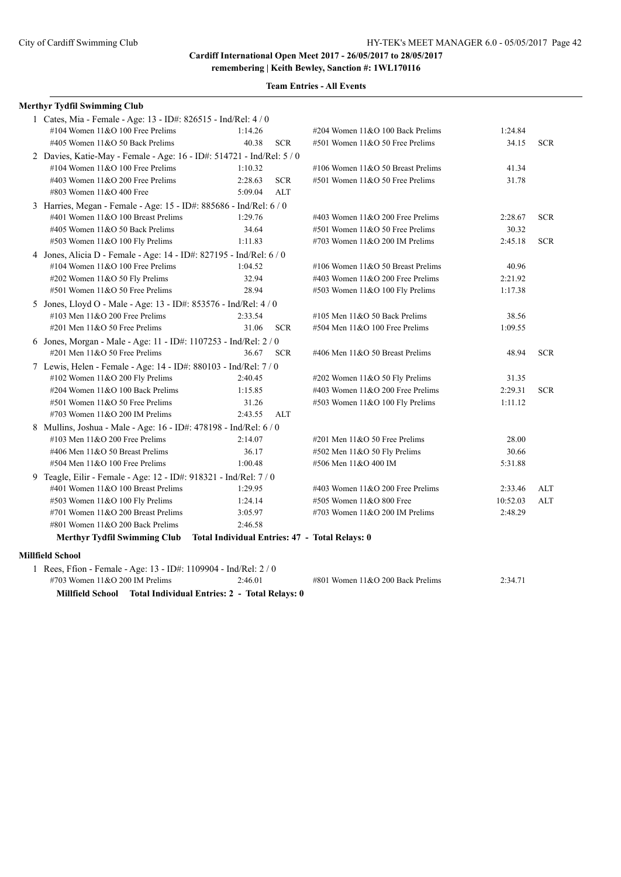**Cardiff International Open Meet 2017 - 26/05/2017 to 28/05/2017**
**remembering | Keith Bewley, Sanction #: 1WL170116**

**Team Entries - All Events**

**Merthyr Tydfil Swimming Club**

1 Cates, Mia - Female - Age: 13 - ID#: 826515 - Ind/Rel: 4 / 0

| Event | Time | | Event | Time | |
|---|---|---|---|---|---|
| #104 Women 11&O 100 Free Prelims | 1:14.26 | | #204 Women 11&O 100 Back Prelims | 1:24.84 | |
| #405 Women 11&O 50 Back Prelims | 40.38 | SCR | #501 Women 11&O 50 Free Prelims | 34.15 | SCR |

2 Davies, Katie-May - Female - Age: 16 - ID#: 514721 - Ind/Rel: 5 / 0

| Event | Time | | Event | Time | |
|---|---|---|---|---|---|
| #104 Women 11&O 100 Free Prelims | 1:10.32 | | #106 Women 11&O 50 Breast Prelims | 41.34 | |
| #403 Women 11&O 200 Free Prelims | 2:28.63 | SCR | #501 Women 11&O 50 Free Prelims | 31.78 | |
| #803 Women 11&O 400 Free | 5:09.04 | ALT | | | |

3 Harries, Megan - Female - Age: 15 - ID#: 885686 - Ind/Rel: 6 / 0

| Event | Time | | Event | Time | |
|---|---|---|---|---|---|
| #401 Women 11&O 100 Breast Prelims | 1:29.76 | | #403 Women 11&O 200 Free Prelims | 2:28.67 | SCR |
| #405 Women 11&O 50 Back Prelims | 34.64 | | #501 Women 11&O 50 Free Prelims | 30.32 | |
| #503 Women 11&O 100 Fly Prelims | 1:11.83 | | #703 Women 11&O 200 IM Prelims | 2:45.18 | SCR |

4 Jones, Alicia D - Female - Age: 14 - ID#: 827195 - Ind/Rel: 6 / 0

| Event | Time | | Event | Time | |
|---|---|---|---|---|---|
| #104 Women 11&O 100 Free Prelims | 1:04.52 | | #106 Women 11&O 50 Breast Prelims | 40.96 | |
| #202 Women 11&O 50 Fly Prelims | 32.94 | | #403 Women 11&O 200 Free Prelims | 2:21.92 | |
| #501 Women 11&O 50 Free Prelims | 28.94 | | #503 Women 11&O 100 Fly Prelims | 1:17.38 | |

5 Jones, Lloyd O - Male - Age: 13 - ID#: 853576 - Ind/Rel: 4 / 0

| Event | Time | | Event | Time | |
|---|---|---|---|---|---|
| #103 Men 11&O 200 Free Prelims | 2:33.54 | | #105 Men 11&O 50 Back Prelims | 38.56 | |
| #201 Men 11&O 50 Free Prelims | 31.06 | SCR | #504 Men 11&O 100 Free Prelims | 1:09.55 | |

6 Jones, Morgan - Male - Age: 11 - ID#: 1107253 - Ind/Rel: 2 / 0

| Event | Time | | Event | Time | |
|---|---|---|---|---|---|
| #201 Men 11&O 50 Free Prelims | 36.67 | SCR | #406 Men 11&O 50 Breast Prelims | 48.94 | SCR |

7 Lewis, Helen - Female - Age: 14 - ID#: 880103 - Ind/Rel: 7 / 0

| Event | Time | | Event | Time | |
|---|---|---|---|---|---|
| #102 Women 11&O 200 Fly Prelims | 2:40.45 | | #202 Women 11&O 50 Fly Prelims | 31.35 | |
| #204 Women 11&O 100 Back Prelims | 1:15.85 | | #403 Women 11&O 200 Free Prelims | 2:29.31 | SCR |
| #501 Women 11&O 50 Free Prelims | 31.26 | | #503 Women 11&O 100 Fly Prelims | 1:11.12 | |
| #703 Women 11&O 200 IM Prelims | 2:43.55 | ALT | | | |

8 Mullins, Joshua - Male - Age: 16 - ID#: 478198 - Ind/Rel: 6 / 0

| Event | Time | | Event | Time | |
|---|---|---|---|---|---|
| #103 Men 11&O 200 Free Prelims | 2:14.07 | | #201 Men 11&O 50 Free Prelims | 28.00 | |
| #406 Men 11&O 50 Breast Prelims | 36.17 | | #502 Men 11&O 50 Fly Prelims | 30.66 | |
| #504 Men 11&O 100 Free Prelims | 1:00.48 | | #506 Men 11&O 400 IM | 5:31.88 | |

9 Teagle, Eilir - Female - Age: 12 - ID#: 918321 - Ind/Rel: 7 / 0

| Event | Time | | Event | Time | |
|---|---|---|---|---|---|
| #401 Women 11&O 100 Breast Prelims | 1:29.95 | | #403 Women 11&O 200 Free Prelims | 2:33.46 | ALT |
| #503 Women 11&O 100 Fly Prelims | 1:24.14 | | #505 Women 11&O 800 Free | 10:52.03 | ALT |
| #701 Women 11&O 200 Breast Prelims | 3:05.97 | | #703 Women 11&O 200 IM Prelims | 2:48.29 | |
| #801 Women 11&O 200 Back Prelims | 2:46.58 | | | | |

**Merthyr Tydfil Swimming Club Total Individual Entries: 47 - Total Relays: 0**

**Millfield School**

1 Rees, Ffion - Female - Age: 13 - ID#: 1109904 - Ind/Rel: 2 / 0

| Event | Time | | Event | Time | |
|---|---|---|---|---|---|
| #703 Women 11&O 200 IM Prelims | 2:46.01 | | #801 Women 11&O 200 Back Prelims | 2:34.71 | |

**Millfield School Total Individual Entries: 2 - Total Relays: 0**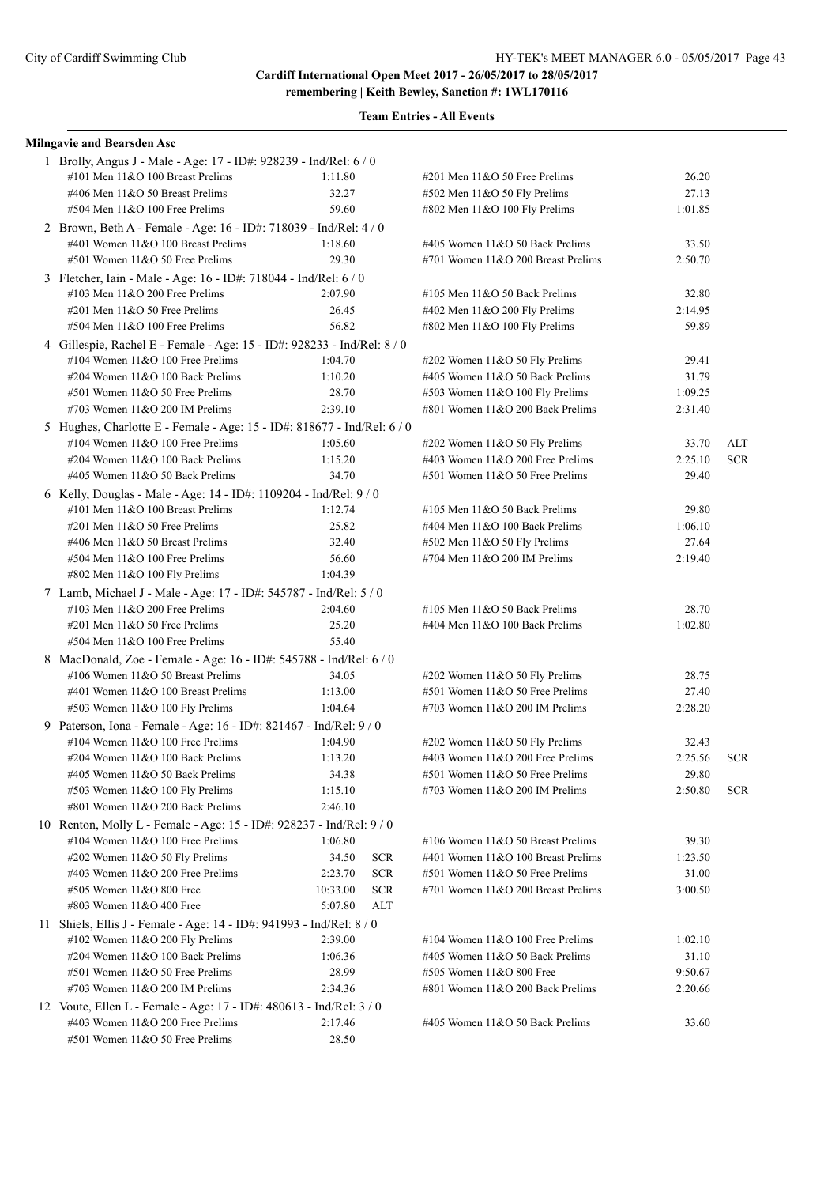**Cardiff International Open Meet 2017 - 26/05/2017 to 28/05/2017**
**remembering | Keith Bewley, Sanction #: 1WL170116**

**Team Entries - All Events**

**Milngavie and Bearsden Asc**

1 Brolly, Angus J - Male - Age: 17 - ID#: 928239 - Ind/Rel: 6 / 0

| Event | Time | | Event | Time | |
|---|---|---|---|---|---|
| #101 Men 11&O 100 Breast Prelims | 1:11.80 | | #201 Men 11&O 50 Free Prelims | 26.20 | |
| #406 Men 11&O 50 Breast Prelims | 32.27 | | #502 Men 11&O 50 Fly Prelims | 27.13 | |
| #504 Men 11&O 100 Free Prelims | 59.60 | | #802 Men 11&O 100 Fly Prelims | 1:01.85 | |

2 Brown, Beth A - Female - Age: 16 - ID#: 718039 - Ind/Rel: 4 / 0

| Event | Time | | Event | Time | |
|---|---|---|---|---|---|
| #401 Women 11&O 100 Breast Prelims | 1:18.60 | | #405 Women 11&O 50 Back Prelims | 33.50 | |
| #501 Women 11&O 50 Free Prelims | 29.30 | | #701 Women 11&O 200 Breast Prelims | 2:50.70 | |

3 Fletcher, Iain - Male - Age: 16 - ID#: 718044 - Ind/Rel: 6 / 0

| Event | Time | | Event | Time | |
|---|---|---|---|---|---|
| #103 Men 11&O 200 Free Prelims | 2:07.90 | | #105 Men 11&O 50 Back Prelims | 32.80 | |
| #201 Men 11&O 50 Free Prelims | 26.45 | | #402 Men 11&O 200 Fly Prelims | 2:14.95 | |
| #504 Men 11&O 100 Free Prelims | 56.82 | | #802 Men 11&O 100 Fly Prelims | 59.89 | |

4 Gillespie, Rachel E - Female - Age: 15 - ID#: 928233 - Ind/Rel: 8 / 0

| Event | Time | | Event | Time | |
|---|---|---|---|---|---|
| #104 Women 11&O 100 Free Prelims | 1:04.70 | | #202 Women 11&O 50 Fly Prelims | 29.41 | |
| #204 Women 11&O 100 Back Prelims | 1:10.20 | | #405 Women 11&O 50 Back Prelims | 31.79 | |
| #501 Women 11&O 50 Free Prelims | 28.70 | | #503 Women 11&O 100 Fly Prelims | 1:09.25 | |
| #703 Women 11&O 200 IM Prelims | 2:39.10 | | #801 Women 11&O 200 Back Prelims | 2:31.40 | |

5 Hughes, Charlotte E - Female - Age: 15 - ID#: 818677 - Ind/Rel: 6 / 0

| Event | Time | | Event | Time | |
|---|---|---|---|---|---|
| #104 Women 11&O 100 Free Prelims | 1:05.60 | | #202 Women 11&O 50 Fly Prelims | 33.70 | ALT |
| #204 Women 11&O 100 Back Prelims | 1:15.20 | | #403 Women 11&O 200 Free Prelims | 2:25.10 | SCR |
| #405 Women 11&O 50 Back Prelims | 34.70 | | #501 Women 11&O 50 Free Prelims | 29.40 | |

6 Kelly, Douglas - Male - Age: 14 - ID#: 1109204 - Ind/Rel: 9 / 0

| Event | Time | | Event | Time | |
|---|---|---|---|---|---|
| #101 Men 11&O 100 Breast Prelims | 1:12.74 | | #105 Men 11&O 50 Back Prelims | 29.80 | |
| #201 Men 11&O 50 Free Prelims | 25.82 | | #404 Men 11&O 100 Back Prelims | 1:06.10 | |
| #406 Men 11&O 50 Breast Prelims | 32.40 | | #502 Men 11&O 50 Fly Prelims | 27.64 | |
| #504 Men 11&O 100 Free Prelims | 56.60 | | #704 Men 11&O 200 IM Prelims | 2:19.40 | |
| #802 Men 11&O 100 Fly Prelims | 1:04.39 | | | | |

7 Lamb, Michael J - Male - Age: 17 - ID#: 545787 - Ind/Rel: 5 / 0

| Event | Time | | Event | Time | |
|---|---|---|---|---|---|
| #103 Men 11&O 200 Free Prelims | 2:04.60 | | #105 Men 11&O 50 Back Prelims | 28.70 | |
| #201 Men 11&O 50 Free Prelims | 25.20 | | #404 Men 11&O 100 Back Prelims | 1:02.80 | |
| #504 Men 11&O 100 Free Prelims | 55.40 | | | | |

8 MacDonald, Zoe - Female - Age: 16 - ID#: 545788 - Ind/Rel: 6 / 0

| Event | Time | | Event | Time | |
|---|---|---|---|---|---|
| #106 Women 11&O 50 Breast Prelims | 34.05 | | #202 Women 11&O 50 Fly Prelims | 28.75 | |
| #401 Women 11&O 100 Breast Prelims | 1:13.00 | | #501 Women 11&O 50 Free Prelims | 27.40 | |
| #503 Women 11&O 100 Fly Prelims | 1:04.64 | | #703 Women 11&O 200 IM Prelims | 2:28.20 | |

9 Paterson, Iona - Female - Age: 16 - ID#: 821467 - Ind/Rel: 9 / 0

| Event | Time | | Event | Time | |
|---|---|---|---|---|---|
| #104 Women 11&O 100 Free Prelims | 1:04.90 | | #202 Women 11&O 50 Fly Prelims | 32.43 | |
| #204 Women 11&O 100 Back Prelims | 1:13.20 | | #403 Women 11&O 200 Free Prelims | 2:25.56 | SCR |
| #405 Women 11&O 50 Back Prelims | 34.38 | | #501 Women 11&O 50 Free Prelims | 29.80 | |
| #503 Women 11&O 100 Fly Prelims | 1:15.10 | | #703 Women 11&O 200 IM Prelims | 2:50.80 | SCR |
| #801 Women 11&O 200 Back Prelims | 2:46.10 | | | | |

10 Renton, Molly L - Female - Age: 15 - ID#: 928237 - Ind/Rel: 9 / 0

| Event | Time | | Event | Time | |
|---|---|---|---|---|---|
| #104 Women 11&O 100 Free Prelims | 1:06.80 | | #106 Women 11&O 50 Breast Prelims | 39.30 | |
| #202 Women 11&O 50 Fly Prelims | 34.50 | SCR | #401 Women 11&O 100 Breast Prelims | 1:23.50 | |
| #403 Women 11&O 200 Free Prelims | 2:23.70 | SCR | #501 Women 11&O 50 Free Prelims | 31.00 | |
| #505 Women 11&O 800 Free | 10:33.00 | SCR | #701 Women 11&O 200 Breast Prelims | 3:00.50 | |
| #803 Women 11&O 400 Free | 5:07.80 | ALT | | | |

11 Shiels, Ellis J - Female - Age: 14 - ID#: 941993 - Ind/Rel: 8 / 0

| Event | Time | | Event | Time | |
|---|---|---|---|---|---|
| #102 Women 11&O 200 Fly Prelims | 2:39.00 | | #104 Women 11&O 100 Free Prelims | 1:02.10 | |
| #204 Women 11&O 100 Back Prelims | 1:06.36 | | #405 Women 11&O 50 Back Prelims | 31.10 | |
| #501 Women 11&O 50 Free Prelims | 28.99 | | #505 Women 11&O 800 Free | 9:50.67 | |
| #703 Women 11&O 200 IM Prelims | 2:34.36 | | #801 Women 11&O 200 Back Prelims | 2:20.66 | |

12 Voute, Ellen L - Female - Age: 17 - ID#: 480613 - Ind/Rel: 3 / 0

| Event | Time | | Event | Time | |
|---|---|---|---|---|---|
| #403 Women 11&O 200 Free Prelims | 2:17.46 | | #405 Women 11&O 50 Back Prelims | 33.60 | |
| #501 Women 11&O 50 Free Prelims | 28.50 | | | | |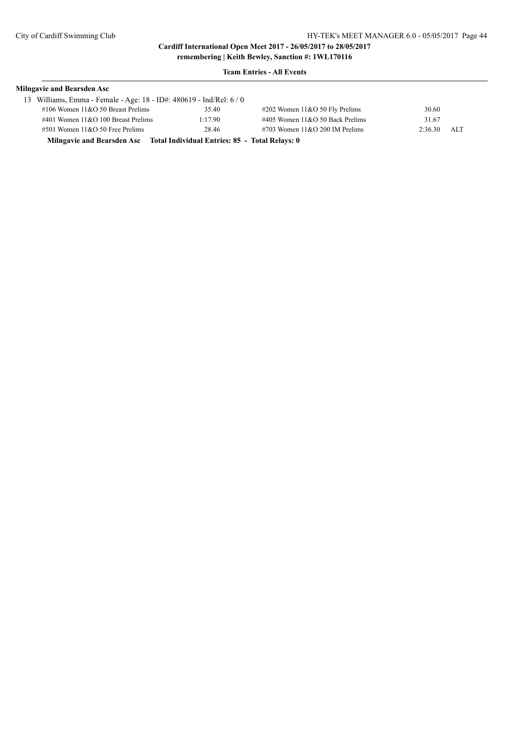**Team Entries - All Events**

**Milngavie and Bearsden Asc**

13 Williams, Emma - Female - Age: 18 - ID#: 480619 - Ind/Rel: 6 / 0

| Event | Time | Event | Time | |
|---|---|---|---|---|
| #106 Women 11&O 50 Breast Prelims | 35.40 | #202 Women 11&O 50 Fly Prelims | 30.60 | |
| #401 Women 11&O 100 Breast Prelims | 1:17.90 | #405 Women 11&O 50 Back Prelims | 31.67 | |
| #501 Women 11&O 50 Free Prelims | 28.46 | #703 Women 11&O 200 IM Prelims | 2:36.30 | ALT |

**Milngavie and Bearsden Asc Total Individual Entries: 85 - Total Relays: 0**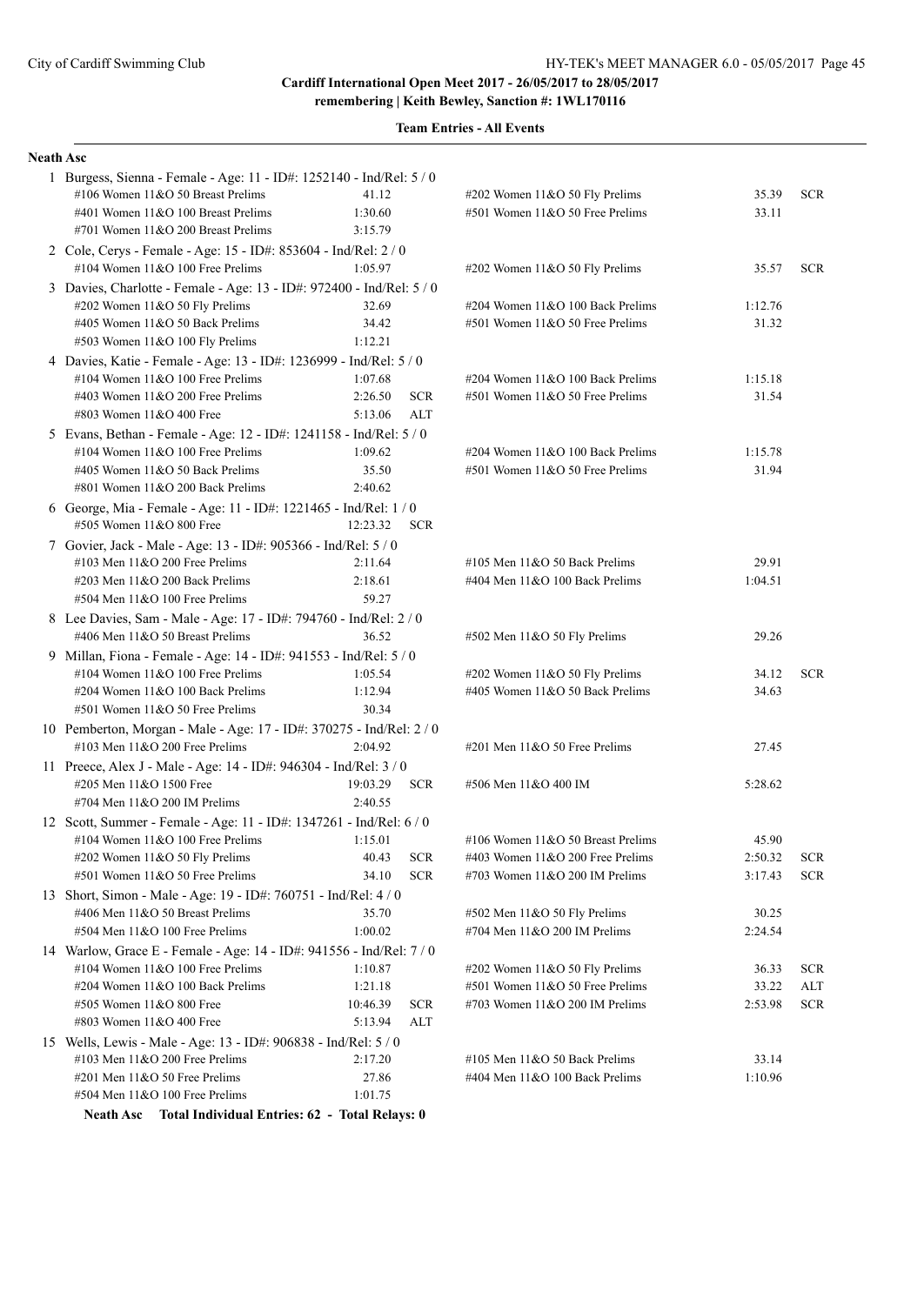**Cardiff International Open Meet 2017 - 26/05/2017 to 28/05/2017**
**remembering | Keith Bewley, Sanction #: 1WL170116**

**Team Entries - All Events**

**Neath Asc**

1 Burgess, Sienna - Female - Age: 11 - ID#: 1252140 - Ind/Rel: 5 / 0

| Event | Time | | Event | Time | |
|---|---|---|---|---|---|
| #106 Women 11&O 50 Breast Prelims | 41.12 | | #202 Women 11&O 50 Fly Prelims | 35.39 | SCR |
| #401 Women 11&O 100 Breast Prelims | 1:30.60 | | #501 Women 11&O 50 Free Prelims | 33.11 | |
| #701 Women 11&O 200 Breast Prelims | 3:15.79 | | | | |

2 Cole, Cerys - Female - Age: 15 - ID#: 853604 - Ind/Rel: 2 / 0

| Event | Time | | Event | Time | |
|---|---|---|---|---|---|
| #104 Women 11&O 100 Free Prelims | 1:05.97 | | #202 Women 11&O 50 Fly Prelims | 35.57 | SCR |

3 Davies, Charlotte - Female - Age: 13 - ID#: 972400 - Ind/Rel: 5 / 0

| Event | Time | | Event | Time | |
|---|---|---|---|---|---|
| #202 Women 11&O 50 Fly Prelims | 32.69 | | #204 Women 11&O 100 Back Prelims | 1:12.76 | |
| #405 Women 11&O 50 Back Prelims | 34.42 | | #501 Women 11&O 50 Free Prelims | 31.32 | |
| #503 Women 11&O 100 Fly Prelims | 1:12.21 | | | | |

4 Davies, Katie - Female - Age: 13 - ID#: 1236999 - Ind/Rel: 5 / 0

| Event | Time | | Event | Time | |
|---|---|---|---|---|---|
| #104 Women 11&O 100 Free Prelims | 1:07.68 | | #204 Women 11&O 100 Back Prelims | 1:15.18 | |
| #403 Women 11&O 200 Free Prelims | 2:26.50 | SCR | #501 Women 11&O 50 Free Prelims | 31.54 | |
| #803 Women 11&O 400 Free | 5:13.06 | ALT | | | |

5 Evans, Bethan - Female - Age: 12 - ID#: 1241158 - Ind/Rel: 5 / 0

| Event | Time | | Event | Time | |
|---|---|---|---|---|---|
| #104 Women 11&O 100 Free Prelims | 1:09.62 | | #204 Women 11&O 100 Back Prelims | 1:15.78 | |
| #405 Women 11&O 50 Back Prelims | 35.50 | | #501 Women 11&O 50 Free Prelims | 31.94 | |
| #801 Women 11&O 200 Back Prelims | 2:40.62 | | | | |

6 George, Mia - Female - Age: 11 - ID#: 1221465 - Ind/Rel: 1 / 0

| Event | Time | |
|---|---|---|
| #505 Women 11&O 800 Free | 12:23.32 | SCR |

7 Govier, Jack - Male - Age: 13 - ID#: 905366 - Ind/Rel: 5 / 0

| Event | Time | | Event | Time | |
|---|---|---|---|---|---|
| #103 Men 11&O 200 Free Prelims | 2:11.64 | | #105 Men 11&O 50 Back Prelims | 29.91 | |
| #203 Men 11&O 200 Back Prelims | 2:18.61 | | #404 Men 11&O 100 Back Prelims | 1:04.51 | |
| #504 Men 11&O 100 Free Prelims | 59.27 | | | | |

8 Lee Davies, Sam - Male - Age: 17 - ID#: 794760 - Ind/Rel: 2 / 0

| Event | Time | | Event | Time | |
|---|---|---|---|---|---|
| #406 Men 11&O 50 Breast Prelims | 36.52 | | #502 Men 11&O 50 Fly Prelims | 29.26 | |

9 Millan, Fiona - Female - Age: 14 - ID#: 941553 - Ind/Rel: 5 / 0

| Event | Time | | Event | Time | |
|---|---|---|---|---|---|
| #104 Women 11&O 100 Free Prelims | 1:05.54 | | #202 Women 11&O 50 Fly Prelims | 34.12 | SCR |
| #204 Women 11&O 100 Back Prelims | 1:12.94 | | #405 Women 11&O 50 Back Prelims | 34.63 | |
| #501 Women 11&O 50 Free Prelims | 30.34 | | | | |

10 Pemberton, Morgan - Male - Age: 17 - ID#: 370275 - Ind/Rel: 2 / 0

| Event | Time | | Event | Time | |
|---|---|---|---|---|---|
| #103 Men 11&O 200 Free Prelims | 2:04.92 | | #201 Men 11&O 50 Free Prelims | 27.45 | |

11 Preece, Alex J - Male - Age: 14 - ID#: 946304 - Ind/Rel: 3 / 0

| Event | Time | | Event | Time | |
|---|---|---|---|---|---|
| #205 Men 11&O 1500 Free | 19:03.29 | SCR | #506 Men 11&O 400 IM | 5:28.62 | |
| #704 Men 11&O 200 IM Prelims | 2:40.55 | | | | |

12 Scott, Summer - Female - Age: 11 - ID#: 1347261 - Ind/Rel: 6 / 0

| Event | Time | | Event | Time | |
|---|---|---|---|---|---|
| #104 Women 11&O 100 Free Prelims | 1:15.01 | | #106 Women 11&O 50 Breast Prelims | 45.90 | |
| #202 Women 11&O 50 Fly Prelims | 40.43 | SCR | #403 Women 11&O 200 Free Prelims | 2:50.32 | SCR |
| #501 Women 11&O 50 Free Prelims | 34.10 | SCR | #703 Women 11&O 200 IM Prelims | 3:17.43 | SCR |

13 Short, Simon - Male - Age: 19 - ID#: 760751 - Ind/Rel: 4 / 0

| Event | Time | | Event | Time | |
|---|---|---|---|---|---|
| #406 Men 11&O 50 Breast Prelims | 35.70 | | #502 Men 11&O 50 Fly Prelims | 30.25 | |
| #504 Men 11&O 100 Free Prelims | 1:00.02 | | #704 Men 11&O 200 IM Prelims | 2:24.54 | |

14 Warlow, Grace E - Female - Age: 14 - ID#: 941556 - Ind/Rel: 7 / 0

| Event | Time | | Event | Time | |
|---|---|---|---|---|---|
| #104 Women 11&O 100 Free Prelims | 1:10.87 | | #202 Women 11&O 50 Fly Prelims | 36.33 | SCR |
| #204 Women 11&O 100 Back Prelims | 1:21.18 | | #501 Women 11&O 50 Free Prelims | 33.22 | ALT |
| #505 Women 11&O 800 Free | 10:46.39 | SCR | #703 Women 11&O 200 IM Prelims | 2:53.98 | SCR |
| #803 Women 11&O 400 Free | 5:13.94 | ALT | | | |

15 Wells, Lewis - Male - Age: 13 - ID#: 906838 - Ind/Rel: 5 / 0

| Event | Time | | Event | Time | |
|---|---|---|---|---|---|
| #103 Men 11&O 200 Free Prelims | 2:17.20 | | #105 Men 11&O 50 Back Prelims | 33.14 | |
| #201 Men 11&O 50 Free Prelims | 27.86 | | #404 Men 11&O 100 Back Prelims | 1:10.96 | |
| #504 Men 11&O 100 Free Prelims | 1:01.75 | | | | |

**Neath Asc Total Individual Entries: 62 - Total Relays: 0**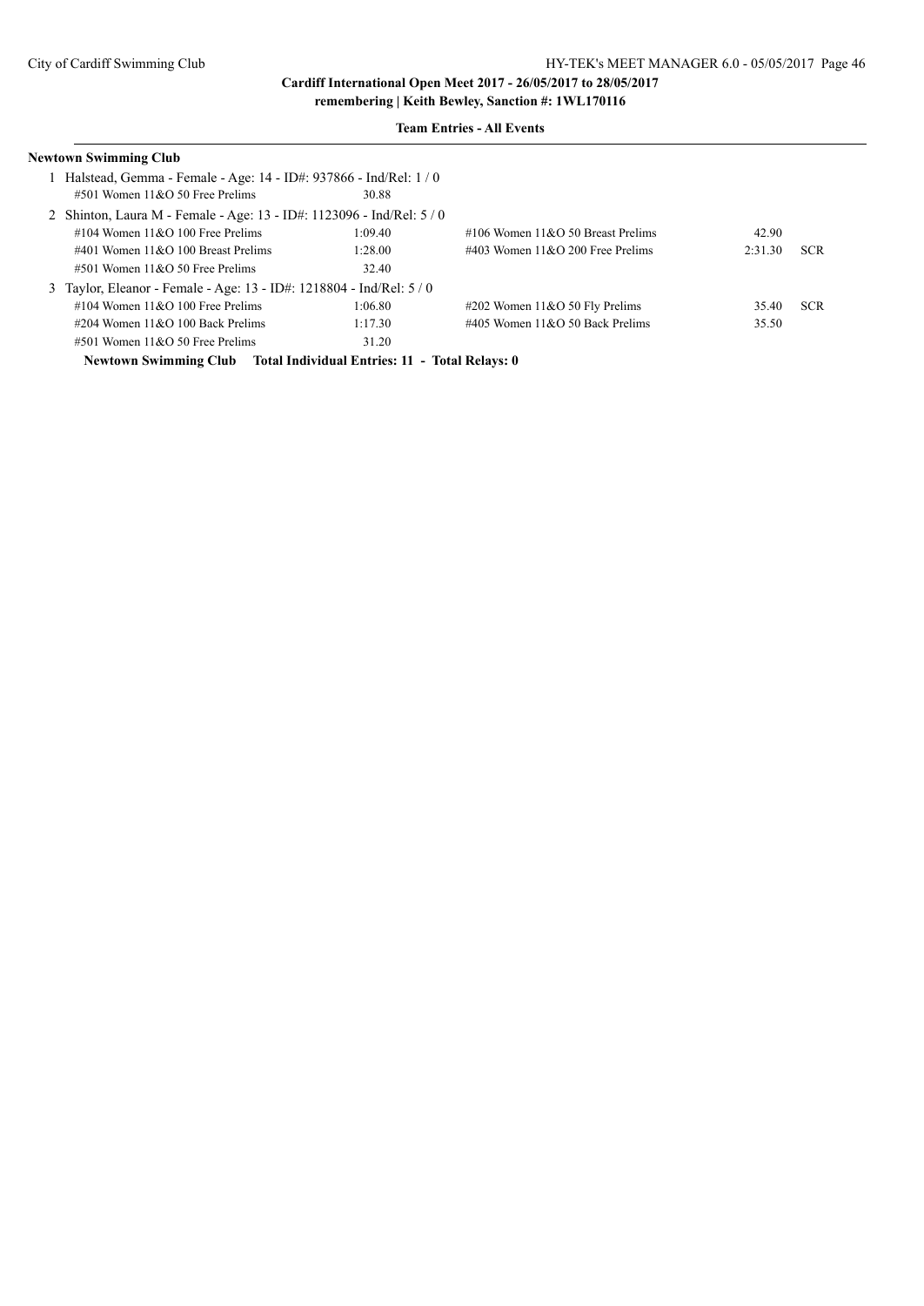**Cardiff International Open Meet 2017 - 26/05/2017 to 28/05/2017**
**remembering | Keith Bewley, Sanction #: 1WL170116**

**Team Entries - All Events**

**Newtown Swimming Club**

1 Halstead, Gemma - Female - Age: 14 - ID#: 937866 - Ind/Rel: 1 / 0

| Event | Time | | Event | Time | |
|---|---|---|---|---|---|
| #501 Women 11&O 50 Free Prelims | 30.88 | | | | |

2 Shinton, Laura M - Female - Age: 13 - ID#: 1123096 - Ind/Rel: 5 / 0

| Event | Time | | Event | Time | |
|---|---|---|---|---|---|
| #104 Women 11&O 100 Free Prelims | 1:09.40 | | #106 Women 11&O 50 Breast Prelims | 42.90 | |
| #401 Women 11&O 100 Breast Prelims | 1:28.00 | | #403 Women 11&O 200 Free Prelims | 2:31.30 | SCR |
| #501 Women 11&O 50 Free Prelims | 32.40 | | | | |

3 Taylor, Eleanor - Female - Age: 13 - ID#: 1218804 - Ind/Rel: 5 / 0

| Event | Time | | Event | Time | |
|---|---|---|---|---|---|
| #104 Women 11&O 100 Free Prelims | 1:06.80 | | #202 Women 11&O 50 Fly Prelims | 35.40 | SCR |
| #204 Women 11&O 100 Back Prelims | 1:17.30 | | #405 Women 11&O 50 Back Prelims | 35.50 | |
| #501 Women 11&O 50 Free Prelims | 31.20 | | | | |

**Newtown Swimming Club Total Individual Entries: 11 - Total Relays: 0**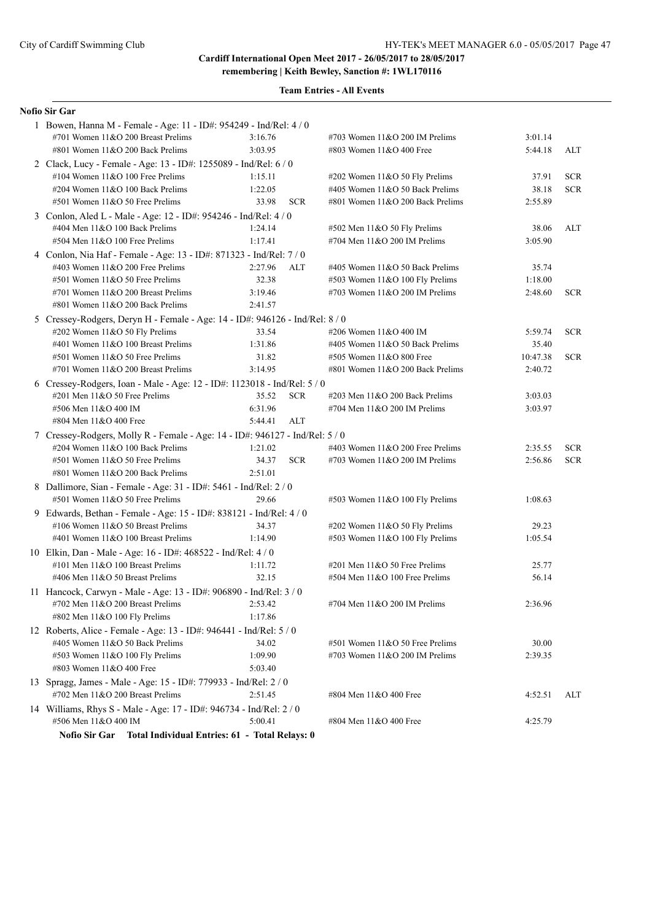**Cardiff International Open Meet 2017 - 26/05/2017 to 28/05/2017**
**remembering | Keith Bewley, Sanction #: 1WL170116**

**Team Entries - All Events**

**Nofio Sir Gar**

1 Bowen, Hanna M - Female - Age: 11 - ID#: 954249 - Ind/Rel: 4 / 0

| Event | Time | | Event | Time | |
|---|---|---|---|---|---|
| #701 Women 11&O 200 Breast Prelims | 3:16.76 | | #703 Women 11&O 200 IM Prelims | 3:01.14 | |
| #801 Women 11&O 200 Back Prelims | 3:03.95 | | #803 Women 11&O 400 Free | 5:44.18 | ALT |

2 Clack, Lucy - Female - Age: 13 - ID#: 1255089 - Ind/Rel: 6 / 0

| Event | Time | | Event | Time | |
|---|---|---|---|---|---|
| #104 Women 11&O 100 Free Prelims | 1:15.11 | | #202 Women 11&O 50 Fly Prelims | 37.91 | SCR |
| #204 Women 11&O 100 Back Prelims | 1:22.05 | | #405 Women 11&O 50 Back Prelims | 38.18 | SCR |
| #501 Women 11&O 50 Free Prelims | 33.98 | SCR | #801 Women 11&O 200 Back Prelims | 2:55.89 | |

3 Conlon, Aled L - Male - Age: 12 - ID#: 954246 - Ind/Rel: 4 / 0

| Event | Time | | Event | Time | |
|---|---|---|---|---|---|
| #404 Men 11&O 100 Back Prelims | 1:24.14 | | #502 Men 11&O 50 Fly Prelims | 38.06 | ALT |
| #504 Men 11&O 100 Free Prelims | 1:17.41 | | #704 Men 11&O 200 IM Prelims | 3:05.90 | |

4 Conlon, Nia Haf - Female - Age: 13 - ID#: 871323 - Ind/Rel: 7 / 0

| Event | Time | | Event | Time | |
|---|---|---|---|---|---|
| #403 Women 11&O 200 Free Prelims | 2:27.96 | ALT | #405 Women 11&O 50 Back Prelims | 35.74 | |
| #501 Women 11&O 50 Free Prelims | 32.38 | | #503 Women 11&O 100 Fly Prelims | 1:18.00 | |
| #701 Women 11&O 200 Breast Prelims | 3:19.46 | | #703 Women 11&O 200 IM Prelims | 2:48.60 | SCR |
| #801 Women 11&O 200 Back Prelims | 2:41.57 | | | | |

5 Cressey-Rodgers, Deryn H - Female - Age: 14 - ID#: 946126 - Ind/Rel: 8 / 0

| Event | Time | | Event | Time | |
|---|---|---|---|---|---|
| #202 Women 11&O 50 Fly Prelims | 33.54 | | #206 Women 11&O 400 IM | 5:59.74 | SCR |
| #401 Women 11&O 100 Breast Prelims | 1:31.86 | | #405 Women 11&O 50 Back Prelims | 35.40 | |
| #501 Women 11&O 50 Free Prelims | 31.82 | | #505 Women 11&O 800 Free | 10:47.38 | SCR |
| #701 Women 11&O 200 Breast Prelims | 3:14.95 | | #801 Women 11&O 200 Back Prelims | 2:40.72 | |

6 Cressey-Rodgers, Ioan - Male - Age: 12 - ID#: 1123018 - Ind/Rel: 5 / 0

| Event | Time | | Event | Time | |
|---|---|---|---|---|---|
| #201 Men 11&O 50 Free Prelims | 35.52 | SCR | #203 Men 11&O 200 Back Prelims | 3:03.03 | |
| #506 Men 11&O 400 IM | 6:31.96 | | #704 Men 11&O 200 IM Prelims | 3:03.97 | |
| #804 Men 11&O 400 Free | 5:44.41 | ALT | | | |

7 Cressey-Rodgers, Molly R - Female - Age: 14 - ID#: 946127 - Ind/Rel: 5 / 0

| Event | Time | | Event | Time | |
|---|---|---|---|---|---|
| #204 Women 11&O 100 Back Prelims | 1:21.02 | | #403 Women 11&O 200 Free Prelims | 2:35.55 | SCR |
| #501 Women 11&O 50 Free Prelims | 34.37 | SCR | #703 Women 11&O 200 IM Prelims | 2:56.86 | SCR |
| #801 Women 11&O 200 Back Prelims | 2:51.01 | | | | |

8 Dallimore, Sian - Female - Age: 31 - ID#: 5461 - Ind/Rel: 2 / 0

| Event | Time | | Event | Time | |
|---|---|---|---|---|---|
| #501 Women 11&O 50 Free Prelims | 29.66 | | #503 Women 11&O 100 Fly Prelims | 1:08.63 | |

9 Edwards, Bethan - Female - Age: 15 - ID#: 838121 - Ind/Rel: 4 / 0

| Event | Time | | Event | Time | |
|---|---|---|---|---|---|
| #106 Women 11&O 50 Breast Prelims | 34.37 | | #202 Women 11&O 50 Fly Prelims | 29.23 | |
| #401 Women 11&O 100 Breast Prelims | 1:14.90 | | #503 Women 11&O 100 Fly Prelims | 1:05.54 | |

10 Elkin, Dan - Male - Age: 16 - ID#: 468522 - Ind/Rel: 4 / 0

| Event | Time | | Event | Time | |
|---|---|---|---|---|---|
| #101 Men 11&O 100 Breast Prelims | 1:11.72 | | #201 Men 11&O 50 Free Prelims | 25.77 | |
| #406 Men 11&O 50 Breast Prelims | 32.15 | | #504 Men 11&O 100 Free Prelims | 56.14 | |

11 Hancock, Carwyn - Male - Age: 13 - ID#: 906890 - Ind/Rel: 3 / 0

| Event | Time | | Event | Time | |
|---|---|---|---|---|---|
| #702 Men 11&O 200 Breast Prelims | 2:53.42 | | #704 Men 11&O 200 IM Prelims | 2:36.96 | |
| #802 Men 11&O 100 Fly Prelims | 1:17.86 | | | | |

12 Roberts, Alice - Female - Age: 13 - ID#: 946441 - Ind/Rel: 5 / 0

| Event | Time | | Event | Time | |
|---|---|---|---|---|---|
| #405 Women 11&O 50 Back Prelims | 34.02 | | #501 Women 11&O 50 Free Prelims | 30.00 | |
| #503 Women 11&O 100 Fly Prelims | 1:09.90 | | #703 Women 11&O 200 IM Prelims | 2:39.35 | |
| #803 Women 11&O 400 Free | 5:03.40 | | | | |

13 Spragg, James - Male - Age: 15 - ID#: 779933 - Ind/Rel: 2 / 0

| Event | Time | | Event | Time | |
|---|---|---|---|---|---|
| #702 Men 11&O 200 Breast Prelims | 2:51.45 | | #804 Men 11&O 400 Free | 4:52.51 | ALT |

14 Williams, Rhys S - Male - Age: 17 - ID#: 946734 - Ind/Rel: 2 / 0

| Event | Time | | Event | Time | |
|---|---|---|---|---|---|
| #506 Men 11&O 400 IM | 5:00.41 | | #804 Men 11&O 400 Free | 4:25.79 | |

**Nofio Sir Gar Total Individual Entries: 61 - Total Relays: 0**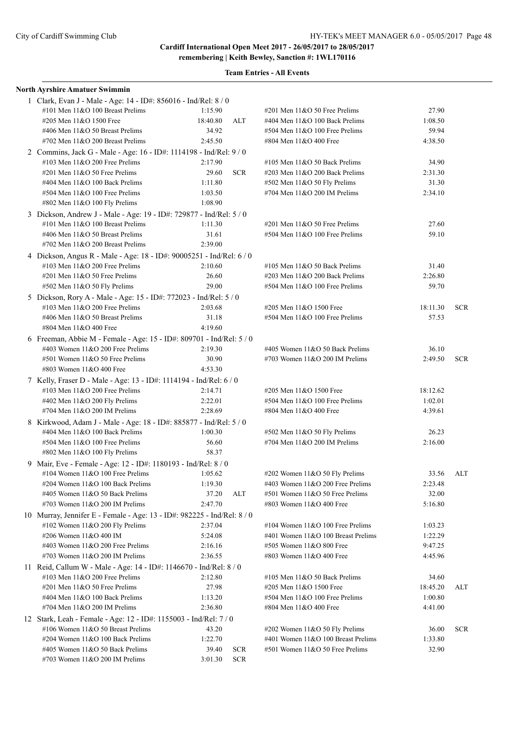City of Cardiff Swimming Club

HY-TEK's MEET MANAGER 6.0 - 05/05/2017

**Cardiff International Open Meet 2017 - 26/05/2017 to 28/05/2017**
**remembering | Keith Bewley, Sanction #: 1WL170116**

## Team Entries - All Events

### North Ayrshire Amatuer Swimmin

1 Clark, Evan J - Male - Age: 14 - ID#: 856016 - Ind/Rel: 8 / 0

| Event | Time | | Event | Time | |
|---|---|---|---|---|---|
| #101 Men 11&O 100 Breast Prelims | 1:15.90 | | #201 Men 11&O 50 Free Prelims | 27.90 | |
| #205 Men 11&O 1500 Free | 18:40.80 | ALT | #404 Men 11&O 100 Back Prelims | 1:08.50 | |
| #406 Men 11&O 50 Breast Prelims | 34.92 | | #504 Men 11&O 100 Free Prelims | 59.94 | |
| #702 Men 11&O 200 Breast Prelims | 2:45.50 | | #804 Men 11&O 400 Free | 4:38.50 | |

2 Commins, Jack G - Male - Age: 16 - ID#: 1114198 - Ind/Rel: 9 / 0

| Event | Time | | Event | Time | |
|---|---|---|---|---|---|
| #103 Men 11&O 200 Free Prelims | 2:17.90 | | #105 Men 11&O 50 Back Prelims | 34.90 | |
| #201 Men 11&O 50 Free Prelims | 29.60 | SCR | #203 Men 11&O 200 Back Prelims | 2:31.30 | |
| #404 Men 11&O 100 Back Prelims | 1:11.80 | | #502 Men 11&O 50 Fly Prelims | 31.30 | |
| #504 Men 11&O 100 Free Prelims | 1:03.50 | | #704 Men 11&O 200 IM Prelims | 2:34.10 | |
| #802 Men 11&O 100 Fly Prelims | 1:08.90 | | | | |

3 Dickson, Andrew J - Male - Age: 19 - ID#: 729877 - Ind/Rel: 5 / 0

| Event | Time | | Event | Time | |
|---|---|---|---|---|---|
| #101 Men 11&O 100 Breast Prelims | 1:11.30 | | #201 Men 11&O 50 Free Prelims | 27.60 | |
| #406 Men 11&O 50 Breast Prelims | 31.61 | | #504 Men 11&O 100 Free Prelims | 59.10 | |
| #702 Men 11&O 200 Breast Prelims | 2:39.00 | | | | |

4 Dickson, Angus R - Male - Age: 18 - ID#: 90005251 - Ind/Rel: 6 / 0

| Event | Time | | Event | Time | |
|---|---|---|---|---|---|
| #103 Men 11&O 200 Free Prelims | 2:10.60 | | #105 Men 11&O 50 Back Prelims | 31.40 | |
| #201 Men 11&O 50 Free Prelims | 26.60 | | #203 Men 11&O 200 Back Prelims | 2:26.80 | |
| #502 Men 11&O 50 Fly Prelims | 29.00 | | #504 Men 11&O 100 Free Prelims | 59.70 | |

5 Dickson, Rory A - Male - Age: 15 - ID#: 772023 - Ind/Rel: 5 / 0

| Event | Time | | Event | Time | |
|---|---|---|---|---|---|
| #103 Men 11&O 200 Free Prelims | 2:03.68 | | #205 Men 11&O 1500 Free | 18:11.30 | SCR |
| #406 Men 11&O 50 Breast Prelims | 31.18 | | #504 Men 11&O 100 Free Prelims | 57.53 | |
| #804 Men 11&O 400 Free | 4:19.60 | | | | |

6 Freeman, Abbie M - Female - Age: 15 - ID#: 809701 - Ind/Rel: 5 / 0

| Event | Time | | Event | Time | |
|---|---|---|---|---|---|
| #403 Women 11&O 200 Free Prelims | 2:19.30 | | #405 Women 11&O 50 Back Prelims | 36.10 | |
| #501 Women 11&O 50 Free Prelims | 30.90 | | #703 Women 11&O 200 IM Prelims | 2:49.50 | SCR |
| #803 Women 11&O 400 Free | 4:53.30 | | | | |

7 Kelly, Fraser D - Male - Age: 13 - ID#: 1114194 - Ind/Rel: 6 / 0

| Event | Time | | Event | Time | |
|---|---|---|---|---|---|
| #103 Men 11&O 200 Free Prelims | 2:14.71 | | #205 Men 11&O 1500 Free | 18:12.62 | |
| #402 Men 11&O 200 Fly Prelims | 2:22.01 | | #504 Men 11&O 100 Free Prelims | 1:02.01 | |
| #704 Men 11&O 200 IM Prelims | 2:28.69 | | #804 Men 11&O 400 Free | 4:39.61 | |

8 Kirkwood, Adam J - Male - Age: 18 - ID#: 885877 - Ind/Rel: 5 / 0

| Event | Time | | Event | Time | |
|---|---|---|---|---|---|
| #404 Men 11&O 100 Back Prelims | 1:00.30 | | #502 Men 11&O 50 Fly Prelims | 26.23 | |
| #504 Men 11&O 100 Free Prelims | 56.60 | | #704 Men 11&O 200 IM Prelims | 2:16.00 | |
| #802 Men 11&O 100 Fly Prelims | 58.37 | | | | |

9 Mair, Eve - Female - Age: 12 - ID#: 1180193 - Ind/Rel: 8 / 0

| Event | Time | | Event | Time | |
|---|---|---|---|---|---|
| #104 Women 11&O 100 Free Prelims | 1:05.62 | | #202 Women 11&O 50 Fly Prelims | 33.56 | ALT |
| #204 Women 11&O 100 Back Prelims | 1:19.30 | | #403 Women 11&O 200 Free Prelims | 2:23.48 | |
| #405 Women 11&O 50 Back Prelims | 37.20 | ALT | #501 Women 11&O 50 Free Prelims | 32.00 | |
| #703 Women 11&O 200 IM Prelims | 2:47.70 | | #803 Women 11&O 400 Free | 5:16.80 | |

10 Murray, Jennifer E - Female - Age: 13 - ID#: 982225 - Ind/Rel: 8 / 0

| Event | Time | | Event | Time | |
|---|---|---|---|---|---|
| #102 Women 11&O 200 Fly Prelims | 2:37.04 | | #104 Women 11&O 100 Free Prelims | 1:03.23 | |
| #206 Women 11&O 400 IM | 5:24.08 | | #401 Women 11&O 100 Breast Prelims | 1:22.29 | |
| #403 Women 11&O 200 Free Prelims | 2:16.16 | | #505 Women 11&O 800 Free | 9:47.25 | |
| #703 Women 11&O 200 IM Prelims | 2:36.55 | | #803 Women 11&O 400 Free | 4:45.96 | |

11 Reid, Callum W - Male - Age: 14 - ID#: 1146670 - Ind/Rel: 8 / 0

| Event | Time | | Event | Time | |
|---|---|---|---|---|---|
| #103 Men 11&O 200 Free Prelims | 2:12.80 | | #105 Men 11&O 50 Back Prelims | 34.60 | |
| #201 Men 11&O 50 Free Prelims | 27.98 | | #205 Men 11&O 1500 Free | 18:45.20 | ALT |
| #404 Men 11&O 100 Back Prelims | 1:13.20 | | #504 Men 11&O 100 Free Prelims | 1:00.80 | |
| #704 Men 11&O 200 IM Prelims | 2:36.80 | | #804 Men 11&O 400 Free | 4:41.00 | |

12 Stark, Leah - Female - Age: 12 - ID#: 1155003 - Ind/Rel: 7 / 0

| Event | Time | | Event | Time | |
|---|---|---|---|---|---|
| #106 Women 11&O 50 Breast Prelims | 43.20 | | #202 Women 11&O 50 Fly Prelims | 36.00 | SCR |
| #204 Women 11&O 100 Back Prelims | 1:22.70 | | #401 Women 11&O 100 Breast Prelims | 1:33.80 | |
| #405 Women 11&O 50 Back Prelims | 39.40 | SCR | #501 Women 11&O 50 Free Prelims | 32.90 | |
| #703 Women 11&O 200 IM Prelims | 3:01.30 | SCR | | | |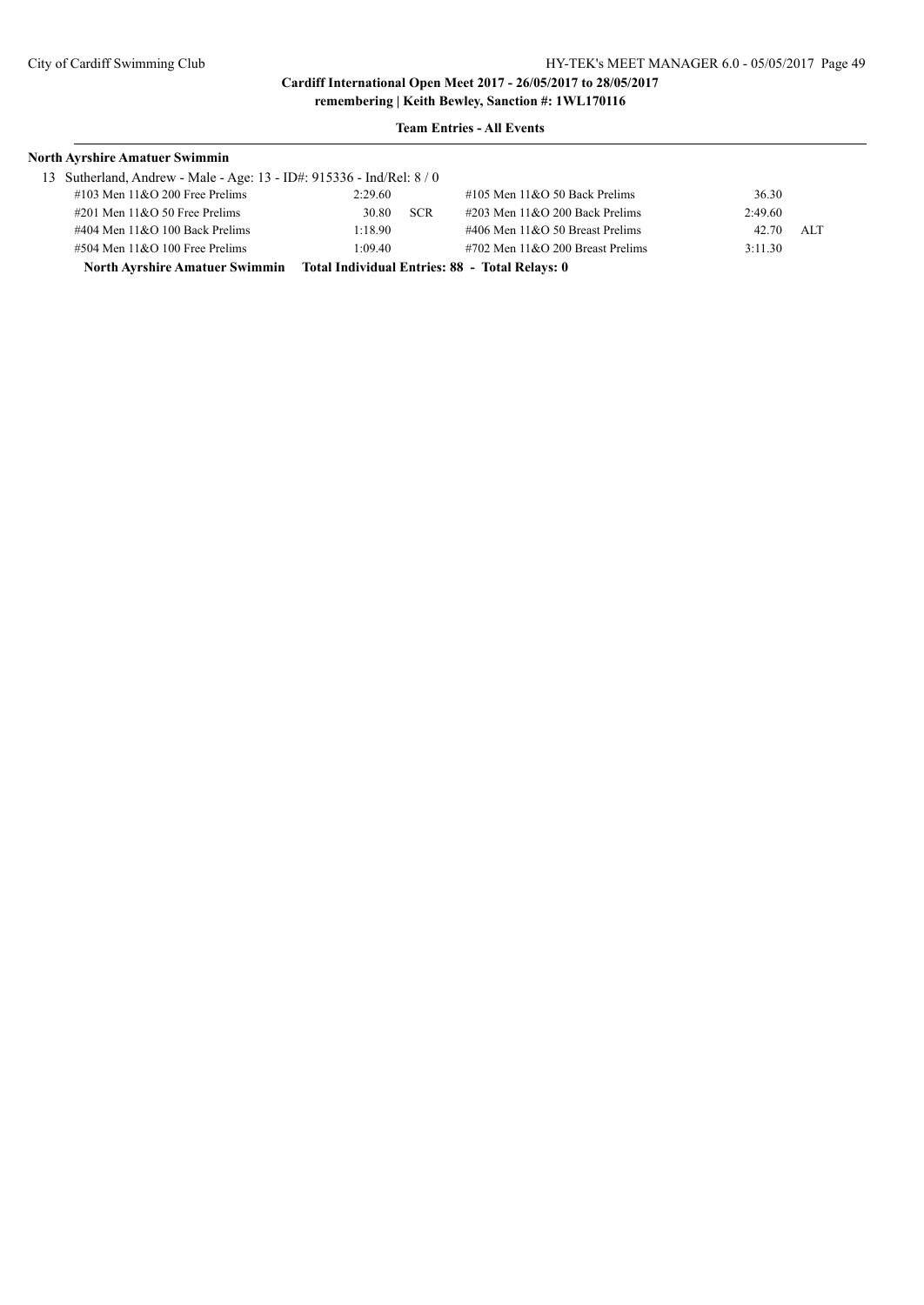**Team Entries - All Events**

**North Ayrshire Amatuer Swimmin**

13 Sutherland, Andrew - Male - Age: 13 - ID#: 915336 - Ind/Rel: 8 / 0

| Event | Time | | Event | Time | |
|---|---|---|---|---|---|
| #103 Men 11&O 200 Free Prelims | 2:29.60 | | #105 Men 11&O 50 Back Prelims | 36.30 | |
| #201 Men 11&O 50 Free Prelims | 30.80 | SCR | #203 Men 11&O 200 Back Prelims | 2:49.60 | |
| #404 Men 11&O 100 Back Prelims | 1:18.90 | | #406 Men 11&O 50 Breast Prelims | 42.70 | ALT |
| #504 Men 11&O 100 Free Prelims | 1:09.40 | | #702 Men 11&O 200 Breast Prelims | 3:11.30 | |

**North Ayrshire Amatuer Swimmin Total Individual Entries: 88 - Total Relays: 0**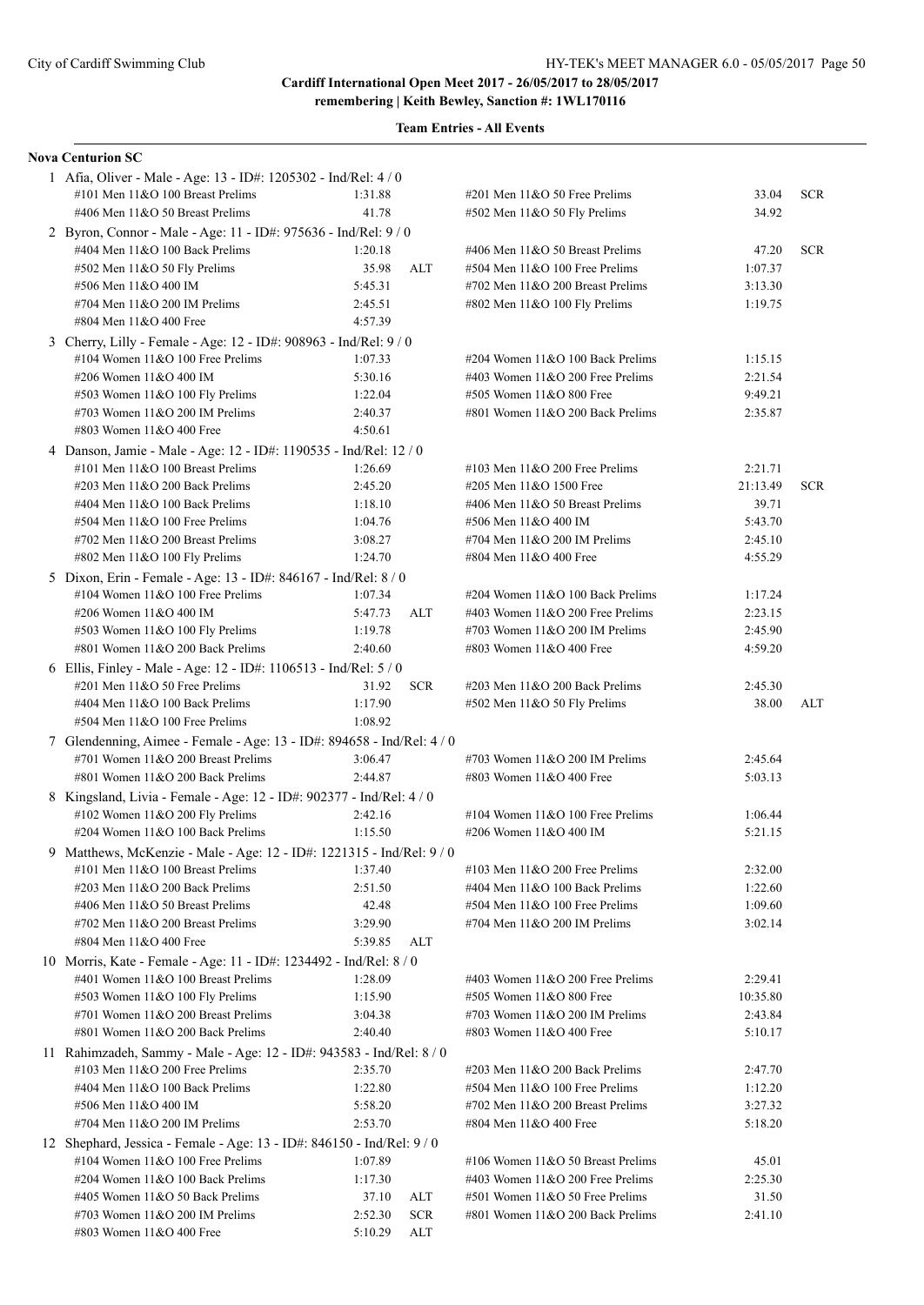## Cardiff International Open Meet 2017 - 26/05/2017 to 28/05/2017

**remembering | Keith Bewley, Sanction #: 1WL170116**

### Team Entries - All Events

**Nova Centurion SC**

1 Afia, Oliver - Male - Age: 13 - ID#: 1205302 - Ind/Rel: 4 / 0

| Event | Time | | Event | Time | |
|---|---|---|---|---|---|
| #101 Men 11&O 100 Breast Prelims | 1:31.88 | | #201 Men 11&O 50 Free Prelims | 33.04 | SCR |
| #406 Men 11&O 50 Breast Prelims | 41.78 | | #502 Men 11&O 50 Fly Prelims | 34.92 | |

2 Byron, Connor - Male - Age: 11 - ID#: 975636 - Ind/Rel: 9 / 0

| Event | Time | | Event | Time | |
|---|---|---|---|---|---|
| #404 Men 11&O 100 Back Prelims | 1:20.18 | | #406 Men 11&O 50 Breast Prelims | 47.20 | SCR |
| #502 Men 11&O 50 Fly Prelims | 35.98 | ALT | #504 Men 11&O 100 Free Prelims | 1:07.37 | |
| #506 Men 11&O 400 IM | 5:45.31 | | #702 Men 11&O 200 Breast Prelims | 3:13.30 | |
| #704 Men 11&O 200 IM Prelims | 2:45.51 | | #802 Men 11&O 100 Fly Prelims | 1:19.75 | |
| #804 Men 11&O 400 Free | 4:57.39 | | | | |

3 Cherry, Lilly - Female - Age: 12 - ID#: 908963 - Ind/Rel: 9 / 0

| Event | Time | | Event | Time | |
|---|---|---|---|---|---|
| #104 Women 11&O 100 Free Prelims | 1:07.33 | | #204 Women 11&O 100 Back Prelims | 1:15.15 | |
| #206 Women 11&O 400 IM | 5:30.16 | | #403 Women 11&O 200 Free Prelims | 2:21.54 | |
| #503 Women 11&O 100 Fly Prelims | 1:22.04 | | #505 Women 11&O 800 Free | 9:49.21 | |
| #703 Women 11&O 200 IM Prelims | 2:40.37 | | #801 Women 11&O 200 Back Prelims | 2:35.87 | |
| #803 Women 11&O 400 Free | 4:50.61 | | | | |

4 Danson, Jamie - Male - Age: 12 - ID#: 1190535 - Ind/Rel: 12 / 0

| Event | Time | | Event | Time | |
|---|---|---|---|---|---|
| #101 Men 11&O 100 Breast Prelims | 1:26.69 | | #103 Men 11&O 200 Free Prelims | 2:21.71 | |
| #203 Men 11&O 200 Back Prelims | 2:45.20 | | #205 Men 11&O 1500 Free | 21:13.49 | SCR |
| #404 Men 11&O 100 Back Prelims | 1:18.10 | | #406 Men 11&O 50 Breast Prelims | 39.71 | |
| #504 Men 11&O 100 Free Prelims | 1:04.76 | | #506 Men 11&O 400 IM | 5:43.70 | |
| #702 Men 11&O 200 Breast Prelims | 3:08.27 | | #704 Men 11&O 200 IM Prelims | 2:45.10 | |
| #802 Men 11&O 100 Fly Prelims | 1:24.70 | | #804 Men 11&O 400 Free | 4:55.29 | |

5 Dixon, Erin - Female - Age: 13 - ID#: 846167 - Ind/Rel: 8 / 0

| Event | Time | | Event | Time | |
|---|---|---|---|---|---|
| #104 Women 11&O 100 Free Prelims | 1:07.34 | | #204 Women 11&O 100 Back Prelims | 1:17.24 | |
| #206 Women 11&O 400 IM | 5:47.73 | ALT | #403 Women 11&O 200 Free Prelims | 2:23.15 | |
| #503 Women 11&O 100 Fly Prelims | 1:19.78 | | #703 Women 11&O 200 IM Prelims | 2:45.90 | |
| #801 Women 11&O 200 Back Prelims | 2:40.60 | | #803 Women 11&O 400 Free | 4:59.20 | |

6 Ellis, Finley - Male - Age: 12 - ID#: 1106513 - Ind/Rel: 5 / 0

| Event | Time | | Event | Time | |
|---|---|---|---|---|---|
| #201 Men 11&O 50 Free Prelims | 31.92 | SCR | #203 Men 11&O 200 Back Prelims | 2:45.30 | |
| #404 Men 11&O 100 Back Prelims | 1:17.90 | | #502 Men 11&O 50 Fly Prelims | 38.00 | ALT |
| #504 Men 11&O 100 Free Prelims | 1:08.92 | | | | |

7 Glendenning, Aimee - Female - Age: 13 - ID#: 894658 - Ind/Rel: 4 / 0

| Event | Time | | Event | Time | |
|---|---|---|---|---|---|
| #701 Women 11&O 200 Breast Prelims | 3:06.47 | | #703 Women 11&O 200 IM Prelims | 2:45.64 | |
| #801 Women 11&O 200 Back Prelims | 2:44.87 | | #803 Women 11&O 400 Free | 5:03.13 | |

8 Kingsland, Livia - Female - Age: 12 - ID#: 902377 - Ind/Rel: 4 / 0

| Event | Time | | Event | Time | |
|---|---|---|---|---|---|
| #102 Women 11&O 200 Fly Prelims | 2:42.16 | | #104 Women 11&O 100 Free Prelims | 1:06.44 | |
| #204 Women 11&O 100 Back Prelims | 1:15.50 | | #206 Women 11&O 400 IM | 5:21.15 | |

9 Matthews, McKenzie - Male - Age: 12 - ID#: 1221315 - Ind/Rel: 9 / 0

| Event | Time | | Event | Time | |
|---|---|---|---|---|---|
| #101 Men 11&O 100 Breast Prelims | 1:37.40 | | #103 Men 11&O 200 Free Prelims | 2:32.00 | |
| #203 Men 11&O 200 Back Prelims | 2:51.50 | | #404 Men 11&O 100 Back Prelims | 1:22.60 | |
| #406 Men 11&O 50 Breast Prelims | 42.48 | | #504 Men 11&O 100 Free Prelims | 1:09.60 | |
| #702 Men 11&O 200 Breast Prelims | 3:29.90 | | #704 Men 11&O 200 IM Prelims | 3:02.14 | |
| #804 Men 11&O 400 Free | 5:39.85 | ALT | | | |

10 Morris, Kate - Female - Age: 11 - ID#: 1234492 - Ind/Rel: 8 / 0

| Event | Time | | Event | Time | |
|---|---|---|---|---|---|
| #401 Women 11&O 100 Breast Prelims | 1:28.09 | | #403 Women 11&O 200 Free Prelims | 2:29.41 | |
| #503 Women 11&O 100 Fly Prelims | 1:15.90 | | #505 Women 11&O 800 Free | 10:35.80 | |
| #701 Women 11&O 200 Breast Prelims | 3:04.38 | | #703 Women 11&O 200 IM Prelims | 2:43.84 | |
| #801 Women 11&O 200 Back Prelims | 2:40.40 | | #803 Women 11&O 400 Free | 5:10.17 | |

11 Rahimzadeh, Sammy - Male - Age: 12 - ID#: 943583 - Ind/Rel: 8 / 0

| Event | Time | | Event | Time | |
|---|---|---|---|---|---|
| #103 Men 11&O 200 Free Prelims | 2:35.70 | | #203 Men 11&O 200 Back Prelims | 2:47.70 | |
| #404 Men 11&O 100 Back Prelims | 1:22.80 | | #504 Men 11&O 100 Free Prelims | 1:12.20 | |
| #506 Men 11&O 400 IM | 5:58.20 | | #702 Men 11&O 200 Breast Prelims | 3:27.32 | |
| #704 Men 11&O 200 IM Prelims | 2:53.70 | | #804 Men 11&O 400 Free | 5:18.20 | |

12 Shephard, Jessica - Female - Age: 13 - ID#: 846150 - Ind/Rel: 9 / 0

| Event | Time | | Event | Time | |
|---|---|---|---|---|---|
| #104 Women 11&O 100 Free Prelims | 1:07.89 | | #106 Women 11&O 50 Breast Prelims | 45.01 | |
| #204 Women 11&O 100 Back Prelims | 1:17.30 | | #403 Women 11&O 200 Free Prelims | 2:25.30 | |
| #405 Women 11&O 50 Back Prelims | 37.10 | ALT | #501 Women 11&O 50 Free Prelims | 31.50 | |
| #703 Women 11&O 200 IM Prelims | 2:52.30 | SCR | #801 Women 11&O 200 Back Prelims | 2:41.10 | |
| #803 Women 11&O 400 Free | 5:10.29 | ALT | | | |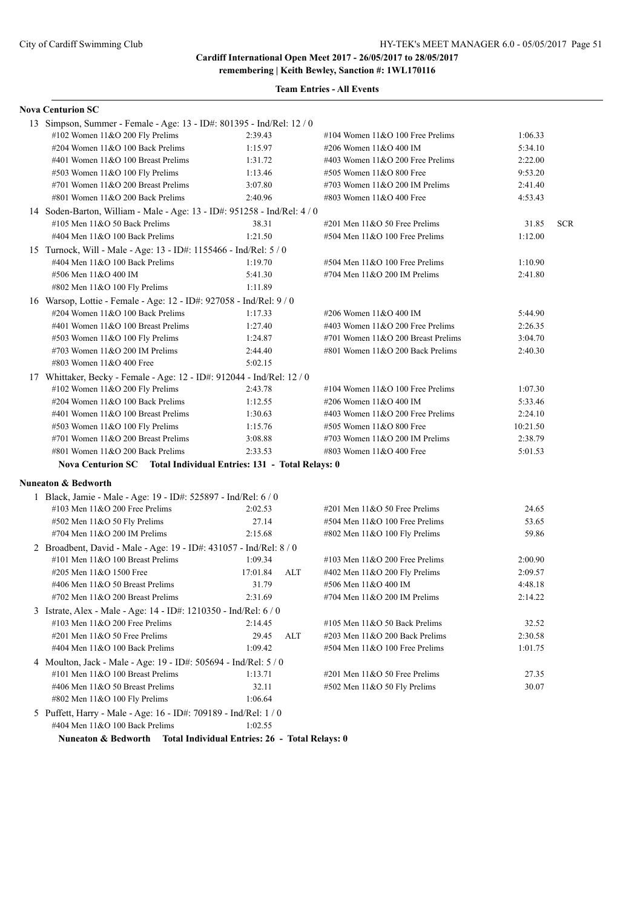**Cardiff International Open Meet 2017 - 26/05/2017 to 28/05/2017**
**remembering | Keith Bewley, Sanction #: 1WL170116**

**Team Entries - All Events**

**Nova Centurion SC**

13 Simpson, Summer - Female - Age: 13 - ID#: 801395 - Ind/Rel: 12 / 0

| Event | Time | Event | Time |
|---|---|---|---|
| #102 Women 11&O 200 Fly Prelims | 2:39.43 | #104 Women 11&O 100 Free Prelims | 1:06.33 |
| #204 Women 11&O 100 Back Prelims | 1:15.97 | #206 Women 11&O 400 IM | 5:34.10 |
| #401 Women 11&O 100 Breast Prelims | 1:31.72 | #403 Women 11&O 200 Free Prelims | 2:22.00 |
| #503 Women 11&O 100 Fly Prelims | 1:13.46 | #505 Women 11&O 800 Free | 9:53.20 |
| #701 Women 11&O 200 Breast Prelims | 3:07.80 | #703 Women 11&O 200 IM Prelims | 2:41.40 |
| #801 Women 11&O 200 Back Prelims | 2:40.96 | #803 Women 11&O 400 Free | 4:53.43 |

14 Soden-Barton, William - Male - Age: 13 - ID#: 951258 - Ind/Rel: 4 / 0

| Event | Time | Event | Time |
|---|---|---|---|
| #105 Men 11&O 50 Back Prelims | 38.31 | #201 Men 11&O 50 Free Prelims | 31.85 SCR |
| #404 Men 11&O 100 Back Prelims | 1:21.50 | #504 Men 11&O 100 Free Prelims | 1:12.00 |

15 Turnock, Will - Male - Age: 13 - ID#: 1155466 - Ind/Rel: 5 / 0

| Event | Time | Event | Time |
|---|---|---|---|
| #404 Men 11&O 100 Back Prelims | 1:19.70 | #504 Men 11&O 100 Free Prelims | 1:10.90 |
| #506 Men 11&O 400 IM | 5:41.30 | #704 Men 11&O 200 IM Prelims | 2:41.80 |
| #802 Men 11&O 100 Fly Prelims | 1:11.89 | | |

16 Warsop, Lottie - Female - Age: 12 - ID#: 927058 - Ind/Rel: 9 / 0

| Event | Time | Event | Time |
|---|---|---|---|
| #204 Women 11&O 100 Back Prelims | 1:17.33 | #206 Women 11&O 400 IM | 5:44.90 |
| #401 Women 11&O 100 Breast Prelims | 1:27.40 | #403 Women 11&O 200 Free Prelims | 2:26.35 |
| #503 Women 11&O 100 Fly Prelims | 1:24.87 | #701 Women 11&O 200 Breast Prelims | 3:04.70 |
| #703 Women 11&O 200 IM Prelims | 2:44.40 | #801 Women 11&O 200 Back Prelims | 2:40.30 |
| #803 Women 11&O 400 Free | 5:02.15 | | |

17 Whittaker, Becky - Female - Age: 12 - ID#: 912044 - Ind/Rel: 12 / 0

| Event | Time | Event | Time |
|---|---|---|---|
| #102 Women 11&O 200 Fly Prelims | 2:43.78 | #104 Women 11&O 100 Free Prelims | 1:07.30 |
| #204 Women 11&O 100 Back Prelims | 1:12.55 | #206 Women 11&O 400 IM | 5:33.46 |
| #401 Women 11&O 100 Breast Prelims | 1:30.63 | #403 Women 11&O 200 Free Prelims | 2:24.10 |
| #503 Women 11&O 100 Fly Prelims | 1:15.76 | #505 Women 11&O 800 Free | 10:21.50 |
| #701 Women 11&O 200 Breast Prelims | 3:08.88 | #703 Women 11&O 200 IM Prelims | 2:38.79 |
| #801 Women 11&O 200 Back Prelims | 2:33.53 | #803 Women 11&O 400 Free | 5:01.53 |

**Nova Centurion SC Total Individual Entries: 131 - Total Relays: 0**

**Nuneaton & Bedworth**

1 Black, Jamie - Male - Age: 19 - ID#: 525897 - Ind/Rel: 6 / 0

| Event | Time | Event | Time |
|---|---|---|---|
| #103 Men 11&O 200 Free Prelims | 2:02.53 | #201 Men 11&O 50 Free Prelims | 24.65 |
| #502 Men 11&O 50 Fly Prelims | 27.14 | #504 Men 11&O 100 Free Prelims | 53.65 |
| #704 Men 11&O 200 IM Prelims | 2:15.68 | #802 Men 11&O 100 Fly Prelims | 59.86 |

2 Broadbent, David - Male - Age: 19 - ID#: 431057 - Ind/Rel: 8 / 0

| Event | Time | Event | Time |
|---|---|---|---|
| #101 Men 11&O 100 Breast Prelims | 1:09.34 | #103 Men 11&O 200 Free Prelims | 2:00.90 |
| #205 Men 11&O 1500 Free | 17:01.84 ALT | #402 Men 11&O 200 Fly Prelims | 2:09.57 |
| #406 Men 11&O 50 Breast Prelims | 31.79 | #506 Men 11&O 400 IM | 4:48.18 |
| #702 Men 11&O 200 Breast Prelims | 2:31.69 | #704 Men 11&O 200 IM Prelims | 2:14.22 |

3 Istrate, Alex - Male - Age: 14 - ID#: 1210350 - Ind/Rel: 6 / 0

| Event | Time | Event | Time |
|---|---|---|---|
| #103 Men 11&O 200 Free Prelims | 2:14.45 | #105 Men 11&O 50 Back Prelims | 32.52 |
| #201 Men 11&O 50 Free Prelims | 29.45 ALT | #203 Men 11&O 200 Back Prelims | 2:30.58 |
| #404 Men 11&O 100 Back Prelims | 1:09.42 | #504 Men 11&O 100 Free Prelims | 1:01.75 |

4 Moulton, Jack - Male - Age: 19 - ID#: 505694 - Ind/Rel: 5 / 0

| Event | Time | Event | Time |
|---|---|---|---|
| #101 Men 11&O 100 Breast Prelims | 1:13.71 | #201 Men 11&O 50 Free Prelims | 27.35 |
| #406 Men 11&O 50 Breast Prelims | 32.11 | #502 Men 11&O 50 Fly Prelims | 30.07 |
| #802 Men 11&O 100 Fly Prelims | 1:06.64 | | |

5 Puffett, Harry - Male - Age: 16 - ID#: 709189 - Ind/Rel: 1 / 0

| Event | Time | Event | Time |
|---|---|---|---|
| #404 Men 11&O 100 Back Prelims | 1:02.55 | | |

**Nuneaton & Bedworth Total Individual Entries: 26 - Total Relays: 0**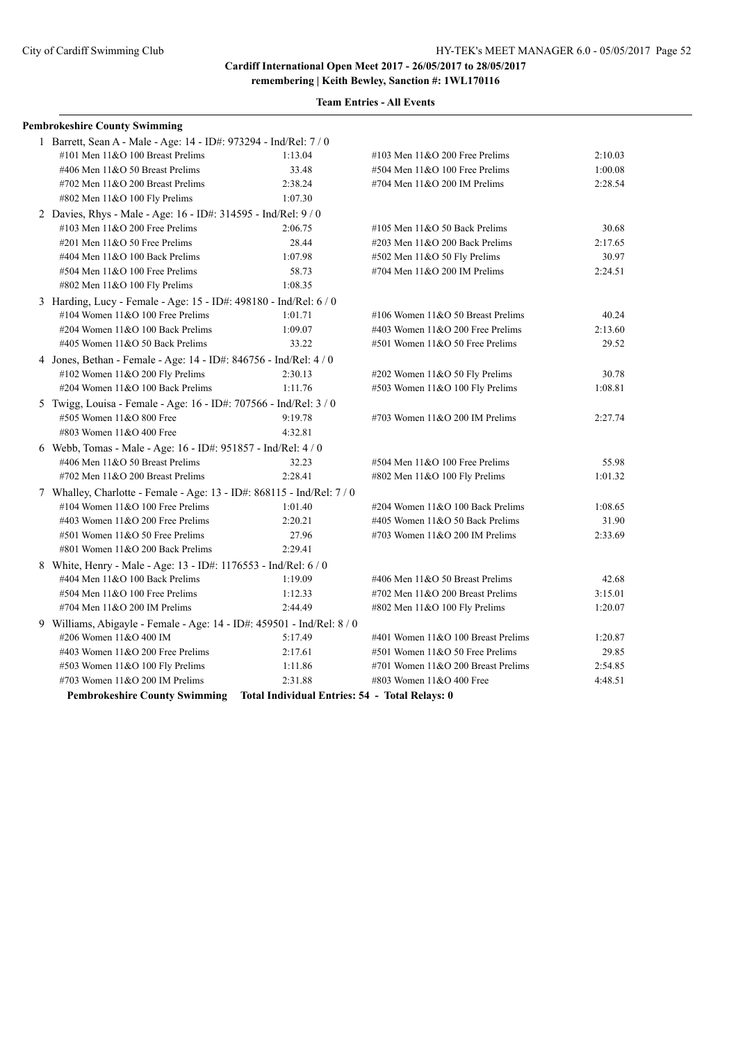**Cardiff International Open Meet 2017 - 26/05/2017 to 28/05/2017**
**remembering | Keith Bewley, Sanction #: 1WL170116**

**Team Entries - All Events**

**Pembrokeshire County Swimming**

1 Barrett, Sean A - Male - Age: 14 - ID#: 973294 - Ind/Rel: 7 / 0

| Event | Time | Event | Time |
|---|---|---|---|
| #101 Men 11&O 100 Breast Prelims | 1:13.04 | #103 Men 11&O 200 Free Prelims | 2:10.03 |
| #406 Men 11&O 50 Breast Prelims | 33.48 | #504 Men 11&O 100 Free Prelims | 1:00.08 |
| #702 Men 11&O 200 Breast Prelims | 2:38.24 | #704 Men 11&O 200 IM Prelims | 2:28.54 |
| #802 Men 11&O 100 Fly Prelims | 1:07.30 | | |

2 Davies, Rhys - Male - Age: 16 - ID#: 314595 - Ind/Rel: 9 / 0

| Event | Time | Event | Time |
|---|---|---|---|
| #103 Men 11&O 200 Free Prelims | 2:06.75 | #105 Men 11&O 50 Back Prelims | 30.68 |
| #201 Men 11&O 50 Free Prelims | 28.44 | #203 Men 11&O 200 Back Prelims | 2:17.65 |
| #404 Men 11&O 100 Back Prelims | 1:07.98 | #502 Men 11&O 50 Fly Prelims | 30.97 |
| #504 Men 11&O 100 Free Prelims | 58.73 | #704 Men 11&O 200 IM Prelims | 2:24.51 |
| #802 Men 11&O 100 Fly Prelims | 1:08.35 | | |

3 Harding, Lucy - Female - Age: 15 - ID#: 498180 - Ind/Rel: 6 / 0

| Event | Time | Event | Time |
|---|---|---|---|
| #104 Women 11&O 100 Free Prelims | 1:01.71 | #106 Women 11&O 50 Breast Prelims | 40.24 |
| #204 Women 11&O 100 Back Prelims | 1:09.07 | #403 Women 11&O 200 Free Prelims | 2:13.60 |
| #405 Women 11&O 50 Back Prelims | 33.22 | #501 Women 11&O 50 Free Prelims | 29.52 |

4 Jones, Bethan - Female - Age: 14 - ID#: 846756 - Ind/Rel: 4 / 0

| Event | Time | Event | Time |
|---|---|---|---|
| #102 Women 11&O 200 Fly Prelims | 2:30.13 | #202 Women 11&O 50 Fly Prelims | 30.78 |
| #204 Women 11&O 100 Back Prelims | 1:11.76 | #503 Women 11&O 100 Fly Prelims | 1:08.81 |

5 Twigg, Louisa - Female - Age: 16 - ID#: 707566 - Ind/Rel: 3 / 0

| Event | Time | Event | Time |
|---|---|---|---|
| #505 Women 11&O 800 Free | 9:19.78 | #703 Women 11&O 200 IM Prelims | 2:27.74 |
| #803 Women 11&O 400 Free | 4:32.81 | | |

6 Webb, Tomas - Male - Age: 16 - ID#: 951857 - Ind/Rel: 4 / 0

| Event | Time | Event | Time |
|---|---|---|---|
| #406 Men 11&O 50 Breast Prelims | 32.23 | #504 Men 11&O 100 Free Prelims | 55.98 |
| #702 Men 11&O 200 Breast Prelims | 2:28.41 | #802 Men 11&O 100 Fly Prelims | 1:01.32 |

7 Whalley, Charlotte - Female - Age: 13 - ID#: 868115 - Ind/Rel: 7 / 0

| Event | Time | Event | Time |
|---|---|---|---|
| #104 Women 11&O 100 Free Prelims | 1:01.40 | #204 Women 11&O 100 Back Prelims | 1:08.65 |
| #403 Women 11&O 200 Free Prelims | 2:20.21 | #405 Women 11&O 50 Back Prelims | 31.90 |
| #501 Women 11&O 50 Free Prelims | 27.96 | #703 Women 11&O 200 IM Prelims | 2:33.69 |
| #801 Women 11&O 200 Back Prelims | 2:29.41 | | |

8 White, Henry - Male - Age: 13 - ID#: 1176553 - Ind/Rel: 6 / 0

| Event | Time | Event | Time |
|---|---|---|---|
| #404 Men 11&O 100 Back Prelims | 1:19.09 | #406 Men 11&O 50 Breast Prelims | 42.68 |
| #504 Men 11&O 100 Free Prelims | 1:12.33 | #702 Men 11&O 200 Breast Prelims | 3:15.01 |
| #704 Men 11&O 200 IM Prelims | 2:44.49 | #802 Men 11&O 100 Fly Prelims | 1:20.07 |

9 Williams, Abigayle - Female - Age: 14 - ID#: 459501 - Ind/Rel: 8 / 0

| Event | Time | Event | Time |
|---|---|---|---|
| #206 Women 11&O 400 IM | 5:17.49 | #401 Women 11&O 100 Breast Prelims | 1:20.87 |
| #403 Women 11&O 200 Free Prelims | 2:17.61 | #501 Women 11&O 50 Free Prelims | 29.85 |
| #503 Women 11&O 100 Fly Prelims | 1:11.86 | #701 Women 11&O 200 Breast Prelims | 2:54.85 |
| #703 Women 11&O 200 IM Prelims | 2:31.88 | #803 Women 11&O 400 Free | 4:48.51 |

**Pembrokeshire County Swimming Total Individual Entries: 54 - Total Relays: 0**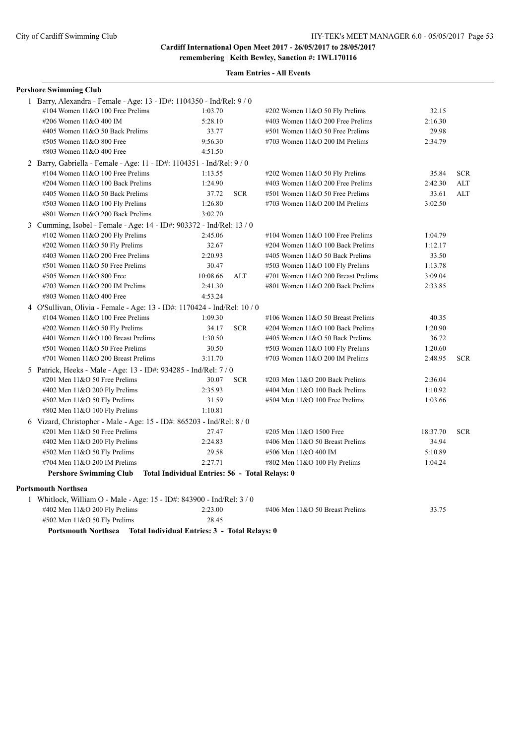**Cardiff International Open Meet 2017 - 26/05/2017 to 28/05/2017**
**remembering | Keith Bewley, Sanction #: 1WL170116**

**Team Entries - All Events**

## Pershore Swimming Club

1 Barry, Alexandra - Female - Age: 13 - ID#: 1104350 - Ind/Rel: 9 / 0

| Event | Time | | Event | Time | |
|---|---|---|---|---|---|
| #104 Women 11&O 100 Free Prelims | 1:03.70 | | #202 Women 11&O 50 Fly Prelims | 32.15 | |
| #206 Women 11&O 400 IM | 5:28.10 | | #403 Women 11&O 200 Free Prelims | 2:16.30 | |
| #405 Women 11&O 50 Back Prelims | 33.77 | | #501 Women 11&O 50 Free Prelims | 29.98 | |
| #505 Women 11&O 800 Free | 9:56.30 | | #703 Women 11&O 200 IM Prelims | 2:34.79 | |
| #803 Women 11&O 400 Free | 4:51.50 | | | | |

2 Barry, Gabriella - Female - Age: 11 - ID#: 1104351 - Ind/Rel: 9 / 0

| Event | Time | | Event | Time | |
|---|---|---|---|---|---|
| #104 Women 11&O 100 Free Prelims | 1:13.55 | | #202 Women 11&O 50 Fly Prelims | 35.84 | SCR |
| #204 Women 11&O 100 Back Prelims | 1:24.90 | | #403 Women 11&O 200 Free Prelims | 2:42.30 | ALT |
| #405 Women 11&O 50 Back Prelims | 37.72 | SCR | #501 Women 11&O 50 Free Prelims | 33.61 | ALT |
| #503 Women 11&O 100 Fly Prelims | 1:26.80 | | #703 Women 11&O 200 IM Prelims | 3:02.50 | |
| #801 Women 11&O 200 Back Prelims | 3:02.70 | | | | |

3 Cumming, Isobel - Female - Age: 14 - ID#: 903372 - Ind/Rel: 13 / 0

| Event | Time | | Event | Time | |
|---|---|---|---|---|---|
| #102 Women 11&O 200 Fly Prelims | 2:45.06 | | #104 Women 11&O 100 Free Prelims | 1:04.79 | |
| #202 Women 11&O 50 Fly Prelims | 32.67 | | #204 Women 11&O 100 Back Prelims | 1:12.17 | |
| #403 Women 11&O 200 Free Prelims | 2:20.93 | | #405 Women 11&O 50 Back Prelims | 33.50 | |
| #501 Women 11&O 50 Free Prelims | 30.47 | | #503 Women 11&O 100 Fly Prelims | 1:13.78 | |
| #505 Women 11&O 800 Free | 10:08.66 | ALT | #701 Women 11&O 200 Breast Prelims | 3:09.04 | |
| #703 Women 11&O 200 IM Prelims | 2:41.30 | | #801 Women 11&O 200 Back Prelims | 2:33.85 | |
| #803 Women 11&O 400 Free | 4:53.24 | | | | |

4 O'Sullivan, Olivia - Female - Age: 13 - ID#: 1170424 - Ind/Rel: 10 / 0

| Event | Time | | Event | Time | |
|---|---|---|---|---|---|
| #104 Women 11&O 100 Free Prelims | 1:09.30 | | #106 Women 11&O 50 Breast Prelims | 40.35 | |
| #202 Women 11&O 50 Fly Prelims | 34.17 | SCR | #204 Women 11&O 100 Back Prelims | 1:20.90 | |
| #401 Women 11&O 100 Breast Prelims | 1:30.50 | | #405 Women 11&O 50 Back Prelims | 36.72 | |
| #501 Women 11&O 50 Free Prelims | 30.50 | | #503 Women 11&O 100 Fly Prelims | 1:20.60 | |
| #701 Women 11&O 200 Breast Prelims | 3:11.70 | | #703 Women 11&O 200 IM Prelims | 2:48.95 | SCR |

5 Patrick, Heeks - Male - Age: 13 - ID#: 934285 - Ind/Rel: 7 / 0

| Event | Time | | Event | Time | |
|---|---|---|---|---|---|
| #201 Men 11&O 50 Free Prelims | 30.07 | SCR | #203 Men 11&O 200 Back Prelims | 2:36.04 | |
| #402 Men 11&O 200 Fly Prelims | 2:35.93 | | #404 Men 11&O 100 Back Prelims | 1:10.92 | |
| #502 Men 11&O 50 Fly Prelims | 31.59 | | #504 Men 11&O 100 Free Prelims | 1:03.66 | |
| #802 Men 11&O 100 Fly Prelims | 1:10.81 | | | | |

6 Vizard, Christopher - Male - Age: 15 - ID#: 865203 - Ind/Rel: 8 / 0

| Event | Time | | Event | Time | |
|---|---|---|---|---|---|
| #201 Men 11&O 50 Free Prelims | 27.47 | | #205 Men 11&O 1500 Free | 18:37.70 | SCR |
| #402 Men 11&O 200 Fly Prelims | 2:24.83 | | #406 Men 11&O 50 Breast Prelims | 34.94 | |
| #502 Men 11&O 50 Fly Prelims | 29.58 | | #506 Men 11&O 400 IM | 5:10.89 | |
| #704 Men 11&O 200 IM Prelims | 2:27.71 | | #802 Men 11&O 100 Fly Prelims | 1:04.24 | |

**Pershore Swimming Club Total Individual Entries: 56 - Total Relays: 0**

## Portsmouth Northsea

1 Whitlock, William O - Male - Age: 15 - ID#: 843900 - Ind/Rel: 3 / 0

| Event | Time | | Event | Time | |
|---|---|---|---|---|---|
| #402 Men 11&O 200 Fly Prelims | 2:23.00 | | #406 Men 11&O 50 Breast Prelims | 33.75 | |
| #502 Men 11&O 50 Fly Prelims | 28.45 | | | | |

**Portsmouth Northsea Total Individual Entries: 3 - Total Relays: 0**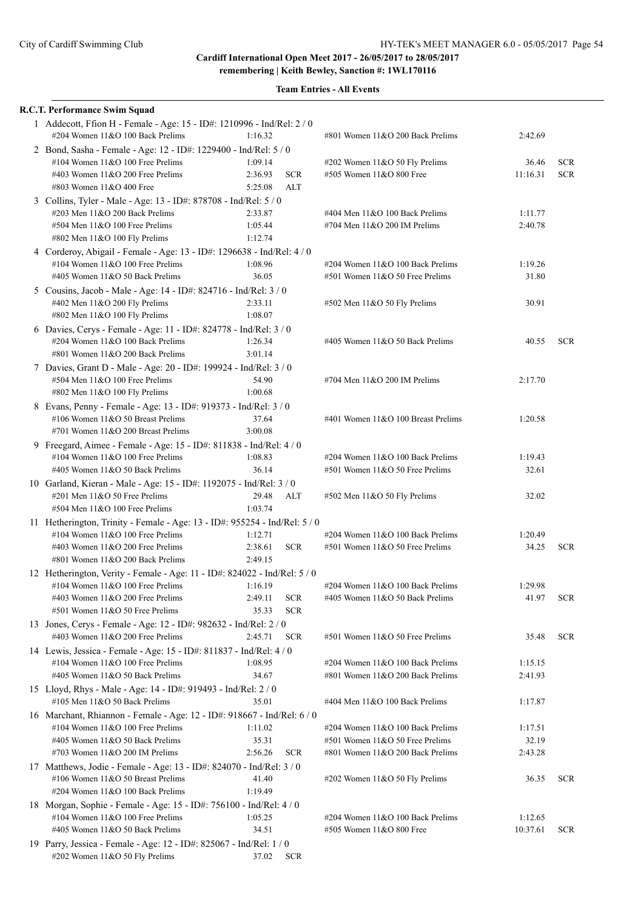City of Cardiff Swimming Club

**Cardiff International Open Meet 2017 - 26/05/2017 to 28/05/2017**
**remembering | Keith Bewley, Sanction #: 1WL170116**

**Team Entries - All Events**

**R.C.T. Performance Swim Squad**

1 Addecott, Ffion H - Female - Age: 15 - ID#: 1210996 - Ind/Rel: 2 / 0

| Event | Time | | Event | Time | |
|---|---|---|---|---|---|
| #204 Women 11&O 100 Back Prelims | 1:16.32 | | #801 Women 11&O 200 Back Prelims | 2:42.69 | |

2 Bond, Sasha - Female - Age: 12 - ID#: 1229400 - Ind/Rel: 5 / 0

| Event | Time | | Event | Time | |
|---|---|---|---|---|---|
| #104 Women 11&O 100 Free Prelims | 1:09.14 | | #202 Women 11&O 50 Fly Prelims | 36.46 | SCR |
| #403 Women 11&O 200 Free Prelims | 2:36.93 | SCR | #505 Women 11&O 800 Free | 11:16.31 | SCR |
| #803 Women 11&O 400 Free | 5:25.08 | ALT | | | |

3 Collins, Tyler - Male - Age: 13 - ID#: 878708 - Ind/Rel: 5 / 0

| Event | Time | | Event | Time | |
|---|---|---|---|---|---|
| #203 Men 11&O 200 Back Prelims | 2:33.87 | | #404 Men 11&O 100 Back Prelims | 1:11.77 | |
| #504 Men 11&O 100 Free Prelims | 1:05.44 | | #704 Men 11&O 200 IM Prelims | 2:40.78 | |
| #802 Men 11&O 100 Fly Prelims | 1:12.74 | | | | |

4 Corderoy, Abigail - Female - Age: 13 - ID#: 1296638 - Ind/Rel: 4 / 0

| Event | Time | | Event | Time | |
|---|---|---|---|---|---|
| #104 Women 11&O 100 Free Prelims | 1:08.96 | | #204 Women 11&O 100 Back Prelims | 1:19.26 | |
| #405 Women 11&O 50 Back Prelims | 36.05 | | #501 Women 11&O 50 Free Prelims | 31.80 | |

5 Cousins, Jacob - Male - Age: 14 - ID#: 824716 - Ind/Rel: 3 / 0

| Event | Time | | Event | Time | |
|---|---|---|---|---|---|
| #402 Men 11&O 200 Fly Prelims | 2:33.11 | | #502 Men 11&O 50 Fly Prelims | 30.91 | |
| #802 Men 11&O 100 Fly Prelims | 1:08.07 | | | | |

6 Davies, Cerys - Female - Age: 11 - ID#: 824778 - Ind/Rel: 3 / 0

| Event | Time | | Event | Time | |
|---|---|---|---|---|---|
| #204 Women 11&O 100 Back Prelims | 1:26.34 | | #405 Women 11&O 50 Back Prelims | 40.55 | SCR |
| #801 Women 11&O 200 Back Prelims | 3:01.14 | | | | |

7 Davies, Grant D - Male - Age: 20 - ID#: 199924 - Ind/Rel: 3 / 0

| Event | Time | | Event | Time | |
|---|---|---|---|---|---|
| #504 Men 11&O 100 Free Prelims | 54.90 | | #704 Men 11&O 200 IM Prelims | 2:17.70 | |
| #802 Men 11&O 100 Fly Prelims | 1:00.68 | | | | |

8 Evans, Penny - Female - Age: 13 - ID#: 919373 - Ind/Rel: 3 / 0

| Event | Time | | Event | Time | |
|---|---|---|---|---|---|
| #106 Women 11&O 50 Breast Prelims | 37.64 | | #401 Women 11&O 100 Breast Prelims | 1:20.58 | |
| #701 Women 11&O 200 Breast Prelims | 3:00.08 | | | | |

9 Freegard, Aimee - Female - Age: 15 - ID#: 811838 - Ind/Rel: 4 / 0

| Event | Time | | Event | Time | |
|---|---|---|---|---|---|
| #104 Women 11&O 100 Free Prelims | 1:08.83 | | #204 Women 11&O 100 Back Prelims | 1:19.43 | |
| #405 Women 11&O 50 Back Prelims | 36.14 | | #501 Women 11&O 50 Free Prelims | 32.61 | |

10 Garland, Kieran - Male - Age: 15 - ID#: 1192075 - Ind/Rel: 3 / 0

| Event | Time | | Event | Time | |
|---|---|---|---|---|---|
| #201 Men 11&O 50 Free Prelims | 29.48 | ALT | #502 Men 11&O 50 Fly Prelims | 32.02 | |
| #504 Men 11&O 100 Free Prelims | 1:03.74 | | | | |

11 Hetherington, Trinity - Female - Age: 13 - ID#: 955254 - Ind/Rel: 5 / 0

| Event | Time | | Event | Time | |
|---|---|---|---|---|---|
| #104 Women 11&O 100 Free Prelims | 1:12.71 | | #204 Women 11&O 100 Back Prelims | 1:20.49 | |
| #403 Women 11&O 200 Free Prelims | 2:38.61 | SCR | #501 Women 11&O 50 Free Prelims | 34.25 | SCR |
| #801 Women 11&O 200 Back Prelims | 2:49.15 | | | | |

12 Hetherington, Verity - Female - Age: 11 - ID#: 824022 - Ind/Rel: 5 / 0

| Event | Time | | Event | Time | |
|---|---|---|---|---|---|
| #104 Women 11&O 100 Free Prelims | 1:16.19 | | #204 Women 11&O 100 Back Prelims | 1:29.98 | |
| #403 Women 11&O 200 Free Prelims | 2:49.11 | SCR | #405 Women 11&O 50 Back Prelims | 41.97 | SCR |
| #501 Women 11&O 50 Free Prelims | 35.33 | SCR | | | |

13 Jones, Cerys - Female - Age: 12 - ID#: 982632 - Ind/Rel: 2 / 0

| Event | Time | | Event | Time | |
|---|---|---|---|---|---|
| #403 Women 11&O 200 Free Prelims | 2:45.71 | SCR | #501 Women 11&O 50 Free Prelims | 35.48 | SCR |

14 Lewis, Jessica - Female - Age: 15 - ID#: 811837 - Ind/Rel: 4 / 0

| Event | Time | | Event | Time | |
|---|---|---|---|---|---|
| #104 Women 11&O 100 Free Prelims | 1:08.95 | | #204 Women 11&O 100 Back Prelims | 1:15.15 | |
| #405 Women 11&O 50 Back Prelims | 34.67 | | #801 Women 11&O 200 Back Prelims | 2:41.93 | |

15 Lloyd, Rhys - Male - Age: 14 - ID#: 919493 - Ind/Rel: 2 / 0

| Event | Time | | Event | Time | |
|---|---|---|---|---|---|
| #105 Men 11&O 50 Back Prelims | 35.01 | | #404 Men 11&O 100 Back Prelims | 1:17.87 | |

16 Marchant, Rhiannon - Female - Age: 12 - ID#: 918667 - Ind/Rel: 6 / 0

| Event | Time | | Event | Time | |
|---|---|---|---|---|---|
| #104 Women 11&O 100 Free Prelims | 1:11.02 | | #204 Women 11&O 100 Back Prelims | 1:17.51 | |
| #405 Women 11&O 50 Back Prelims | 35.31 | | #501 Women 11&O 50 Free Prelims | 32.19 | |
| #703 Women 11&O 200 IM Prelims | 2:56.26 | SCR | #801 Women 11&O 200 Back Prelims | 2:43.28 | |

17 Matthews, Jodie - Female - Age: 13 - ID#: 824070 - Ind/Rel: 3 / 0

| Event | Time | | Event | Time | |
|---|---|---|---|---|---|
| #106 Women 11&O 50 Breast Prelims | 41.40 | | #202 Women 11&O 50 Fly Prelims | 36.35 | SCR |
| #204 Women 11&O 100 Back Prelims | 1:19.49 | | | | |

18 Morgan, Sophie - Female - Age: 15 - ID#: 756100 - Ind/Rel: 4 / 0

| Event | Time | | Event | Time | |
|---|---|---|---|---|---|
| #104 Women 11&O 100 Free Prelims | 1:05.25 | | #204 Women 11&O 100 Back Prelims | 1:12.65 | |
| #405 Women 11&O 50 Back Prelims | 34.51 | | #505 Women 11&O 800 Free | 10:37.61 | SCR |

19 Parry, Jessica - Female - Age: 12 - ID#: 825067 - Ind/Rel: 1 / 0

| Event | Time | |
|---|---|---|
| #202 Women 11&O 50 Fly Prelims | 37.02 | SCR |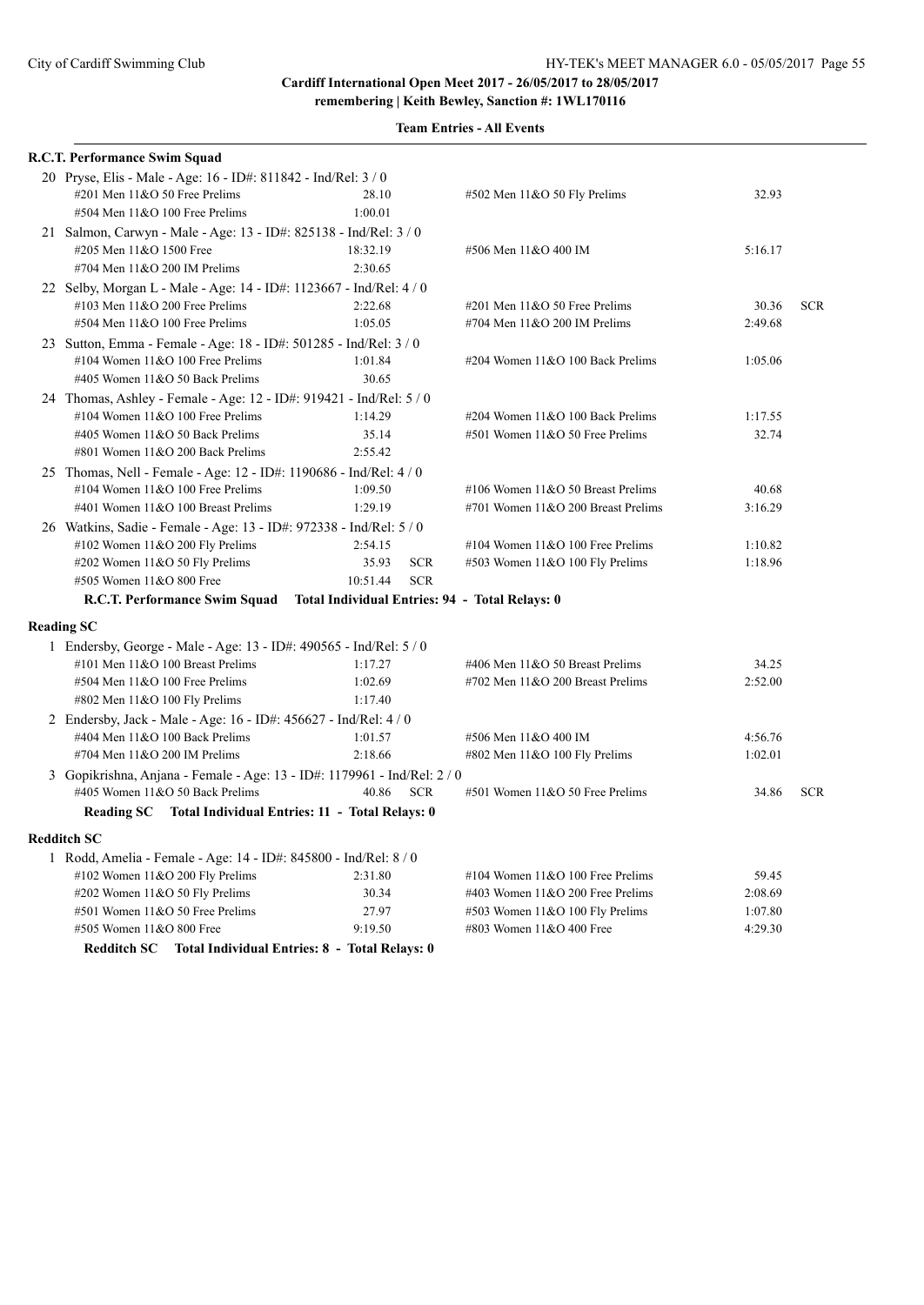**Cardiff International Open Meet 2017 - 26/05/2017 to 28/05/2017**
**remembering | Keith Bewley, Sanction #: 1WL170116**

**Team Entries - All Events**

**R.C.T. Performance Swim Squad**

20 Pryse, Elis - Male - Age: 16 - ID#: 811842 - Ind/Rel: 3 / 0

| Event | Time | | Event | Time | |
|---|---|---|---|---|---|
| #201 Men 11&O 50 Free Prelims | 28.10 | | #502 Men 11&O 50 Fly Prelims | 32.93 | |
| #504 Men 11&O 100 Free Prelims | 1:00.01 | | | | |

21 Salmon, Carwyn - Male - Age: 13 - ID#: 825138 - Ind/Rel: 3 / 0

| Event | Time | | Event | Time | |
|---|---|---|---|---|---|
| #205 Men 11&O 1500 Free | 18:32.19 | | #506 Men 11&O 400 IM | 5:16.17 | |
| #704 Men 11&O 200 IM Prelims | 2:30.65 | | | | |

22 Selby, Morgan L - Male - Age: 14 - ID#: 1123667 - Ind/Rel: 4 / 0

| Event | Time | | Event | Time | |
|---|---|---|---|---|---|
| #103 Men 11&O 200 Free Prelims | 2:22.68 | | #201 Men 11&O 50 Free Prelims | 30.36 | SCR |
| #504 Men 11&O 100 Free Prelims | 1:05.05 | | #704 Men 11&O 200 IM Prelims | 2:49.68 | |

23 Sutton, Emma - Female - Age: 18 - ID#: 501285 - Ind/Rel: 3 / 0

| Event | Time | | Event | Time | |
|---|---|---|---|---|---|
| #104 Women 11&O 100 Free Prelims | 1:01.84 | | #204 Women 11&O 100 Back Prelims | 1:05.06 | |
| #405 Women 11&O 50 Back Prelims | 30.65 | | | | |

24 Thomas, Ashley - Female - Age: 12 - ID#: 919421 - Ind/Rel: 5 / 0

| Event | Time | | Event | Time | |
|---|---|---|---|---|---|
| #104 Women 11&O 100 Free Prelims | 1:14.29 | | #204 Women 11&O 100 Back Prelims | 1:17.55 | |
| #405 Women 11&O 50 Back Prelims | 35.14 | | #501 Women 11&O 50 Free Prelims | 32.74 | |
| #801 Women 11&O 200 Back Prelims | 2:55.42 | | | | |

25 Thomas, Nell - Female - Age: 12 - ID#: 1190686 - Ind/Rel: 4 / 0

| Event | Time | | Event | Time | |
|---|---|---|---|---|---|
| #104 Women 11&O 100 Free Prelims | 1:09.50 | | #106 Women 11&O 50 Breast Prelims | 40.68 | |
| #401 Women 11&O 100 Breast Prelims | 1:29.19 | | #701 Women 11&O 200 Breast Prelims | 3:16.29 | |

26 Watkins, Sadie - Female - Age: 13 - ID#: 972338 - Ind/Rel: 5 / 0

| Event | Time | | Event | Time | |
|---|---|---|---|---|---|
| #102 Women 11&O 200 Fly Prelims | 2:54.15 | | #104 Women 11&O 100 Free Prelims | 1:10.82 | |
| #202 Women 11&O 50 Fly Prelims | 35.93 | SCR | #503 Women 11&O 100 Fly Prelims | 1:18.96 | |
| #505 Women 11&O 800 Free | 10:51.44 | SCR | | | |

**R.C.T. Performance Swim Squad Total Individual Entries: 94 - Total Relays: 0**

**Reading SC**

1 Endersby, George - Male - Age: 13 - ID#: 490565 - Ind/Rel: 5 / 0

| Event | Time | | Event | Time | |
|---|---|---|---|---|---|
| #101 Men 11&O 100 Breast Prelims | 1:17.27 | | #406 Men 11&O 50 Breast Prelims | 34.25 | |
| #504 Men 11&O 100 Free Prelims | 1:02.69 | | #702 Men 11&O 200 Breast Prelims | 2:52.00 | |
| #802 Men 11&O 100 Fly Prelims | 1:17.40 | | | | |

2 Endersby, Jack - Male - Age: 16 - ID#: 456627 - Ind/Rel: 4 / 0

| Event | Time | | Event | Time | |
|---|---|---|---|---|---|
| #404 Men 11&O 100 Back Prelims | 1:01.57 | | #506 Men 11&O 400 IM | 4:56.76 | |
| #704 Men 11&O 200 IM Prelims | 2:18.66 | | #802 Men 11&O 100 Fly Prelims | 1:02.01 | |

3 Gopikrishna, Anjana - Female - Age: 13 - ID#: 1179961 - Ind/Rel: 2 / 0

| Event | Time | | Event | Time | |
|---|---|---|---|---|---|
| #405 Women 11&O 50 Back Prelims | 40.86 | SCR | #501 Women 11&O 50 Free Prelims | 34.86 | SCR |

**Reading SC Total Individual Entries: 11 - Total Relays: 0**

**Redditch SC**

1 Rodd, Amelia - Female - Age: 14 - ID#: 845800 - Ind/Rel: 8 / 0

| Event | Time | | Event | Time | |
|---|---|---|---|---|---|
| #102 Women 11&O 200 Fly Prelims | 2:31.80 | | #104 Women 11&O 100 Free Prelims | 59.45 | |
| #202 Women 11&O 50 Fly Prelims | 30.34 | | #403 Women 11&O 200 Free Prelims | 2:08.69 | |
| #501 Women 11&O 50 Free Prelims | 27.97 | | #503 Women 11&O 100 Fly Prelims | 1:07.80 | |
| #505 Women 11&O 800 Free | 9:19.50 | | #803 Women 11&O 400 Free | 4:29.30 | |

**Redditch SC Total Individual Entries: 8 - Total Relays: 0**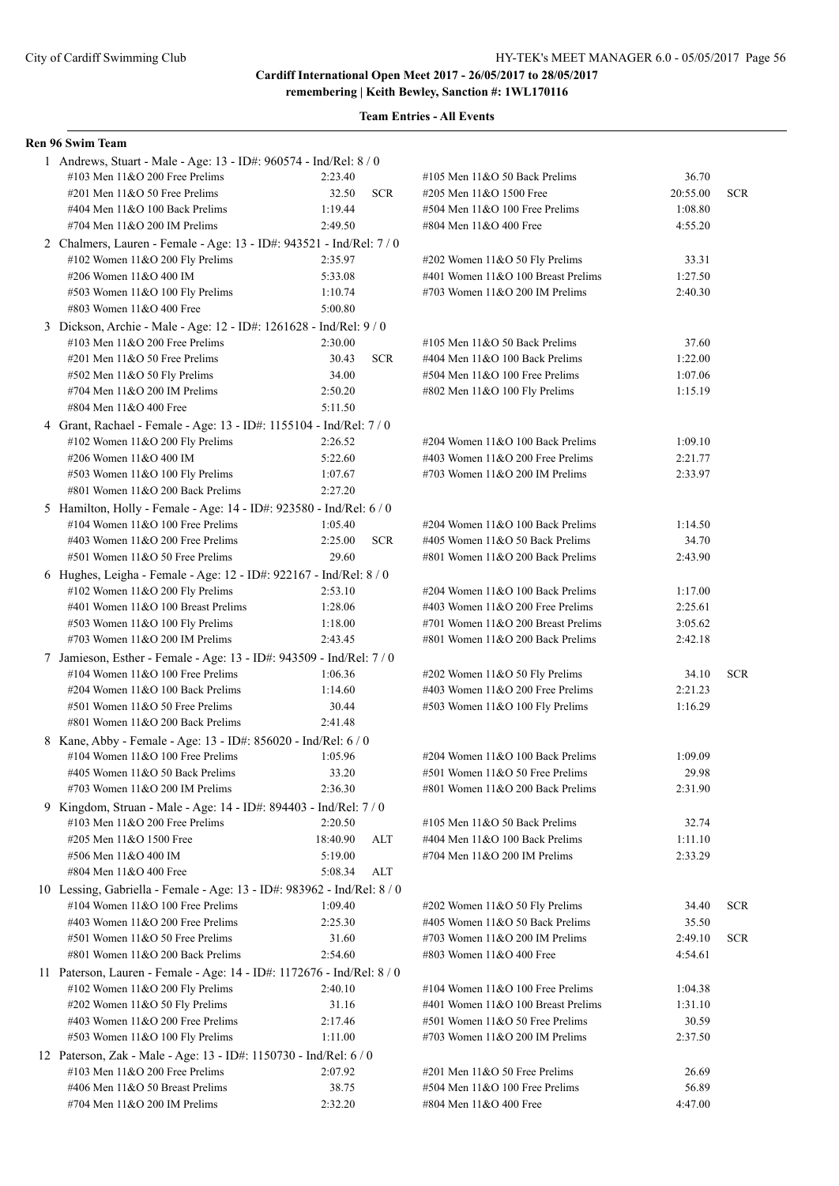**Cardiff International Open Meet 2017 - 26/05/2017 to 28/05/2017**
**remembering | Keith Bewley, Sanction #: 1WL170116**

**Team Entries - All Events**

**Ren 96 Swim Team**

1 Andrews, Stuart - Male - Age: 13 - ID#: 960574 - Ind/Rel: 8 / 0

| Event | Time | | Event | Time | |
|---|---|---|---|---|---|
| #103 Men 11&O 200 Free Prelims | 2:23.40 | | #105 Men 11&O 50 Back Prelims | 36.70 | |
| #201 Men 11&O 50 Free Prelims | 32.50 | SCR | #205 Men 11&O 1500 Free | 20:55.00 | SCR |
| #404 Men 11&O 100 Back Prelims | 1:19.44 | | #504 Men 11&O 100 Free Prelims | 1:08.80 | |
| #704 Men 11&O 200 IM Prelims | 2:49.50 | | #804 Men 11&O 400 Free | 4:55.20 | |

2 Chalmers, Lauren - Female - Age: 13 - ID#: 943521 - Ind/Rel: 7 / 0

| Event | Time | | Event | Time | |
|---|---|---|---|---|---|
| #102 Women 11&O 200 Fly Prelims | 2:35.97 | | #202 Women 11&O 50 Fly Prelims | 33.31 | |
| #206 Women 11&O 400 IM | 5:33.08 | | #401 Women 11&O 100 Breast Prelims | 1:27.50 | |
| #503 Women 11&O 100 Fly Prelims | 1:10.74 | | #703 Women 11&O 200 IM Prelims | 2:40.30 | |
| #803 Women 11&O 400 Free | 5:00.80 | | | | |

3 Dickson, Archie - Male - Age: 12 - ID#: 1261628 - Ind/Rel: 9 / 0

| Event | Time | | Event | Time | |
|---|---|---|---|---|---|
| #103 Men 11&O 200 Free Prelims | 2:30.00 | | #105 Men 11&O 50 Back Prelims | 37.60 | |
| #201 Men 11&O 50 Free Prelims | 30.43 | SCR | #404 Men 11&O 100 Back Prelims | 1:22.00 | |
| #502 Men 11&O 50 Fly Prelims | 34.00 | | #504 Men 11&O 100 Free Prelims | 1:07.06 | |
| #704 Men 11&O 200 IM Prelims | 2:50.20 | | #802 Men 11&O 100 Fly Prelims | 1:15.19 | |
| #804 Men 11&O 400 Free | 5:11.50 | | | | |

4 Grant, Rachael - Female - Age: 13 - ID#: 1155104 - Ind/Rel: 7 / 0

| Event | Time | | Event | Time | |
|---|---|---|---|---|---|
| #102 Women 11&O 200 Fly Prelims | 2:26.52 | | #204 Women 11&O 100 Back Prelims | 1:09.10 | |
| #206 Women 11&O 400 IM | 5:22.60 | | #403 Women 11&O 200 Free Prelims | 2:21.77 | |
| #503 Women 11&O 100 Fly Prelims | 1:07.67 | | #703 Women 11&O 200 IM Prelims | 2:33.97 | |
| #801 Women 11&O 200 Back Prelims | 2:27.20 | | | | |

5 Hamilton, Holly - Female - Age: 14 - ID#: 923580 - Ind/Rel: 6 / 0

| Event | Time | | Event | Time | |
|---|---|---|---|---|---|
| #104 Women 11&O 100 Free Prelims | 1:05.40 | | #204 Women 11&O 100 Back Prelims | 1:14.50 | |
| #403 Women 11&O 200 Free Prelims | 2:25.00 | SCR | #405 Women 11&O 50 Back Prelims | 34.70 | |
| #501 Women 11&O 50 Free Prelims | 29.60 | | #801 Women 11&O 200 Back Prelims | 2:43.90 | |

6 Hughes, Leigha - Female - Age: 12 - ID#: 922167 - Ind/Rel: 8 / 0

| Event | Time | | Event | Time | |
|---|---|---|---|---|---|
| #102 Women 11&O 200 Fly Prelims | 2:53.10 | | #204 Women 11&O 100 Back Prelims | 1:17.00 | |
| #401 Women 11&O 100 Breast Prelims | 1:28.06 | | #403 Women 11&O 200 Free Prelims | 2:25.61 | |
| #503 Women 11&O 100 Fly Prelims | 1:18.00 | | #701 Women 11&O 200 Breast Prelims | 3:05.62 | |
| #703 Women 11&O 200 IM Prelims | 2:43.45 | | #801 Women 11&O 200 Back Prelims | 2:42.18 | |

7 Jamieson, Esther - Female - Age: 13 - ID#: 943509 - Ind/Rel: 7 / 0

| Event | Time | | Event | Time | |
|---|---|---|---|---|---|
| #104 Women 11&O 100 Free Prelims | 1:06.36 | | #202 Women 11&O 50 Fly Prelims | 34.10 | SCR |
| #204 Women 11&O 100 Back Prelims | 1:14.60 | | #403 Women 11&O 200 Free Prelims | 2:21.23 | |
| #501 Women 11&O 50 Free Prelims | 30.44 | | #503 Women 11&O 100 Fly Prelims | 1:16.29 | |
| #801 Women 11&O 200 Back Prelims | 2:41.48 | | | | |

8 Kane, Abby - Female - Age: 13 - ID#: 856020 - Ind/Rel: 6 / 0

| Event | Time | | Event | Time | |
|---|---|---|---|---|---|
| #104 Women 11&O 100 Free Prelims | 1:05.96 | | #204 Women 11&O 100 Back Prelims | 1:09.09 | |
| #405 Women 11&O 50 Back Prelims | 33.20 | | #501 Women 11&O 50 Free Prelims | 29.98 | |
| #703 Women 11&O 200 IM Prelims | 2:36.30 | | #801 Women 11&O 200 Back Prelims | 2:31.90 | |

9 Kingdom, Struan - Male - Age: 14 - ID#: 894403 - Ind/Rel: 7 / 0

| Event | Time | | Event | Time | |
|---|---|---|---|---|---|
| #103 Men 11&O 200 Free Prelims | 2:20.50 | | #105 Men 11&O 50 Back Prelims | 32.74 | |
| #205 Men 11&O 1500 Free | 18:40.90 | ALT | #404 Men 11&O 100 Back Prelims | 1:11.10 | |
| #506 Men 11&O 400 IM | 5:19.00 | | #704 Men 11&O 200 IM Prelims | 2:33.29 | |
| #804 Men 11&O 400 Free | 5:08.34 | ALT | | | |

10 Lessing, Gabriella - Female - Age: 13 - ID#: 983962 - Ind/Rel: 8 / 0

| Event | Time | | Event | Time | |
|---|---|---|---|---|---|
| #104 Women 11&O 100 Free Prelims | 1:09.40 | | #202 Women 11&O 50 Fly Prelims | 34.40 | SCR |
| #403 Women 11&O 200 Free Prelims | 2:25.30 | | #405 Women 11&O 50 Back Prelims | 35.50 | |
| #501 Women 11&O 50 Free Prelims | 31.60 | | #703 Women 11&O 200 IM Prelims | 2:49.10 | SCR |
| #801 Women 11&O 200 Back Prelims | 2:54.60 | | #803 Women 11&O 400 Free | 4:54.61 | |

11 Paterson, Lauren - Female - Age: 14 - ID#: 1172676 - Ind/Rel: 8 / 0

| Event | Time | | Event | Time | |
|---|---|---|---|---|---|
| #102 Women 11&O 200 Fly Prelims | 2:40.10 | | #104 Women 11&O 100 Free Prelims | 1:04.38 | |
| #202 Women 11&O 50 Fly Prelims | 31.16 | | #401 Women 11&O 100 Breast Prelims | 1:31.10 | |
| #403 Women 11&O 200 Free Prelims | 2:17.46 | | #501 Women 11&O 50 Free Prelims | 30.59 | |
| #503 Women 11&O 100 Fly Prelims | 1:11.00 | | #703 Women 11&O 200 IM Prelims | 2:37.50 | |

12 Paterson, Zak - Male - Age: 13 - ID#: 1150730 - Ind/Rel: 6 / 0

| Event | Time | | Event | Time | |
|---|---|---|---|---|---|
| #103 Men 11&O 200 Free Prelims | 2:07.92 | | #201 Men 11&O 50 Free Prelims | 26.69 | |
| #406 Men 11&O 50 Breast Prelims | 38.75 | | #504 Men 11&O 100 Free Prelims | 56.89 | |
| #704 Men 11&O 200 IM Prelims | 2:32.20 | | #804 Men 11&O 400 Free | 4:47.00 | |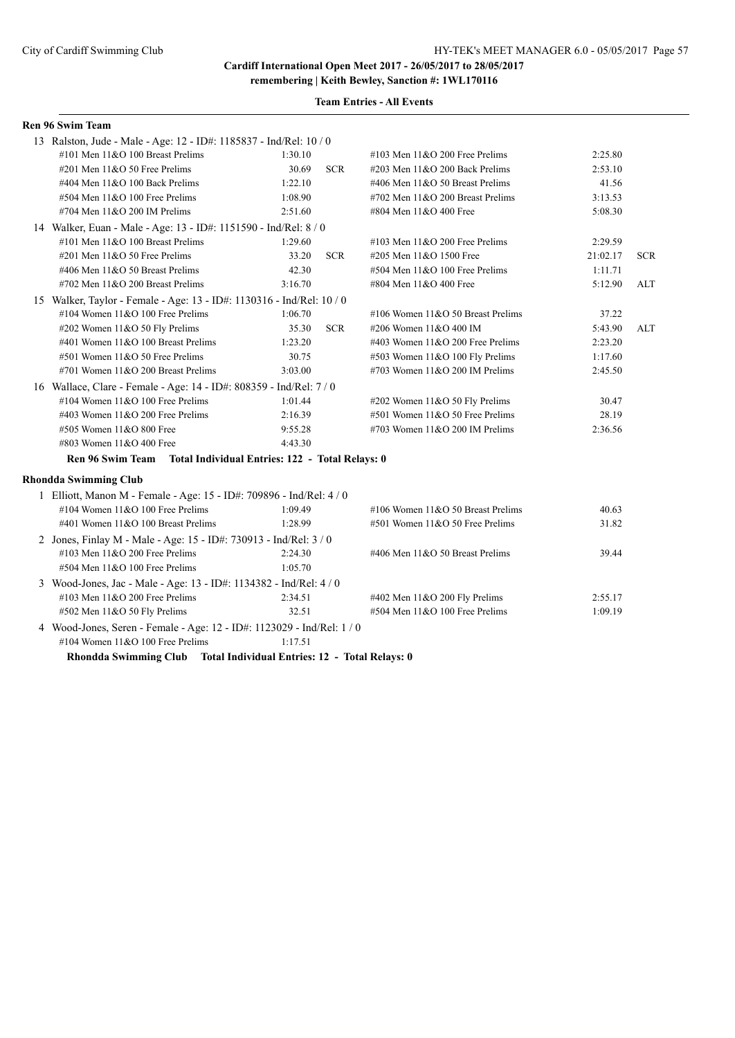**Cardiff International Open Meet 2017 - 26/05/2017 to 28/05/2017**
**remembering | Keith Bewley, Sanction #: 1WL170116**

**Team Entries - All Events**

### Ren 96 Swim Team

13 Ralston, Jude - Male - Age: 12 - ID#: 1185837 - Ind/Rel: 10 / 0

| Event | Time | | Event | Time | |
|---|---|---|---|---|---|
| #101 Men 11&O 100 Breast Prelims | 1:30.10 | | #103 Men 11&O 200 Free Prelims | 2:25.80 | |
| #201 Men 11&O 50 Free Prelims | 30.69 | SCR | #203 Men 11&O 200 Back Prelims | 2:53.10 | |
| #404 Men 11&O 100 Back Prelims | 1:22.10 | | #406 Men 11&O 50 Breast Prelims | 41.56 | |
| #504 Men 11&O 100 Free Prelims | 1:08.90 | | #702 Men 11&O 200 Breast Prelims | 3:13.53 | |
| #704 Men 11&O 200 IM Prelims | 2:51.60 | | #804 Men 11&O 400 Free | 5:08.30 | |

14 Walker, Euan - Male - Age: 13 - ID#: 1151590 - Ind/Rel: 8 / 0

| Event | Time | | Event | Time | |
|---|---|---|---|---|---|
| #101 Men 11&O 100 Breast Prelims | 1:29.60 | | #103 Men 11&O 200 Free Prelims | 2:29.59 | |
| #201 Men 11&O 50 Free Prelims | 33.20 | SCR | #205 Men 11&O 1500 Free | 21:02.17 | SCR |
| #406 Men 11&O 50 Breast Prelims | 42.30 | | #504 Men 11&O 100 Free Prelims | 1:11.71 | |
| #702 Men 11&O 200 Breast Prelims | 3:16.70 | | #804 Men 11&O 400 Free | 5:12.90 | ALT |

15 Walker, Taylor - Female - Age: 13 - ID#: 1130316 - Ind/Rel: 10 / 0

| Event | Time | | Event | Time | |
|---|---|---|---|---|---|
| #104 Women 11&O 100 Free Prelims | 1:06.70 | | #106 Women 11&O 50 Breast Prelims | 37.22 | |
| #202 Women 11&O 50 Fly Prelims | 35.30 | SCR | #206 Women 11&O 400 IM | 5:43.90 | ALT |
| #401 Women 11&O 100 Breast Prelims | 1:23.20 | | #403 Women 11&O 200 Free Prelims | 2:23.20 | |
| #501 Women 11&O 50 Free Prelims | 30.75 | | #503 Women 11&O 100 Fly Prelims | 1:17.60 | |
| #701 Women 11&O 200 Breast Prelims | 3:03.00 | | #703 Women 11&O 200 IM Prelims | 2:45.50 | |

16 Wallace, Clare - Female - Age: 14 - ID#: 808359 - Ind/Rel: 7 / 0

| Event | Time | | Event | Time | |
|---|---|---|---|---|---|
| #104 Women 11&O 100 Free Prelims | 1:01.44 | | #202 Women 11&O 50 Fly Prelims | 30.47 | |
| #403 Women 11&O 200 Free Prelims | 2:16.39 | | #501 Women 11&O 50 Free Prelims | 28.19 | |
| #505 Women 11&O 800 Free | 9:55.28 | | #703 Women 11&O 200 IM Prelims | 2:36.56 | |
| #803 Women 11&O 400 Free | 4:43.30 | | | | |

**Ren 96 Swim Team Total Individual Entries: 122 - Total Relays: 0**

### Rhondda Swimming Club

1 Elliott, Manon M - Female - Age: 15 - ID#: 709896 - Ind/Rel: 4 / 0

| Event | Time | Event | Time |
|---|---|---|---|
| #104 Women 11&O 100 Free Prelims | 1:09.49 | #106 Women 11&O 50 Breast Prelims | 40.63 |
| #401 Women 11&O 100 Breast Prelims | 1:28.99 | #501 Women 11&O 50 Free Prelims | 31.82 |

2 Jones, Finlay M - Male - Age: 15 - ID#: 730913 - Ind/Rel: 3 / 0

| Event | Time | Event | Time |
|---|---|---|---|
| #103 Men 11&O 200 Free Prelims | 2:24.30 | #406 Men 11&O 50 Breast Prelims | 39.44 |
| #504 Men 11&O 100 Free Prelims | 1:05.70 | | |

3 Wood-Jones, Jac - Male - Age: 13 - ID#: 1134382 - Ind/Rel: 4 / 0

| Event | Time | Event | Time |
|---|---|---|---|
| #103 Men 11&O 200 Free Prelims | 2:34.51 | #402 Men 11&O 200 Fly Prelims | 2:55.17 |
| #502 Men 11&O 50 Fly Prelims | 32.51 | #504 Men 11&O 100 Free Prelims | 1:09.19 |

4 Wood-Jones, Seren - Female - Age: 12 - ID#: 1123029 - Ind/Rel: 1 / 0

| Event | Time |
|---|---|
| #104 Women 11&O 100 Free Prelims | 1:17.51 |

**Rhondda Swimming Club Total Individual Entries: 12 - Total Relays: 0**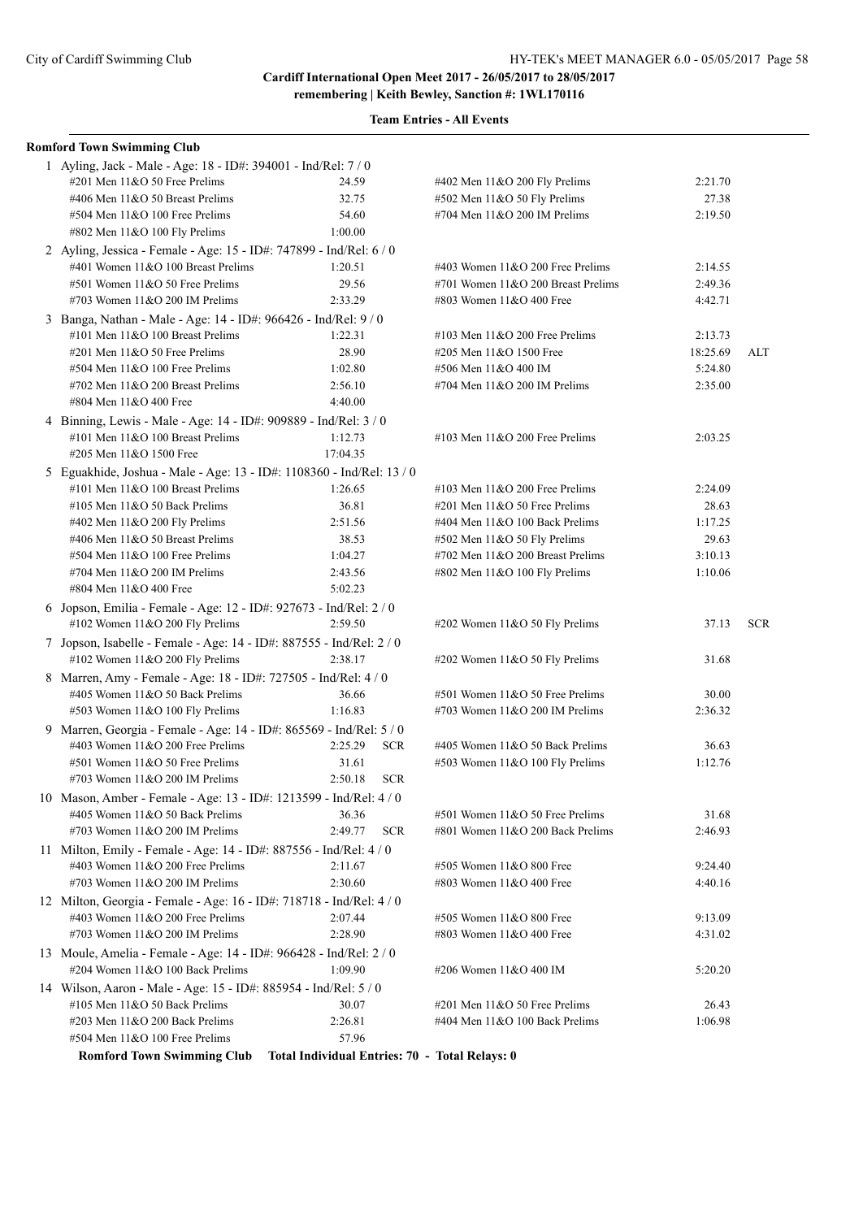**Cardiff International Open Meet 2017 - 26/05/2017 to 28/05/2017**
**remembering | Keith Bewley, Sanction #: 1WL170116**

**Team Entries - All Events**

**Romford Town Swimming Club**

1 Ayling, Jack - Male - Age: 18 - ID#: 394001 - Ind/Rel: 7 / 0

| Event | Time | | Event | Time | |
|---|---|---|---|---|---|
| #201 Men 11&O 50 Free Prelims | 24.59 | | #402 Men 11&O 200 Fly Prelims | 2:21.70 | |
| #406 Men 11&O 50 Breast Prelims | 32.75 | | #502 Men 11&O 50 Fly Prelims | 27.38 | |
| #504 Men 11&O 100 Free Prelims | 54.60 | | #704 Men 11&O 200 IM Prelims | 2:19.50 | |
| #802 Men 11&O 100 Fly Prelims | 1:00.00 | | | | |

2 Ayling, Jessica - Female - Age: 15 - ID#: 747899 - Ind/Rel: 6 / 0

| Event | Time | | Event | Time | |
|---|---|---|---|---|---|
| #401 Women 11&O 100 Breast Prelims | 1:20.51 | | #403 Women 11&O 200 Free Prelims | 2:14.55 | |
| #501 Women 11&O 50 Free Prelims | 29.56 | | #701 Women 11&O 200 Breast Prelims | 2:49.36 | |
| #703 Women 11&O 200 IM Prelims | 2:33.29 | | #803 Women 11&O 400 Free | 4:42.71 | |

3 Banga, Nathan - Male - Age: 14 - ID#: 966426 - Ind/Rel: 9 / 0

| Event | Time | | Event | Time | |
|---|---|---|---|---|---|
| #101 Men 11&O 100 Breast Prelims | 1:22.31 | | #103 Men 11&O 200 Free Prelims | 2:13.73 | |
| #201 Men 11&O 50 Free Prelims | 28.90 | | #205 Men 11&O 1500 Free | 18:25.69 | ALT |
| #504 Men 11&O 100 Free Prelims | 1:02.80 | | #506 Men 11&O 400 IM | 5:24.80 | |
| #702 Men 11&O 200 Breast Prelims | 2:56.10 | | #704 Men 11&O 200 IM Prelims | 2:35.00 | |
| #804 Men 11&O 400 Free | 4:40.00 | | | | |

4 Binning, Lewis - Male - Age: 14 - ID#: 909889 - Ind/Rel: 3 / 0

| Event | Time | | Event | Time | |
|---|---|---|---|---|---|
| #101 Men 11&O 100 Breast Prelims | 1:12.73 | | #103 Men 11&O 200 Free Prelims | 2:03.25 | |
| #205 Men 11&O 1500 Free | 17:04.35 | | | | |

5 Eguakhide, Joshua - Male - Age: 13 - ID#: 1108360 - Ind/Rel: 13 / 0

| Event | Time | | Event | Time | |
|---|---|---|---|---|---|
| #101 Men 11&O 100 Breast Prelims | 1:26.65 | | #103 Men 11&O 200 Free Prelims | 2:24.09 | |
| #105 Men 11&O 50 Back Prelims | 36.81 | | #201 Men 11&O 50 Free Prelims | 28.63 | |
| #402 Men 11&O 200 Fly Prelims | 2:51.56 | | #404 Men 11&O 100 Back Prelims | 1:17.25 | |
| #406 Men 11&O 50 Breast Prelims | 38.53 | | #502 Men 11&O 50 Fly Prelims | 29.63 | |
| #504 Men 11&O 100 Free Prelims | 1:04.27 | | #702 Men 11&O 200 Breast Prelims | 3:10.13 | |
| #704 Men 11&O 200 IM Prelims | 2:43.56 | | #802 Men 11&O 100 Fly Prelims | 1:10.06 | |
| #804 Men 11&O 400 Free | 5:02.23 | | | | |

6 Jopson, Emilia - Female - Age: 12 - ID#: 927673 - Ind/Rel: 2 / 0

| Event | Time | | Event | Time | |
|---|---|---|---|---|---|
| #102 Women 11&O 200 Fly Prelims | 2:59.50 | | #202 Women 11&O 50 Fly Prelims | 37.13 | SCR |

7 Jopson, Isabelle - Female - Age: 14 - ID#: 887555 - Ind/Rel: 2 / 0

| Event | Time | | Event | Time | |
|---|---|---|---|---|---|
| #102 Women 11&O 200 Fly Prelims | 2:38.17 | | #202 Women 11&O 50 Fly Prelims | 31.68 | |

8 Marren, Amy - Female - Age: 18 - ID#: 727505 - Ind/Rel: 4 / 0

| Event | Time | | Event | Time | |
|---|---|---|---|---|---|
| #405 Women 11&O 50 Back Prelims | 36.66 | | #501 Women 11&O 50 Free Prelims | 30.00 | |
| #503 Women 11&O 100 Fly Prelims | 1:16.83 | | #703 Women 11&O 200 IM Prelims | 2:36.32 | |

9 Marren, Georgia - Female - Age: 14 - ID#: 865569 - Ind/Rel: 5 / 0

| Event | Time | | Event | Time | |
|---|---|---|---|---|---|
| #403 Women 11&O 200 Free Prelims | 2:25.29 | SCR | #405 Women 11&O 50 Back Prelims | 36.63 | |
| #501 Women 11&O 50 Free Prelims | 31.61 | | #503 Women 11&O 100 Fly Prelims | 1:12.76 | |
| #703 Women 11&O 200 IM Prelims | 2:50.18 | SCR | | | |

10 Mason, Amber - Female - Age: 13 - ID#: 1213599 - Ind/Rel: 4 / 0

| Event | Time | | Event | Time | |
|---|---|---|---|---|---|
| #405 Women 11&O 50 Back Prelims | 36.36 | | #501 Women 11&O 50 Free Prelims | 31.68 | |
| #703 Women 11&O 200 IM Prelims | 2:49.77 | SCR | #801 Women 11&O 200 Back Prelims | 2:46.93 | |

11 Milton, Emily - Female - Age: 14 - ID#: 887556 - Ind/Rel: 4 / 0

| Event | Time | | Event | Time | |
|---|---|---|---|---|---|
| #403 Women 11&O 200 Free Prelims | 2:11.67 | | #505 Women 11&O 800 Free | 9:24.40 | |
| #703 Women 11&O 200 IM Prelims | 2:30.60 | | #803 Women 11&O 400 Free | 4:40.16 | |

12 Milton, Georgia - Female - Age: 16 - ID#: 718718 - Ind/Rel: 4 / 0

| Event | Time | | Event | Time | |
|---|---|---|---|---|---|
| #403 Women 11&O 200 Free Prelims | 2:07.44 | | #505 Women 11&O 800 Free | 9:13.09 | |
| #703 Women 11&O 200 IM Prelims | 2:28.90 | | #803 Women 11&O 400 Free | 4:31.02 | |

13 Moule, Amelia - Female - Age: 14 - ID#: 966428 - Ind/Rel: 2 / 0

| Event | Time | | Event | Time | |
|---|---|---|---|---|---|
| #204 Women 11&O 100 Back Prelims | 1:09.90 | | #206 Women 11&O 400 IM | 5:20.20 | |

14 Wilson, Aaron - Male - Age: 15 - ID#: 885954 - Ind/Rel: 5 / 0

| Event | Time | | Event | Time | |
|---|---|---|---|---|---|
| #105 Men 11&O 50 Back Prelims | 30.07 | | #201 Men 11&O 50 Free Prelims | 26.43 | |
| #203 Men 11&O 200 Back Prelims | 2:26.81 | | #404 Men 11&O 100 Back Prelims | 1:06.98 | |
| #504 Men 11&O 100 Free Prelims | 57.96 | | | | |

**Romford Town Swimming Club Total Individual Entries: 70 - Total Relays: 0**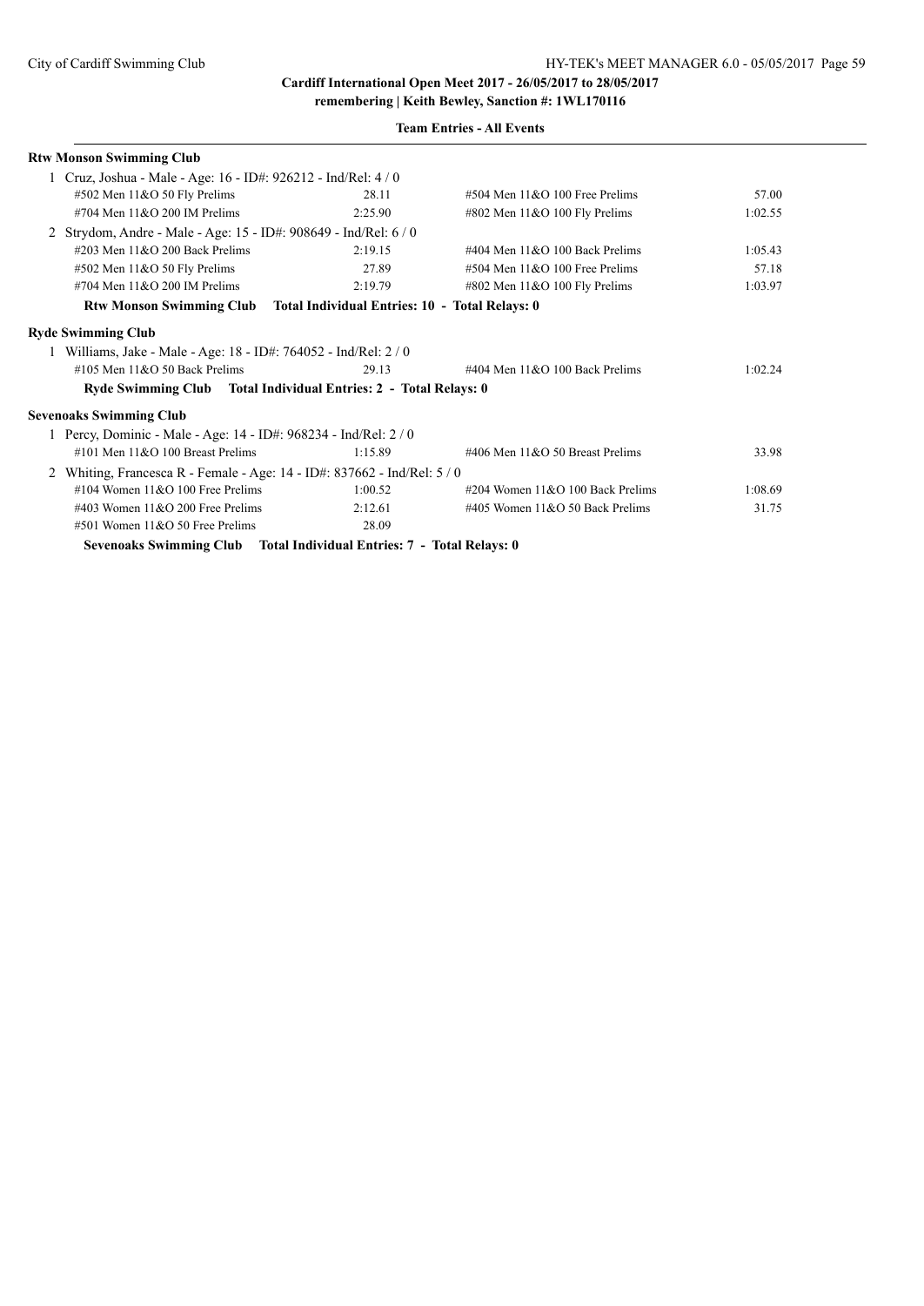**Cardiff International Open Meet 2017 - 26/05/2017 to 28/05/2017**
**remembering | Keith Bewley, Sanction #: 1WL170116**

**Team Entries - All Events**

**Rtw Monson Swimming Club**

1 Cruz, Joshua - Male - Age: 16 - ID#: 926212 - Ind/Rel: 4 / 0

| Event | Time | Event | Time |
|---|---|---|---|
| #502 Men 11&O 50 Fly Prelims | 28.11 | #504 Men 11&O 100 Free Prelims | 57.00 |
| #704 Men 11&O 200 IM Prelims | 2:25.90 | #802 Men 11&O 100 Fly Prelims | 1:02.55 |

2 Strydom, Andre - Male - Age: 15 - ID#: 908649 - Ind/Rel: 6 / 0

| Event | Time | Event | Time |
|---|---|---|---|
| #203 Men 11&O 200 Back Prelims | 2:19.15 | #404 Men 11&O 100 Back Prelims | 1:05.43 |
| #502 Men 11&O 50 Fly Prelims | 27.89 | #504 Men 11&O 100 Free Prelims | 57.18 |
| #704 Men 11&O 200 IM Prelims | 2:19.79 | #802 Men 11&O 100 Fly Prelims | 1:03.97 |

**Rtw Monson Swimming Club Total Individual Entries: 10 - Total Relays: 0**

**Ryde Swimming Club**

1 Williams, Jake - Male - Age: 18 - ID#: 764052 - Ind/Rel: 2 / 0

| Event | Time | Event | Time |
|---|---|---|---|
| #105 Men 11&O 50 Back Prelims | 29.13 | #404 Men 11&O 100 Back Prelims | 1:02.24 |

**Ryde Swimming Club Total Individual Entries: 2 - Total Relays: 0**

**Sevenoaks Swimming Club**

1 Percy, Dominic - Male - Age: 14 - ID#: 968234 - Ind/Rel: 2 / 0

| Event | Time | Event | Time |
|---|---|---|---|
| #101 Men 11&O 100 Breast Prelims | 1:15.89 | #406 Men 11&O 50 Breast Prelims | 33.98 |

2 Whiting, Francesca R - Female - Age: 14 - ID#: 837662 - Ind/Rel: 5 / 0

| Event | Time | Event | Time |
|---|---|---|---|
| #104 Women 11&O 100 Free Prelims | 1:00.52 | #204 Women 11&O 100 Back Prelims | 1:08.69 |
| #403 Women 11&O 200 Free Prelims | 2:12.61 | #405 Women 11&O 50 Back Prelims | 31.75 |
| #501 Women 11&O 50 Free Prelims | 28.09 | | |

**Sevenoaks Swimming Club Total Individual Entries: 7 - Total Relays: 0**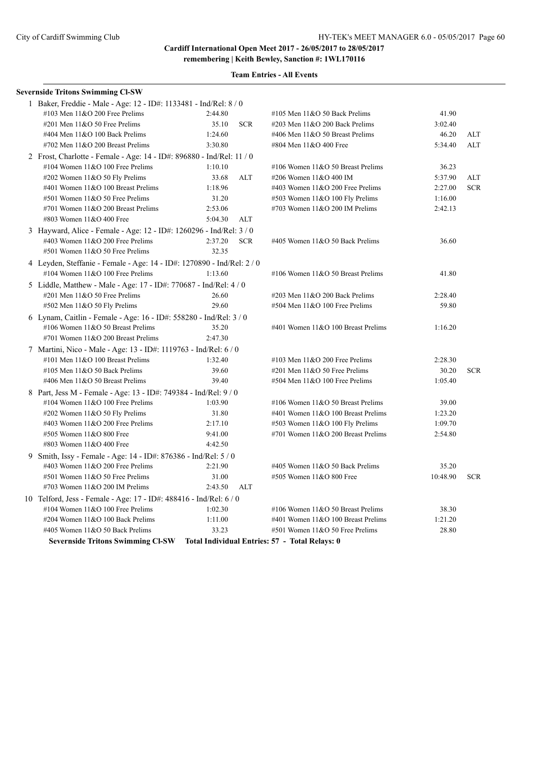**Cardiff International Open Meet 2017 - 26/05/2017 to 28/05/2017**
**remembering | Keith Bewley, Sanction #: 1WL170116**

**Team Entries - All Events**

**Severnside Tritons Swimming Cl-SW**

1 Baker, Freddie - Male - Age: 12 - ID#: 1133481 - Ind/Rel: 8 / 0

| | | | | | |
|---|---|---|---|---|---|
| #103 Men 11&O 200 Free Prelims | 2:44.80 | | #105 Men 11&O 50 Back Prelims | 41.90 | |
| #201 Men 11&O 50 Free Prelims | 35.10 | SCR | #203 Men 11&O 200 Back Prelims | 3:02.40 | |
| #404 Men 11&O 100 Back Prelims | 1:24.60 | | #406 Men 11&O 50 Breast Prelims | 46.20 | ALT |
| #702 Men 11&O 200 Breast Prelims | 3:30.80 | | #804 Men 11&O 400 Free | 5:34.40 | ALT |

2 Frost, Charlotte - Female - Age: 14 - ID#: 896880 - Ind/Rel: 11 / 0

| | | | | | |
|---|---|---|---|---|---|
| #104 Women 11&O 100 Free Prelims | 1:10.10 | | #106 Women 11&O 50 Breast Prelims | 36.23 | |
| #202 Women 11&O 50 Fly Prelims | 33.68 | ALT | #206 Women 11&O 400 IM | 5:37.90 | ALT |
| #401 Women 11&O 100 Breast Prelims | 1:18.96 | | #403 Women 11&O 200 Free Prelims | 2:27.00 | SCR |
| #501 Women 11&O 50 Free Prelims | 31.20 | | #503 Women 11&O 100 Fly Prelims | 1:16.00 | |
| #701 Women 11&O 200 Breast Prelims | 2:53.06 | | #703 Women 11&O 200 IM Prelims | 2:42.13 | |
| #803 Women 11&O 400 Free | 5:04.30 | ALT | | | |

3 Hayward, Alice - Female - Age: 12 - ID#: 1260296 - Ind/Rel: 3 / 0

| | | | | | |
|---|---|---|---|---|---|
| #403 Women 11&O 200 Free Prelims | 2:37.20 | SCR | #405 Women 11&O 50 Back Prelims | 36.60 | |
| #501 Women 11&O 50 Free Prelims | 32.35 | | | | |

4 Leyden, Steffanie - Female - Age: 14 - ID#: 1270890 - Ind/Rel: 2 / 0

| | | | | | |
|---|---|---|---|---|---|
| #104 Women 11&O 100 Free Prelims | 1:13.60 | | #106 Women 11&O 50 Breast Prelims | 41.80 | |

5 Liddle, Matthew - Male - Age: 17 - ID#: 770687 - Ind/Rel: 4 / 0

| | | | | | |
|---|---|---|---|---|---|
| #201 Men 11&O 50 Free Prelims | 26.60 | | #203 Men 11&O 200 Back Prelims | 2:28.40 | |
| #502 Men 11&O 50 Fly Prelims | 29.60 | | #504 Men 11&O 100 Free Prelims | 59.80 | |

6 Lynam, Caitlin - Female - Age: 16 - ID#: 558280 - Ind/Rel: 3 / 0

| | | | | | |
|---|---|---|---|---|---|
| #106 Women 11&O 50 Breast Prelims | 35.20 | | #401 Women 11&O 100 Breast Prelims | 1:16.20 | |
| #701 Women 11&O 200 Breast Prelims | 2:47.30 | | | | |

7 Martini, Nico - Male - Age: 13 - ID#: 1119763 - Ind/Rel: 6 / 0

| | | | | | |
|---|---|---|---|---|---|
| #101 Men 11&O 100 Breast Prelims | 1:32.40 | | #103 Men 11&O 200 Free Prelims | 2:28.30 | |
| #105 Men 11&O 50 Back Prelims | 39.60 | | #201 Men 11&O 50 Free Prelims | 30.20 | SCR |
| #406 Men 11&O 50 Breast Prelims | 39.40 | | #504 Men 11&O 100 Free Prelims | 1:05.40 | |

8 Part, Jess M - Female - Age: 13 - ID#: 749384 - Ind/Rel: 9 / 0

| | | | | | |
|---|---|---|---|---|---|
| #104 Women 11&O 100 Free Prelims | 1:03.90 | | #106 Women 11&O 50 Breast Prelims | 39.00 | |
| #202 Women 11&O 50 Fly Prelims | 31.80 | | #401 Women 11&O 100 Breast Prelims | 1:23.20 | |
| #403 Women 11&O 200 Free Prelims | 2:17.10 | | #503 Women 11&O 100 Fly Prelims | 1:09.70 | |
| #505 Women 11&O 800 Free | 9:41.00 | | #701 Women 11&O 200 Breast Prelims | 2:54.80 | |
| #803 Women 11&O 400 Free | 4:42.50 | | | | |

9 Smith, Issy - Female - Age: 14 - ID#: 876386 - Ind/Rel: 5 / 0

| | | | | | |
|---|---|---|---|---|---|
| #403 Women 11&O 200 Free Prelims | 2:21.90 | | #405 Women 11&O 50 Back Prelims | 35.20 | |
| #501 Women 11&O 50 Free Prelims | 31.00 | | #505 Women 11&O 800 Free | 10:48.90 | SCR |
| #703 Women 11&O 200 IM Prelims | 2:43.50 | ALT | | | |

10 Telford, Jess - Female - Age: 17 - ID#: 488416 - Ind/Rel: 6 / 0

| | | | | | |
|---|---|---|---|---|---|
| #104 Women 11&O 100 Free Prelims | 1:02.30 | | #106 Women 11&O 50 Breast Prelims | 38.30 | |
| #204 Women 11&O 100 Back Prelims | 1:11.00 | | #401 Women 11&O 100 Breast Prelims | 1:21.20 | |
| #405 Women 11&O 50 Back Prelims | 33.23 | | #501 Women 11&O 50 Free Prelims | 28.80 | |

**Severnside Tritons Swimming Cl-SW    Total Individual Entries: 57 - Total Relays: 0**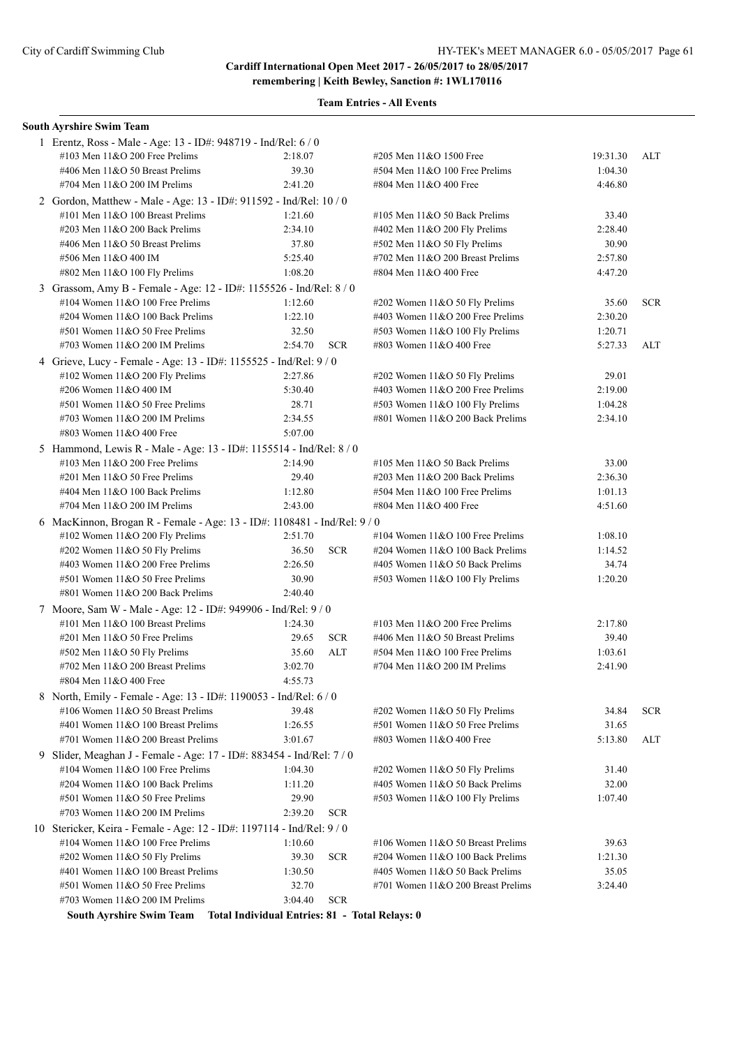**Cardiff International Open Meet 2017 - 26/05/2017 to 28/05/2017**
**remembering | Keith Bewley, Sanction #: 1WL170116**

**Team Entries - All Events**

**South Ayrshire Swim Team**

1 Erentz, Ross - Male - Age: 13 - ID#: 948719 - Ind/Rel: 6 / 0

| Event | Time | | Event | Time | |
|---|---|---|---|---|---|
| #103 Men 11&O 200 Free Prelims | 2:18.07 | | #205 Men 11&O 1500 Free | 19:31.30 | ALT |
| #406 Men 11&O 50 Breast Prelims | 39.30 | | #504 Men 11&O 100 Free Prelims | 1:04.30 | |
| #704 Men 11&O 200 IM Prelims | 2:41.20 | | #804 Men 11&O 400 Free | 4:46.80 | |

2 Gordon, Matthew - Male - Age: 13 - ID#: 911592 - Ind/Rel: 10 / 0

| Event | Time | | Event | Time | |
|---|---|---|---|---|---|
| #101 Men 11&O 100 Breast Prelims | 1:21.60 | | #105 Men 11&O 50 Back Prelims | 33.40 | |
| #203 Men 11&O 200 Back Prelims | 2:34.10 | | #402 Men 11&O 200 Fly Prelims | 2:28.40 | |
| #406 Men 11&O 50 Breast Prelims | 37.80 | | #502 Men 11&O 50 Fly Prelims | 30.90 | |
| #506 Men 11&O 400 IM | 5:25.40 | | #702 Men 11&O 200 Breast Prelims | 2:57.80 | |
| #802 Men 11&O 100 Fly Prelims | 1:08.20 | | #804 Men 11&O 400 Free | 4:47.20 | |

3 Grassom, Amy B - Female - Age: 12 - ID#: 1155526 - Ind/Rel: 8 / 0

| Event | Time | | Event | Time | |
|---|---|---|---|---|---|
| #104 Women 11&O 100 Free Prelims | 1:12.60 | | #202 Women 11&O 50 Fly Prelims | 35.60 | SCR |
| #204 Women 11&O 100 Back Prelims | 1:22.10 | | #403 Women 11&O 200 Free Prelims | 2:30.20 | |
| #501 Women 11&O 50 Free Prelims | 32.50 | | #503 Women 11&O 100 Fly Prelims | 1:20.71 | |
| #703 Women 11&O 200 IM Prelims | 2:54.70 | SCR | #803 Women 11&O 400 Free | 5:27.33 | ALT |

4 Grieve, Lucy - Female - Age: 13 - ID#: 1155525 - Ind/Rel: 9 / 0

| Event | Time | | Event | Time | |
|---|---|---|---|---|---|
| #102 Women 11&O 200 Fly Prelims | 2:27.86 | | #202 Women 11&O 50 Fly Prelims | 29.01 | |
| #206 Women 11&O 400 IM | 5:30.40 | | #403 Women 11&O 200 Free Prelims | 2:19.00 | |
| #501 Women 11&O 50 Free Prelims | 28.71 | | #503 Women 11&O 100 Fly Prelims | 1:04.28 | |
| #703 Women 11&O 200 IM Prelims | 2:34.55 | | #801 Women 11&O 200 Back Prelims | 2:34.10 | |
| #803 Women 11&O 400 Free | 5:07.00 | | | | |

5 Hammond, Lewis R - Male - Age: 13 - ID#: 1155514 - Ind/Rel: 8 / 0

| Event | Time | | Event | Time | |
|---|---|---|---|---|---|
| #103 Men 11&O 200 Free Prelims | 2:14.90 | | #105 Men 11&O 50 Back Prelims | 33.00 | |
| #201 Men 11&O 50 Free Prelims | 29.40 | | #203 Men 11&O 200 Back Prelims | 2:36.30 | |
| #404 Men 11&O 100 Back Prelims | 1:12.80 | | #504 Men 11&O 100 Free Prelims | 1:01.13 | |
| #704 Men 11&O 200 IM Prelims | 2:43.00 | | #804 Men 11&O 400 Free | 4:51.60 | |

6 MacKinnon, Brogan R - Female - Age: 13 - ID#: 1108481 - Ind/Rel: 9 / 0

| Event | Time | | Event | Time | |
|---|---|---|---|---|---|
| #102 Women 11&O 200 Fly Prelims | 2:51.70 | | #104 Women 11&O 100 Free Prelims | 1:08.10 | |
| #202 Women 11&O 50 Fly Prelims | 36.50 | SCR | #204 Women 11&O 100 Back Prelims | 1:14.52 | |
| #403 Women 11&O 200 Free Prelims | 2:26.50 | | #405 Women 11&O 50 Back Prelims | 34.74 | |
| #501 Women 11&O 50 Free Prelims | 30.90 | | #503 Women 11&O 100 Fly Prelims | 1:20.20 | |
| #801 Women 11&O 200 Back Prelims | 2:40.40 | | | | |

7 Moore, Sam W - Male - Age: 12 - ID#: 949906 - Ind/Rel: 9 / 0

| Event | Time | | Event | Time | |
|---|---|---|---|---|---|
| #101 Men 11&O 100 Breast Prelims | 1:24.30 | | #103 Men 11&O 200 Free Prelims | 2:17.80 | |
| #201 Men 11&O 50 Free Prelims | 29.65 | SCR | #406 Men 11&O 50 Breast Prelims | 39.40 | |
| #502 Men 11&O 50 Fly Prelims | 35.60 | ALT | #504 Men 11&O 100 Free Prelims | 1:03.61 | |
| #702 Men 11&O 200 Breast Prelims | 3:02.70 | | #704 Men 11&O 200 IM Prelims | 2:41.90 | |
| #804 Men 11&O 400 Free | 4:55.73 | | | | |

8 North, Emily - Female - Age: 13 - ID#: 1190053 - Ind/Rel: 6 / 0

| Event | Time | | Event | Time | |
|---|---|---|---|---|---|
| #106 Women 11&O 50 Breast Prelims | 39.48 | | #202 Women 11&O 50 Fly Prelims | 34.84 | SCR |
| #401 Women 11&O 100 Breast Prelims | 1:26.55 | | #501 Women 11&O 50 Free Prelims | 31.65 | |
| #701 Women 11&O 200 Breast Prelims | 3:01.67 | | #803 Women 11&O 400 Free | 5:13.80 | ALT |

9 Slider, Meaghan J - Female - Age: 17 - ID#: 883454 - Ind/Rel: 7 / 0

| Event | Time | | Event | Time | |
|---|---|---|---|---|---|
| #104 Women 11&O 100 Free Prelims | 1:04.30 | | #202 Women 11&O 50 Fly Prelims | 31.40 | |
| #204 Women 11&O 100 Back Prelims | 1:11.20 | | #405 Women 11&O 50 Back Prelims | 32.00 | |
| #501 Women 11&O 50 Free Prelims | 29.90 | | #503 Women 11&O 100 Fly Prelims | 1:07.40 | |
| #703 Women 11&O 200 IM Prelims | 2:39.20 | SCR | | | |

10 Stericker, Keira - Female - Age: 12 - ID#: 1197114 - Ind/Rel: 9 / 0

| Event | Time | | Event | Time | |
|---|---|---|---|---|---|
| #104 Women 11&O 100 Free Prelims | 1:10.60 | | #106 Women 11&O 50 Breast Prelims | 39.63 | |
| #202 Women 11&O 50 Fly Prelims | 39.30 | SCR | #204 Women 11&O 100 Back Prelims | 1:21.30 | |
| #401 Women 11&O 100 Breast Prelims | 1:30.50 | | #405 Women 11&O 50 Back Prelims | 35.05 | |
| #501 Women 11&O 50 Free Prelims | 32.70 | | #701 Women 11&O 200 Breast Prelims | 3:24.40 | |
| #703 Women 11&O 200 IM Prelims | 3:04.40 | SCR | | | |

**South Ayrshire Swim Team Total Individual Entries: 81 - Total Relays: 0**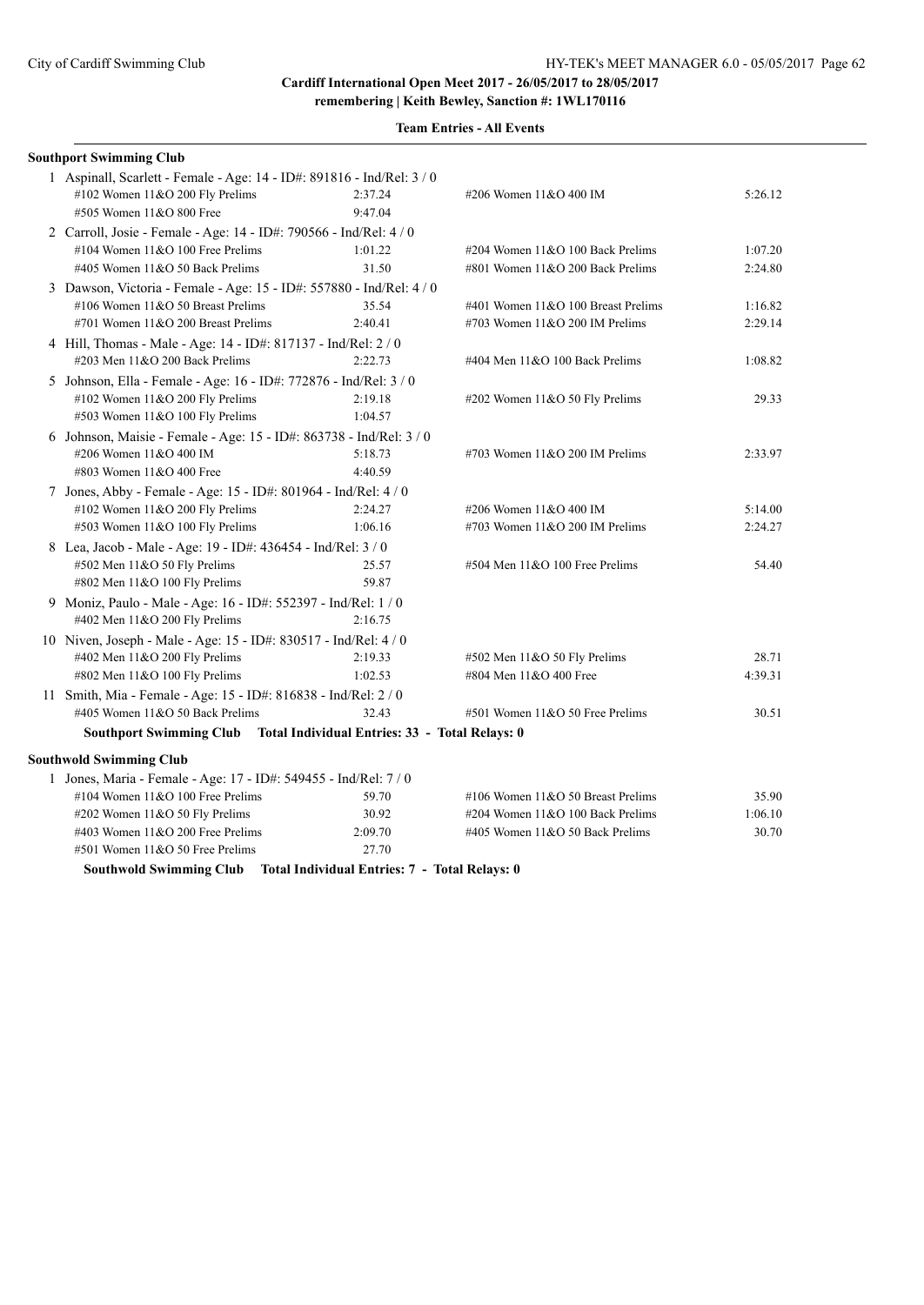**Cardiff International Open Meet 2017 - 26/05/2017 to 28/05/2017**
**remembering | Keith Bewley, Sanction #: 1WL170116**

**Team Entries - All Events**

**Southport Swimming Club**

1 Aspinall, Scarlett - Female - Age: 14 - ID#: 891816 - Ind/Rel: 3 / 0

| Event | Time | Event | Time |
|---|---|---|---|
| #102 Women 11&O 200 Fly Prelims | 2:37.24 | #206 Women 11&O 400 IM | 5:26.12 |
| #505 Women 11&O 800 Free | 9:47.04 | | |

2 Carroll, Josie - Female - Age: 14 - ID#: 790566 - Ind/Rel: 4 / 0

| Event | Time | Event | Time |
|---|---|---|---|
| #104 Women 11&O 100 Free Prelims | 1:01.22 | #204 Women 11&O 100 Back Prelims | 1:07.20 |
| #405 Women 11&O 50 Back Prelims | 31.50 | #801 Women 11&O 200 Back Prelims | 2:24.80 |

3 Dawson, Victoria - Female - Age: 15 - ID#: 557880 - Ind/Rel: 4 / 0

| Event | Time | Event | Time |
|---|---|---|---|
| #106 Women 11&O 50 Breast Prelims | 35.54 | #401 Women 11&O 100 Breast Prelims | 1:16.82 |
| #701 Women 11&O 200 Breast Prelims | 2:40.41 | #703 Women 11&O 200 IM Prelims | 2:29.14 |

4 Hill, Thomas - Male - Age: 14 - ID#: 817137 - Ind/Rel: 2 / 0

| Event | Time | Event | Time |
|---|---|---|---|
| #203 Men 11&O 200 Back Prelims | 2:22.73 | #404 Men 11&O 100 Back Prelims | 1:08.82 |

5 Johnson, Ella - Female - Age: 16 - ID#: 772876 - Ind/Rel: 3 / 0

| Event | Time | Event | Time |
|---|---|---|---|
| #102 Women 11&O 200 Fly Prelims | 2:19.18 | #202 Women 11&O 50 Fly Prelims | 29.33 |
| #503 Women 11&O 100 Fly Prelims | 1:04.57 | | |

6 Johnson, Maisie - Female - Age: 15 - ID#: 863738 - Ind/Rel: 3 / 0

| Event | Time | Event | Time |
|---|---|---|---|
| #206 Women 11&O 400 IM | 5:18.73 | #703 Women 11&O 200 IM Prelims | 2:33.97 |
| #803 Women 11&O 400 Free | 4:40.59 | | |

7 Jones, Abby - Female - Age: 15 - ID#: 801964 - Ind/Rel: 4 / 0

| Event | Time | Event | Time |
|---|---|---|---|
| #102 Women 11&O 200 Fly Prelims | 2:24.27 | #206 Women 11&O 400 IM | 5:14.00 |
| #503 Women 11&O 100 Fly Prelims | 1:06.16 | #703 Women 11&O 200 IM Prelims | 2:24.27 |

8 Lea, Jacob - Male - Age: 19 - ID#: 436454 - Ind/Rel: 3 / 0

| Event | Time | Event | Time |
|---|---|---|---|
| #502 Men 11&O 50 Fly Prelims | 25.57 | #504 Men 11&O 100 Free Prelims | 54.40 |
| #802 Men 11&O 100 Fly Prelims | 59.87 | | |

9 Moniz, Paulo - Male - Age: 16 - ID#: 552397 - Ind/Rel: 1 / 0

| Event | Time | Event | Time |
|---|---|---|---|
| #402 Men 11&O 200 Fly Prelims | 2:16.75 | | |

10 Niven, Joseph - Male - Age: 15 - ID#: 830517 - Ind/Rel: 4 / 0

| Event | Time | Event | Time |
|---|---|---|---|
| #402 Men 11&O 200 Fly Prelims | 2:19.33 | #502 Men 11&O 50 Fly Prelims | 28.71 |
| #802 Men 11&O 100 Fly Prelims | 1:02.53 | #804 Men 11&O 400 Free | 4:39.31 |

11 Smith, Mia - Female - Age: 15 - ID#: 816838 - Ind/Rel: 2 / 0

| Event | Time | Event | Time |
|---|---|---|---|
| #405 Women 11&O 50 Back Prelims | 32.43 | #501 Women 11&O 50 Free Prelims | 30.51 |

**Southport Swimming Club Total Individual Entries: 33 - Total Relays: 0**

**Southwold Swimming Club**

1 Jones, Maria - Female - Age: 17 - ID#: 549455 - Ind/Rel: 7 / 0

| Event | Time | Event | Time |
|---|---|---|---|
| #104 Women 11&O 100 Free Prelims | 59.70 | #106 Women 11&O 50 Breast Prelims | 35.90 |
| #202 Women 11&O 50 Fly Prelims | 30.92 | #204 Women 11&O 100 Back Prelims | 1:06.10 |
| #403 Women 11&O 200 Free Prelims | 2:09.70 | #405 Women 11&O 50 Back Prelims | 30.70 |
| #501 Women 11&O 50 Free Prelims | 27.70 | | |

**Southwold Swimming Club Total Individual Entries: 7 - Total Relays: 0**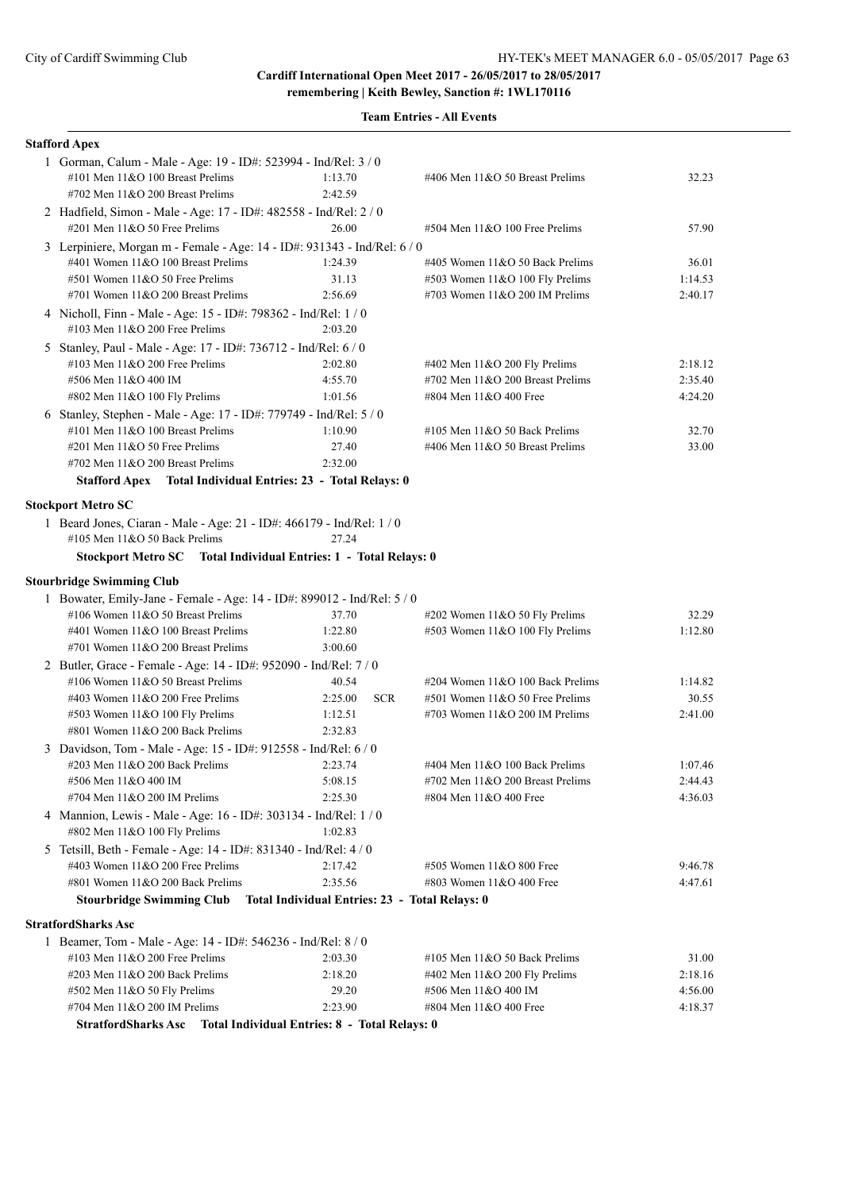**Cardiff International Open Meet 2017 - 26/05/2017 to 28/05/2017**
**remembering | Keith Bewley, Sanction #: 1WL170116**

**Team Entries - All Events**

**Stafford Apex**

1 Gorman, Calum - Male - Age: 19 - ID#: 523994 - Ind/Rel: 3 / 0

| Event | Time | Event | Time |
|---|---|---|---|
| #101 Men 11&O 100 Breast Prelims | 1:13.70 | #406 Men 11&O 50 Breast Prelims | 32.23 |
| #702 Men 11&O 200 Breast Prelims | 2:42.59 | | |

2 Hadfield, Simon - Male - Age: 17 - ID#: 482558 - Ind/Rel: 2 / 0

| Event | Time | Event | Time |
|---|---|---|---|
| #201 Men 11&O 50 Free Prelims | 26.00 | #504 Men 11&O 100 Free Prelims | 57.90 |

3 Lerpiniere, Morgan m - Female - Age: 14 - ID#: 931343 - Ind/Rel: 6 / 0

| Event | Time | Event | Time |
|---|---|---|---|
| #401 Women 11&O 100 Breast Prelims | 1:24.39 | #405 Women 11&O 50 Back Prelims | 36.01 |
| #501 Women 11&O 50 Free Prelims | 31.13 | #503 Women 11&O 100 Fly Prelims | 1:14.53 |
| #701 Women 11&O 200 Breast Prelims | 2:56.69 | #703 Women 11&O 200 IM Prelims | 2:40.17 |

4 Nicholl, Finn - Male - Age: 15 - ID#: 798362 - Ind/Rel: 1 / 0

| Event | Time | Event | Time |
|---|---|---|---|
| #103 Men 11&O 200 Free Prelims | 2:03.20 | | |

5 Stanley, Paul - Male - Age: 17 - ID#: 736712 - Ind/Rel: 6 / 0

| Event | Time | Event | Time |
|---|---|---|---|
| #103 Men 11&O 200 Free Prelims | 2:02.80 | #402 Men 11&O 200 Fly Prelims | 2:18.12 |
| #506 Men 11&O 400 IM | 4:55.70 | #702 Men 11&O 200 Breast Prelims | 2:35.40 |
| #802 Men 11&O 100 Fly Prelims | 1:01.56 | #804 Men 11&O 400 Free | 4:24.20 |

6 Stanley, Stephen - Male - Age: 17 - ID#: 779749 - Ind/Rel: 5 / 0

| Event | Time | Event | Time |
|---|---|---|---|
| #101 Men 11&O 100 Breast Prelims | 1:10.90 | #105 Men 11&O 50 Back Prelims | 32.70 |
| #201 Men 11&O 50 Free Prelims | 27.40 | #406 Men 11&O 50 Breast Prelims | 33.00 |
| #702 Men 11&O 200 Breast Prelims | 2:32.00 | | |

**Stafford Apex Total Individual Entries: 23 - Total Relays: 0**

**Stockport Metro SC**

1 Beard Jones, Ciaran - Male - Age: 21 - ID#: 466179 - Ind/Rel: 1 / 0

| Event | Time | Event | Time |
|---|---|---|---|
| #105 Men 11&O 50 Back Prelims | 27.24 | | |

**Stockport Metro SC Total Individual Entries: 1 - Total Relays: 0**

**Stourbridge Swimming Club**

1 Bowater, Emily-Jane - Female - Age: 14 - ID#: 899012 - Ind/Rel: 5 / 0

| Event | Time | Event | Time |
|---|---|---|---|
| #106 Women 11&O 50 Breast Prelims | 37.70 | #202 Women 11&O 50 Fly Prelims | 32.29 |
| #401 Women 11&O 100 Breast Prelims | 1:22.80 | #503 Women 11&O 100 Fly Prelims | 1:12.80 |
| #701 Women 11&O 200 Breast Prelims | 3:00.60 | | |

2 Butler, Grace - Female - Age: 14 - ID#: 952090 - Ind/Rel: 7 / 0

| Event | Time | Event | Time |
|---|---|---|---|
| #106 Women 11&O 50 Breast Prelims | 40.54 | #204 Women 11&O 100 Back Prelims | 1:14.82 |
| #403 Women 11&O 200 Free Prelims | 2:25.00 SCR | #501 Women 11&O 50 Free Prelims | 30.55 |
| #503 Women 11&O 100 Fly Prelims | 1:12.51 | #703 Women 11&O 200 IM Prelims | 2:41.00 |
| #801 Women 11&O 200 Back Prelims | 2:32.83 | | |

3 Davidson, Tom - Male - Age: 15 - ID#: 912558 - Ind/Rel: 6 / 0

| Event | Time | Event | Time |
|---|---|---|---|
| #203 Men 11&O 200 Back Prelims | 2:23.74 | #404 Men 11&O 100 Back Prelims | 1:07.46 |
| #506 Men 11&O 400 IM | 5:08.15 | #702 Men 11&O 200 Breast Prelims | 2:44.43 |
| #704 Men 11&O 200 IM Prelims | 2:25.30 | #804 Men 11&O 400 Free | 4:36.03 |

4 Mannion, Lewis - Male - Age: 16 - ID#: 303134 - Ind/Rel: 1 / 0

| Event | Time | Event | Time |
|---|---|---|---|
| #802 Men 11&O 100 Fly Prelims | 1:02.83 | | |

5 Tetsill, Beth - Female - Age: 14 - ID#: 831340 - Ind/Rel: 4 / 0

| Event | Time | Event | Time |
|---|---|---|---|
| #403 Women 11&O 200 Free Prelims | 2:17.42 | #505 Women 11&O 800 Free | 9:46.78 |
| #801 Women 11&O 200 Back Prelims | 2:35.56 | #803 Women 11&O 400 Free | 4:47.61 |

**Stourbridge Swimming Club Total Individual Entries: 23 - Total Relays: 0**

**StratfordSharks Asc**

1 Beamer, Tom - Male - Age: 14 - ID#: 546236 - Ind/Rel: 8 / 0

| Event | Time | Event | Time |
|---|---|---|---|
| #103 Men 11&O 200 Free Prelims | 2:03.30 | #105 Men 11&O 50 Back Prelims | 31.00 |
| #203 Men 11&O 200 Back Prelims | 2:18.20 | #402 Men 11&O 200 Fly Prelims | 2:18.16 |
| #502 Men 11&O 50 Fly Prelims | 29.20 | #506 Men 11&O 400 IM | 4:56.00 |
| #704 Men 11&O 200 IM Prelims | 2:23.90 | #804 Men 11&O 400 Free | 4:18.37 |

**StratfordSharks Asc Total Individual Entries: 8 - Total Relays: 0**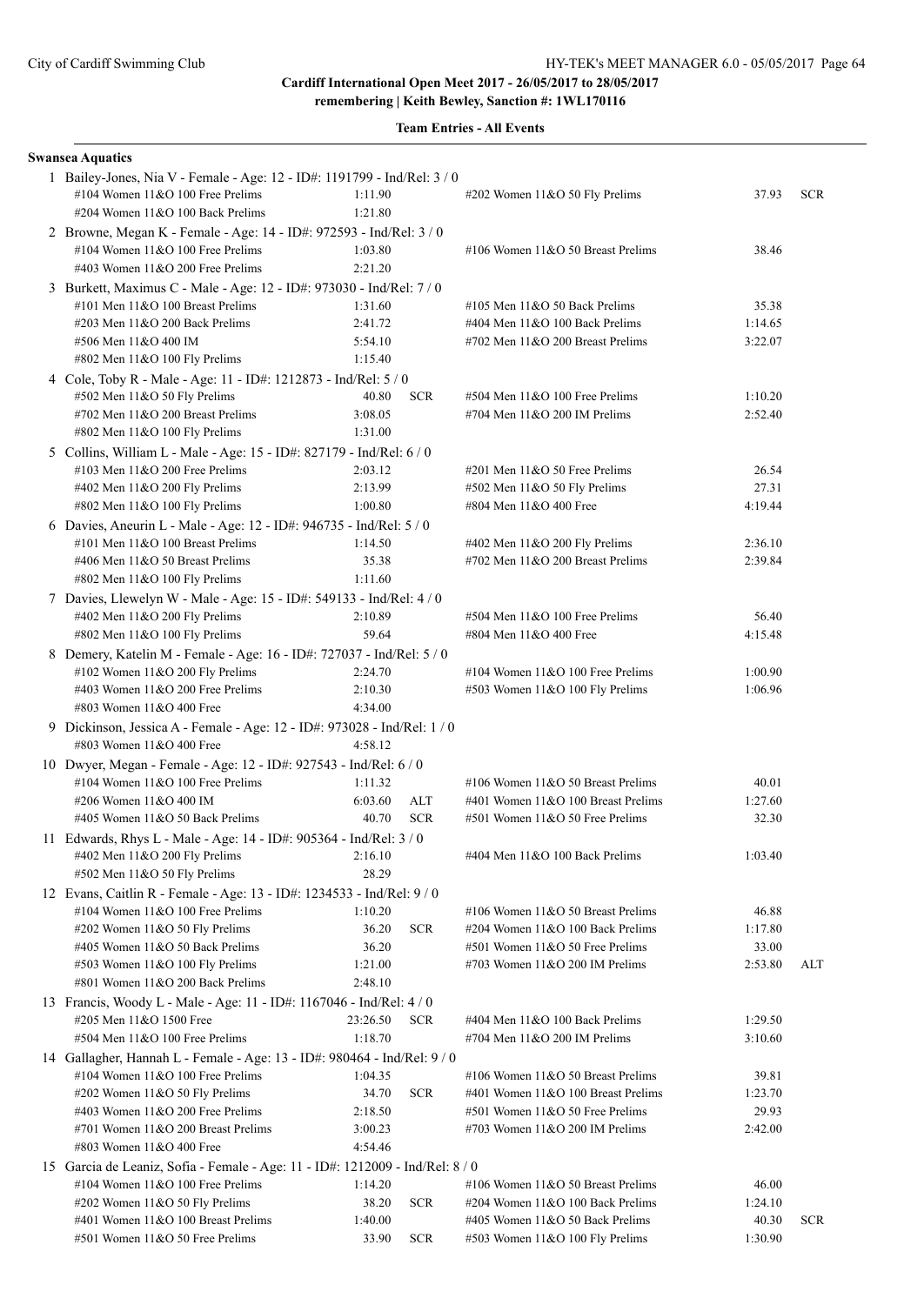**Cardiff International Open Meet 2017 - 26/05/2017 to 28/05/2017**
**remembering | Keith Bewley, Sanction #: 1WL170116**

**Team Entries - All Events**

**Swansea Aquatics**

1 Bailey-Jones, Nia V - Female - Age: 12 - ID#: 1191799 - Ind/Rel: 3 / 0

| | | | | | |
|---|---|---|---|---|---|
| #104 Women 11&O 100 Free Prelims | 1:11.90 | | #202 Women 11&O 50 Fly Prelims | 37.93 | SCR |
| #204 Women 11&O 100 Back Prelims | 1:21.80 | | | | |

2 Browne, Megan K - Female - Age: 14 - ID#: 972593 - Ind/Rel: 3 / 0

| | | | | | |
|---|---|---|---|---|---|
| #104 Women 11&O 100 Free Prelims | 1:03.80 | | #106 Women 11&O 50 Breast Prelims | 38.46 | |
| #403 Women 11&O 200 Free Prelims | 2:21.20 | | | | |

3 Burkett, Maximus C - Male - Age: 12 - ID#: 973030 - Ind/Rel: 7 / 0

| | | | | | |
|---|---|---|---|---|---|
| #101 Men 11&O 100 Breast Prelims | 1:31.60 | | #105 Men 11&O 50 Back Prelims | 35.38 | |
| #203 Men 11&O 200 Back Prelims | 2:41.72 | | #404 Men 11&O 100 Back Prelims | 1:14.65 | |
| #506 Men 11&O 400 IM | 5:54.10 | | #702 Men 11&O 200 Breast Prelims | 3:22.07 | |
| #802 Men 11&O 100 Fly Prelims | 1:15.40 | | | | |

4 Cole, Toby R - Male - Age: 11 - ID#: 1212873 - Ind/Rel: 5 / 0

| | | | | | |
|---|---|---|---|---|---|
| #502 Men 11&O 50 Fly Prelims | 40.80 | SCR | #504 Men 11&O 100 Free Prelims | 1:10.20 | |
| #702 Men 11&O 200 Breast Prelims | 3:08.05 | | #704 Men 11&O 200 IM Prelims | 2:52.40 | |
| #802 Men 11&O 100 Fly Prelims | 1:31.00 | | | | |

5 Collins, William L - Male - Age: 15 - ID#: 827179 - Ind/Rel: 6 / 0

| | | | | | |
|---|---|---|---|---|---|
| #103 Men 11&O 200 Free Prelims | 2:03.12 | | #201 Men 11&O 50 Free Prelims | 26.54 | |
| #402 Men 11&O 200 Fly Prelims | 2:13.99 | | #502 Men 11&O 50 Fly Prelims | 27.31 | |
| #802 Men 11&O 100 Fly Prelims | 1:00.80 | | #804 Men 11&O 400 Free | 4:19.44 | |

6 Davies, Aneurin L - Male - Age: 12 - ID#: 946735 - Ind/Rel: 5 / 0

| | | | | | |
|---|---|---|---|---|---|
| #101 Men 11&O 100 Breast Prelims | 1:14.50 | | #402 Men 11&O 200 Fly Prelims | 2:36.10 | |
| #406 Men 11&O 50 Breast Prelims | 35.38 | | #702 Men 11&O 200 Breast Prelims | 2:39.84 | |
| #802 Men 11&O 100 Fly Prelims | 1:11.60 | | | | |

7 Davies, Llewelyn W - Male - Age: 15 - ID#: 549133 - Ind/Rel: 4 / 0

| | | | | | |
|---|---|---|---|---|---|
| #402 Men 11&O 200 Fly Prelims | 2:10.89 | | #504 Men 11&O 100 Free Prelims | 56.40 | |
| #802 Men 11&O 100 Fly Prelims | 59.64 | | #804 Men 11&O 400 Free | 4:15.48 | |

8 Demery, Katelin M - Female - Age: 16 - ID#: 727037 - Ind/Rel: 5 / 0

| | | | | | |
|---|---|---|---|---|---|
| #102 Women 11&O 200 Fly Prelims | 2:24.70 | | #104 Women 11&O 100 Free Prelims | 1:00.90 | |
| #403 Women 11&O 200 Free Prelims | 2:10.30 | | #503 Women 11&O 100 Fly Prelims | 1:06.96 | |
| #803 Women 11&O 400 Free | 4:34.00 | | | | |

9 Dickinson, Jessica A - Female - Age: 12 - ID#: 973028 - Ind/Rel: 1 / 0

| | | | | | |
|---|---|---|---|---|---|
| #803 Women 11&O 400 Free | 4:58.12 | | | | |

10 Dwyer, Megan - Female - Age: 12 - ID#: 927543 - Ind/Rel: 6 / 0

| | | | | | |
|---|---|---|---|---|---|
| #104 Women 11&O 100 Free Prelims | 1:11.32 | | #106 Women 11&O 50 Breast Prelims | 40.01 | |
| #206 Women 11&O 400 IM | 6:03.60 | ALT | #401 Women 11&O 100 Breast Prelims | 1:27.60 | |
| #405 Women 11&O 50 Back Prelims | 40.70 | SCR | #501 Women 11&O 50 Free Prelims | 32.30 | |

11 Edwards, Rhys L - Male - Age: 14 - ID#: 905364 - Ind/Rel: 3 / 0

| | | | | | |
|---|---|---|---|---|---|
| #402 Men 11&O 200 Fly Prelims | 2:16.10 | | #404 Men 11&O 100 Back Prelims | 1:03.40 | |
| #502 Men 11&O 50 Fly Prelims | 28.29 | | | | |

12 Evans, Caitlin R - Female - Age: 13 - ID#: 1234533 - Ind/Rel: 9 / 0

| | | | | | |
|---|---|---|---|---|---|
| #104 Women 11&O 100 Free Prelims | 1:10.20 | | #106 Women 11&O 50 Breast Prelims | 46.88 | |
| #202 Women 11&O 50 Fly Prelims | 36.20 | SCR | #204 Women 11&O 100 Back Prelims | 1:17.80 | |
| #405 Women 11&O 50 Back Prelims | 36.20 | | #501 Women 11&O 50 Free Prelims | 33.00 | |
| #503 Women 11&O 100 Fly Prelims | 1:21.00 | | #703 Women 11&O 200 IM Prelims | 2:53.80 | ALT |
| #801 Women 11&O 200 Back Prelims | 2:48.10 | | | | |

13 Francis, Woody L - Male - Age: 11 - ID#: 1167046 - Ind/Rel: 4 / 0

| | | | | | |
|---|---|---|---|---|---|
| #205 Men 11&O 1500 Free | 23:26.50 | SCR | #404 Men 11&O 100 Back Prelims | 1:29.50 | |
| #504 Men 11&O 100 Free Prelims | 1:18.70 | | #704 Men 11&O 200 IM Prelims | 3:10.60 | |

14 Gallagher, Hannah L - Female - Age: 13 - ID#: 980464 - Ind/Rel: 9 / 0

| | | | | | |
|---|---|---|---|---|---|
| #104 Women 11&O 100 Free Prelims | 1:04.35 | | #106 Women 11&O 50 Breast Prelims | 39.81 | |
| #202 Women 11&O 50 Fly Prelims | 34.70 | SCR | #401 Women 11&O 100 Breast Prelims | 1:23.70 | |
| #403 Women 11&O 200 Free Prelims | 2:18.50 | | #501 Women 11&O 50 Free Prelims | 29.93 | |
| #701 Women 11&O 200 Breast Prelims | 3:00.23 | | #703 Women 11&O 200 IM Prelims | 2:42.00 | |
| #803 Women 11&O 400 Free | 4:54.46 | | | | |

15 Garcia de Leaniz, Sofia - Female - Age: 11 - ID#: 1212009 - Ind/Rel: 8 / 0

| | | | | | |
|---|---|---|---|---|---|
| #104 Women 11&O 100 Free Prelims | 1:14.20 | | #106 Women 11&O 50 Breast Prelims | 46.00 | |
| #202 Women 11&O 50 Fly Prelims | 38.20 | SCR | #204 Women 11&O 100 Back Prelims | 1:24.10 | |
| #401 Women 11&O 100 Breast Prelims | 1:40.00 | | #405 Women 11&O 50 Back Prelims | 40.30 | SCR |
| #501 Women 11&O 50 Free Prelims | 33.90 | SCR | #503 Women 11&O 100 Fly Prelims | 1:30.90 | |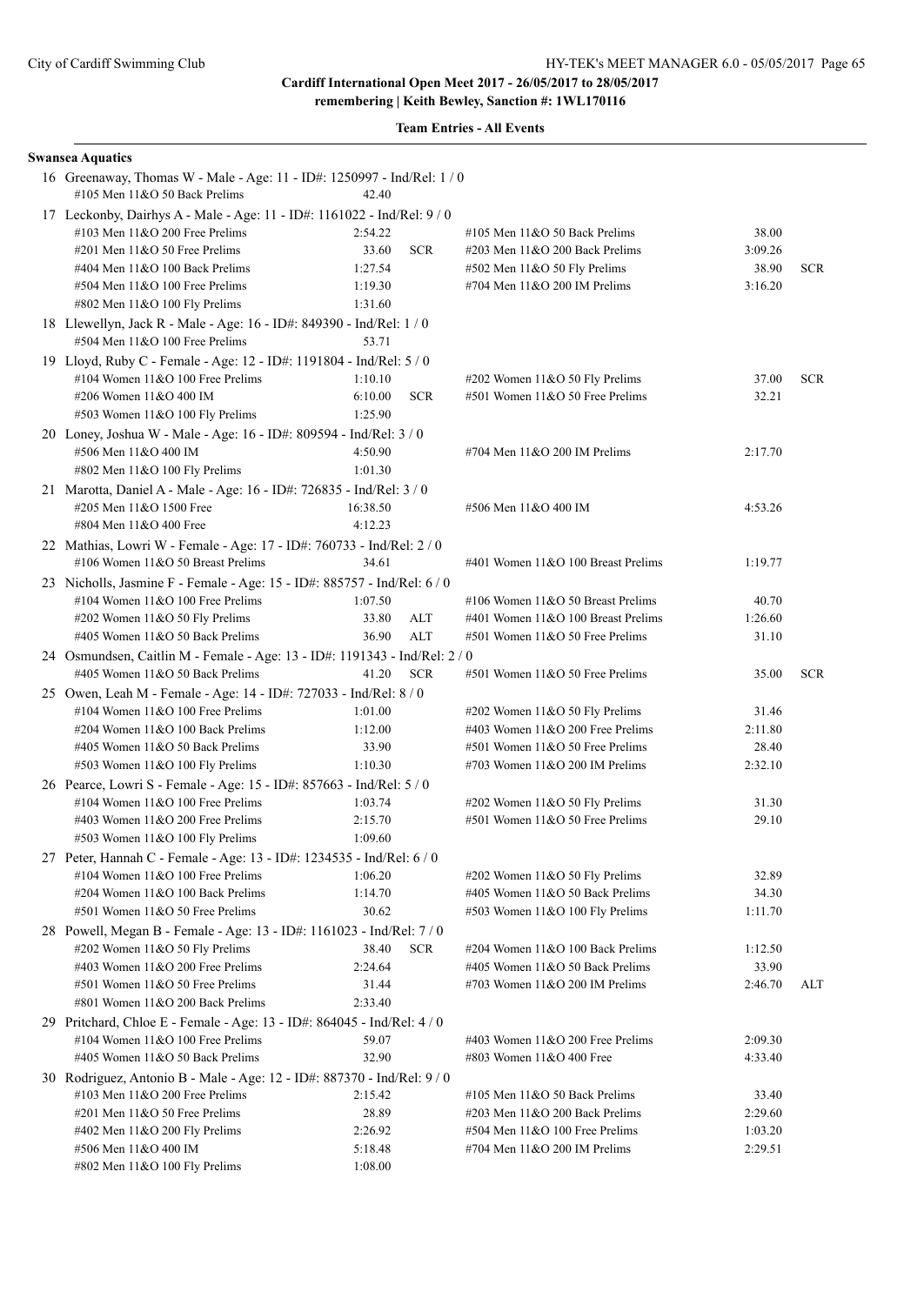City of Cardiff Swimming Club

# Cardiff International Open Meet 2017 - 26/05/2017 to 28/05/2017

**remembering | Keith Bewley, Sanction #: 1WL170116**

## Team Entries - All Events

### Swansea Aquatics

16 Greenaway, Thomas W - Male - Age: 11 - ID#: 1250997 - Ind/Rel: 1 / 0

| Event | Time | | Event | Time | |
|---|---|---|---|---|---|
| #105 Men 11&O 50 Back Prelims | 42.40 | | | | |

17 Leckonby, Dairhys A - Male - Age: 11 - ID#: 1161022 - Ind/Rel: 9 / 0

| Event | Time | | Event | Time | |
|---|---|---|---|---|---|
| #103 Men 11&O 200 Free Prelims | 2:54.22 | | #105 Men 11&O 50 Back Prelims | 38.00 | |
| #201 Men 11&O 50 Free Prelims | 33.60 | SCR | #203 Men 11&O 200 Back Prelims | 3:09.26 | |
| #404 Men 11&O 100 Back Prelims | 1:27.54 | | #502 Men 11&O 50 Fly Prelims | 38.90 | SCR |
| #504 Men 11&O 100 Free Prelims | 1:19.30 | | #704 Men 11&O 200 IM Prelims | 3:16.20 | |
| #802 Men 11&O 100 Fly Prelims | 1:31.60 | | | | |

18 Llewellyn, Jack R - Male - Age: 16 - ID#: 849390 - Ind/Rel: 1 / 0

| Event | Time | | Event | Time | |
|---|---|---|---|---|---|
| #504 Men 11&O 100 Free Prelims | 53.71 | | | | |

19 Lloyd, Ruby C - Female - Age: 12 - ID#: 1191804 - Ind/Rel: 5 / 0

| Event | Time | | Event | Time | |
|---|---|---|---|---|---|
| #104 Women 11&O 100 Free Prelims | 1:10.10 | | #202 Women 11&O 50 Fly Prelims | 37.00 | SCR |
| #206 Women 11&O 400 IM | 6:10.00 | SCR | #501 Women 11&O 50 Free Prelims | 32.21 | |
| #503 Women 11&O 100 Fly Prelims | 1:25.90 | | | | |

20 Loney, Joshua W - Male - Age: 16 - ID#: 809594 - Ind/Rel: 3 / 0

| Event | Time | | Event | Time | |
|---|---|---|---|---|---|
| #506 Men 11&O 400 IM | 4:50.90 | | #704 Men 11&O 200 IM Prelims | 2:17.70 | |
| #802 Men 11&O 100 Fly Prelims | 1:01.30 | | | | |

21 Marotta, Daniel A - Male - Age: 16 - ID#: 726835 - Ind/Rel: 3 / 0

| Event | Time | | Event | Time | |
|---|---|---|---|---|---|
| #205 Men 11&O 1500 Free | 16:38.50 | | #506 Men 11&O 400 IM | 4:53.26 | |
| #804 Men 11&O 400 Free | 4:12.23 | | | | |

22 Mathias, Lowri W - Female - Age: 17 - ID#: 760733 - Ind/Rel: 2 / 0

| Event | Time | | Event | Time | |
|---|---|---|---|---|---|
| #106 Women 11&O 50 Breast Prelims | 34.61 | | #401 Women 11&O 100 Breast Prelims | 1:19.77 | |

23 Nicholls, Jasmine F - Female - Age: 15 - ID#: 885757 - Ind/Rel: 6 / 0

| Event | Time | | Event | Time | |
|---|---|---|---|---|---|
| #104 Women 11&O 100 Free Prelims | 1:07.50 | | #106 Women 11&O 50 Breast Prelims | 40.70 | |
| #202 Women 11&O 50 Fly Prelims | 33.80 | ALT | #401 Women 11&O 100 Breast Prelims | 1:26.60 | |
| #405 Women 11&O 50 Back Prelims | 36.90 | ALT | #501 Women 11&O 50 Free Prelims | 31.10 | |

24 Osmundsen, Caitlin M - Female - Age: 13 - ID#: 1191343 - Ind/Rel: 2 / 0

| Event | Time | | Event | Time | |
|---|---|---|---|---|---|
| #405 Women 11&O 50 Back Prelims | 41.20 | SCR | #501 Women 11&O 50 Free Prelims | 35.00 | SCR |

25 Owen, Leah M - Female - Age: 14 - ID#: 727033 - Ind/Rel: 8 / 0

| Event | Time | | Event | Time | |
|---|---|---|---|---|---|
| #104 Women 11&O 100 Free Prelims | 1:01.00 | | #202 Women 11&O 50 Fly Prelims | 31.46 | |
| #204 Women 11&O 100 Back Prelims | 1:12.00 | | #403 Women 11&O 200 Free Prelims | 2:11.80 | |
| #405 Women 11&O 50 Back Prelims | 33.90 | | #501 Women 11&O 50 Free Prelims | 28.40 | |
| #503 Women 11&O 100 Fly Prelims | 1:10.30 | | #703 Women 11&O 200 IM Prelims | 2:32.10 | |

26 Pearce, Lowri S - Female - Age: 15 - ID#: 857663 - Ind/Rel: 5 / 0

| Event | Time | | Event | Time | |
|---|---|---|---|---|---|
| #104 Women 11&O 100 Free Prelims | 1:03.74 | | #202 Women 11&O 50 Fly Prelims | 31.30 | |
| #403 Women 11&O 200 Free Prelims | 2:15.70 | | #501 Women 11&O 50 Free Prelims | 29.10 | |
| #503 Women 11&O 100 Fly Prelims | 1:09.60 | | | | |

27 Peter, Hannah C - Female - Age: 13 - ID#: 1234535 - Ind/Rel: 6 / 0

| Event | Time | | Event | Time | |
|---|---|---|---|---|---|
| #104 Women 11&O 100 Free Prelims | 1:06.20 | | #202 Women 11&O 50 Fly Prelims | 32.89 | |
| #204 Women 11&O 100 Back Prelims | 1:14.70 | | #405 Women 11&O 50 Back Prelims | 34.30 | |
| #501 Women 11&O 50 Free Prelims | 30.62 | | #503 Women 11&O 100 Fly Prelims | 1:11.70 | |

28 Powell, Megan B - Female - Age: 13 - ID#: 1161023 - Ind/Rel: 7 / 0

| Event | Time | | Event | Time | |
|---|---|---|---|---|---|
| #202 Women 11&O 50 Fly Prelims | 38.40 | SCR | #204 Women 11&O 100 Back Prelims | 1:12.50 | |
| #403 Women 11&O 200 Free Prelims | 2:24.64 | | #405 Women 11&O 50 Back Prelims | 33.90 | |
| #501 Women 11&O 50 Free Prelims | 31.44 | | #703 Women 11&O 200 IM Prelims | 2:46.70 | ALT |
| #801 Women 11&O 200 Back Prelims | 2:33.40 | | | | |

29 Pritchard, Chloe E - Female - Age: 13 - ID#: 864045 - Ind/Rel: 4 / 0

| Event | Time | | Event | Time | |
|---|---|---|---|---|---|
| #104 Women 11&O 100 Free Prelims | 59.07 | | #403 Women 11&O 200 Free Prelims | 2:09.30 | |
| #405 Women 11&O 50 Back Prelims | 32.90 | | #803 Women 11&O 400 Free | 4:33.40 | |

30 Rodriguez, Antonio B - Male - Age: 12 - ID#: 887370 - Ind/Rel: 9 / 0

| Event | Time | | Event | Time | |
|---|---|---|---|---|---|
| #103 Men 11&O 200 Free Prelims | 2:15.42 | | #105 Men 11&O 50 Back Prelims | 33.40 | |
| #201 Men 11&O 50 Free Prelims | 28.89 | | #203 Men 11&O 200 Back Prelims | 2:29.60 | |
| #402 Men 11&O 200 Fly Prelims | 2:26.92 | | #504 Men 11&O 100 Free Prelims | 1:03.20 | |
| #506 Men 11&O 400 IM | 5:18.48 | | #704 Men 11&O 200 IM Prelims | 2:29.51 | |
| #802 Men 11&O 100 Fly Prelims | 1:08.00 | | | | |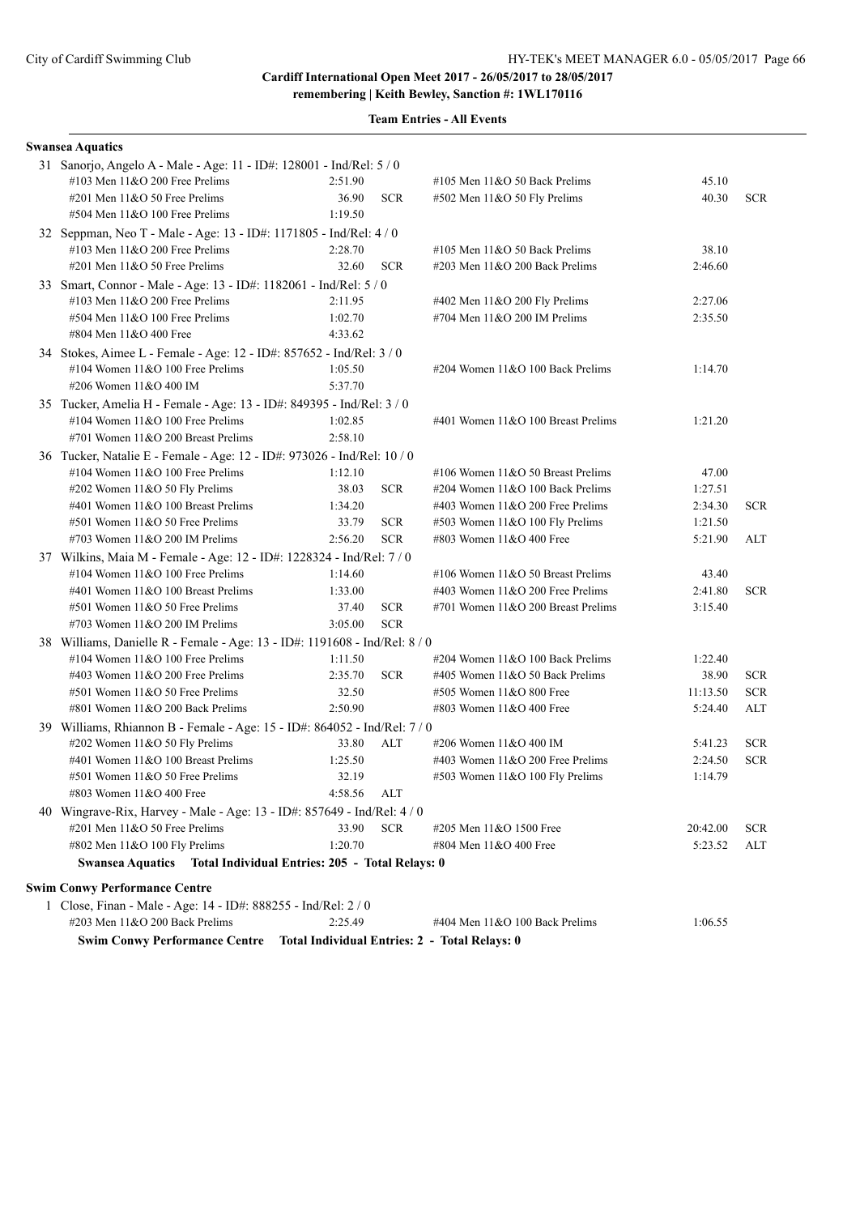**Cardiff International Open Meet 2017 - 26/05/2017 to 28/05/2017**
**remembering | Keith Bewley, Sanction #: 1WL170116**

**Team Entries - All Events**

**Swansea Aquatics**

31 Sanorjo, Angelo A - Male - Age: 11 - ID#: 128001 - Ind/Rel: 5 / 0

| Event | Time | | Event | Time | |
|---|---|---|---|---|---|
| #103 Men 11&O 200 Free Prelims | 2:51.90 | | #105 Men 11&O 50 Back Prelims | 45.10 | |
| #201 Men 11&O 50 Free Prelims | 36.90 | SCR | #502 Men 11&O 50 Fly Prelims | 40.30 | SCR |
| #504 Men 11&O 100 Free Prelims | 1:19.50 | | | | |

32 Seppman, Neo T - Male - Age: 13 - ID#: 1171805 - Ind/Rel: 4 / 0

| Event | Time | | Event | Time | |
|---|---|---|---|---|---|
| #103 Men 11&O 200 Free Prelims | 2:28.70 | | #105 Men 11&O 50 Back Prelims | 38.10 | |
| #201 Men 11&O 50 Free Prelims | 32.60 | SCR | #203 Men 11&O 200 Back Prelims | 2:46.60 | |

33 Smart, Connor - Male - Age: 13 - ID#: 1182061 - Ind/Rel: 5 / 0

| Event | Time | | Event | Time | |
|---|---|---|---|---|---|
| #103 Men 11&O 200 Free Prelims | 2:11.95 | | #402 Men 11&O 200 Fly Prelims | 2:27.06 | |
| #504 Men 11&O 100 Free Prelims | 1:02.70 | | #704 Men 11&O 200 IM Prelims | 2:35.50 | |
| #804 Men 11&O 400 Free | 4:33.62 | | | | |

34 Stokes, Aimee L - Female - Age: 12 - ID#: 857652 - Ind/Rel: 3 / 0

| Event | Time | | Event | Time | |
|---|---|---|---|---|---|
| #104 Women 11&O 100 Free Prelims | 1:05.50 | | #204 Women 11&O 100 Back Prelims | 1:14.70 | |
| #206 Women 11&O 400 IM | 5:37.70 | | | | |

35 Tucker, Amelia H - Female - Age: 13 - ID#: 849395 - Ind/Rel: 3 / 0

| Event | Time | | Event | Time | |
|---|---|---|---|---|---|
| #104 Women 11&O 100 Free Prelims | 1:02.85 | | #401 Women 11&O 100 Breast Prelims | 1:21.20 | |
| #701 Women 11&O 200 Breast Prelims | 2:58.10 | | | | |

36 Tucker, Natalie E - Female - Age: 12 - ID#: 973026 - Ind/Rel: 10 / 0

| Event | Time | | Event | Time | |
|---|---|---|---|---|---|
| #104 Women 11&O 100 Free Prelims | 1:12.10 | | #106 Women 11&O 50 Breast Prelims | 47.00 | |
| #202 Women 11&O 50 Fly Prelims | 38.03 | SCR | #204 Women 11&O 100 Back Prelims | 1:27.51 | |
| #401 Women 11&O 100 Breast Prelims | 1:34.20 | | #403 Women 11&O 200 Free Prelims | 2:34.30 | SCR |
| #501 Women 11&O 50 Free Prelims | 33.79 | SCR | #503 Women 11&O 100 Fly Prelims | 1:21.50 | |
| #703 Women 11&O 200 IM Prelims | 2:56.20 | SCR | #803 Women 11&O 400 Free | 5:21.90 | ALT |

37 Wilkins, Maia M - Female - Age: 12 - ID#: 1228324 - Ind/Rel: 7 / 0

| Event | Time | | Event | Time | |
|---|---|---|---|---|---|
| #104 Women 11&O 100 Free Prelims | 1:14.60 | | #106 Women 11&O 50 Breast Prelims | 43.40 | |
| #401 Women 11&O 100 Breast Prelims | 1:33.00 | | #403 Women 11&O 200 Free Prelims | 2:41.80 | SCR |
| #501 Women 11&O 50 Free Prelims | 37.40 | SCR | #701 Women 11&O 200 Breast Prelims | 3:15.40 | |
| #703 Women 11&O 200 IM Prelims | 3:05.00 | SCR | | | |

38 Williams, Danielle R - Female - Age: 13 - ID#: 1191608 - Ind/Rel: 8 / 0

| Event | Time | | Event | Time | |
|---|---|---|---|---|---|
| #104 Women 11&O 100 Free Prelims | 1:11.50 | | #204 Women 11&O 100 Back Prelims | 1:22.40 | |
| #403 Women 11&O 200 Free Prelims | 2:35.70 | SCR | #405 Women 11&O 50 Back Prelims | 38.90 | SCR |
| #501 Women 11&O 50 Free Prelims | 32.50 | | #505 Women 11&O 800 Free | 11:13.50 | SCR |
| #801 Women 11&O 200 Back Prelims | 2:50.90 | | #803 Women 11&O 400 Free | 5:24.40 | ALT |

39 Williams, Rhiannon B - Female - Age: 15 - ID#: 864052 - Ind/Rel: 7 / 0

| Event | Time | | Event | Time | |
|---|---|---|---|---|---|
| #202 Women 11&O 50 Fly Prelims | 33.80 | ALT | #206 Women 11&O 400 IM | 5:41.23 | SCR |
| #401 Women 11&O 100 Breast Prelims | 1:25.50 | | #403 Women 11&O 200 Free Prelims | 2:24.50 | SCR |
| #501 Women 11&O 50 Free Prelims | 32.19 | | #503 Women 11&O 100 Fly Prelims | 1:14.79 | |
| #803 Women 11&O 400 Free | 4:58.56 | ALT | | | |

40 Wingrave-Rix, Harvey - Male - Age: 13 - ID#: 857649 - Ind/Rel: 4 / 0

| Event | Time | | Event | Time | |
|---|---|---|---|---|---|
| #201 Men 11&O 50 Free Prelims | 33.90 | SCR | #205 Men 11&O 1500 Free | 20:42.00 | SCR |
| #802 Men 11&O 100 Fly Prelims | 1:20.70 | | #804 Men 11&O 400 Free | 5:23.52 | ALT |

**Swansea Aquatics Total Individual Entries: 205 - Total Relays: 0**

**Swim Conwy Performance Centre**

1 Close, Finan - Male - Age: 14 - ID#: 888255 - Ind/Rel: 2 / 0

| Event | Time | | Event | Time | |
|---|---|---|---|---|---|
| #203 Men 11&O 200 Back Prelims | 2:25.49 | | #404 Men 11&O 100 Back Prelims | 1:06.55 | |

**Swim Conwy Performance Centre Total Individual Entries: 2 - Total Relays: 0**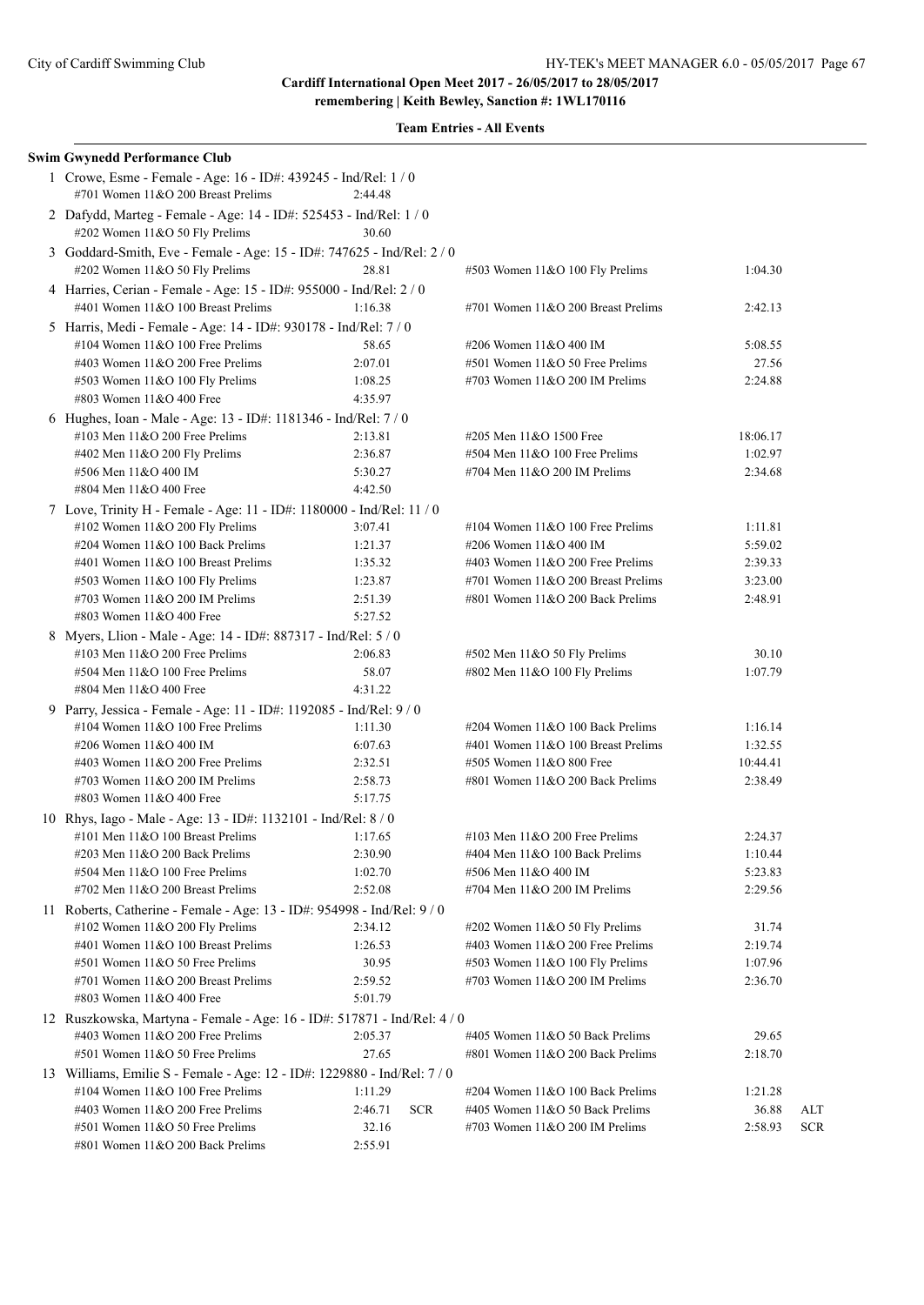**Cardiff International Open Meet 2017 - 26/05/2017 to 28/05/2017**
**remembering | Keith Bewley, Sanction #: 1WL170116**

**Team Entries - All Events**

**Swim Gwynedd Performance Club**

1 Crowe, Esme - Female - Age: 16 - ID#: 439245 - Ind/Rel: 1 / 0

| Event | Time | | Event | Time | |
|---|---|---|---|---|---|
| #701 Women 11&O 200 Breast Prelims | 2:44.48 | | | | |

2 Dafydd, Marteg - Female - Age: 14 - ID#: 525453 - Ind/Rel: 1 / 0

| Event | Time | | Event | Time | |
|---|---|---|---|---|---|
| #202 Women 11&O 50 Fly Prelims | 30.60 | | | | |

3 Goddard-Smith, Eve - Female - Age: 15 - ID#: 747625 - Ind/Rel: 2 / 0

| Event | Time | | Event | Time | |
|---|---|---|---|---|---|
| #202 Women 11&O 50 Fly Prelims | 28.81 | | #503 Women 11&O 100 Fly Prelims | 1:04.30 | |

4 Harries, Cerian - Female - Age: 15 - ID#: 955000 - Ind/Rel: 2 / 0

| Event | Time | | Event | Time | |
|---|---|---|---|---|---|
| #401 Women 11&O 100 Breast Prelims | 1:16.38 | | #701 Women 11&O 200 Breast Prelims | 2:42.13 | |

5 Harris, Medi - Female - Age: 14 - ID#: 930178 - Ind/Rel: 7 / 0

| Event | Time | | Event | Time | |
|---|---|---|---|---|---|
| #104 Women 11&O 100 Free Prelims | 58.65 | | #206 Women 11&O 400 IM | 5:08.55 | |
| #403 Women 11&O 200 Free Prelims | 2:07.01 | | #501 Women 11&O 50 Free Prelims | 27.56 | |
| #503 Women 11&O 100 Fly Prelims | 1:08.25 | | #703 Women 11&O 200 IM Prelims | 2:24.88 | |
| #803 Women 11&O 400 Free | 4:35.97 | | | | |

6 Hughes, Ioan - Male - Age: 13 - ID#: 1181346 - Ind/Rel: 7 / 0

| Event | Time | | Event | Time | |
|---|---|---|---|---|---|
| #103 Men 11&O 200 Free Prelims | 2:13.81 | | #205 Men 11&O 1500 Free | 18:06.17 | |
| #402 Men 11&O 200 Fly Prelims | 2:36.87 | | #504 Men 11&O 100 Free Prelims | 1:02.97 | |
| #506 Men 11&O 400 IM | 5:30.27 | | #704 Men 11&O 200 IM Prelims | 2:34.68 | |
| #804 Men 11&O 400 Free | 4:42.50 | | | | |

7 Love, Trinity H - Female - Age: 11 - ID#: 1180000 - Ind/Rel: 11 / 0

| Event | Time | | Event | Time | |
|---|---|---|---|---|---|
| #102 Women 11&O 200 Fly Prelims | 3:07.41 | | #104 Women 11&O 100 Free Prelims | 1:11.81 | |
| #204 Women 11&O 100 Back Prelims | 1:21.37 | | #206 Women 11&O 400 IM | 5:59.02 | |
| #401 Women 11&O 100 Breast Prelims | 1:35.32 | | #403 Women 11&O 200 Free Prelims | 2:39.33 | |
| #503 Women 11&O 100 Fly Prelims | 1:23.87 | | #701 Women 11&O 200 Breast Prelims | 3:23.00 | |
| #703 Women 11&O 200 IM Prelims | 2:51.39 | | #801 Women 11&O 200 Back Prelims | 2:48.91 | |
| #803 Women 11&O 400 Free | 5:27.52 | | | | |

8 Myers, Llion - Male - Age: 14 - ID#: 887317 - Ind/Rel: 5 / 0

| Event | Time | | Event | Time | |
|---|---|---|---|---|---|
| #103 Men 11&O 200 Free Prelims | 2:06.83 | | #502 Men 11&O 50 Fly Prelims | 30.10 | |
| #504 Men 11&O 100 Free Prelims | 58.07 | | #802 Men 11&O 100 Fly Prelims | 1:07.79 | |
| #804 Men 11&O 400 Free | 4:31.22 | | | | |

9 Parry, Jessica - Female - Age: 11 - ID#: 1192085 - Ind/Rel: 9 / 0

| Event | Time | | Event | Time | |
|---|---|---|---|---|---|
| #104 Women 11&O 100 Free Prelims | 1:11.30 | | #204 Women 11&O 100 Back Prelims | 1:16.14 | |
| #206 Women 11&O 400 IM | 6:07.63 | | #401 Women 11&O 100 Breast Prelims | 1:32.55 | |
| #403 Women 11&O 200 Free Prelims | 2:32.51 | | #505 Women 11&O 800 Free | 10:44.41 | |
| #703 Women 11&O 200 IM Prelims | 2:58.73 | | #801 Women 11&O 200 Back Prelims | 2:38.49 | |
| #803 Women 11&O 400 Free | 5:17.75 | | | | |

10 Rhys, Iago - Male - Age: 13 - ID#: 1132101 - Ind/Rel: 8 / 0

| Event | Time | | Event | Time | |
|---|---|---|---|---|---|
| #101 Men 11&O 100 Breast Prelims | 1:17.65 | | #103 Men 11&O 200 Free Prelims | 2:24.37 | |
| #203 Men 11&O 200 Back Prelims | 2:30.90 | | #404 Men 11&O 100 Back Prelims | 1:10.44 | |
| #504 Men 11&O 100 Free Prelims | 1:02.70 | | #506 Men 11&O 400 IM | 5:23.83 | |
| #702 Men 11&O 200 Breast Prelims | 2:52.08 | | #704 Men 11&O 200 IM Prelims | 2:29.56 | |

11 Roberts, Catherine - Female - Age: 13 - ID#: 954998 - Ind/Rel: 9 / 0

| Event | Time | | Event | Time | |
|---|---|---|---|---|---|
| #102 Women 11&O 200 Fly Prelims | 2:34.12 | | #202 Women 11&O 50 Fly Prelims | 31.74 | |
| #401 Women 11&O 100 Breast Prelims | 1:26.53 | | #403 Women 11&O 200 Free Prelims | 2:19.74 | |
| #501 Women 11&O 50 Free Prelims | 30.95 | | #503 Women 11&O 100 Fly Prelims | 1:07.96 | |
| #701 Women 11&O 200 Breast Prelims | 2:59.52 | | #703 Women 11&O 200 IM Prelims | 2:36.70 | |
| #803 Women 11&O 400 Free | 5:01.79 | | | | |

12 Ruszkowska, Martyna - Female - Age: 16 - ID#: 517871 - Ind/Rel: 4 / 0

| Event | Time | | Event | Time | |
|---|---|---|---|---|---|
| #403 Women 11&O 200 Free Prelims | 2:05.37 | | #405 Women 11&O 50 Back Prelims | 29.65 | |
| #501 Women 11&O 50 Free Prelims | 27.65 | | #801 Women 11&O 200 Back Prelims | 2:18.70 | |

13 Williams, Emilie S - Female - Age: 12 - ID#: 1229880 - Ind/Rel: 7 / 0

| Event | Time | | Event | Time | |
|---|---|---|---|---|---|
| #104 Women 11&O 100 Free Prelims | 1:11.29 | | #204 Women 11&O 100 Back Prelims | 1:21.28 | |
| #403 Women 11&O 200 Free Prelims | 2:46.71 | SCR | #405 Women 11&O 50 Back Prelims | 36.88 | ALT |
| #501 Women 11&O 50 Free Prelims | 32.16 | | #703 Women 11&O 200 IM Prelims | 2:58.93 | SCR |
| #801 Women 11&O 200 Back Prelims | 2:55.91 | | | | |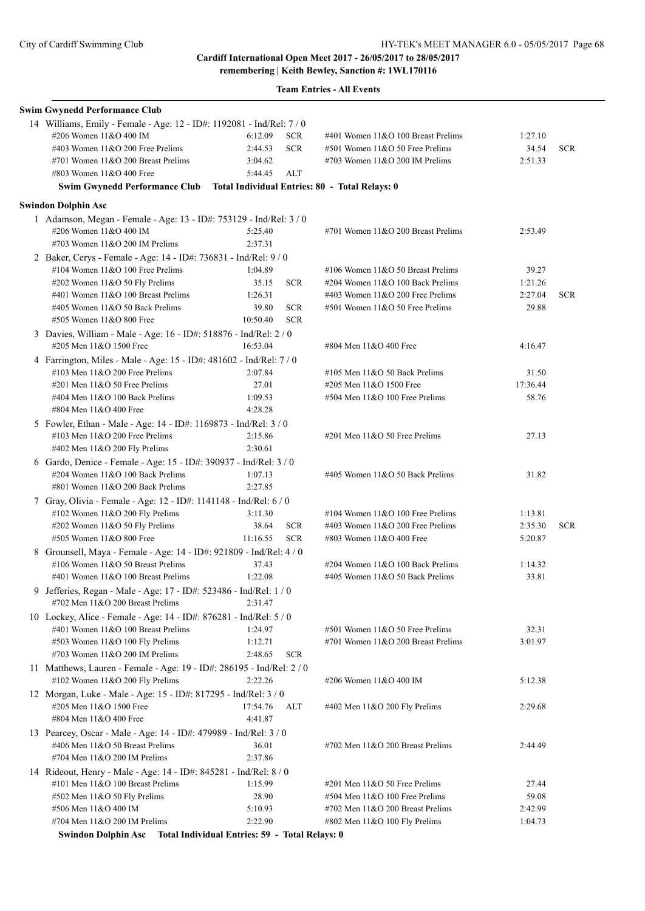**Cardiff International Open Meet 2017 - 26/05/2017 to 28/05/2017**
**remembering | Keith Bewley, Sanction #: 1WL170116**

**Team Entries - All Events**

**Swim Gwynedd Performance Club**

14 Williams, Emily - Female - Age: 12 - ID#: 1192081 - Ind/Rel: 7 / 0

| Event | Time | | Event | Time | |
|---|---|---|---|---|---|
| #206 Women 11&O 400 IM | 6:12.09 | SCR | #401 Women 11&O 100 Breast Prelims | 1:27.10 | |
| #403 Women 11&O 200 Free Prelims | 2:44.53 | SCR | #501 Women 11&O 50 Free Prelims | 34.54 | SCR |
| #701 Women 11&O 200 Breast Prelims | 3:04.62 | | #703 Women 11&O 200 IM Prelims | 2:51.33 | |
| #803 Women 11&O 400 Free | 5:44.45 | ALT | | | |

**Swim Gwynedd Performance Club Total Individual Entries: 80 - Total Relays: 0**

**Swindon Dolphin Asc**

1 Adamson, Megan - Female - Age: 13 - ID#: 753129 - Ind/Rel: 3 / 0

| Event | Time | | Event | Time | |
|---|---|---|---|---|---|
| #206 Women 11&O 400 IM | 5:25.40 | | #701 Women 11&O 200 Breast Prelims | 2:53.49 | |
| #703 Women 11&O 200 IM Prelims | 2:37.31 | | | | |

2 Baker, Cerys - Female - Age: 14 - ID#: 736831 - Ind/Rel: 9 / 0

| Event | Time | | Event | Time | |
|---|---|---|---|---|---|
| #104 Women 11&O 100 Free Prelims | 1:04.89 | | #106 Women 11&O 50 Breast Prelims | 39.27 | |
| #202 Women 11&O 50 Fly Prelims | 35.15 | SCR | #204 Women 11&O 100 Back Prelims | 1:21.26 | |
| #401 Women 11&O 100 Breast Prelims | 1:26.31 | | #403 Women 11&O 200 Free Prelims | 2:27.04 | SCR |
| #405 Women 11&O 50 Back Prelims | 39.80 | SCR | #501 Women 11&O 50 Free Prelims | 29.88 | |
| #505 Women 11&O 800 Free | 10:50.40 | SCR | | | |

3 Davies, William - Male - Age: 16 - ID#: 518876 - Ind/Rel: 2 / 0

| Event | Time | | Event | Time | |
|---|---|---|---|---|---|
| #205 Men 11&O 1500 Free | 16:53.04 | | #804 Men 11&O 400 Free | 4:16.47 | |

4 Farrington, Miles - Male - Age: 15 - ID#: 481602 - Ind/Rel: 7 / 0

| Event | Time | | Event | Time | |
|---|---|---|---|---|---|
| #103 Men 11&O 200 Free Prelims | 2:07.84 | | #105 Men 11&O 50 Back Prelims | 31.50 | |
| #201 Men 11&O 50 Free Prelims | 27.01 | | #205 Men 11&O 1500 Free | 17:36.44 | |
| #404 Men 11&O 100 Back Prelims | 1:09.53 | | #504 Men 11&O 100 Free Prelims | 58.76 | |
| #804 Men 11&O 400 Free | 4:28.28 | | | | |

5 Fowler, Ethan - Male - Age: 14 - ID#: 1169873 - Ind/Rel: 3 / 0

| Event | Time | | Event | Time | |
|---|---|---|---|---|---|
| #103 Men 11&O 200 Free Prelims | 2:15.86 | | #201 Men 11&O 50 Free Prelims | 27.13 | |
| #402 Men 11&O 200 Fly Prelims | 2:30.61 | | | | |

6 Gardo, Denice - Female - Age: 15 - ID#: 390937 - Ind/Rel: 3 / 0

| Event | Time | | Event | Time | |
|---|---|---|---|---|---|
| #204 Women 11&O 100 Back Prelims | 1:07.13 | | #405 Women 11&O 50 Back Prelims | 31.82 | |
| #801 Women 11&O 200 Back Prelims | 2:27.85 | | | | |

7 Gray, Olivia - Female - Age: 12 - ID#: 1141148 - Ind/Rel: 6 / 0

| Event | Time | | Event | Time | |
|---|---|---|---|---|---|
| #102 Women 11&O 200 Fly Prelims | 3:11.30 | | #104 Women 11&O 100 Free Prelims | 1:13.81 | |
| #202 Women 11&O 50 Fly Prelims | 38.64 | SCR | #403 Women 11&O 200 Free Prelims | 2:35.30 | SCR |
| #505 Women 11&O 800 Free | 11:16.55 | SCR | #803 Women 11&O 400 Free | 5:20.87 | |

8 Grounsell, Maya - Female - Age: 14 - ID#: 921809 - Ind/Rel: 4 / 0

| Event | Time | | Event | Time | |
|---|---|---|---|---|---|
| #106 Women 11&O 50 Breast Prelims | 37.43 | | #204 Women 11&O 100 Back Prelims | 1:14.32 | |
| #401 Women 11&O 100 Breast Prelims | 1:22.08 | | #405 Women 11&O 50 Back Prelims | 33.81 | |

9 Jefferies, Regan - Male - Age: 17 - ID#: 523486 - Ind/Rel: 1 / 0

| Event | Time | | Event | Time | |
|---|---|---|---|---|---|
| #702 Men 11&O 200 Breast Prelims | 2:31.47 | | | | |

10 Lockey, Alice - Female - Age: 14 - ID#: 876281 - Ind/Rel: 5 / 0

| Event | Time | | Event | Time | |
|---|---|---|---|---|---|
| #401 Women 11&O 100 Breast Prelims | 1:24.97 | | #501 Women 11&O 50 Free Prelims | 32.31 | |
| #503 Women 11&O 100 Fly Prelims | 1:12.71 | | #701 Women 11&O 200 Breast Prelims | 3:01.97 | |
| #703 Women 11&O 200 IM Prelims | 2:48.65 | SCR | | | |

11 Matthews, Lauren - Female - Age: 19 - ID#: 286195 - Ind/Rel: 2 / 0

| Event | Time | | Event | Time | |
|---|---|---|---|---|---|
| #102 Women 11&O 200 Fly Prelims | 2:22.26 | | #206 Women 11&O 400 IM | 5:12.38 | |

12 Morgan, Luke - Male - Age: 15 - ID#: 817295 - Ind/Rel: 3 / 0

| Event | Time | | Event | Time | |
|---|---|---|---|---|---|
| #205 Men 11&O 1500 Free | 17:54.76 | ALT | #402 Men 11&O 200 Fly Prelims | 2:29.68 | |
| #804 Men 11&O 400 Free | 4:41.87 | | | | |

13 Pearcey, Oscar - Male - Age: 14 - ID#: 479989 - Ind/Rel: 3 / 0

| Event | Time | | Event | Time | |
|---|---|---|---|---|---|
| #406 Men 11&O 50 Breast Prelims | 36.01 | | #702 Men 11&O 200 Breast Prelims | 2:44.49 | |
| #704 Men 11&O 200 IM Prelims | 2:37.86 | | | | |

14 Rideout, Henry - Male - Age: 14 - ID#: 845281 - Ind/Rel: 8 / 0

| Event | Time | | Event | Time | |
|---|---|---|---|---|---|
| #101 Men 11&O 100 Breast Prelims | 1:15.99 | | #201 Men 11&O 50 Free Prelims | 27.44 | |
| #502 Men 11&O 50 Fly Prelims | 28.90 | | #504 Men 11&O 100 Free Prelims | 59.08 | |
| #506 Men 11&O 400 IM | 5:10.93 | | #702 Men 11&O 200 Breast Prelims | 2:42.99 | |
| #704 Men 11&O 200 IM Prelims | 2:22.90 | | #802 Men 11&O 100 Fly Prelims | 1:04.73 | |

**Swindon Dolphin Asc Total Individual Entries: 59 - Total Relays: 0**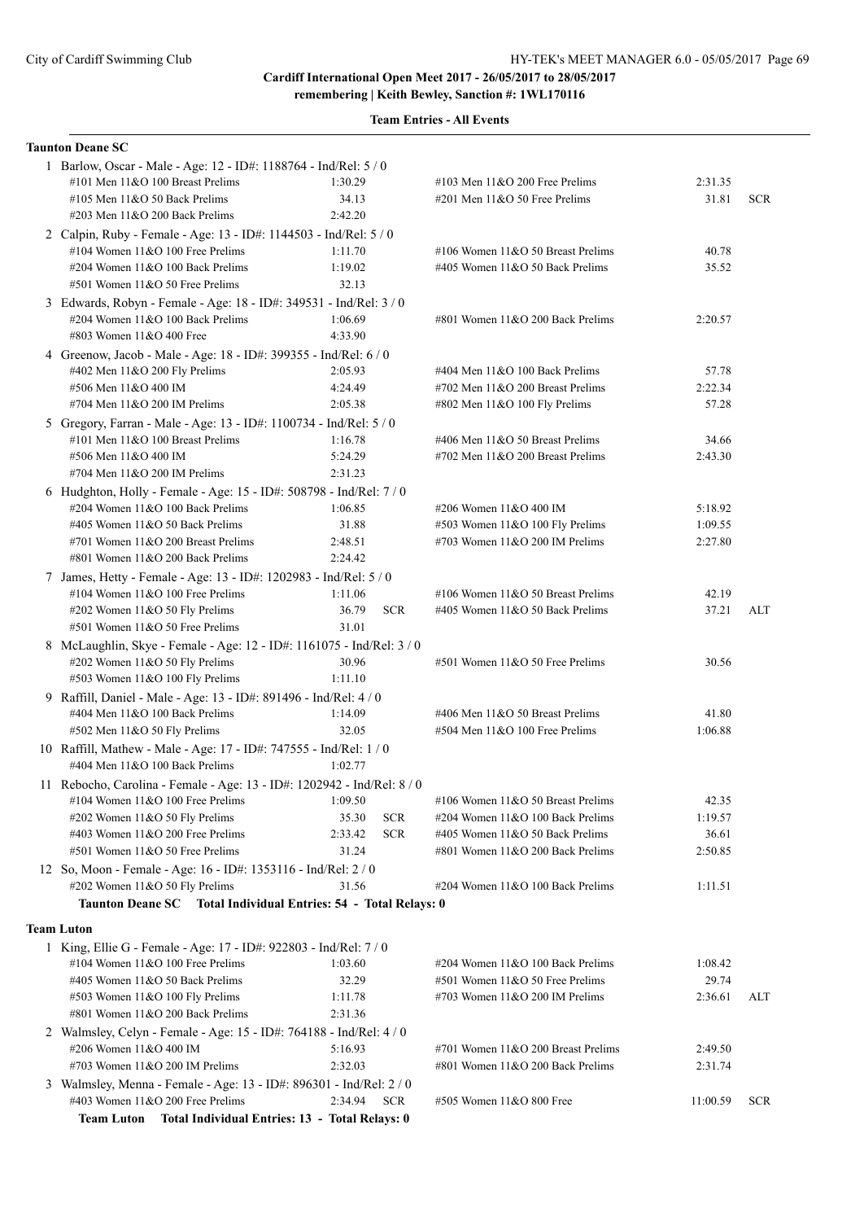**Cardiff International Open Meet 2017 - 26/05/2017 to 28/05/2017**
**remembering | Keith Bewley, Sanction #: 1WL170116**

**Team Entries - All Events**

**Taunton Deane SC**

1 Barlow, Oscar - Male - Age: 12 - ID#: 1188764 - Ind/Rel: 5 / 0

| | | | | | |
|---|---|---|---|---|---|
| #101 Men 11&O 100 Breast Prelims | 1:30.29 | | #103 Men 11&O 200 Free Prelims | 2:31.35 | |
| #105 Men 11&O 50 Back Prelims | 34.13 | | #201 Men 11&O 50 Free Prelims | 31.81 | SCR |
| #203 Men 11&O 200 Back Prelims | 2:42.20 | | | | |

2 Calpin, Ruby - Female - Age: 13 - ID#: 1144503 - Ind/Rel: 5 / 0

| | | | | | |
|---|---|---|---|---|---|
| #104 Women 11&O 100 Free Prelims | 1:11.70 | | #106 Women 11&O 50 Breast Prelims | 40.78 | |
| #204 Women 11&O 100 Back Prelims | 1:19.02 | | #405 Women 11&O 50 Back Prelims | 35.52 | |
| #501 Women 11&O 50 Free Prelims | 32.13 | | | | |

3 Edwards, Robyn - Female - Age: 18 - ID#: 349531 - Ind/Rel: 3 / 0

| | | | | | |
|---|---|---|---|---|---|
| #204 Women 11&O 100 Back Prelims | 1:06.69 | | #801 Women 11&O 200 Back Prelims | 2:20.57 | |
| #803 Women 11&O 400 Free | 4:33.90 | | | | |

4 Greenow, Jacob - Male - Age: 18 - ID#: 399355 - Ind/Rel: 6 / 0

| | | | | | |
|---|---|---|---|---|---|
| #402 Men 11&O 200 Fly Prelims | 2:05.93 | | #404 Men 11&O 100 Back Prelims | 57.78 | |
| #506 Men 11&O 400 IM | 4:24.49 | | #702 Men 11&O 200 Breast Prelims | 2:22.34 | |
| #704 Men 11&O 200 IM Prelims | 2:05.38 | | #802 Men 11&O 100 Fly Prelims | 57.28 | |

5 Gregory, Farran - Male - Age: 13 - ID#: 1100734 - Ind/Rel: 5 / 0

| | | | | | |
|---|---|---|---|---|---|
| #101 Men 11&O 100 Breast Prelims | 1:16.78 | | #406 Men 11&O 50 Breast Prelims | 34.66 | |
| #506 Men 11&O 400 IM | 5:24.29 | | #702 Men 11&O 200 Breast Prelims | 2:43.30 | |
| #704 Men 11&O 200 IM Prelims | 2:31.23 | | | | |

6 Hudghton, Holly - Female - Age: 15 - ID#: 508798 - Ind/Rel: 7 / 0

| | | | | | |
|---|---|---|---|---|---|
| #204 Women 11&O 100 Back Prelims | 1:06.85 | | #206 Women 11&O 400 IM | 5:18.92 | |
| #405 Women 11&O 50 Back Prelims | 31.88 | | #503 Women 11&O 100 Fly Prelims | 1:09.55 | |
| #701 Women 11&O 200 Breast Prelims | 2:48.51 | | #703 Women 11&O 200 IM Prelims | 2:27.80 | |
| #801 Women 11&O 200 Back Prelims | 2:24.42 | | | | |

7 James, Hetty - Female - Age: 13 - ID#: 1202983 - Ind/Rel: 5 / 0

| | | | | | |
|---|---|---|---|---|---|
| #104 Women 11&O 100 Free Prelims | 1:11.06 | | #106 Women 11&O 50 Breast Prelims | 42.19 | |
| #202 Women 11&O 50 Fly Prelims | 36.79 | SCR | #405 Women 11&O 50 Back Prelims | 37.21 | ALT |
| #501 Women 11&O 50 Free Prelims | 31.01 | | | | |

8 McLaughlin, Skye - Female - Age: 12 - ID#: 1161075 - Ind/Rel: 3 / 0

| | | | | | |
|---|---|---|---|---|---|
| #202 Women 11&O 50 Fly Prelims | 30.96 | | #501 Women 11&O 50 Free Prelims | 30.56 | |
| #503 Women 11&O 100 Fly Prelims | 1:11.10 | | | | |

9 Raffill, Daniel - Male - Age: 13 - ID#: 891496 - Ind/Rel: 4 / 0

| | | | | | |
|---|---|---|---|---|---|
| #404 Men 11&O 100 Back Prelims | 1:14.09 | | #406 Men 11&O 50 Breast Prelims | 41.80 | |
| #502 Men 11&O 50 Fly Prelims | 32.05 | | #504 Men 11&O 100 Free Prelims | 1:06.88 | |

10 Raffill, Mathew - Male - Age: 17 - ID#: 747555 - Ind/Rel: 1 / 0

| | | | | | |
|---|---|---|---|---|---|
| #404 Men 11&O 100 Back Prelims | 1:02.77 | | | | |

11 Rebocho, Carolina - Female - Age: 13 - ID#: 1202942 - Ind/Rel: 8 / 0

| | | | | | |
|---|---|---|---|---|---|
| #104 Women 11&O 100 Free Prelims | 1:09.50 | | #106 Women 11&O 50 Breast Prelims | 42.35 | |
| #202 Women 11&O 50 Fly Prelims | 35.30 | SCR | #204 Women 11&O 100 Back Prelims | 1:19.57 | |
| #403 Women 11&O 200 Free Prelims | 2:33.42 | SCR | #405 Women 11&O 50 Back Prelims | 36.61 | |
| #501 Women 11&O 50 Free Prelims | 31.24 | | #801 Women 11&O 200 Back Prelims | 2:50.85 | |

12 So, Moon - Female - Age: 16 - ID#: 1353116 - Ind/Rel: 2 / 0

| | | | | | |
|---|---|---|---|---|---|
| #202 Women 11&O 50 Fly Prelims | 31.56 | | #204 Women 11&O 100 Back Prelims | 1:11.51 | |

**Taunton Deane SC Total Individual Entries: 54 - Total Relays: 0**

**Team Luton**

1 King, Ellie G - Female - Age: 17 - ID#: 922803 - Ind/Rel: 7 / 0

| | | | | | |
|---|---|---|---|---|---|
| #104 Women 11&O 100 Free Prelims | 1:03.60 | | #204 Women 11&O 100 Back Prelims | 1:08.42 | |
| #405 Women 11&O 50 Back Prelims | 32.29 | | #501 Women 11&O 50 Free Prelims | 29.74 | |
| #503 Women 11&O 100 Fly Prelims | 1:11.78 | | #703 Women 11&O 200 IM Prelims | 2:36.61 | ALT |
| #801 Women 11&O 200 Back Prelims | 2:31.36 | | | | |

2 Walmsley, Celyn - Female - Age: 15 - ID#: 764188 - Ind/Rel: 4 / 0

| | | | | | |
|---|---|---|---|---|---|
| #206 Women 11&O 400 IM | 5:16.93 | | #701 Women 11&O 200 Breast Prelims | 2:49.50 | |
| #703 Women 11&O 200 IM Prelims | 2:32.03 | | #801 Women 11&O 200 Back Prelims | 2:31.74 | |

3 Walmsley, Menna - Female - Age: 13 - ID#: 896301 - Ind/Rel: 2 / 0

| | | | | | |
|---|---|---|---|---|---|
| #403 Women 11&O 200 Free Prelims | 2:34.94 | SCR | #505 Women 11&O 800 Free | 11:00.59 | SCR |

**Team Luton Total Individual Entries: 13 - Total Relays: 0**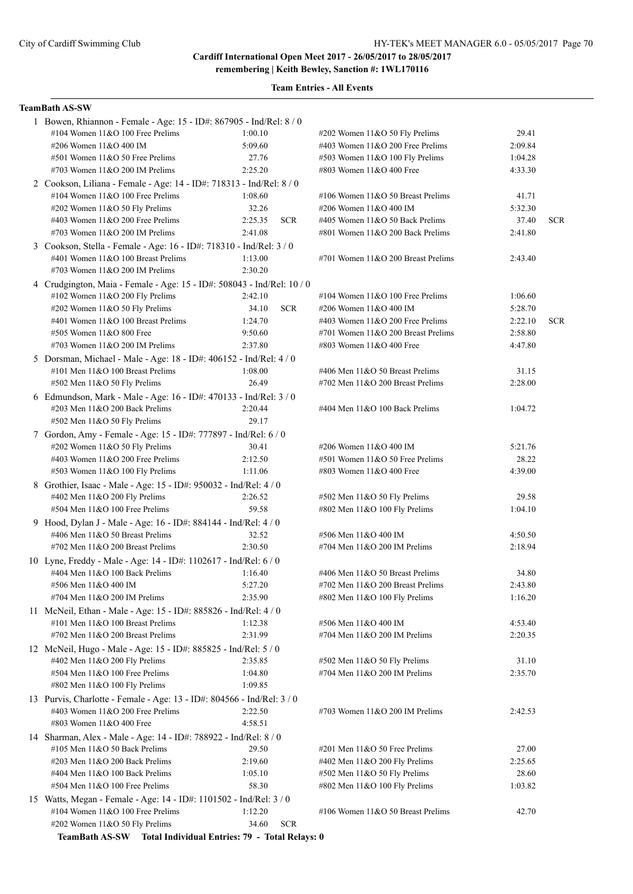**Cardiff International Open Meet 2017 - 26/05/2017 to 28/05/2017**
**remembering | Keith Bewley, Sanction #: 1WL170116**

**Team Entries - All Events**

**TeamBath AS-SW**

1 Bowen, Rhiannon - Female - Age: 15 - ID#: 867905 - Ind/Rel: 8 / 0

| Event | Time | | Event | Time | |
|---|---|---|---|---|---|
| #104 Women 11&O 100 Free Prelims | 1:00.10 | | #202 Women 11&O 50 Fly Prelims | 29.41 | |
| #206 Women 11&O 400 IM | 5:09.60 | | #403 Women 11&O 200 Free Prelims | 2:09.84 | |
| #501 Women 11&O 50 Free Prelims | 27.76 | | #503 Women 11&O 100 Fly Prelims | 1:04.28 | |
| #703 Women 11&O 200 IM Prelims | 2:25.20 | | #803 Women 11&O 400 Free | 4:33.30 | |

2 Cookson, Liliana - Female - Age: 14 - ID#: 718313 - Ind/Rel: 8 / 0

| Event | Time | | Event | Time | |
|---|---|---|---|---|---|
| #104 Women 11&O 100 Free Prelims | 1:08.60 | | #106 Women 11&O 50 Breast Prelims | 41.71 | |
| #202 Women 11&O 50 Fly Prelims | 32.26 | | #206 Women 11&O 400 IM | 5:32.30 | |
| #403 Women 11&O 200 Free Prelims | 2:25.35 | SCR | #405 Women 11&O 50 Back Prelims | 37.40 | SCR |
| #703 Women 11&O 200 IM Prelims | 2:41.08 | | #801 Women 11&O 200 Back Prelims | 2:41.80 | |

3 Cookson, Stella - Female - Age: 16 - ID#: 718310 - Ind/Rel: 3 / 0

| Event | Time | | Event | Time | |
|---|---|---|---|---|---|
| #401 Women 11&O 100 Breast Prelims | 1:13.00 | | #701 Women 11&O 200 Breast Prelims | 2:43.40 | |
| #703 Women 11&O 200 IM Prelims | 2:30.20 | | | | |

4 Crudgington, Maia - Female - Age: 15 - ID#: 508043 - Ind/Rel: 10 / 0

| Event | Time | | Event | Time | |
|---|---|---|---|---|---|
| #102 Women 11&O 200 Fly Prelims | 2:42.10 | | #104 Women 11&O 100 Free Prelims | 1:06.60 | |
| #202 Women 11&O 50 Fly Prelims | 34.10 | SCR | #206 Women 11&O 400 IM | 5:28.70 | |
| #401 Women 11&O 100 Breast Prelims | 1:24.70 | | #403 Women 11&O 200 Free Prelims | 2:22.10 | SCR |
| #505 Women 11&O 800 Free | 9:50.60 | | #701 Women 11&O 200 Breast Prelims | 2:58.80 | |
| #703 Women 11&O 200 IM Prelims | 2:37.80 | | #803 Women 11&O 400 Free | 4:47.80 | |

5 Dorsman, Michael - Male - Age: 18 - ID#: 406152 - Ind/Rel: 4 / 0

| Event | Time | | Event | Time | |
|---|---|---|---|---|---|
| #101 Men 11&O 100 Breast Prelims | 1:08.00 | | #406 Men 11&O 50 Breast Prelims | 31.15 | |
| #502 Men 11&O 50 Fly Prelims | 26.49 | | #702 Men 11&O 200 Breast Prelims | 2:28.00 | |

6 Edmundson, Mark - Male - Age: 16 - ID#: 470133 - Ind/Rel: 3 / 0

| Event | Time | | Event | Time | |
|---|---|---|---|---|---|
| #203 Men 11&O 200 Back Prelims | 2:20.44 | | #404 Men 11&O 100 Back Prelims | 1:04.72 | |
| #502 Men 11&O 50 Fly Prelims | 29.17 | | | | |

7 Gordon, Amy - Female - Age: 15 - ID#: 777897 - Ind/Rel: 6 / 0

| Event | Time | | Event | Time | |
|---|---|---|---|---|---|
| #202 Women 11&O 50 Fly Prelims | 30.41 | | #206 Women 11&O 400 IM | 5:21.76 | |
| #403 Women 11&O 200 Free Prelims | 2:12.50 | | #501 Women 11&O 50 Free Prelims | 28.22 | |
| #503 Women 11&O 100 Fly Prelims | 1:11.06 | | #803 Women 11&O 400 Free | 4:39.00 | |

8 Grothier, Isaac - Male - Age: 15 - ID#: 950032 - Ind/Rel: 4 / 0

| Event | Time | | Event | Time | |
|---|---|---|---|---|---|
| #402 Men 11&O 200 Fly Prelims | 2:26.52 | | #502 Men 11&O 50 Fly Prelims | 29.58 | |
| #504 Men 11&O 100 Free Prelims | 59.58 | | #802 Men 11&O 100 Fly Prelims | 1:04.10 | |

9 Hood, Dylan J - Male - Age: 16 - ID#: 884144 - Ind/Rel: 4 / 0

| Event | Time | | Event | Time | |
|---|---|---|---|---|---|
| #406 Men 11&O 50 Breast Prelims | 32.52 | | #506 Men 11&O 400 IM | 4:50.50 | |
| #702 Men 11&O 200 Breast Prelims | 2:30.50 | | #704 Men 11&O 200 IM Prelims | 2:18.94 | |

10 Lyne, Freddy - Male - Age: 14 - ID#: 1102617 - Ind/Rel: 6 / 0

| Event | Time | | Event | Time | |
|---|---|---|---|---|---|
| #404 Men 11&O 100 Back Prelims | 1:16.40 | | #406 Men 11&O 50 Breast Prelims | 34.80 | |
| #506 Men 11&O 400 IM | 5:27.20 | | #702 Men 11&O 200 Breast Prelims | 2:43.80 | |
| #704 Men 11&O 200 IM Prelims | 2:35.90 | | #802 Men 11&O 100 Fly Prelims | 1:16.20 | |

11 McNeil, Ethan - Male - Age: 15 - ID#: 885826 - Ind/Rel: 4 / 0

| Event | Time | | Event | Time | |
|---|---|---|---|---|---|
| #101 Men 11&O 100 Breast Prelims | 1:12.38 | | #506 Men 11&O 400 IM | 4:53.40 | |
| #702 Men 11&O 200 Breast Prelims | 2:31.99 | | #704 Men 11&O 200 IM Prelims | 2:20.35 | |

12 McNeil, Hugo - Male - Age: 15 - ID#: 885825 - Ind/Rel: 5 / 0

| Event | Time | | Event | Time | |
|---|---|---|---|---|---|
| #402 Men 11&O 200 Fly Prelims | 2:35.85 | | #502 Men 11&O 50 Fly Prelims | 31.10 | |
| #504 Men 11&O 100 Free Prelims | 1:04.80 | | #704 Men 11&O 200 IM Prelims | 2:35.70 | |
| #802 Men 11&O 100 Fly Prelims | 1:09.85 | | | | |

13 Purvis, Charlotte - Female - Age: 13 - ID#: 804566 - Ind/Rel: 3 / 0

| Event | Time | | Event | Time | |
|---|---|---|---|---|---|
| #403 Women 11&O 200 Free Prelims | 2:22.50 | | #703 Women 11&O 200 IM Prelims | 2:42.53 | |
| #803 Women 11&O 400 Free | 4:58.51 | | | | |

14 Sharman, Alex - Male - Age: 14 - ID#: 788922 - Ind/Rel: 8 / 0

| Event | Time | | Event | Time | |
|---|---|---|---|---|---|
| #105 Men 11&O 50 Back Prelims | 29.50 | | #201 Men 11&O 50 Free Prelims | 27.00 | |
| #203 Men 11&O 200 Back Prelims | 2:19.60 | | #402 Men 11&O 200 Fly Prelims | 2:25.65 | |
| #404 Men 11&O 100 Back Prelims | 1:05.10 | | #502 Men 11&O 50 Fly Prelims | 28.60 | |
| #504 Men 11&O 100 Free Prelims | 58.30 | | #802 Men 11&O 100 Fly Prelims | 1:03.82 | |

15 Watts, Megan - Female - Age: 14 - ID#: 1101502 - Ind/Rel: 3 / 0

| Event | Time | | Event | Time | |
|---|---|---|---|---|---|
| #104 Women 11&O 100 Free Prelims | 1:12.20 | | #106 Women 11&O 50 Breast Prelims | 42.70 | |
| #202 Women 11&O 50 Fly Prelims | 34.60 | SCR | | | |

**TeamBath AS-SW Total Individual Entries: 79 - Total Relays: 0**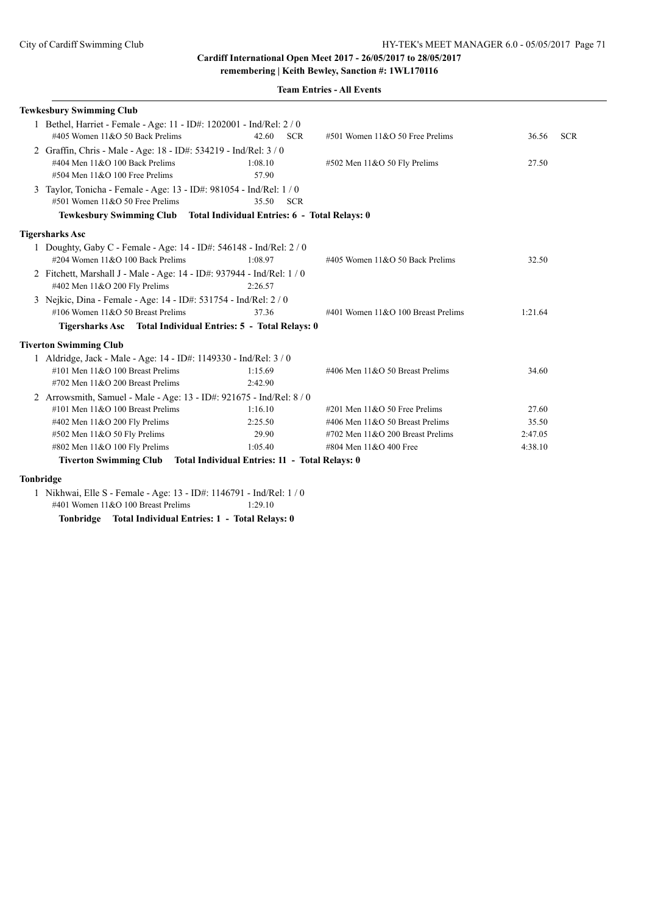**Cardiff International Open Meet 2017 - 26/05/2017 to 28/05/2017**
**remembering | Keith Bewley, Sanction #: 1WL170116**

**Team Entries - All Events**

**Tewkesbury Swimming Club**

1 Bethel, Harriet - Female - Age: 11 - ID#: 1202001 - Ind/Rel: 2 / 0

| Event | Time | Event | Time |
|---|---|---|---|
| #405 Women 11&O 50 Back Prelims | 42.60 SCR | #501 Women 11&O 50 Free Prelims | 36.56 SCR |

2 Graffin, Chris - Male - Age: 18 - ID#: 534219 - Ind/Rel: 3 / 0

| Event | Time | Event | Time |
|---|---|---|---|
| #404 Men 11&O 100 Back Prelims | 1:08.10 | #502 Men 11&O 50 Fly Prelims | 27.50 |
| #504 Men 11&O 100 Free Prelims | 57.90 | | |

3 Taylor, Tonicha - Female - Age: 13 - ID#: 981054 - Ind/Rel: 1 / 0

| Event | Time |
|---|---|
| #501 Women 11&O 50 Free Prelims | 35.50 SCR |

**Tewkesbury Swimming Club Total Individual Entries: 6 - Total Relays: 0**

**Tigersharks Asc**

1 Doughty, Gaby C - Female - Age: 14 - ID#: 546148 - Ind/Rel: 2 / 0

| Event | Time | Event | Time |
|---|---|---|---|
| #204 Women 11&O 100 Back Prelims | 1:08.97 | #405 Women 11&O 50 Back Prelims | 32.50 |

2 Fitchett, Marshall J - Male - Age: 14 - ID#: 937944 - Ind/Rel: 1 / 0

| Event | Time |
|---|---|
| #402 Men 11&O 200 Fly Prelims | 2:26.57 |

3 Nejkic, Dina - Female - Age: 14 - ID#: 531754 - Ind/Rel: 2 / 0

| Event | Time | Event | Time |
|---|---|---|---|
| #106 Women 11&O 50 Breast Prelims | 37.36 | #401 Women 11&O 100 Breast Prelims | 1:21.64 |

**Tigersharks Asc Total Individual Entries: 5 - Total Relays: 0**

**Tiverton Swimming Club**

1 Aldridge, Jack - Male - Age: 14 - ID#: 1149330 - Ind/Rel: 3 / 0

| Event | Time | Event | Time |
|---|---|---|---|
| #101 Men 11&O 100 Breast Prelims | 1:15.69 | #406 Men 11&O 50 Breast Prelims | 34.60 |
| #702 Men 11&O 200 Breast Prelims | 2:42.90 | | |

2 Arrowsmith, Samuel - Male - Age: 13 - ID#: 921675 - Ind/Rel: 8 / 0

| Event | Time | Event | Time |
|---|---|---|---|
| #101 Men 11&O 100 Breast Prelims | 1:16.10 | #201 Men 11&O 50 Free Prelims | 27.60 |
| #402 Men 11&O 200 Fly Prelims | 2:25.50 | #406 Men 11&O 50 Breast Prelims | 35.50 |
| #502 Men 11&O 50 Fly Prelims | 29.90 | #702 Men 11&O 200 Breast Prelims | 2:47.05 |
| #802 Men 11&O 100 Fly Prelims | 1:05.40 | #804 Men 11&O 400 Free | 4:38.10 |

**Tiverton Swimming Club Total Individual Entries: 11 - Total Relays: 0**

**Tonbridge**

1 Nikhwai, Elle S - Female - Age: 13 - ID#: 1146791 - Ind/Rel: 1 / 0

| Event | Time |
|---|---|
| #401 Women 11&O 100 Breast Prelims | 1:29.10 |

**Tonbridge Total Individual Entries: 1 - Total Relays: 0**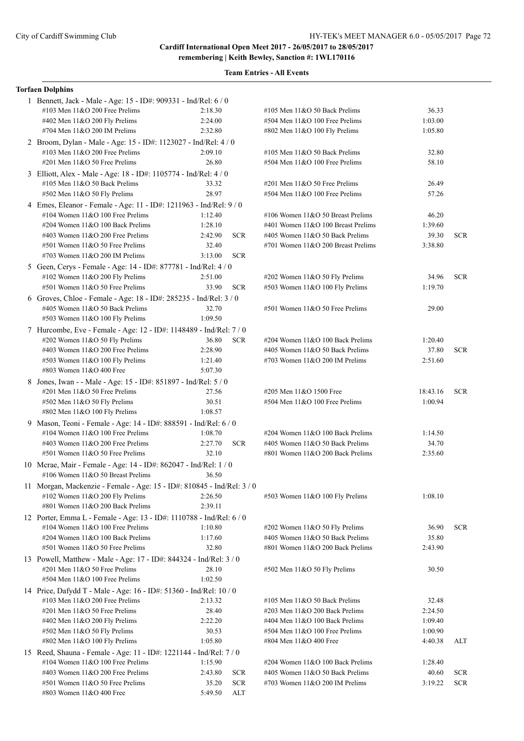City of Cardiff Swimming Club

**Cardiff International Open Meet 2017 - 26/05/2017 to 28/05/2017**
**remembering | Keith Bewley, Sanction #: 1WL170116**

**Team Entries - All Events**

**Torfaen Dolphins**

1 Bennett, Jack - Male - Age: 15 - ID#: 909331 - Ind/Rel: 6 / 0

| Event | Time | | Event | Time | |
|---|---|---|---|---|---|
| #103 Men 11&O 200 Free Prelims | 2:18.30 | | #105 Men 11&O 50 Back Prelims | 36.33 | |
| #402 Men 11&O 200 Fly Prelims | 2:24.00 | | #504 Men 11&O 100 Free Prelims | 1:03.00 | |
| #704 Men 11&O 200 IM Prelims | 2:32.80 | | #802 Men 11&O 100 Fly Prelims | 1:05.80 | |

2 Broom, Dylan - Male - Age: 15 - ID#: 1123027 - Ind/Rel: 4 / 0

| Event | Time | | Event | Time | |
|---|---|---|---|---|---|
| #103 Men 11&O 200 Free Prelims | 2:09.10 | | #105 Men 11&O 50 Back Prelims | 32.80 | |
| #201 Men 11&O 50 Free Prelims | 26.80 | | #504 Men 11&O 100 Free Prelims | 58.10 | |

3 Elliott, Alex - Male - Age: 18 - ID#: 1105774 - Ind/Rel: 4 / 0

| Event | Time | | Event | Time | |
|---|---|---|---|---|---|
| #105 Men 11&O 50 Back Prelims | 33.32 | | #201 Men 11&O 50 Free Prelims | 26.49 | |
| #502 Men 11&O 50 Fly Prelims | 28.97 | | #504 Men 11&O 100 Free Prelims | 57.26 | |

4 Emes, Eleanor - Female - Age: 11 - ID#: 1211963 - Ind/Rel: 9 / 0

| Event | Time | | Event | Time | |
|---|---|---|---|---|---|
| #104 Women 11&O 100 Free Prelims | 1:12.40 | | #106 Women 11&O 50 Breast Prelims | 46.20 | |
| #204 Women 11&O 100 Back Prelims | 1:28.10 | | #401 Women 11&O 100 Breast Prelims | 1:39.60 | |
| #403 Women 11&O 200 Free Prelims | 2:42.90 | SCR | #405 Women 11&O 50 Back Prelims | 39.30 | SCR |
| #501 Women 11&O 50 Free Prelims | 32.40 | | #701 Women 11&O 200 Breast Prelims | 3:38.80 | |
| #703 Women 11&O 200 IM Prelims | 3:13.00 | SCR | | | |

5 Geen, Cerys - Female - Age: 14 - ID#: 877781 - Ind/Rel: 4 / 0

| Event | Time | | Event | Time | |
|---|---|---|---|---|---|
| #102 Women 11&O 200 Fly Prelims | 2:51.00 | | #202 Women 11&O 50 Fly Prelims | 34.96 | SCR |
| #501 Women 11&O 50 Free Prelims | 33.90 | SCR | #503 Women 11&O 100 Fly Prelims | 1:19.70 | |

6 Groves, Chloe - Female - Age: 18 - ID#: 285235 - Ind/Rel: 3 / 0

| Event | Time | | Event | Time | |
|---|---|---|---|---|---|
| #405 Women 11&O 50 Back Prelims | 32.70 | | #501 Women 11&O 50 Free Prelims | 29.00 | |
| #503 Women 11&O 100 Fly Prelims | 1:09.50 | | | | |

7 Hurcombe, Eve - Female - Age: 12 - ID#: 1148489 - Ind/Rel: 7 / 0

| Event | Time | | Event | Time | |
|---|---|---|---|---|---|
| #202 Women 11&O 50 Fly Prelims | 36.80 | SCR | #204 Women 11&O 100 Back Prelims | 1:20.40 | |
| #403 Women 11&O 200 Free Prelims | 2:28.90 | | #405 Women 11&O 50 Back Prelims | 37.80 | SCR |
| #503 Women 11&O 100 Fly Prelims | 1:21.40 | | #703 Women 11&O 200 IM Prelims | 2:51.60 | |
| #803 Women 11&O 400 Free | 5:07.30 | | | | |

8 Jones, Iwan - - Male - Age: 15 - ID#: 851897 - Ind/Rel: 5 / 0

| Event | Time | | Event | Time | |
|---|---|---|---|---|---|
| #201 Men 11&O 50 Free Prelims | 27.56 | | #205 Men 11&O 1500 Free | 18:43.16 | SCR |
| #502 Men 11&O 50 Fly Prelims | 30.51 | | #504 Men 11&O 100 Free Prelims | 1:00.94 | |
| #802 Men 11&O 100 Fly Prelims | 1:08.57 | | | | |

9 Mason, Teoni - Female - Age: 14 - ID#: 888591 - Ind/Rel: 6 / 0

| Event | Time | | Event | Time | |
|---|---|---|---|---|---|
| #104 Women 11&O 100 Free Prelims | 1:08.70 | | #204 Women 11&O 100 Back Prelims | 1:14.50 | |
| #403 Women 11&O 200 Free Prelims | 2:27.70 | SCR | #405 Women 11&O 50 Back Prelims | 34.70 | |
| #501 Women 11&O 50 Free Prelims | 32.10 | | #801 Women 11&O 200 Back Prelims | 2:35.60 | |

10 Mcrae, Mair - Female - Age: 14 - ID#: 862047 - Ind/Rel: 1 / 0

| Event | Time | | Event | Time | |
|---|---|---|---|---|---|
| #106 Women 11&O 50 Breast Prelims | 36.50 | | | | |

11 Morgan, Mackenzie - Female - Age: 15 - ID#: 810845 - Ind/Rel: 3 / 0

| Event | Time | | Event | Time | |
|---|---|---|---|---|---|
| #102 Women 11&O 200 Fly Prelims | 2:26.50 | | #503 Women 11&O 100 Fly Prelims | 1:08.10 | |
| #801 Women 11&O 200 Back Prelims | 2:39.11 | | | | |

12 Porter, Emma L - Female - Age: 13 - ID#: 1110788 - Ind/Rel: 6 / 0

| Event | Time | | Event | Time | |
|---|---|---|---|---|---|
| #104 Women 11&O 100 Free Prelims | 1:10.80 | | #202 Women 11&O 50 Fly Prelims | 36.90 | SCR |
| #204 Women 11&O 100 Back Prelims | 1:17.60 | | #405 Women 11&O 50 Back Prelims | 35.80 | |
| #501 Women 11&O 50 Free Prelims | 32.80 | | #801 Women 11&O 200 Back Prelims | 2:43.90 | |

13 Powell, Matthew - Male - Age: 17 - ID#: 844324 - Ind/Rel: 3 / 0

| Event | Time | | Event | Time | |
|---|---|---|---|---|---|
| #201 Men 11&O 50 Free Prelims | 28.10 | | #502 Men 11&O 50 Fly Prelims | 30.50 | |
| #504 Men 11&O 100 Free Prelims | 1:02.50 | | | | |

14 Price, Dafydd T - Male - Age: 16 - ID#: 51360 - Ind/Rel: 10 / 0

| Event | Time | | Event | Time | |
|---|---|---|---|---|---|
| #103 Men 11&O 200 Free Prelims | 2:13.32 | | #105 Men 11&O 50 Back Prelims | 32.48 | |
| #201 Men 11&O 50 Free Prelims | 28.40 | | #203 Men 11&O 200 Back Prelims | 2:24.50 | |
| #402 Men 11&O 200 Fly Prelims | 2:22.20 | | #404 Men 11&O 100 Back Prelims | 1:09.40 | |
| #502 Men 11&O 50 Fly Prelims | 30.53 | | #504 Men 11&O 100 Free Prelims | 1:00.90 | |
| #802 Men 11&O 100 Fly Prelims | 1:05.80 | | #804 Men 11&O 400 Free | 4:40.38 | ALT |

15 Reed, Shauna - Female - Age: 11 - ID#: 1221144 - Ind/Rel: 7 / 0

| Event | Time | | Event | Time | |
|---|---|---|---|---|---|
| #104 Women 11&O 100 Free Prelims | 1:15.90 | | #204 Women 11&O 100 Back Prelims | 1:28.40 | |
| #403 Women 11&O 200 Free Prelims | 2:43.80 | SCR | #405 Women 11&O 50 Back Prelims | 40.60 | SCR |
| #501 Women 11&O 50 Free Prelims | 35.20 | SCR | #703 Women 11&O 200 IM Prelims | 3:19.22 | SCR |
| #803 Women 11&O 400 Free | 5:49.50 | ALT | | | |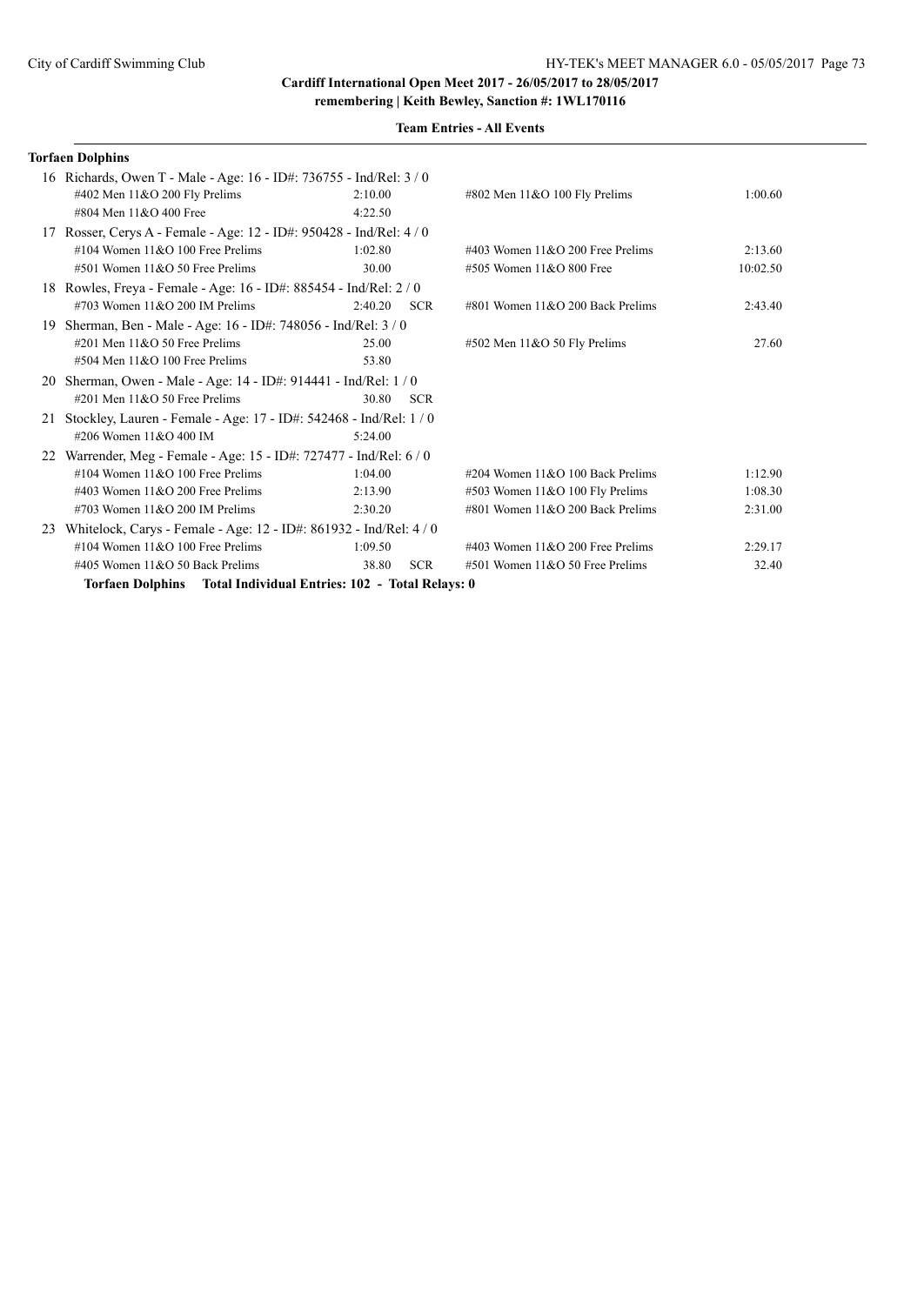**Cardiff International Open Meet 2017 - 26/05/2017 to 28/05/2017**
**remembering | Keith Bewley, Sanction #: 1WL170116**

**Team Entries - All Events**

**Torfaen Dolphins**

16 Richards, Owen T - Male - Age: 16 - ID#: 736755 - Ind/Rel: 3 / 0

| | | | | |
|---|---|---|---|---|
| #402 Men 11&O 200 Fly Prelims | 2:10.00 | | #802 Men 11&O 100 Fly Prelims | 1:00.60 |
| #804 Men 11&O 400 Free | 4:22.50 | | | |

17 Rosser, Cerys A - Female - Age: 12 - ID#: 950428 - Ind/Rel: 4 / 0

| | | | | |
|---|---|---|---|---|
| #104 Women 11&O 100 Free Prelims | 1:02.80 | | #403 Women 11&O 200 Free Prelims | 2:13.60 |
| #501 Women 11&O 50 Free Prelims | 30.00 | | #505 Women 11&O 800 Free | 10:02.50 |

18 Rowles, Freya - Female - Age: 16 - ID#: 885454 - Ind/Rel: 2 / 0

| | | | | |
|---|---|---|---|---|
| #703 Women 11&O 200 IM Prelims | 2:40.20 | SCR | #801 Women 11&O 200 Back Prelims | 2:43.40 |

19 Sherman, Ben - Male - Age: 16 - ID#: 748056 - Ind/Rel: 3 / 0

| | | | | |
|---|---|---|---|---|
| #201 Men 11&O 50 Free Prelims | 25.00 | | #502 Men 11&O 50 Fly Prelims | 27.60 |
| #504 Men 11&O 100 Free Prelims | 53.80 | | | |

20 Sherman, Owen - Male - Age: 14 - ID#: 914441 - Ind/Rel: 1 / 0

| | | | | |
|---|---|---|---|---|
| #201 Men 11&O 50 Free Prelims | 30.80 | SCR | | |

21 Stockley, Lauren - Female - Age: 17 - ID#: 542468 - Ind/Rel: 1 / 0

| | | | | |
|---|---|---|---|---|
| #206 Women 11&O 400 IM | 5:24.00 | | | |

22 Warrender, Meg - Female - Age: 15 - ID#: 727477 - Ind/Rel: 6 / 0

| | | | | |
|---|---|---|---|---|
| #104 Women 11&O 100 Free Prelims | 1:04.00 | | #204 Women 11&O 100 Back Prelims | 1:12.90 |
| #403 Women 11&O 200 Free Prelims | 2:13.90 | | #503 Women 11&O 100 Fly Prelims | 1:08.30 |
| #703 Women 11&O 200 IM Prelims | 2:30.20 | | #801 Women 11&O 200 Back Prelims | 2:31.00 |

23 Whitelock, Carys - Female - Age: 12 - ID#: 861932 - Ind/Rel: 4 / 0

| | | | | |
|---|---|---|---|---|
| #104 Women 11&O 100 Free Prelims | 1:09.50 | | #403 Women 11&O 200 Free Prelims | 2:29.17 |
| #405 Women 11&O 50 Back Prelims | 38.80 | SCR | #501 Women 11&O 50 Free Prelims | 32.40 |

**Torfaen Dolphins Total Individual Entries: 102 - Total Relays: 0**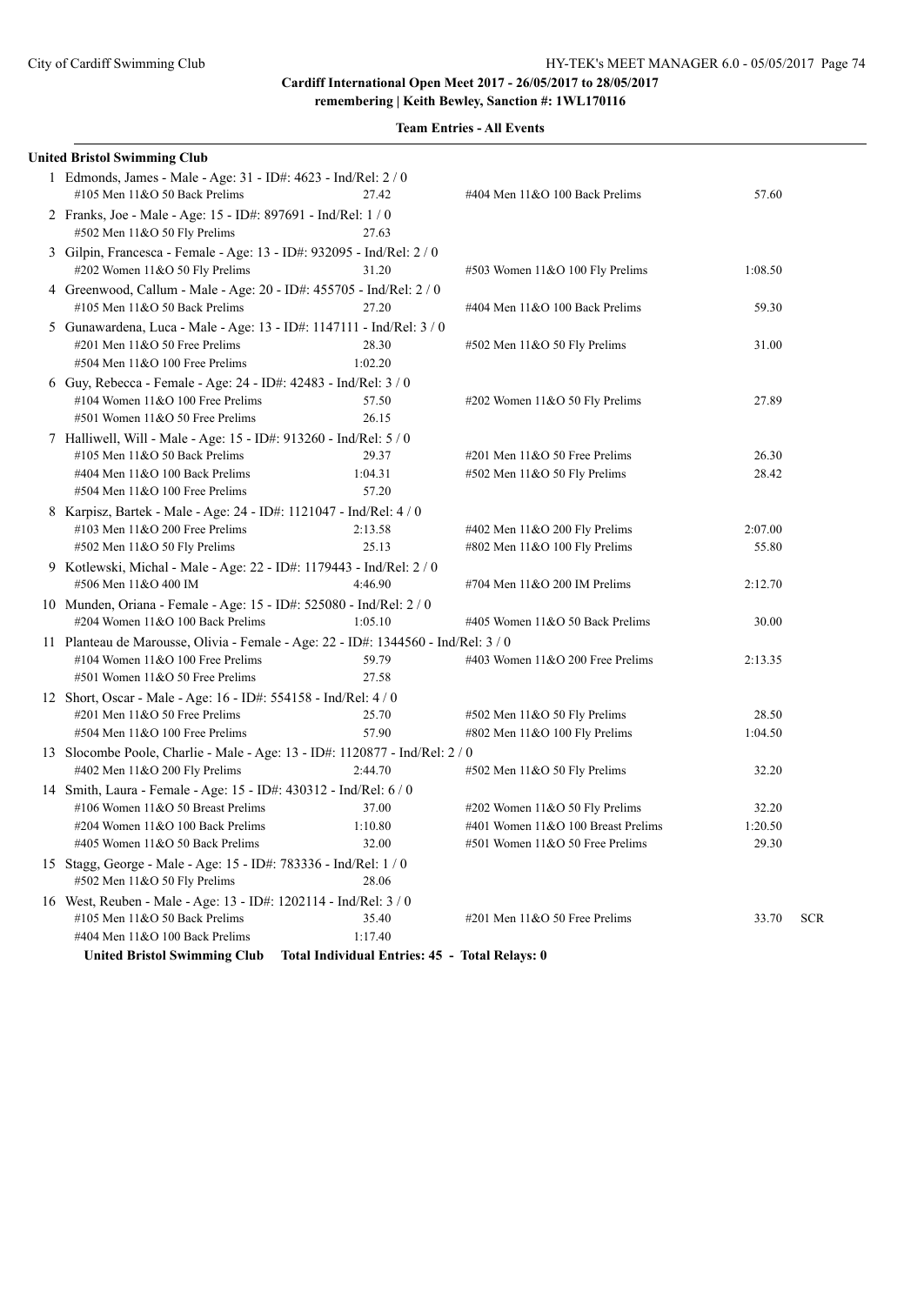**Cardiff International Open Meet 2017 - 26/05/2017 to 28/05/2017**
**remembering | Keith Bewley, Sanction #: 1WL170116**

**Team Entries - All Events**

**United Bristol Swimming Club**

1 Edmonds, James - Male - Age: 31 - ID#: 4623 - Ind/Rel: 2 / 0

| | | | |
|---|---|---|---|
| #105 Men 11&O 50 Back Prelims | 27.42 | #404 Men 11&O 100 Back Prelims | 57.60 |

2 Franks, Joe - Male - Age: 15 - ID#: 897691 - Ind/Rel: 1 / 0

| | | | |
|---|---|---|---|
| #502 Men 11&O 50 Fly Prelims | 27.63 | | |

3 Gilpin, Francesca - Female - Age: 13 - ID#: 932095 - Ind/Rel: 2 / 0

| | | | |
|---|---|---|---|
| #202 Women 11&O 50 Fly Prelims | 31.20 | #503 Women 11&O 100 Fly Prelims | 1:08.50 |

4 Greenwood, Callum - Male - Age: 20 - ID#: 455705 - Ind/Rel: 2 / 0

| | | | |
|---|---|---|---|
| #105 Men 11&O 50 Back Prelims | 27.20 | #404 Men 11&O 100 Back Prelims | 59.30 |

5 Gunawardena, Luca - Male - Age: 13 - ID#: 1147111 - Ind/Rel: 3 / 0

| | | | |
|---|---|---|---|
| #201 Men 11&O 50 Free Prelims | 28.30 | #502 Men 11&O 50 Fly Prelims | 31.00 |
| #504 Men 11&O 100 Free Prelims | 1:02.20 | | |

6 Guy, Rebecca - Female - Age: 24 - ID#: 42483 - Ind/Rel: 3 / 0

| | | | |
|---|---|---|---|
| #104 Women 11&O 100 Free Prelims | 57.50 | #202 Women 11&O 50 Fly Prelims | 27.89 |
| #501 Women 11&O 50 Free Prelims | 26.15 | | |

7 Halliwell, Will - Male - Age: 15 - ID#: 913260 - Ind/Rel: 5 / 0

| | | | |
|---|---|---|---|
| #105 Men 11&O 50 Back Prelims | 29.37 | #201 Men 11&O 50 Free Prelims | 26.30 |
| #404 Men 11&O 100 Back Prelims | 1:04.31 | #502 Men 11&O 50 Fly Prelims | 28.42 |
| #504 Men 11&O 100 Free Prelims | 57.20 | | |

8 Karpisz, Bartek - Male - Age: 24 - ID#: 1121047 - Ind/Rel: 4 / 0

| | | | |
|---|---|---|---|
| #103 Men 11&O 200 Free Prelims | 2:13.58 | #402 Men 11&O 200 Fly Prelims | 2:07.00 |
| #502 Men 11&O 50 Fly Prelims | 25.13 | #802 Men 11&O 100 Fly Prelims | 55.80 |

9 Kotlewski, Michal - Male - Age: 22 - ID#: 1179443 - Ind/Rel: 2 / 0

| | | | |
|---|---|---|---|
| #506 Men 11&O 400 IM | 4:46.90 | #704 Men 11&O 200 IM Prelims | 2:12.70 |

10 Munden, Oriana - Female - Age: 15 - ID#: 525080 - Ind/Rel: 2 / 0

| | | | |
|---|---|---|---|
| #204 Women 11&O 100 Back Prelims | 1:05.10 | #405 Women 11&O 50 Back Prelims | 30.00 |

11 Planteau de Marousse, Olivia - Female - Age: 22 - ID#: 1344560 - Ind/Rel: 3 / 0

| | | | |
|---|---|---|---|
| #104 Women 11&O 100 Free Prelims | 59.79 | #403 Women 11&O 200 Free Prelims | 2:13.35 |
| #501 Women 11&O 50 Free Prelims | 27.58 | | |

12 Short, Oscar - Male - Age: 16 - ID#: 554158 - Ind/Rel: 4 / 0

| | | | |
|---|---|---|---|
| #201 Men 11&O 50 Free Prelims | 25.70 | #502 Men 11&O 50 Fly Prelims | 28.50 |
| #504 Men 11&O 100 Free Prelims | 57.90 | #802 Men 11&O 100 Fly Prelims | 1:04.50 |

13 Slocombe Poole, Charlie - Male - Age: 13 - ID#: 1120877 - Ind/Rel: 2 / 0

| | | | |
|---|---|---|---|
| #402 Men 11&O 200 Fly Prelims | 2:44.70 | #502 Men 11&O 50 Fly Prelims | 32.20 |

14 Smith, Laura - Female - Age: 15 - ID#: 430312 - Ind/Rel: 6 / 0

| | | | |
|---|---|---|---|
| #106 Women 11&O 50 Breast Prelims | 37.00 | #202 Women 11&O 50 Fly Prelims | 32.20 |
| #204 Women 11&O 100 Back Prelims | 1:10.80 | #401 Women 11&O 100 Breast Prelims | 1:20.50 |
| #405 Women 11&O 50 Back Prelims | 32.00 | #501 Women 11&O 50 Free Prelims | 29.30 |

15 Stagg, George - Male - Age: 15 - ID#: 783336 - Ind/Rel: 1 / 0

| | | | |
|---|---|---|---|
| #502 Men 11&O 50 Fly Prelims | 28.06 | | |

16 West, Reuben - Male - Age: 13 - ID#: 1202114 - Ind/Rel: 3 / 0

| | | | | |
|---|---|---|---|---|
| #105 Men 11&O 50 Back Prelims | 35.40 | #201 Men 11&O 50 Free Prelims | 33.70 | SCR |
| #404 Men 11&O 100 Back Prelims | 1:17.40 | | | |

**United Bristol Swimming Club Total Individual Entries: 45 - Total Relays: 0**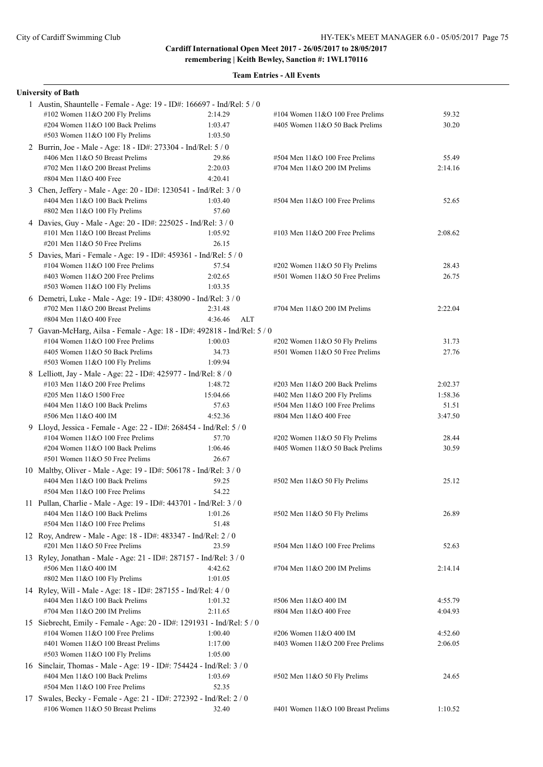**Cardiff International Open Meet 2017 - 26/05/2017 to 28/05/2017**
**remembering | Keith Bewley, Sanction #: 1WL170116**

**Team Entries - All Events**

**University of Bath**

1 Austin, Shauntelle - Female - Age: 19 - ID#: 166697 - Ind/Rel: 5 / 0

| Event | Time | Event | Time |
|---|---|---|---|
| #102 Women 11&O 200 Fly Prelims | 2:14.29 | #104 Women 11&O 100 Free Prelims | 59.32 |
| #204 Women 11&O 100 Back Prelims | 1:03.47 | #405 Women 11&O 50 Back Prelims | 30.20 |
| #503 Women 11&O 100 Fly Prelims | 1:03.50 | | |

2 Burrin, Joe - Male - Age: 18 - ID#: 273304 - Ind/Rel: 5 / 0

| Event | Time | Event | Time |
|---|---|---|---|
| #406 Men 11&O 50 Breast Prelims | 29.86 | #504 Men 11&O 100 Free Prelims | 55.49 |
| #702 Men 11&O 200 Breast Prelims | 2:20.03 | #704 Men 11&O 200 IM Prelims | 2:14.16 |
| #804 Men 11&O 400 Free | 4:20.41 | | |

3 Chen, Jeffery - Male - Age: 20 - ID#: 1230541 - Ind/Rel: 3 / 0

| Event | Time | Event | Time |
|---|---|---|---|
| #404 Men 11&O 100 Back Prelims | 1:03.40 | #504 Men 11&O 100 Free Prelims | 52.65 |
| #802 Men 11&O 100 Fly Prelims | 57.60 | | |

4 Davies, Guy - Male - Age: 20 - ID#: 225025 - Ind/Rel: 3 / 0

| Event | Time | Event | Time |
|---|---|---|---|
| #101 Men 11&O 100 Breast Prelims | 1:05.92 | #103 Men 11&O 200 Free Prelims | 2:08.62 |
| #201 Men 11&O 50 Free Prelims | 26.15 | | |

5 Davies, Mari - Female - Age: 19 - ID#: 459361 - Ind/Rel: 5 / 0

| Event | Time | Event | Time |
|---|---|---|---|
| #104 Women 11&O 100 Free Prelims | 57.54 | #202 Women 11&O 50 Fly Prelims | 28.43 |
| #403 Women 11&O 200 Free Prelims | 2:02.65 | #501 Women 11&O 50 Free Prelims | 26.75 |
| #503 Women 11&O 100 Fly Prelims | 1:03.35 | | |

6 Demetri, Luke - Male - Age: 19 - ID#: 438090 - Ind/Rel: 3 / 0

| Event | Time | Event | Time |
|---|---|---|---|
| #702 Men 11&O 200 Breast Prelims | 2:31.48 | #704 Men 11&O 200 IM Prelims | 2:22.04 |
| #804 Men 11&O 400 Free | 4:36.46 ALT | | |

7 Gavan-McHarg, Ailsa - Female - Age: 18 - ID#: 492818 - Ind/Rel: 5 / 0

| Event | Time | Event | Time |
|---|---|---|---|
| #104 Women 11&O 100 Free Prelims | 1:00.03 | #202 Women 11&O 50 Fly Prelims | 31.73 |
| #405 Women 11&O 50 Back Prelims | 34.73 | #501 Women 11&O 50 Free Prelims | 27.76 |
| #503 Women 11&O 100 Fly Prelims | 1:09.94 | | |

8 Lelliott, Jay - Male - Age: 22 - ID#: 425977 - Ind/Rel: 8 / 0

| Event | Time | Event | Time |
|---|---|---|---|
| #103 Men 11&O 200 Free Prelims | 1:48.72 | #203 Men 11&O 200 Back Prelims | 2:02.37 |
| #205 Men 11&O 1500 Free | 15:04.66 | #402 Men 11&O 200 Fly Prelims | 1:58.36 |
| #404 Men 11&O 100 Back Prelims | 57.63 | #504 Men 11&O 100 Free Prelims | 51.51 |
| #506 Men 11&O 400 IM | 4:52.36 | #804 Men 11&O 400 Free | 3:47.50 |

9 Lloyd, Jessica - Female - Age: 22 - ID#: 268454 - Ind/Rel: 5 / 0

| Event | Time | Event | Time |
|---|---|---|---|
| #104 Women 11&O 100 Free Prelims | 57.70 | #202 Women 11&O 50 Fly Prelims | 28.44 |
| #204 Women 11&O 100 Back Prelims | 1:06.46 | #405 Women 11&O 50 Back Prelims | 30.59 |
| #501 Women 11&O 50 Free Prelims | 26.67 | | |

10 Maltby, Oliver - Male - Age: 19 - ID#: 506178 - Ind/Rel: 3 / 0

| Event | Time | Event | Time |
|---|---|---|---|
| #404 Men 11&O 100 Back Prelims | 59.25 | #502 Men 11&O 50 Fly Prelims | 25.12 |
| #504 Men 11&O 100 Free Prelims | 54.22 | | |

11 Pullan, Charlie - Male - Age: 19 - ID#: 443701 - Ind/Rel: 3 / 0

| Event | Time | Event | Time |
|---|---|---|---|
| #404 Men 11&O 100 Back Prelims | 1:01.26 | #502 Men 11&O 50 Fly Prelims | 26.89 |
| #504 Men 11&O 100 Free Prelims | 51.48 | | |

12 Roy, Andrew - Male - Age: 18 - ID#: 483347 - Ind/Rel: 2 / 0

| Event | Time | Event | Time |
|---|---|---|---|
| #201 Men 11&O 50 Free Prelims | 23.59 | #504 Men 11&O 100 Free Prelims | 52.63 |

13 Ryley, Jonathan - Male - Age: 21 - ID#: 287157 - Ind/Rel: 3 / 0

| Event | Time | Event | Time |
|---|---|---|---|
| #506 Men 11&O 400 IM | 4:42.62 | #704 Men 11&O 200 IM Prelims | 2:14.14 |
| #802 Men 11&O 100 Fly Prelims | 1:01.05 | | |

14 Ryley, Will - Male - Age: 18 - ID#: 287155 - Ind/Rel: 4 / 0

| Event | Time | Event | Time |
|---|---|---|---|
| #404 Men 11&O 100 Back Prelims | 1:01.32 | #506 Men 11&O 400 IM | 4:55.79 |
| #704 Men 11&O 200 IM Prelims | 2:11.65 | #804 Men 11&O 400 Free | 4:04.93 |

15 Siebrecht, Emily - Female - Age: 20 - ID#: 1291931 - Ind/Rel: 5 / 0

| Event | Time | Event | Time |
|---|---|---|---|
| #104 Women 11&O 100 Free Prelims | 1:00.40 | #206 Women 11&O 400 IM | 4:52.60 |
| #401 Women 11&O 100 Breast Prelims | 1:17.00 | #403 Women 11&O 200 Free Prelims | 2:06.05 |
| #503 Women 11&O 100 Fly Prelims | 1:05.00 | | |

16 Sinclair, Thomas - Male - Age: 19 - ID#: 754424 - Ind/Rel: 3 / 0

| Event | Time | Event | Time |
|---|---|---|---|
| #404 Men 11&O 100 Back Prelims | 1:03.69 | #502 Men 11&O 50 Fly Prelims | 24.65 |
| #504 Men 11&O 100 Free Prelims | 52.35 | | |

17 Swales, Becky - Female - Age: 21 - ID#: 272392 - Ind/Rel: 2 / 0

| Event | Time | Event | Time |
|---|---|---|---|
| #106 Women 11&O 50 Breast Prelims | 32.40 | #401 Women 11&O 100 Breast Prelims | 1:10.52 |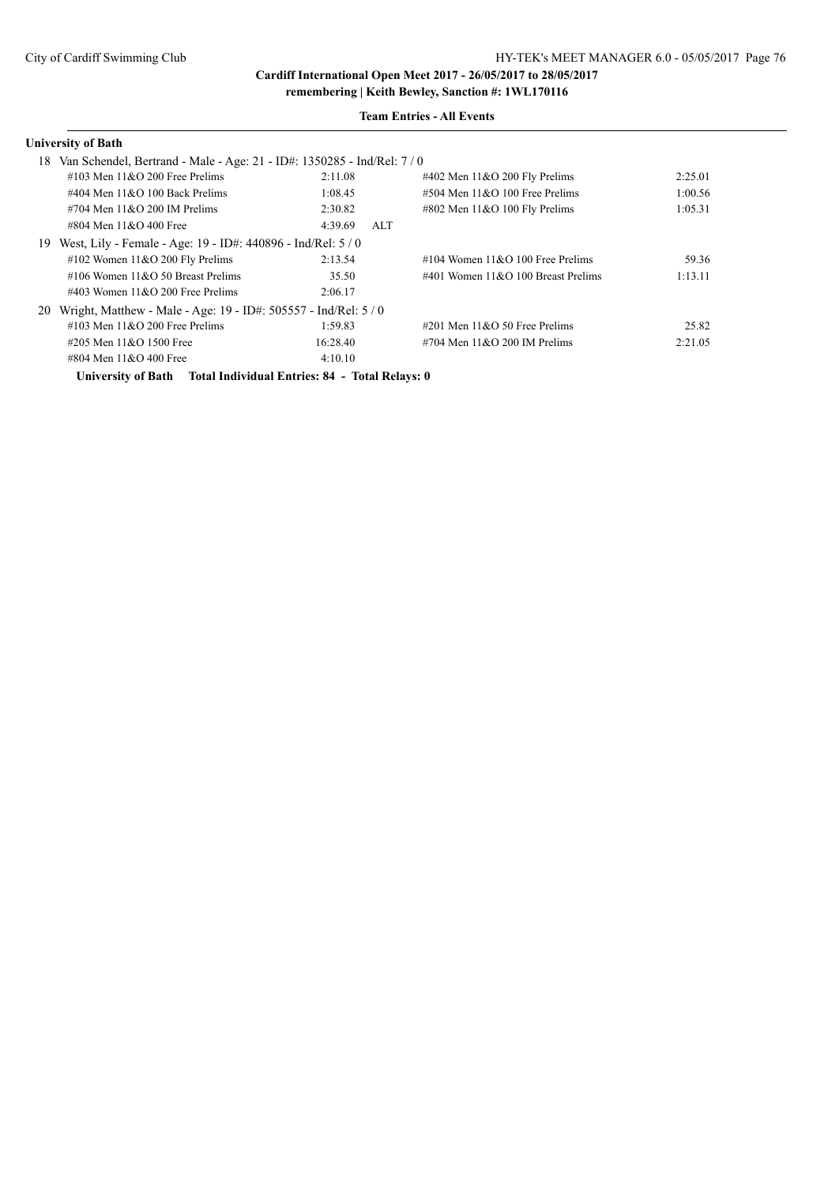**Cardiff International Open Meet 2017 - 26/05/2017 to 28/05/2017**
**remembering | Keith Bewley, Sanction #: 1WL170116**

**Team Entries - All Events**

### University of Bath

18 Van Schendel, Bertrand - Male - Age: 21 - ID#: 1350285 - Ind/Rel: 7 / 0

| Event | Time | | Event | Time |
|---|---|---|---|---|
| #103 Men 11&O 200 Free Prelims | 2:11.08 | | #402 Men 11&O 200 Fly Prelims | 2:25.01 |
| #404 Men 11&O 100 Back Prelims | 1:08.45 | | #504 Men 11&O 100 Free Prelims | 1:00.56 |
| #704 Men 11&O 200 IM Prelims | 2:30.82 | | #802 Men 11&O 100 Fly Prelims | 1:05.31 |
| #804 Men 11&O 400 Free | 4:39.69 | ALT | | |

19 West, Lily - Female - Age: 19 - ID#: 440896 - Ind/Rel: 5 / 0

| Event | Time | | Event | Time |
|---|---|---|---|---|
| #102 Women 11&O 200 Fly Prelims | 2:13.54 | | #104 Women 11&O 100 Free Prelims | 59.36 |
| #106 Women 11&O 50 Breast Prelims | 35.50 | | #401 Women 11&O 100 Breast Prelims | 1:13.11 |
| #403 Women 11&O 200 Free Prelims | 2:06.17 | | | |

20 Wright, Matthew - Male - Age: 19 - ID#: 505557 - Ind/Rel: 5 / 0

| Event | Time | | Event | Time |
|---|---|---|---|---|
| #103 Men 11&O 200 Free Prelims | 1:59.83 | | #201 Men 11&O 50 Free Prelims | 25.82 |
| #205 Men 11&O 1500 Free | 16:28.40 | | #704 Men 11&O 200 IM Prelims | 2:21.05 |
| #804 Men 11&O 400 Free | 4:10.10 | | | |

**University of Bath Total Individual Entries: 84 - Total Relays: 0**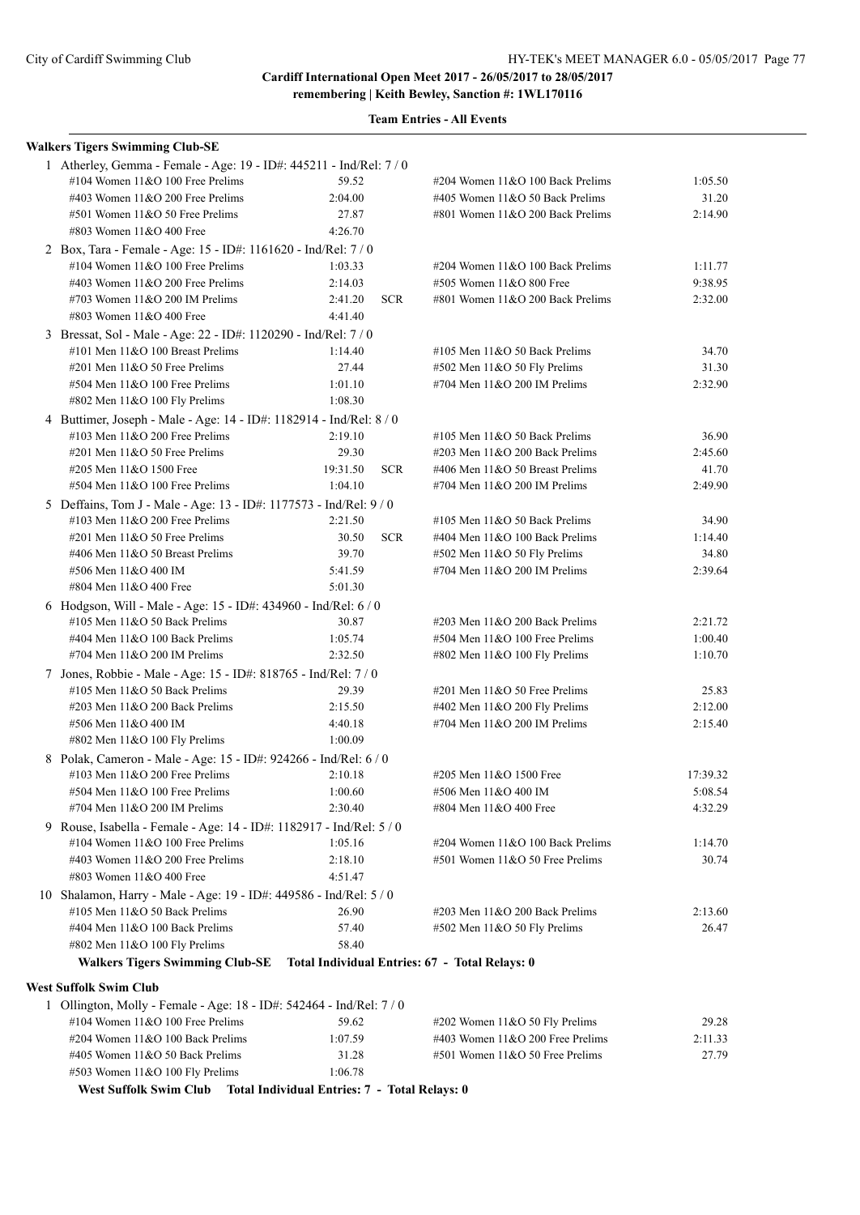**Cardiff International Open Meet 2017 - 26/05/2017 to 28/05/2017**
**remembering | Keith Bewley, Sanction #: 1WL170116**

**Team Entries - All Events**

**Walkers Tigers Swimming Club-SE**

1 Atherley, Gemma - Female - Age: 19 - ID#: 445211 - Ind/Rel: 7 / 0

| Event | Time | | Event | Time |
|---|---|---|---|---|
| #104 Women 11&O 100 Free Prelims | 59.52 | | #204 Women 11&O 100 Back Prelims | 1:05.50 |
| #403 Women 11&O 200 Free Prelims | 2:04.00 | | #405 Women 11&O 50 Back Prelims | 31.20 |
| #501 Women 11&O 50 Free Prelims | 27.87 | | #801 Women 11&O 200 Back Prelims | 2:14.90 |
| #803 Women 11&O 400 Free | 4:26.70 | | | |

2 Box, Tara - Female - Age: 15 - ID#: 1161620 - Ind/Rel: 7 / 0

| Event | Time | | Event | Time |
|---|---|---|---|---|
| #104 Women 11&O 100 Free Prelims | 1:03.33 | | #204 Women 11&O 100 Back Prelims | 1:11.77 |
| #403 Women 11&O 200 Free Prelims | 2:14.03 | | #505 Women 11&O 800 Free | 9:38.95 |
| #703 Women 11&O 200 IM Prelims | 2:41.20 | SCR | #801 Women 11&O 200 Back Prelims | 2:32.00 |
| #803 Women 11&O 400 Free | 4:41.40 | | | |

3 Bressat, Sol - Male - Age: 22 - ID#: 1120290 - Ind/Rel: 7 / 0

| Event | Time | | Event | Time |
|---|---|---|---|---|
| #101 Men 11&O 100 Breast Prelims | 1:14.40 | | #105 Men 11&O 50 Back Prelims | 34.70 |
| #201 Men 11&O 50 Free Prelims | 27.44 | | #502 Men 11&O 50 Fly Prelims | 31.30 |
| #504 Men 11&O 100 Free Prelims | 1:01.10 | | #704 Men 11&O 200 IM Prelims | 2:32.90 |
| #802 Men 11&O 100 Fly Prelims | 1:08.30 | | | |

4 Buttimer, Joseph - Male - Age: 14 - ID#: 1182914 - Ind/Rel: 8 / 0

| Event | Time | | Event | Time |
|---|---|---|---|---|
| #103 Men 11&O 200 Free Prelims | 2:19.10 | | #105 Men 11&O 50 Back Prelims | 36.90 |
| #201 Men 11&O 50 Free Prelims | 29.30 | | #203 Men 11&O 200 Back Prelims | 2:45.60 |
| #205 Men 11&O 1500 Free | 19:31.50 | SCR | #406 Men 11&O 50 Breast Prelims | 41.70 |
| #504 Men 11&O 100 Free Prelims | 1:04.10 | | #704 Men 11&O 200 IM Prelims | 2:49.90 |

5 Deffains, Tom J - Male - Age: 13 - ID#: 1177573 - Ind/Rel: 9 / 0

| Event | Time | | Event | Time |
|---|---|---|---|---|
| #103 Men 11&O 200 Free Prelims | 2:21.50 | | #105 Men 11&O 50 Back Prelims | 34.90 |
| #201 Men 11&O 50 Free Prelims | 30.50 | SCR | #404 Men 11&O 100 Back Prelims | 1:14.40 |
| #406 Men 11&O 50 Breast Prelims | 39.70 | | #502 Men 11&O 50 Fly Prelims | 34.80 |
| #506 Men 11&O 400 IM | 5:41.59 | | #704 Men 11&O 200 IM Prelims | 2:39.64 |
| #804 Men 11&O 400 Free | 5:01.30 | | | |

6 Hodgson, Will - Male - Age: 15 - ID#: 434960 - Ind/Rel: 6 / 0

| Event | Time | | Event | Time |
|---|---|---|---|---|
| #105 Men 11&O 50 Back Prelims | 30.87 | | #203 Men 11&O 200 Back Prelims | 2:21.72 |
| #404 Men 11&O 100 Back Prelims | 1:05.74 | | #504 Men 11&O 100 Free Prelims | 1:00.40 |
| #704 Men 11&O 200 IM Prelims | 2:32.50 | | #802 Men 11&O 100 Fly Prelims | 1:10.70 |

7 Jones, Robbie - Male - Age: 15 - ID#: 818765 - Ind/Rel: 7 / 0

| Event | Time | | Event | Time |
|---|---|---|---|---|
| #105 Men 11&O 50 Back Prelims | 29.39 | | #201 Men 11&O 50 Free Prelims | 25.83 |
| #203 Men 11&O 200 Back Prelims | 2:15.50 | | #402 Men 11&O 200 Fly Prelims | 2:12.00 |
| #506 Men 11&O 400 IM | 4:40.18 | | #704 Men 11&O 200 IM Prelims | 2:15.40 |
| #802 Men 11&O 100 Fly Prelims | 1:00.09 | | | |

8 Polak, Cameron - Male - Age: 15 - ID#: 924266 - Ind/Rel: 6 / 0

| Event | Time | | Event | Time |
|---|---|---|---|---|
| #103 Men 11&O 200 Free Prelims | 2:10.18 | | #205 Men 11&O 1500 Free | 17:39.32 |
| #504 Men 11&O 100 Free Prelims | 1:00.60 | | #506 Men 11&O 400 IM | 5:08.54 |
| #704 Men 11&O 200 IM Prelims | 2:30.40 | | #804 Men 11&O 400 Free | 4:32.29 |

9 Rouse, Isabella - Female - Age: 14 - ID#: 1182917 - Ind/Rel: 5 / 0

| Event | Time | | Event | Time |
|---|---|---|---|---|
| #104 Women 11&O 100 Free Prelims | 1:05.16 | | #204 Women 11&O 100 Back Prelims | 1:14.70 |
| #403 Women 11&O 200 Free Prelims | 2:18.10 | | #501 Women 11&O 50 Free Prelims | 30.74 |
| #803 Women 11&O 400 Free | 4:51.47 | | | |

10 Shalamon, Harry - Male - Age: 19 - ID#: 449586 - Ind/Rel: 5 / 0

| Event | Time | | Event | Time |
|---|---|---|---|---|
| #105 Men 11&O 50 Back Prelims | 26.90 | | #203 Men 11&O 200 Back Prelims | 2:13.60 |
| #404 Men 11&O 100 Back Prelims | 57.40 | | #502 Men 11&O 50 Fly Prelims | 26.47 |
| #802 Men 11&O 100 Fly Prelims | 58.40 | | | |

**Walkers Tigers Swimming Club-SE    Total Individual Entries: 67 - Total Relays: 0**

**West Suffolk Swim Club**

1 Ollington, Molly - Female - Age: 18 - ID#: 542464 - Ind/Rel: 7 / 0

| Event | Time | | Event | Time |
|---|---|---|---|---|
| #104 Women 11&O 100 Free Prelims | 59.62 | | #202 Women 11&O 50 Fly Prelims | 29.28 |
| #204 Women 11&O 100 Back Prelims | 1:07.59 | | #403 Women 11&O 200 Free Prelims | 2:11.33 |
| #405 Women 11&O 50 Back Prelims | 31.28 | | #501 Women 11&O 50 Free Prelims | 27.79 |
| #503 Women 11&O 100 Fly Prelims | 1:06.78 | | | |

**West Suffolk Swim Club    Total Individual Entries: 7 - Total Relays: 0**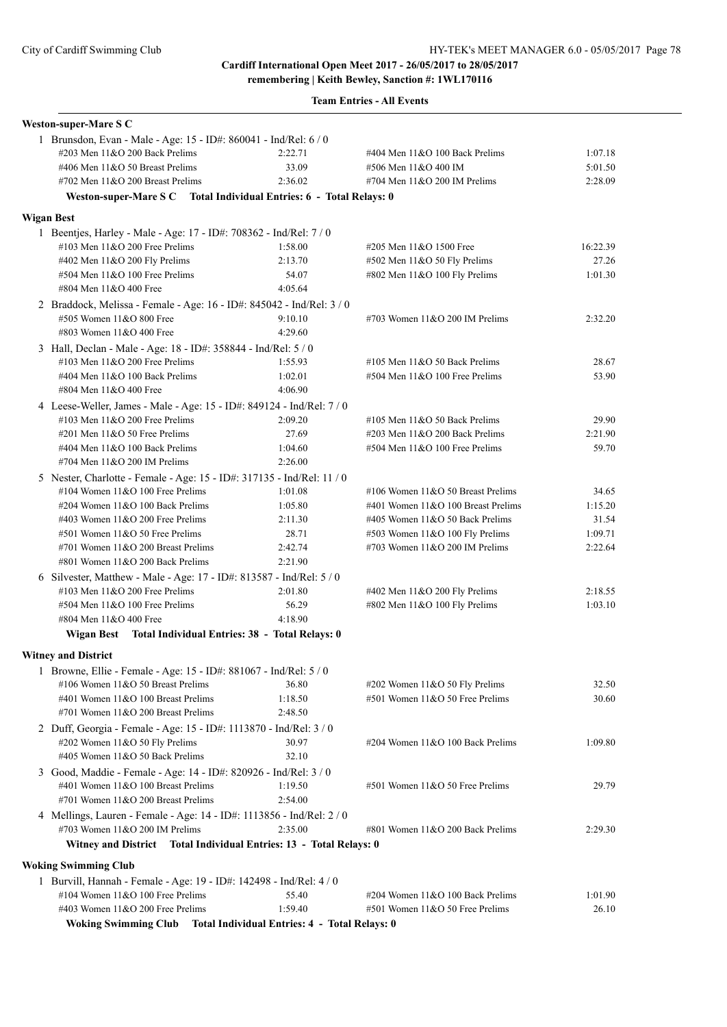**Cardiff International Open Meet 2017 - 26/05/2017 to 28/05/2017**
**remembering | Keith Bewley, Sanction #: 1WL170116**

**Team Entries - All Events**

**Weston-super-Mare S C**

1 Brunsdon, Evan - Male - Age: 15 - ID#: 860041 - Ind/Rel: 6 / 0

| | | | |
|---|---|---|---|
| #203 Men 11&O 200 Back Prelims | 2:22.71 | #404 Men 11&O 100 Back Prelims | 1:07.18 |
| #406 Men 11&O 50 Breast Prelims | 33.09 | #506 Men 11&O 400 IM | 5:01.50 |
| #702 Men 11&O 200 Breast Prelims | 2:36.02 | #704 Men 11&O 200 IM Prelims | 2:28.09 |

**Weston-super-Mare S C Total Individual Entries: 6 - Total Relays: 0**

**Wigan Best**

1 Beentjes, Harley - Male - Age: 17 - ID#: 708362 - Ind/Rel: 7 / 0

| | | | |
|---|---|---|---|
| #103 Men 11&O 200 Free Prelims | 1:58.00 | #205 Men 11&O 1500 Free | 16:22.39 |
| #402 Men 11&O 200 Fly Prelims | 2:13.70 | #502 Men 11&O 50 Fly Prelims | 27.26 |
| #504 Men 11&O 100 Free Prelims | 54.07 | #802 Men 11&O 100 Fly Prelims | 1:01.30 |
| #804 Men 11&O 400 Free | 4:05.64 | | |

2 Braddock, Melissa - Female - Age: 16 - ID#: 845042 - Ind/Rel: 3 / 0

| | | | |
|---|---|---|---|
| #505 Women 11&O 800 Free | 9:10.10 | #703 Women 11&O 200 IM Prelims | 2:32.20 |
| #803 Women 11&O 400 Free | 4:29.60 | | |

3 Hall, Declan - Male - Age: 18 - ID#: 358844 - Ind/Rel: 5 / 0

| | | | |
|---|---|---|---|
| #103 Men 11&O 200 Free Prelims | 1:55.93 | #105 Men 11&O 50 Back Prelims | 28.67 |
| #404 Men 11&O 100 Back Prelims | 1:02.01 | #504 Men 11&O 100 Free Prelims | 53.90 |
| #804 Men 11&O 400 Free | 4:06.90 | | |

4 Leese-Weller, James - Male - Age: 15 - ID#: 849124 - Ind/Rel: 7 / 0

| | | | |
|---|---|---|---|
| #103 Men 11&O 200 Free Prelims | 2:09.20 | #105 Men 11&O 50 Back Prelims | 29.90 |
| #201 Men 11&O 50 Free Prelims | 27.69 | #203 Men 11&O 200 Back Prelims | 2:21.90 |
| #404 Men 11&O 100 Back Prelims | 1:04.60 | #504 Men 11&O 100 Free Prelims | 59.70 |
| #704 Men 11&O 200 IM Prelims | 2:26.00 | | |

5 Nester, Charlotte - Female - Age: 15 - ID#: 317135 - Ind/Rel: 11 / 0

| | | | |
|---|---|---|---|
| #104 Women 11&O 100 Free Prelims | 1:01.08 | #106 Women 11&O 50 Breast Prelims | 34.65 |
| #204 Women 11&O 100 Back Prelims | 1:05.80 | #401 Women 11&O 100 Breast Prelims | 1:15.20 |
| #403 Women 11&O 200 Free Prelims | 2:11.30 | #405 Women 11&O 50 Back Prelims | 31.54 |
| #501 Women 11&O 50 Free Prelims | 28.71 | #503 Women 11&O 100 Fly Prelims | 1:09.71 |
| #701 Women 11&O 200 Breast Prelims | 2:42.74 | #703 Women 11&O 200 IM Prelims | 2:22.64 |
| #801 Women 11&O 200 Back Prelims | 2:21.90 | | |

6 Silvester, Matthew - Male - Age: 17 - ID#: 813587 - Ind/Rel: 5 / 0

| | | | |
|---|---|---|---|
| #103 Men 11&O 200 Free Prelims | 2:01.80 | #402 Men 11&O 200 Fly Prelims | 2:18.55 |
| #504 Men 11&O 100 Free Prelims | 56.29 | #802 Men 11&O 100 Fly Prelims | 1:03.10 |
| #804 Men 11&O 400 Free | 4:18.90 | | |

**Wigan Best Total Individual Entries: 38 - Total Relays: 0**

**Witney and District**

1 Browne, Ellie - Female - Age: 15 - ID#: 881067 - Ind/Rel: 5 / 0

| | | | |
|---|---|---|---|
| #106 Women 11&O 50 Breast Prelims | 36.80 | #202 Women 11&O 50 Fly Prelims | 32.50 |
| #401 Women 11&O 100 Breast Prelims | 1:18.50 | #501 Women 11&O 50 Free Prelims | 30.60 |
| #701 Women 11&O 200 Breast Prelims | 2:48.50 | | |

2 Duff, Georgia - Female - Age: 15 - ID#: 1113870 - Ind/Rel: 3 / 0

| | | | |
|---|---|---|---|
| #202 Women 11&O 50 Fly Prelims | 30.97 | #204 Women 11&O 100 Back Prelims | 1:09.80 |
| #405 Women 11&O 50 Back Prelims | 32.10 | | |

3 Good, Maddie - Female - Age: 14 - ID#: 820926 - Ind/Rel: 3 / 0

| | | | |
|---|---|---|---|
| #401 Women 11&O 100 Breast Prelims | 1:19.50 | #501 Women 11&O 50 Free Prelims | 29.79 |
| #701 Women 11&O 200 Breast Prelims | 2:54.00 | | |

4 Mellings, Lauren - Female - Age: 14 - ID#: 1113856 - Ind/Rel: 2 / 0

| | | | |
|---|---|---|---|
| #703 Women 11&O 200 IM Prelims | 2:35.00 | #801 Women 11&O 200 Back Prelims | 2:29.30 |

**Witney and District Total Individual Entries: 13 - Total Relays: 0**

**Woking Swimming Club**

1 Burvill, Hannah - Female - Age: 19 - ID#: 142498 - Ind/Rel: 4 / 0

| | | | |
|---|---|---|---|
| #104 Women 11&O 100 Free Prelims | 55.40 | #204 Women 11&O 100 Back Prelims | 1:01.90 |
| #403 Women 11&O 200 Free Prelims | 1:59.40 | #501 Women 11&O 50 Free Prelims | 26.10 |

**Woking Swimming Club Total Individual Entries: 4 - Total Relays: 0**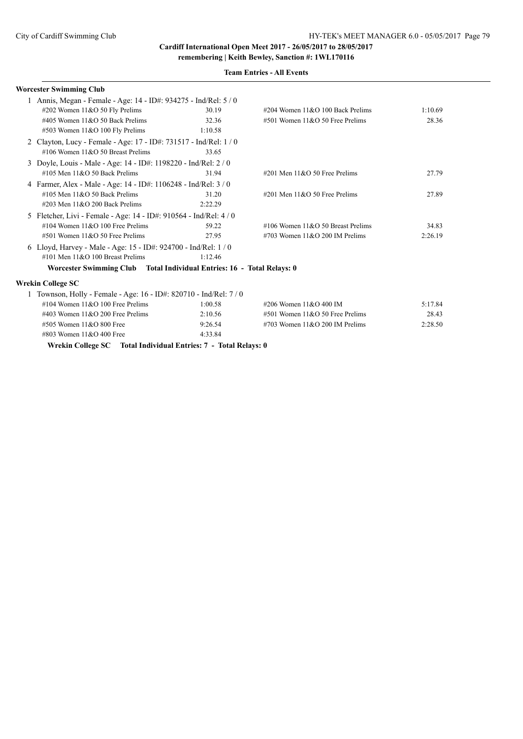**Cardiff International Open Meet 2017 - 26/05/2017 to 28/05/2017**
**remembering | Keith Bewley, Sanction #: 1WL170116**

**Team Entries - All Events**

### Worcester Swimming Club

1 Annis, Megan - Female - Age: 14 - ID#: 934275 - Ind/Rel: 5 / 0

| Event | Time | Event | Time |
|---|---|---|---|
| #202 Women 11&O 50 Fly Prelims | 30.19 | #204 Women 11&O 100 Back Prelims | 1:10.69 |
| #405 Women 11&O 50 Back Prelims | 32.36 | #501 Women 11&O 50 Free Prelims | 28.36 |
| #503 Women 11&O 100 Fly Prelims | 1:10.58 | | |

2 Clayton, Lucy - Female - Age: 17 - ID#: 731517 - Ind/Rel: 1 / 0

| Event | Time | Event | Time |
|---|---|---|---|
| #106 Women 11&O 50 Breast Prelims | 33.65 | | |

3 Doyle, Louis - Male - Age: 14 - ID#: 1198220 - Ind/Rel: 2 / 0

| Event | Time | Event | Time |
|---|---|---|---|
| #105 Men 11&O 50 Back Prelims | 31.94 | #201 Men 11&O 50 Free Prelims | 27.79 |

4 Farmer, Alex - Male - Age: 14 - ID#: 1106248 - Ind/Rel: 3 / 0

| Event | Time | Event | Time |
|---|---|---|---|
| #105 Men 11&O 50 Back Prelims | 31.20 | #201 Men 11&O 50 Free Prelims | 27.89 |
| #203 Men 11&O 200 Back Prelims | 2:22.29 | | |

5 Fletcher, Livi - Female - Age: 14 - ID#: 910564 - Ind/Rel: 4 / 0

| Event | Time | Event | Time |
|---|---|---|---|
| #104 Women 11&O 100 Free Prelims | 59.22 | #106 Women 11&O 50 Breast Prelims | 34.83 |
| #501 Women 11&O 50 Free Prelims | 27.95 | #703 Women 11&O 200 IM Prelims | 2:26.19 |

6 Lloyd, Harvey - Male - Age: 15 - ID#: 924700 - Ind/Rel: 1 / 0

| Event | Time | Event | Time |
|---|---|---|---|
| #101 Men 11&O 100 Breast Prelims | 1:12.46 | | |

**Worcester Swimming Club Total Individual Entries: 16 - Total Relays: 0**

### Wrekin College SC

1 Townson, Holly - Female - Age: 16 - ID#: 820710 - Ind/Rel: 7 / 0

| Event | Time | Event | Time |
|---|---|---|---|
| #104 Women 11&O 100 Free Prelims | 1:00.58 | #206 Women 11&O 400 IM | 5:17.84 |
| #403 Women 11&O 200 Free Prelims | 2:10.56 | #501 Women 11&O 50 Free Prelims | 28.43 |
| #505 Women 11&O 800 Free | 9:26.54 | #703 Women 11&O 200 IM Prelims | 2:28.50 |
| #803 Women 11&O 400 Free | 4:33.84 | | |

**Wrekin College SC Total Individual Entries: 7 - Total Relays: 0**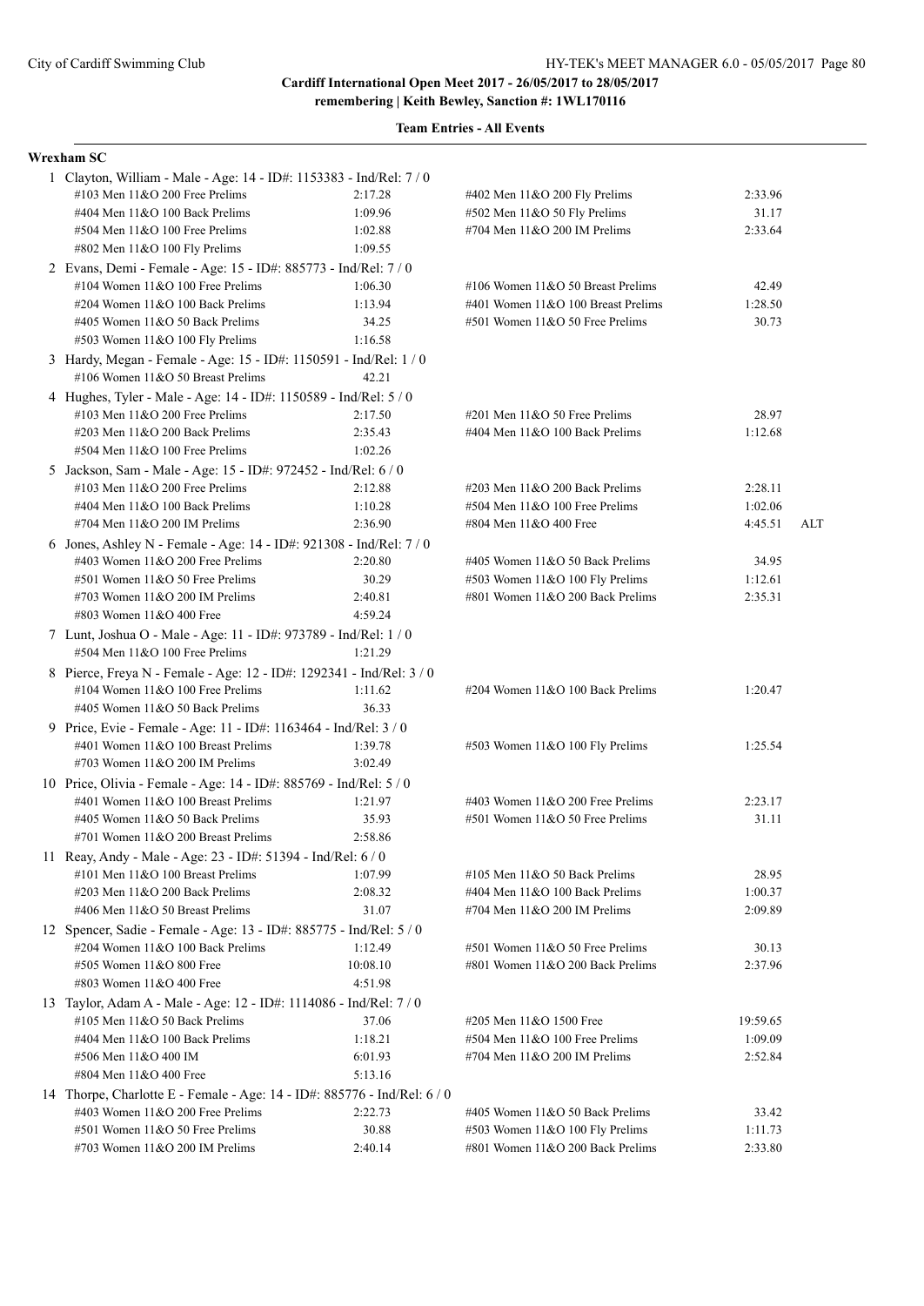**Cardiff International Open Meet 2017 - 26/05/2017 to 28/05/2017**
**remembering | Keith Bewley, Sanction #: 1WL170116**

**Team Entries - All Events**

## Wrexham SC

1 Clayton, William - Male - Age: 14 - ID#: 1153383 - Ind/Rel: 7 / 0

| Event | Time | Event | Time |
|---|---|---|---|
| #103 Men 11&O 200 Free Prelims | 2:17.28 | #402 Men 11&O 200 Fly Prelims | 2:33.96 |
| #404 Men 11&O 100 Back Prelims | 1:09.96 | #502 Men 11&O 50 Fly Prelims | 31.17 |
| #504 Men 11&O 100 Free Prelims | 1:02.88 | #704 Men 11&O 200 IM Prelims | 2:33.64 |
| #802 Men 11&O 100 Fly Prelims | 1:09.55 | | |

2 Evans, Demi - Female - Age: 15 - ID#: 885773 - Ind/Rel: 7 / 0

| Event | Time | Event | Time |
|---|---|---|---|
| #104 Women 11&O 100 Free Prelims | 1:06.30 | #106 Women 11&O 50 Breast Prelims | 42.49 |
| #204 Women 11&O 100 Back Prelims | 1:13.94 | #401 Women 11&O 100 Breast Prelims | 1:28.50 |
| #405 Women 11&O 50 Back Prelims | 34.25 | #501 Women 11&O 50 Free Prelims | 30.73 |
| #503 Women 11&O 100 Fly Prelims | 1:16.58 | | |

3 Hardy, Megan - Female - Age: 15 - ID#: 1150591 - Ind/Rel: 1 / 0

| Event | Time | Event | Time |
|---|---|---|---|
| #106 Women 11&O 50 Breast Prelims | 42.21 | | |

4 Hughes, Tyler - Male - Age: 14 - ID#: 1150589 - Ind/Rel: 5 / 0

| Event | Time | Event | Time |
|---|---|---|---|
| #103 Men 11&O 200 Free Prelims | 2:17.50 | #201 Men 11&O 50 Free Prelims | 28.97 |
| #203 Men 11&O 200 Back Prelims | 2:35.43 | #404 Men 11&O 100 Back Prelims | 1:12.68 |
| #504 Men 11&O 100 Free Prelims | 1:02.26 | | |

5 Jackson, Sam - Male - Age: 15 - ID#: 972452 - Ind/Rel: 6 / 0

| Event | Time | Event | Time |
|---|---|---|---|
| #103 Men 11&O 200 Free Prelims | 2:12.88 | #203 Men 11&O 200 Back Prelims | 2:28.11 |
| #404 Men 11&O 100 Back Prelims | 1:10.28 | #504 Men 11&O 100 Free Prelims | 1:02.06 |
| #704 Men 11&O 200 IM Prelims | 2:36.90 | #804 Men 11&O 400 Free | 4:45.51 ALT |

6 Jones, Ashley N - Female - Age: 14 - ID#: 921308 - Ind/Rel: 7 / 0

| Event | Time | Event | Time |
|---|---|---|---|
| #403 Women 11&O 200 Free Prelims | 2:20.80 | #405 Women 11&O 50 Back Prelims | 34.95 |
| #501 Women 11&O 50 Free Prelims | 30.29 | #503 Women 11&O 100 Fly Prelims | 1:12.61 |
| #703 Women 11&O 200 IM Prelims | 2:40.81 | #801 Women 11&O 200 Back Prelims | 2:35.31 |
| #803 Women 11&O 400 Free | 4:59.24 | | |

7 Lunt, Joshua O - Male - Age: 11 - ID#: 973789 - Ind/Rel: 1 / 0

| Event | Time | Event | Time |
|---|---|---|---|
| #504 Men 11&O 100 Free Prelims | 1:21.29 | | |

8 Pierce, Freya N - Female - Age: 12 - ID#: 1292341 - Ind/Rel: 3 / 0

| Event | Time | Event | Time |
|---|---|---|---|
| #104 Women 11&O 100 Free Prelims | 1:11.62 | #204 Women 11&O 100 Back Prelims | 1:20.47 |
| #405 Women 11&O 50 Back Prelims | 36.33 | | |

9 Price, Evie - Female - Age: 11 - ID#: 1163464 - Ind/Rel: 3 / 0

| Event | Time | Event | Time |
|---|---|---|---|
| #401 Women 11&O 100 Breast Prelims | 1:39.78 | #503 Women 11&O 100 Fly Prelims | 1:25.54 |
| #703 Women 11&O 200 IM Prelims | 3:02.49 | | |

10 Price, Olivia - Female - Age: 14 - ID#: 885769 - Ind/Rel: 5 / 0

| Event | Time | Event | Time |
|---|---|---|---|
| #401 Women 11&O 100 Breast Prelims | 1:21.97 | #403 Women 11&O 200 Free Prelims | 2:23.17 |
| #405 Women 11&O 50 Back Prelims | 35.93 | #501 Women 11&O 50 Free Prelims | 31.11 |
| #701 Women 11&O 200 Breast Prelims | 2:58.86 | | |

11 Reay, Andy - Male - Age: 23 - ID#: 51394 - Ind/Rel: 6 / 0

| Event | Time | Event | Time |
|---|---|---|---|
| #101 Men 11&O 100 Breast Prelims | 1:07.99 | #105 Men 11&O 50 Back Prelims | 28.95 |
| #203 Men 11&O 200 Back Prelims | 2:08.32 | #404 Men 11&O 100 Back Prelims | 1:00.37 |
| #406 Men 11&O 50 Breast Prelims | 31.07 | #704 Men 11&O 200 IM Prelims | 2:09.89 |

12 Spencer, Sadie - Female - Age: 13 - ID#: 885775 - Ind/Rel: 5 / 0

| Event | Time | Event | Time |
|---|---|---|---|
| #204 Women 11&O 100 Back Prelims | 1:12.49 | #501 Women 11&O 50 Free Prelims | 30.13 |
| #505 Women 11&O 800 Free | 10:08.10 | #801 Women 11&O 200 Back Prelims | 2:37.96 |
| #803 Women 11&O 400 Free | 4:51.98 | | |

13 Taylor, Adam A - Male - Age: 12 - ID#: 1114086 - Ind/Rel: 7 / 0

| Event | Time | Event | Time |
|---|---|---|---|
| #105 Men 11&O 50 Back Prelims | 37.06 | #205 Men 11&O 1500 Free | 19:59.65 |
| #404 Men 11&O 100 Back Prelims | 1:18.21 | #504 Men 11&O 100 Free Prelims | 1:09.09 |
| #506 Men 11&O 400 IM | 6:01.93 | #704 Men 11&O 200 IM Prelims | 2:52.84 |
| #804 Men 11&O 400 Free | 5:13.16 | | |

14 Thorpe, Charlotte E - Female - Age: 14 - ID#: 885776 - Ind/Rel: 6 / 0

| Event | Time | Event | Time |
|---|---|---|---|
| #403 Women 11&O 200 Free Prelims | 2:22.73 | #405 Women 11&O 50 Back Prelims | 33.42 |
| #501 Women 11&O 50 Free Prelims | 30.88 | #503 Women 11&O 100 Fly Prelims | 1:11.73 |
| #703 Women 11&O 200 IM Prelims | 2:40.14 | #801 Women 11&O 200 Back Prelims | 2:33.80 |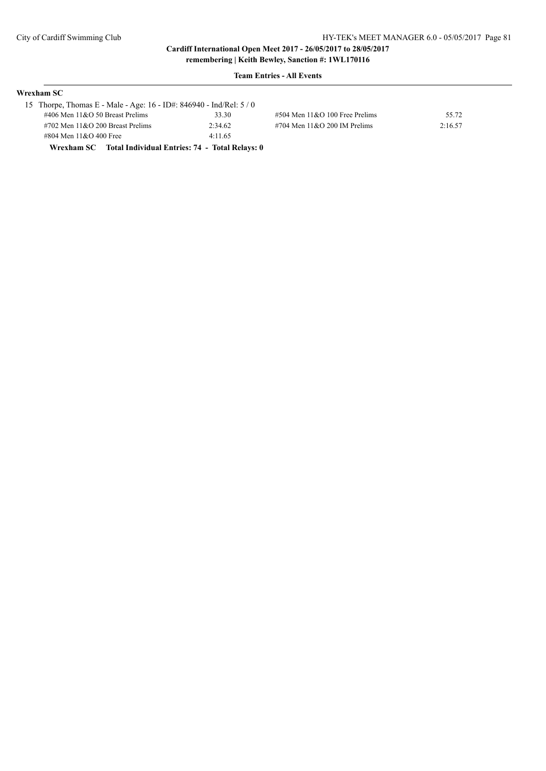**Cardiff International Open Meet 2017 - 26/05/2017 to 28/05/2017**
**remembering | Keith Bewley, Sanction #: 1WL170116**

**Team Entries - All Events**

### Wrexham SC

15 Thorpe, Thomas E - Male - Age: 16 - ID#: 846940 - Ind/Rel: 5 / 0

| Event | Time | Event | Time |
|---|---|---|---|
| #406 Men 11&O 50 Breast Prelims | 33.30 | #504 Men 11&O 100 Free Prelims | 55.72 |
| #702 Men 11&O 200 Breast Prelims | 2:34.62 | #704 Men 11&O 200 IM Prelims | 2:16.57 |
| #804 Men 11&O 400 Free | 4:11.65 | | |

**Wrexham SC Total Individual Entries: 74 - Total Relays: 0**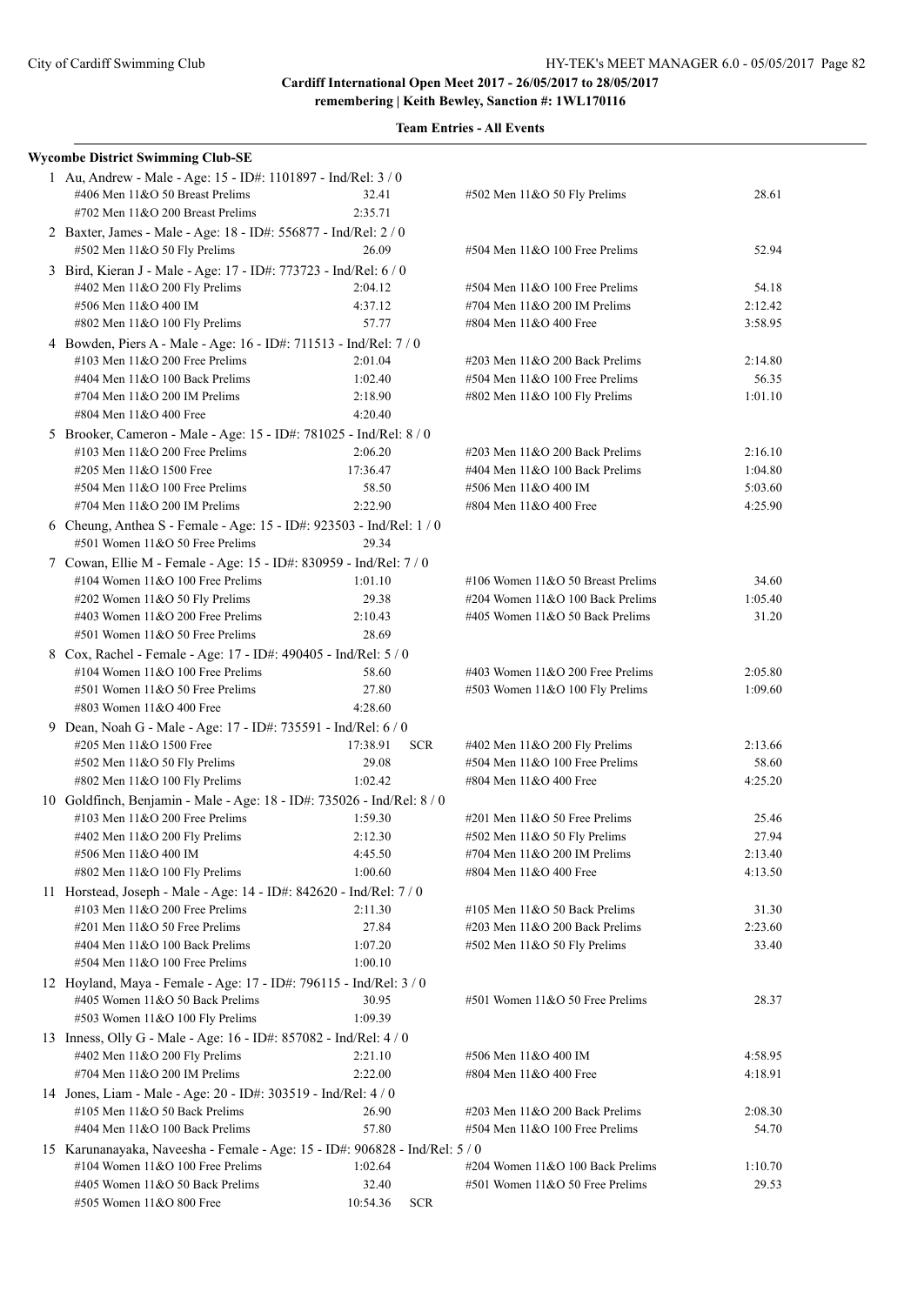**Cardiff International Open Meet 2017 - 26/05/2017 to 28/05/2017**
**remembering | Keith Bewley, Sanction #: 1WL170116**

**Team Entries - All Events**

## Wycombe District Swimming Club-SE

1 Au, Andrew - Male - Age: 15 - ID#: 1101897 - Ind/Rel: 3 / 0

| Event | Time | Event | Time |
|---|---|---|---|
| #406 Men 11&O 50 Breast Prelims | 32.41 | #502 Men 11&O 50 Fly Prelims | 28.61 |
| #702 Men 11&O 200 Breast Prelims | 2:35.71 | | |

2 Baxter, James - Male - Age: 18 - ID#: 556877 - Ind/Rel: 2 / 0

| Event | Time | Event | Time |
|---|---|---|---|
| #502 Men 11&O 50 Fly Prelims | 26.09 | #504 Men 11&O 100 Free Prelims | 52.94 |

3 Bird, Kieran J - Male - Age: 17 - ID#: 773723 - Ind/Rel: 6 / 0

| Event | Time | Event | Time |
|---|---|---|---|
| #402 Men 11&O 200 Fly Prelims | 2:04.12 | #504 Men 11&O 100 Free Prelims | 54.18 |
| #506 Men 11&O 400 IM | 4:37.12 | #704 Men 11&O 200 IM Prelims | 2:12.42 |
| #802 Men 11&O 100 Fly Prelims | 57.77 | #804 Men 11&O 400 Free | 3:58.95 |

4 Bowden, Piers A - Male - Age: 16 - ID#: 711513 - Ind/Rel: 7 / 0

| Event | Time | Event | Time |
|---|---|---|---|
| #103 Men 11&O 200 Free Prelims | 2:01.04 | #203 Men 11&O 200 Back Prelims | 2:14.80 |
| #404 Men 11&O 100 Back Prelims | 1:02.40 | #504 Men 11&O 100 Free Prelims | 56.35 |
| #704 Men 11&O 200 IM Prelims | 2:18.90 | #802 Men 11&O 100 Fly Prelims | 1:01.10 |
| #804 Men 11&O 400 Free | 4:20.40 | | |

5 Brooker, Cameron - Male - Age: 15 - ID#: 781025 - Ind/Rel: 8 / 0

| Event | Time | Event | Time |
|---|---|---|---|
| #103 Men 11&O 200 Free Prelims | 2:06.20 | #203 Men 11&O 200 Back Prelims | 2:16.10 |
| #205 Men 11&O 1500 Free | 17:36.47 | #404 Men 11&O 100 Back Prelims | 1:04.80 |
| #504 Men 11&O 100 Free Prelims | 58.50 | #506 Men 11&O 400 IM | 5:03.60 |
| #704 Men 11&O 200 IM Prelims | 2:22.90 | #804 Men 11&O 400 Free | 4:25.90 |

6 Cheung, Anthea S - Female - Age: 15 - ID#: 923503 - Ind/Rel: 1 / 0

| Event | Time | Event | Time |
|---|---|---|---|
| #501 Women 11&O 50 Free Prelims | 29.34 | | |

7 Cowan, Ellie M - Female - Age: 15 - ID#: 830959 - Ind/Rel: 7 / 0

| Event | Time | Event | Time |
|---|---|---|---|
| #104 Women 11&O 100 Free Prelims | 1:01.10 | #106 Women 11&O 50 Breast Prelims | 34.60 |
| #202 Women 11&O 50 Fly Prelims | 29.38 | #204 Women 11&O 100 Back Prelims | 1:05.40 |
| #403 Women 11&O 200 Free Prelims | 2:10.43 | #405 Women 11&O 50 Back Prelims | 31.20 |
| #501 Women 11&O 50 Free Prelims | 28.69 | | |

8 Cox, Rachel - Female - Age: 17 - ID#: 490405 - Ind/Rel: 5 / 0

| Event | Time | Event | Time |
|---|---|---|---|
| #104 Women 11&O 100 Free Prelims | 58.60 | #403 Women 11&O 200 Free Prelims | 2:05.80 |
| #501 Women 11&O 50 Free Prelims | 27.80 | #503 Women 11&O 100 Fly Prelims | 1:09.60 |
| #803 Women 11&O 400 Free | 4:28.60 | | |

9 Dean, Noah G - Male - Age: 17 - ID#: 735591 - Ind/Rel: 6 / 0

| Event | Time | Event | Time |
|---|---|---|---|
| #205 Men 11&O 1500 Free | 17:38.91 SCR | #402 Men 11&O 200 Fly Prelims | 2:13.66 |
| #502 Men 11&O 50 Fly Prelims | 29.08 | #504 Men 11&O 100 Free Prelims | 58.60 |
| #802 Men 11&O 100 Fly Prelims | 1:02.42 | #804 Men 11&O 400 Free | 4:25.20 |

10 Goldfinch, Benjamin - Male - Age: 18 - ID#: 735026 - Ind/Rel: 8 / 0

| Event | Time | Event | Time |
|---|---|---|---|
| #103 Men 11&O 200 Free Prelims | 1:59.30 | #201 Men 11&O 50 Free Prelims | 25.46 |
| #402 Men 11&O 200 Fly Prelims | 2:12.30 | #502 Men 11&O 50 Fly Prelims | 27.94 |
| #506 Men 11&O 400 IM | 4:45.50 | #704 Men 11&O 200 IM Prelims | 2:13.40 |
| #802 Men 11&O 100 Fly Prelims | 1:00.60 | #804 Men 11&O 400 Free | 4:13.50 |

11 Horstead, Joseph - Male - Age: 14 - ID#: 842620 - Ind/Rel: 7 / 0

| Event | Time | Event | Time |
|---|---|---|---|
| #103 Men 11&O 200 Free Prelims | 2:11.30 | #105 Men 11&O 50 Back Prelims | 31.30 |
| #201 Men 11&O 50 Free Prelims | 27.84 | #203 Men 11&O 200 Back Prelims | 2:23.60 |
| #404 Men 11&O 100 Back Prelims | 1:07.20 | #502 Men 11&O 50 Fly Prelims | 33.40 |
| #504 Men 11&O 100 Free Prelims | 1:00.10 | | |

12 Hoyland, Maya - Female - Age: 17 - ID#: 796115 - Ind/Rel: 3 / 0

| Event | Time | Event | Time |
|---|---|---|---|
| #405 Women 11&O 50 Back Prelims | 30.95 | #501 Women 11&O 50 Free Prelims | 28.37 |
| #503 Women 11&O 100 Fly Prelims | 1:09.39 | | |

13 Inness, Olly G - Male - Age: 16 - ID#: 857082 - Ind/Rel: 4 / 0

| Event | Time | Event | Time |
|---|---|---|---|
| #402 Men 11&O 200 Fly Prelims | 2:21.10 | #506 Men 11&O 400 IM | 4:58.95 |
| #704 Men 11&O 200 IM Prelims | 2:22.00 | #804 Men 11&O 400 Free | 4:18.91 |

14 Jones, Liam - Male - Age: 20 - ID#: 303519 - Ind/Rel: 4 / 0

| Event | Time | Event | Time |
|---|---|---|---|
| #105 Men 11&O 50 Back Prelims | 26.90 | #203 Men 11&O 200 Back Prelims | 2:08.30 |
| #404 Men 11&O 100 Back Prelims | 57.80 | #504 Men 11&O 100 Free Prelims | 54.70 |

15 Karunanayaka, Naveesha - Female - Age: 15 - ID#: 906828 - Ind/Rel: 5 / 0

| Event | Time | Event | Time |
|---|---|---|---|
| #104 Women 11&O 100 Free Prelims | 1:02.64 | #204 Women 11&O 100 Back Prelims | 1:10.70 |
| #405 Women 11&O 50 Back Prelims | 32.40 | #501 Women 11&O 50 Free Prelims | 29.53 |
| #505 Women 11&O 800 Free | 10:54.36 SCR | | |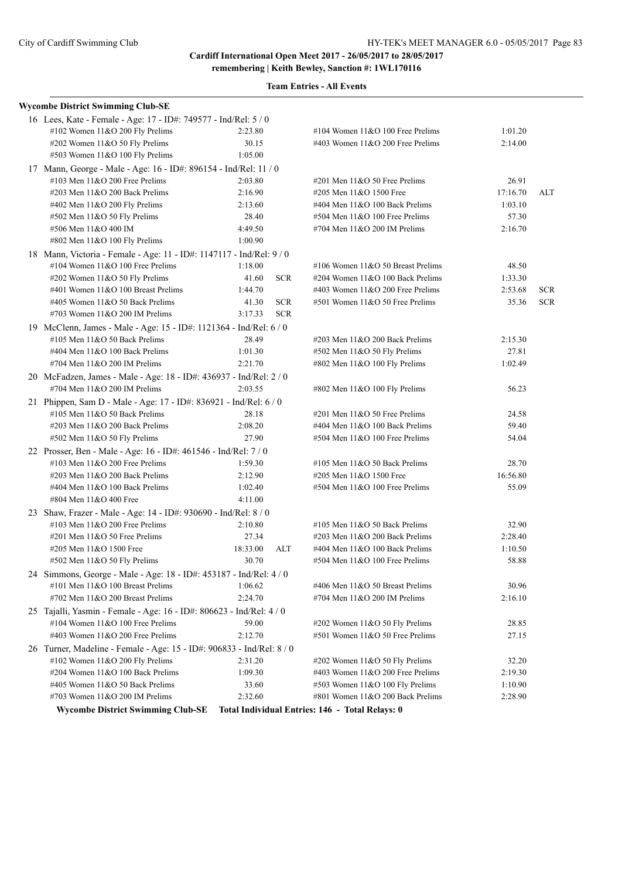**Cardiff International Open Meet 2017 - 26/05/2017 to 28/05/2017**
**remembering | Keith Bewley, Sanction #: 1WL170116**

**Team Entries - All Events**

**Wycombe District Swimming Club-SE**

16 Lees, Kate - Female - Age: 17 - ID#: 749577 - Ind/Rel: 5 / 0

| | | | | | |
|---|---|---|---|---|---|
| #102 Women 11&O 200 Fly Prelims | 2:23.80 | | #104 Women 11&O 100 Free Prelims | 1:01.20 | |
| #202 Women 11&O 50 Fly Prelims | 30.15 | | #403 Women 11&O 200 Free Prelims | 2:14.00 | |
| #503 Women 11&O 100 Fly Prelims | 1:05.00 | | | | |

17 Mann, George - Male - Age: 16 - ID#: 896154 - Ind/Rel: 11 / 0

| | | | | | |
|---|---|---|---|---|---|
| #103 Men 11&O 200 Free Prelims | 2:03.80 | | #201 Men 11&O 50 Free Prelims | 26.91 | |
| #203 Men 11&O 200 Back Prelims | 2:16.90 | | #205 Men 11&O 1500 Free | 17:16.70 | ALT |
| #402 Men 11&O 200 Fly Prelims | 2:13.60 | | #404 Men 11&O 100 Back Prelims | 1:03.10 | |
| #502 Men 11&O 50 Fly Prelims | 28.40 | | #504 Men 11&O 100 Free Prelims | 57.30 | |
| #506 Men 11&O 400 IM | 4:49.50 | | #704 Men 11&O 200 IM Prelims | 2:16.70 | |
| #802 Men 11&O 100 Fly Prelims | 1:00.90 | | | | |

18 Mann, Victoria - Female - Age: 11 - ID#: 1147117 - Ind/Rel: 9 / 0

| | | | | | |
|---|---|---|---|---|---|
| #104 Women 11&O 100 Free Prelims | 1:18.00 | | #106 Women 11&O 50 Breast Prelims | 48.50 | |
| #202 Women 11&O 50 Fly Prelims | 41.60 | SCR | #204 Women 11&O 100 Back Prelims | 1:33.30 | |
| #401 Women 11&O 100 Breast Prelims | 1:44.70 | | #403 Women 11&O 200 Free Prelims | 2:53.68 | SCR |
| #405 Women 11&O 50 Back Prelims | 41.30 | SCR | #501 Women 11&O 50 Free Prelims | 35.36 | SCR |
| #703 Women 11&O 200 IM Prelims | 3:17.33 | SCR | | | |

19 McClenn, James - Male - Age: 15 - ID#: 1121364 - Ind/Rel: 6 / 0

| | | | | | |
|---|---|---|---|---|---|
| #105 Men 11&O 50 Back Prelims | 28.49 | | #203 Men 11&O 200 Back Prelims | 2:15.30 | |
| #404 Men 11&O 100 Back Prelims | 1:01.30 | | #502 Men 11&O 50 Fly Prelims | 27.81 | |
| #704 Men 11&O 200 IM Prelims | 2:21.70 | | #802 Men 11&O 100 Fly Prelims | 1:02.49 | |

20 McFadzen, James - Male - Age: 18 - ID#: 436937 - Ind/Rel: 2 / 0

| | | | | | |
|---|---|---|---|---|---|
| #704 Men 11&O 200 IM Prelims | 2:03.55 | | #802 Men 11&O 100 Fly Prelims | 56.23 | |

21 Phippen, Sam D - Male - Age: 17 - ID#: 836921 - Ind/Rel: 6 / 0

| | | | | | |
|---|---|---|---|---|---|
| #105 Men 11&O 50 Back Prelims | 28.18 | | #201 Men 11&O 50 Free Prelims | 24.58 | |
| #203 Men 11&O 200 Back Prelims | 2:08.20 | | #404 Men 11&O 100 Back Prelims | 59.40 | |
| #502 Men 11&O 50 Fly Prelims | 27.90 | | #504 Men 11&O 100 Free Prelims | 54.04 | |

22 Prosser, Ben - Male - Age: 16 - ID#: 461546 - Ind/Rel: 7 / 0

| | | | | | |
|---|---|---|---|---|---|
| #103 Men 11&O 200 Free Prelims | 1:59.30 | | #105 Men 11&O 50 Back Prelims | 28.70 | |
| #203 Men 11&O 200 Back Prelims | 2:12.90 | | #205 Men 11&O 1500 Free | 16:56.80 | |
| #404 Men 11&O 100 Back Prelims | 1:02.40 | | #504 Men 11&O 100 Free Prelims | 55.09 | |
| #804 Men 11&O 400 Free | 4:11.00 | | | | |

23 Shaw, Frazer - Male - Age: 14 - ID#: 930690 - Ind/Rel: 8 / 0

| | | | | | |
|---|---|---|---|---|---|
| #103 Men 11&O 200 Free Prelims | 2:10.80 | | #105 Men 11&O 50 Back Prelims | 32.90 | |
| #201 Men 11&O 50 Free Prelims | 27.34 | | #203 Men 11&O 200 Back Prelims | 2:28.40 | |
| #205 Men 11&O 1500 Free | 18:33.00 | ALT | #404 Men 11&O 100 Back Prelims | 1:10.50 | |
| #502 Men 11&O 50 Fly Prelims | 30.70 | | #504 Men 11&O 100 Free Prelims | 58.88 | |

24 Simmons, George - Male - Age: 18 - ID#: 453187 - Ind/Rel: 4 / 0

| | | | | | |
|---|---|---|---|---|---|
| #101 Men 11&O 100 Breast Prelims | 1:06.62 | | #406 Men 11&O 50 Breast Prelims | 30.96 | |
| #702 Men 11&O 200 Breast Prelims | 2:24.70 | | #704 Men 11&O 200 IM Prelims | 2:16.10 | |

25 Tajalli, Yasmin - Female - Age: 16 - ID#: 806623 - Ind/Rel: 4 / 0

| | | | | | |
|---|---|---|---|---|---|
| #104 Women 11&O 100 Free Prelims | 59.00 | | #202 Women 11&O 50 Fly Prelims | 28.85 | |
| #403 Women 11&O 200 Free Prelims | 2:12.70 | | #501 Women 11&O 50 Free Prelims | 27.15 | |

26 Turner, Madeline - Female - Age: 15 - ID#: 906833 - Ind/Rel: 8 / 0

| | | | | | |
|---|---|---|---|---|---|
| #102 Women 11&O 200 Fly Prelims | 2:31.20 | | #202 Women 11&O 50 Fly Prelims | 32.20 | |
| #204 Women 11&O 100 Back Prelims | 1:09.30 | | #403 Women 11&O 200 Free Prelims | 2:19.30 | |
| #405 Women 11&O 50 Back Prelims | 33.60 | | #503 Women 11&O 100 Fly Prelims | 1:10.90 | |
| #703 Women 11&O 200 IM Prelims | 2:32.60 | | #801 Women 11&O 200 Back Prelims | 2:28.90 | |

**Wycombe District Swimming Club-SE Total Individual Entries: 146 - Total Relays: 0**